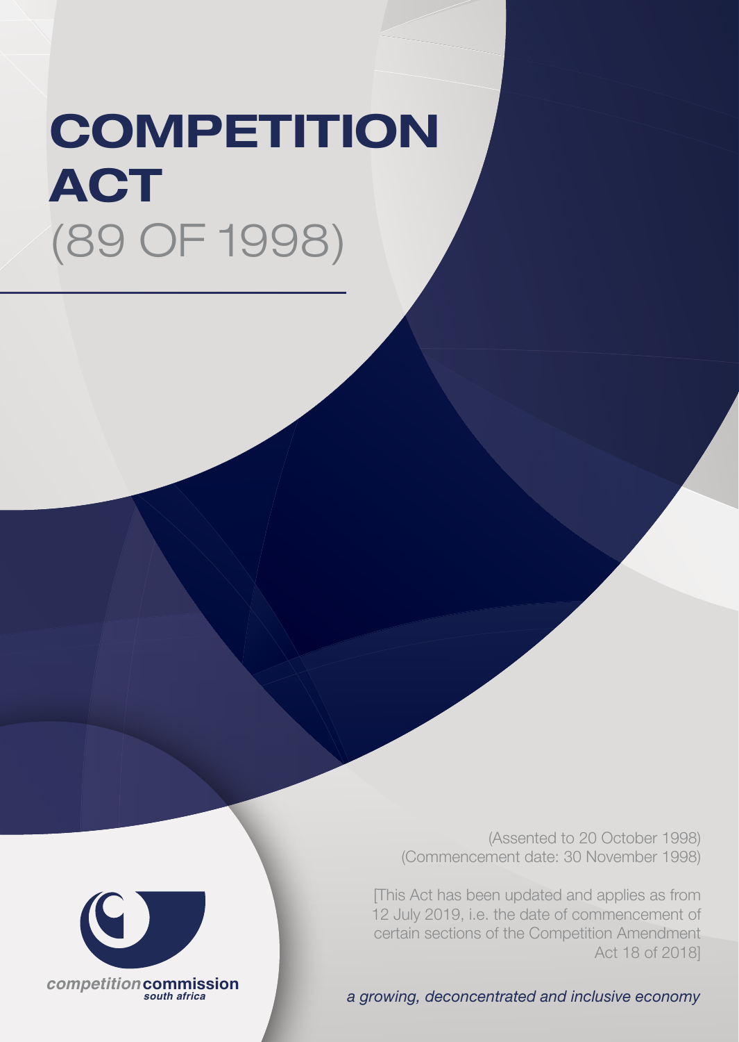# COMPETITION ACT

(89 OF 1998)

(Assented to 20 October 1998)
(Commencement date: 30 November 1998)

[This Act has been updated and applies as from 12 July 2019, i.e. the date of commencement of certain sections of the Competition Amendment Act 18 of 2018]

*competition* **commission**
*south africa*

*a growing, deconcentrated and inclusive economy*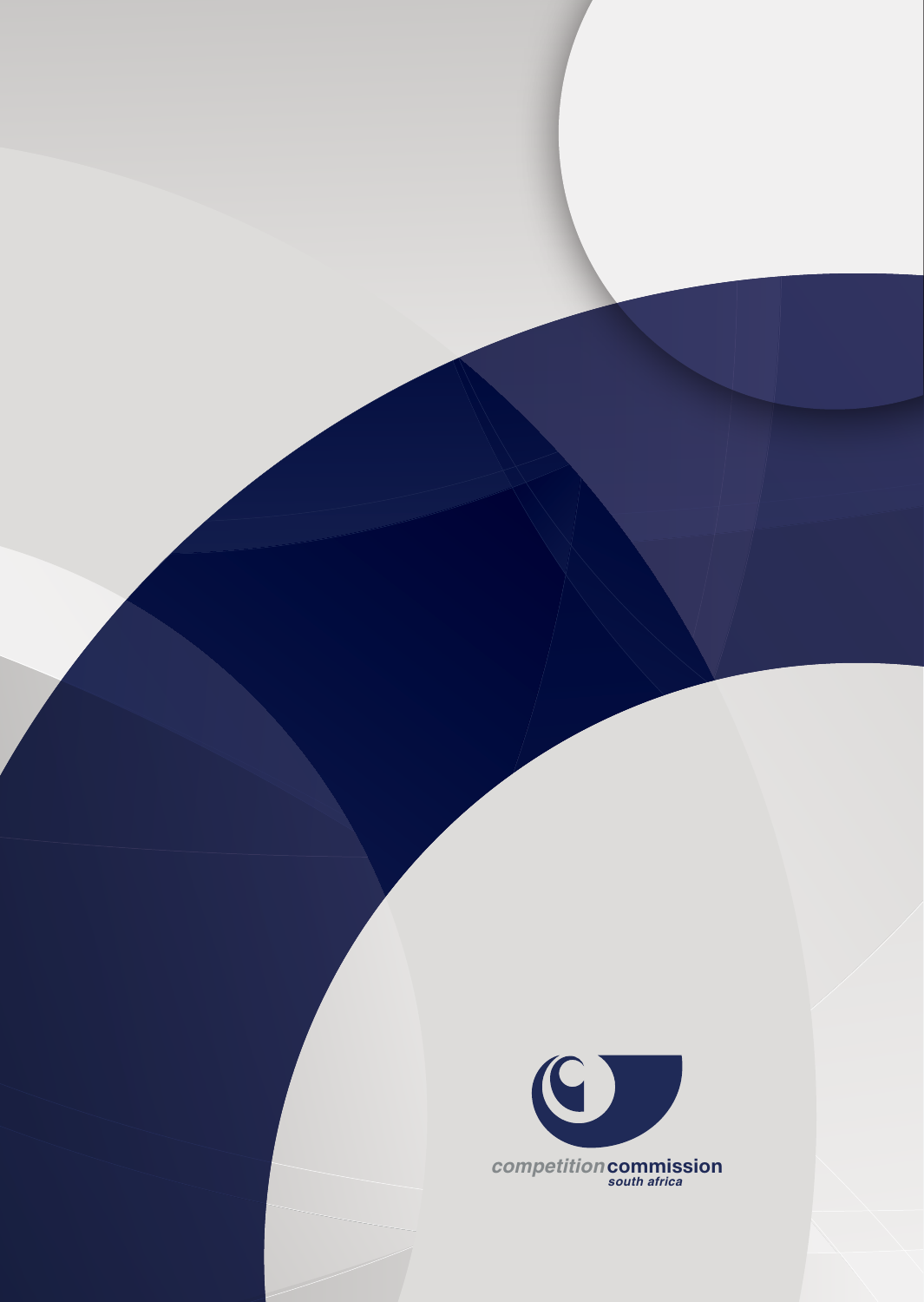competition commission
south africa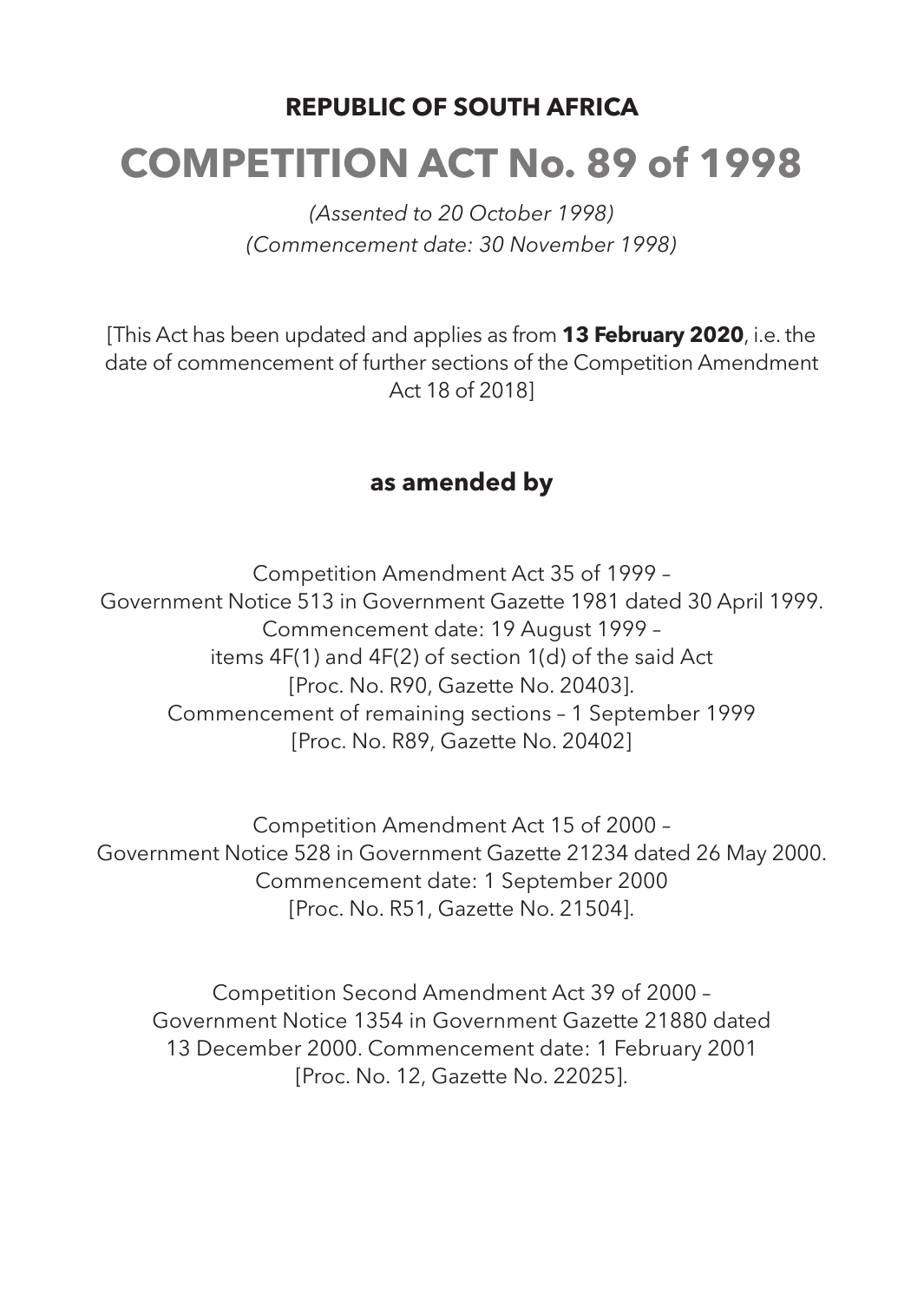**REPUBLIC OF SOUTH AFRICA**

# COMPETITION ACT No. 89 of 1998

*(Assented to 20 October 1998)*
*(Commencement date: 30 November 1998)*

[This Act has been updated and applies as from **13 February 2020**, i.e. the date of commencement of further sections of the Competition Amendment Act 18 of 2018]

## as amended by

Competition Amendment Act 35 of 1999 –
Government Notice 513 in Government Gazette 1981 dated 30 April 1999.
Commencement date: 19 August 1999 –
items 4F(1) and 4F(2) of section 1(d) of the said Act
[Proc. No. R90, Gazette No. 20403].
Commencement of remaining sections – 1 September 1999
[Proc. No. R89, Gazette No. 20402]

Competition Amendment Act 15 of 2000 –
Government Notice 528 in Government Gazette 21234 dated 26 May 2000.
Commencement date: 1 September 2000
[Proc. No. R51, Gazette No. 21504].

Competition Second Amendment Act 39 of 2000 –
Government Notice 1354 in Government Gazette 21880 dated
13 December 2000. Commencement date: 1 February 2001
[Proc. No. 12, Gazette No. 22025].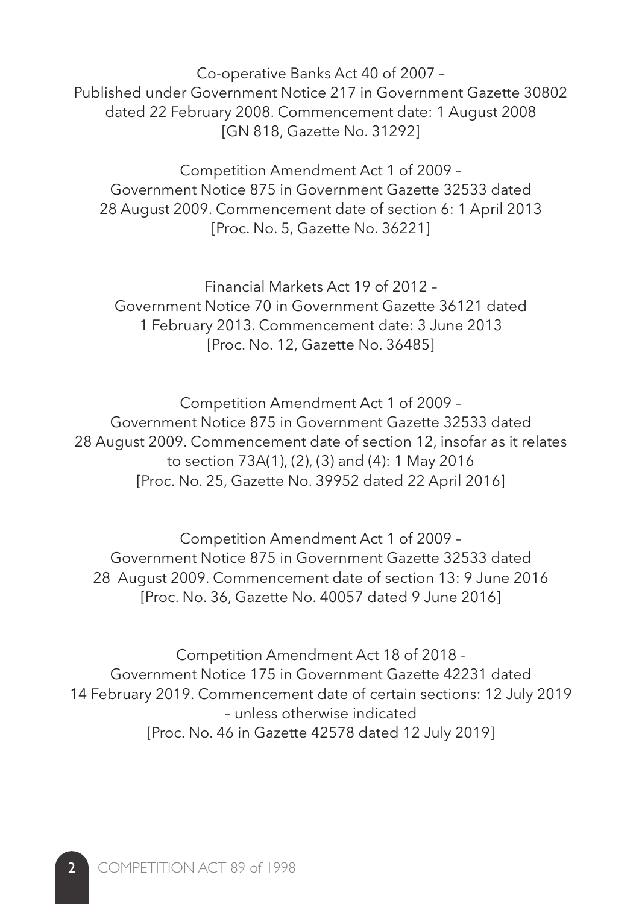Co-operative Banks Act 40 of 2007 –
Published under Government Notice 217 in Government Gazette 30802 dated 22 February 2008. Commencement date: 1 August 2008
[GN 818, Gazette No. 31292]

Competition Amendment Act 1 of 2009 –
Government Notice 875 in Government Gazette 32533 dated 28 August 2009. Commencement date of section 6: 1 April 2013
[Proc. No. 5, Gazette No. 36221]

Financial Markets Act 19 of 2012 –
Government Notice 70 in Government Gazette 36121 dated 1 February 2013. Commencement date: 3 June 2013
[Proc. No. 12, Gazette No. 36485]

Competition Amendment Act 1 of 2009 –
Government Notice 875 in Government Gazette 32533 dated 28 August 2009. Commencement date of section 12, insofar as it relates to section 73A(1), (2), (3) and (4): 1 May 2016
[Proc. No. 25, Gazette No. 39952 dated 22 April 2016]

Competition Amendment Act 1 of 2009 –
Government Notice 875 in Government Gazette 32533 dated 28 August 2009. Commencement date of section 13: 9 June 2016
[Proc. No. 36, Gazette No. 40057 dated 9 June 2016]

Competition Amendment Act 18 of 2018 -
Government Notice 175 in Government Gazette 42231 dated 14 February 2019. Commencement date of certain sections: 12 July 2019 – unless otherwise indicated
[Proc. No. 46 in Gazette 42578 dated 12 July 2019]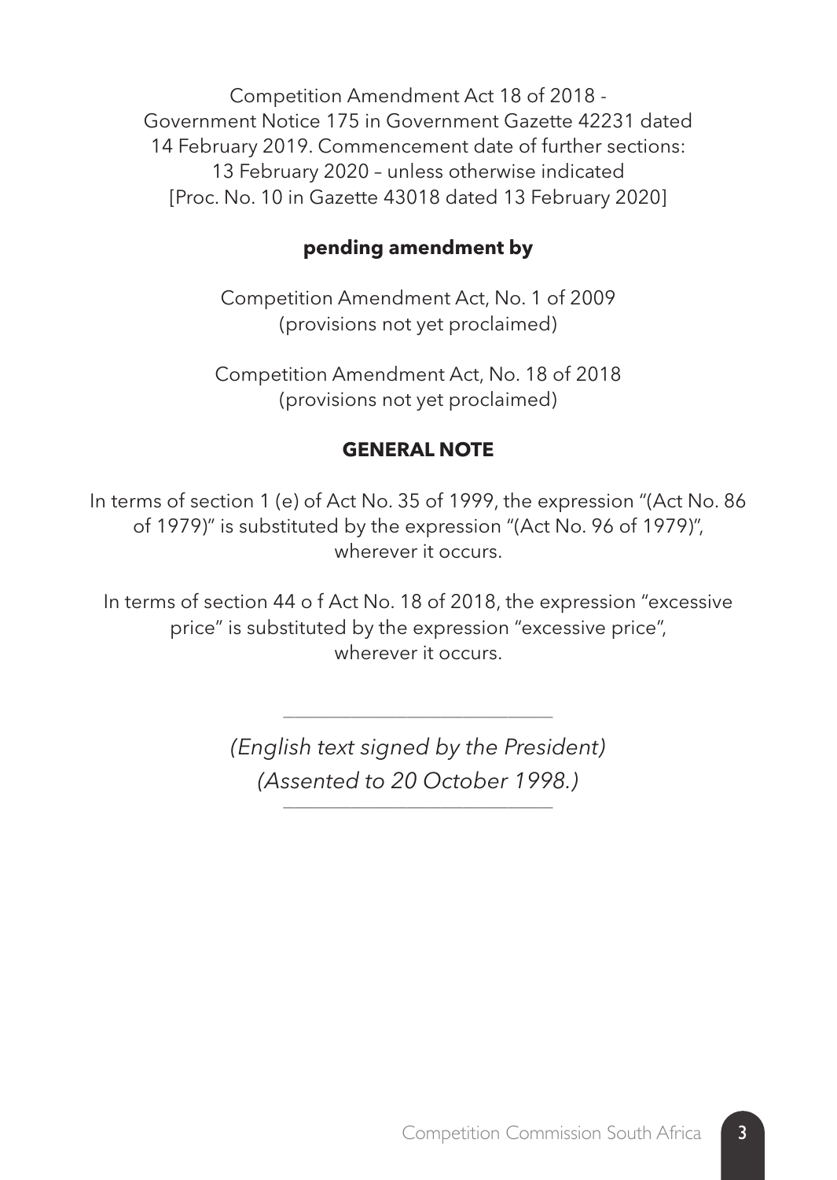Competition Amendment Act 18 of 2018 -
Government Notice 175 in Government Gazette 42231 dated
14 February 2019. Commencement date of further sections:
13 February 2020 – unless otherwise indicated
[Proc. No. 10 in Gazette 43018 dated 13 February 2020]

**pending amendment by**

Competition Amendment Act, No. 1 of 2009
(provisions not yet proclaimed)

Competition Amendment Act, No. 18 of 2018
(provisions not yet proclaimed)

## GENERAL NOTE

In terms of section 1 (e) of Act No. 35 of 1999, the expression "(Act No. 86 of 1979)" is substituted by the expression "(Act No. 96 of 1979)", wherever it occurs.

In terms of section 44 o f Act No. 18 of 2018, the expression "excessive price" is substituted by the expression "excessive price", wherever it occurs.

---

*(English text signed by the President)*
*(Assented to 20 October 1998.)*

---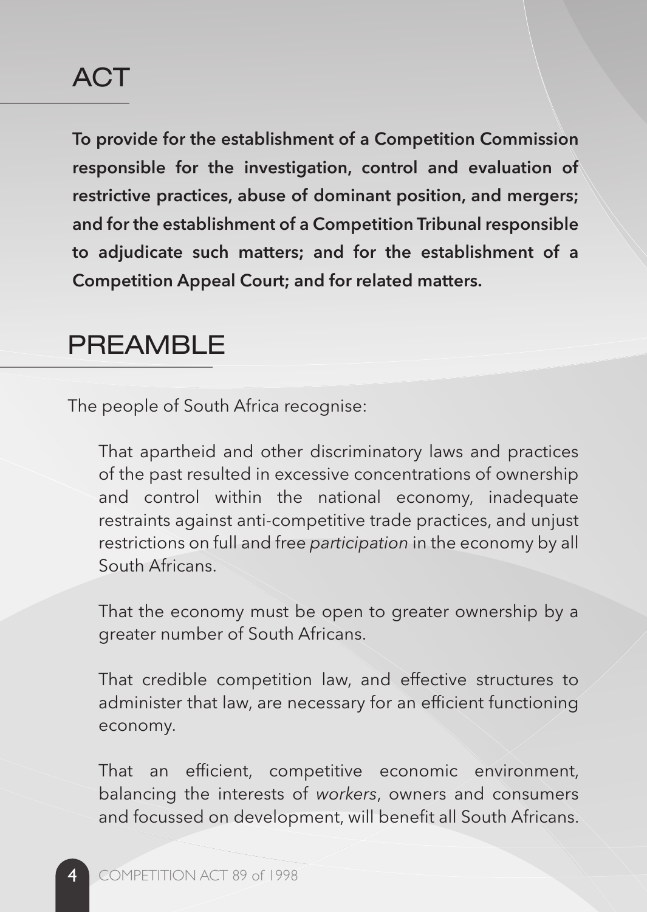# ACT

**To provide for the establishment of a Competition Commission responsible for the investigation, control and evaluation of restrictive practices, abuse of dominant position, and mergers; and for the establishment of a Competition Tribunal responsible to adjudicate such matters; and for the establishment of a Competition Appeal Court; and for related matters.**

# PREAMBLE

The people of South Africa recognise:

That apartheid and other discriminatory laws and practices of the past resulted in excessive concentrations of ownership and control within the national economy, inadequate restraints against anti-competitive trade practices, and unjust restrictions on full and free *participation* in the economy by all South Africans.

That the economy must be open to greater ownership by a greater number of South Africans.

That credible competition law, and effective structures to administer that law, are necessary for an efficient functioning economy.

That an efficient, competitive economic environment, balancing the interests of *workers*, owners and consumers and focussed on development, will benefit all South Africans.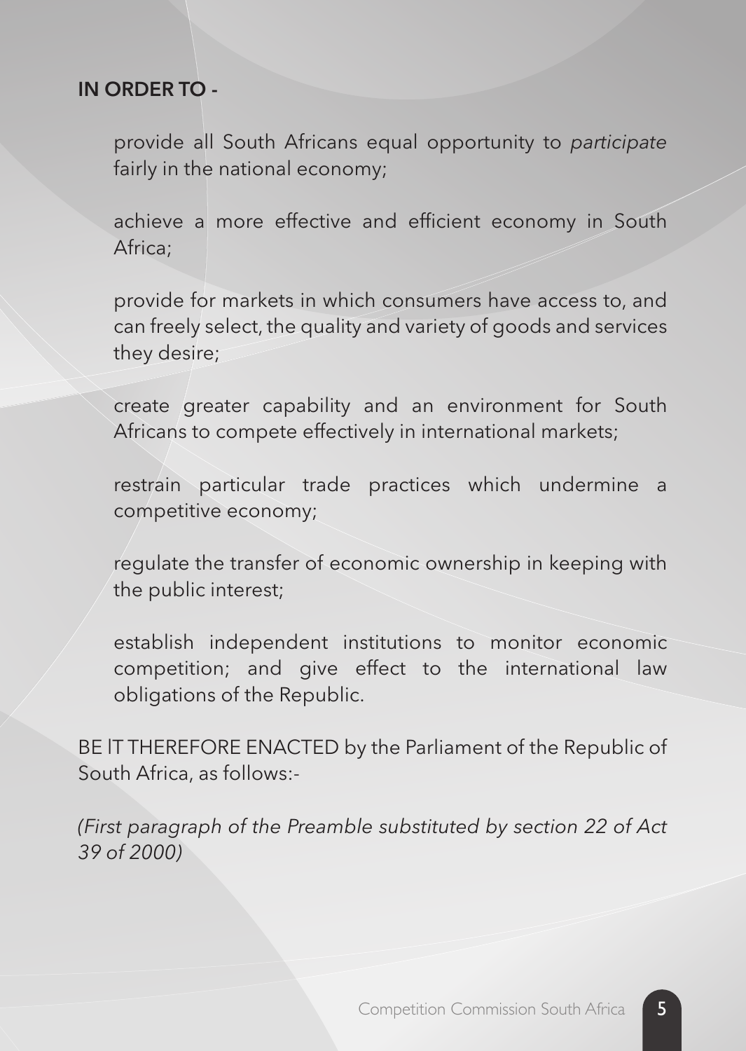**IN ORDER TO -**

provide all South Africans equal opportunity to *participate* fairly in the national economy;

achieve a more effective and efficient economy in South Africa;

provide for markets in which consumers have access to, and can freely select, the quality and variety of goods and services they desire;

create greater capability and an environment for South Africans to compete effectively in international markets;

restrain particular trade practices which undermine a competitive economy;

regulate the transfer of economic ownership in keeping with the public interest;

establish independent institutions to monitor economic competition; and give effect to the international law obligations of the Republic.

BE IT THEREFORE ENACTED by the Parliament of the Republic of South Africa, as follows:-

*(First paragraph of the Preamble substituted by section 22 of Act 39 of 2000)*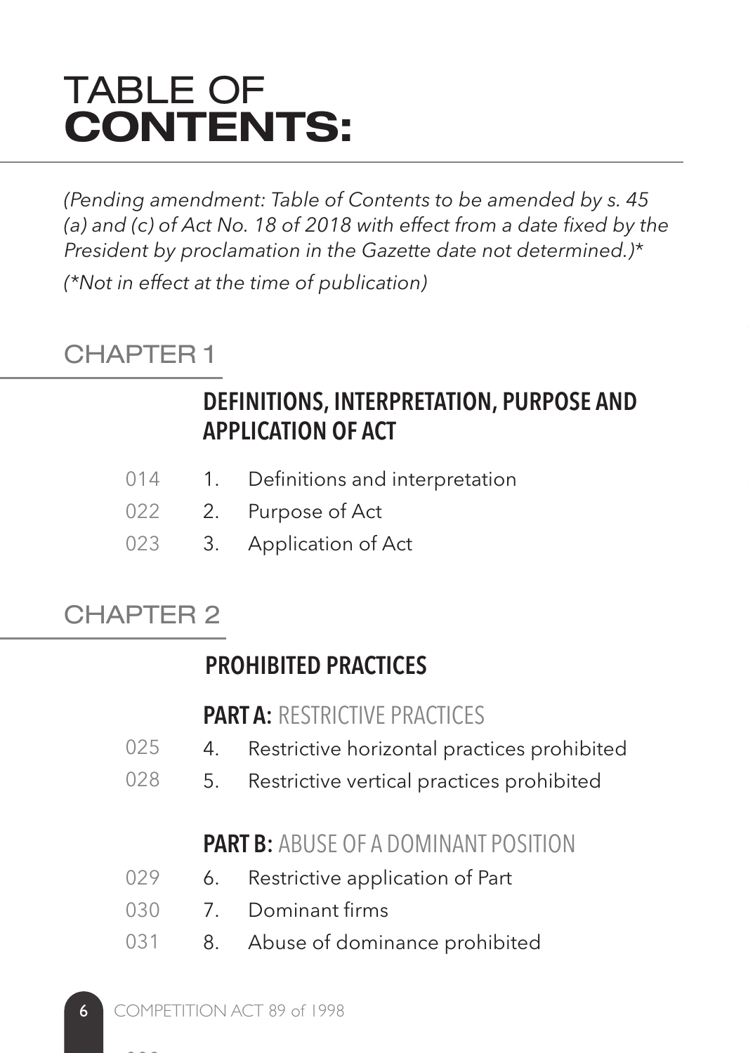# TABLE OF **CONTENTS:**

*(Pending amendment: Table of Contents to be amended by s. 45 (a) and (c) of Act No. 18 of 2018 with effect from a date fixed by the President by proclamation in the Gazette date not determined.)**

*(\*Not in effect at the time of publication)*

## CHAPTER 1

### DEFINITIONS, INTERPRETATION, PURPOSE AND APPLICATION OF ACT

014 1. Definitions and interpretation

022 2. Purpose of Act

023 3. Application of Act

## CHAPTER 2

### PROHIBITED PRACTICES

#### PART A: RESTRICTIVE PRACTICES

025 4. Restrictive horizontal practices prohibited

028 5. Restrictive vertical practices prohibited

#### PART B: ABUSE OF A DOMINANT POSITION

029 6. Restrictive application of Part

030 7. Dominant firms

031 8. Abuse of dominance prohibited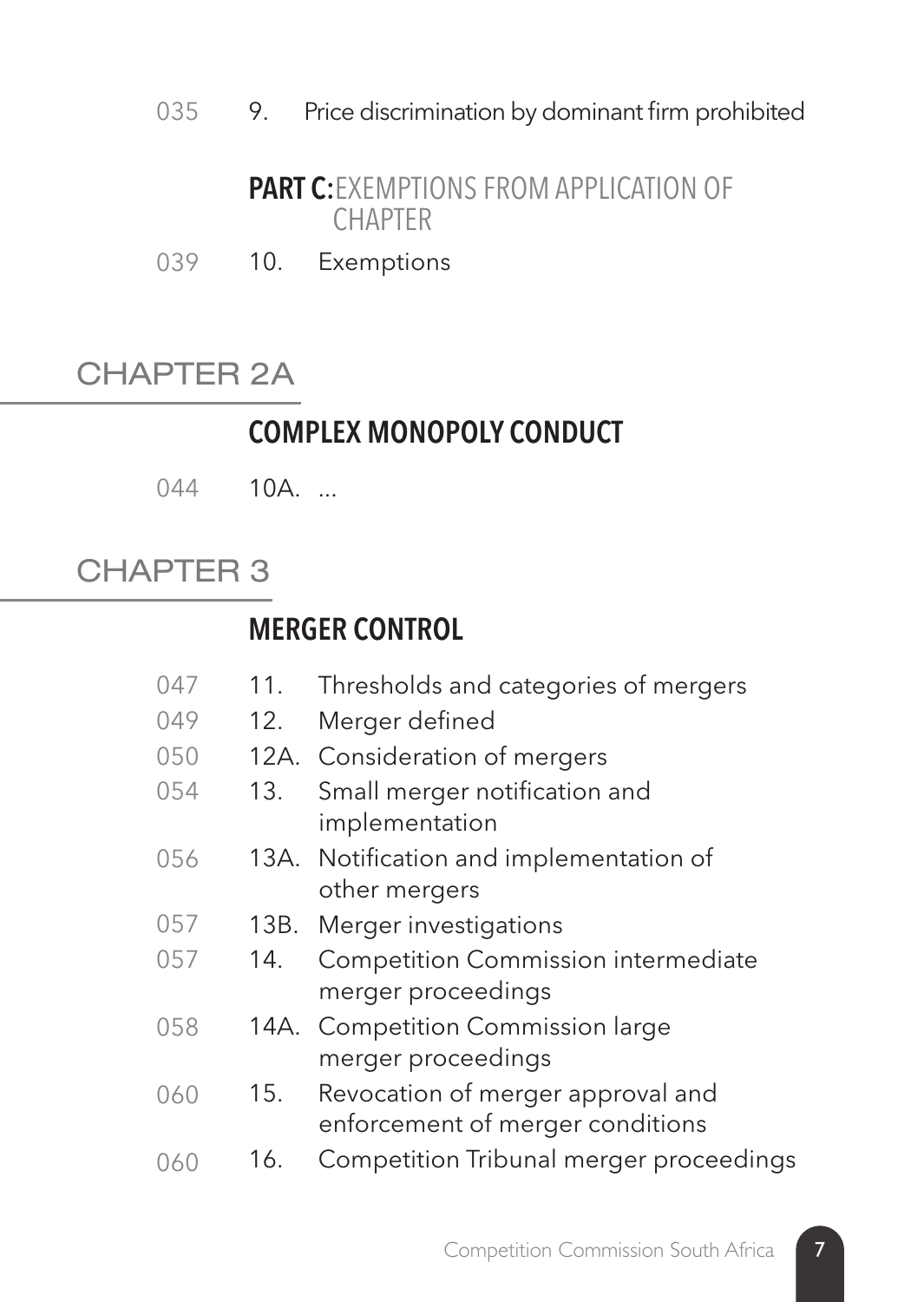035 9. Price discrimination by dominant firm prohibited

### PART C: EXEMPTIONS FROM APPLICATION OF CHAPTER

039 10. Exemptions

# CHAPTER 2A

## COMPLEX MONOPOLY CONDUCT

044 10A. ...

# CHAPTER 3

## MERGER CONTROL

047 11. Thresholds and categories of mergers
049 12. Merger defined
050 12A. Consideration of mergers
054 13. Small merger notification and implementation
056 13A. Notification and implementation of other mergers
057 13B. Merger investigations
057 14. Competition Commission intermediate merger proceedings
058 14A. Competition Commission large merger proceedings
060 15. Revocation of merger approval and enforcement of merger conditions
060 16. Competition Tribunal merger proceedings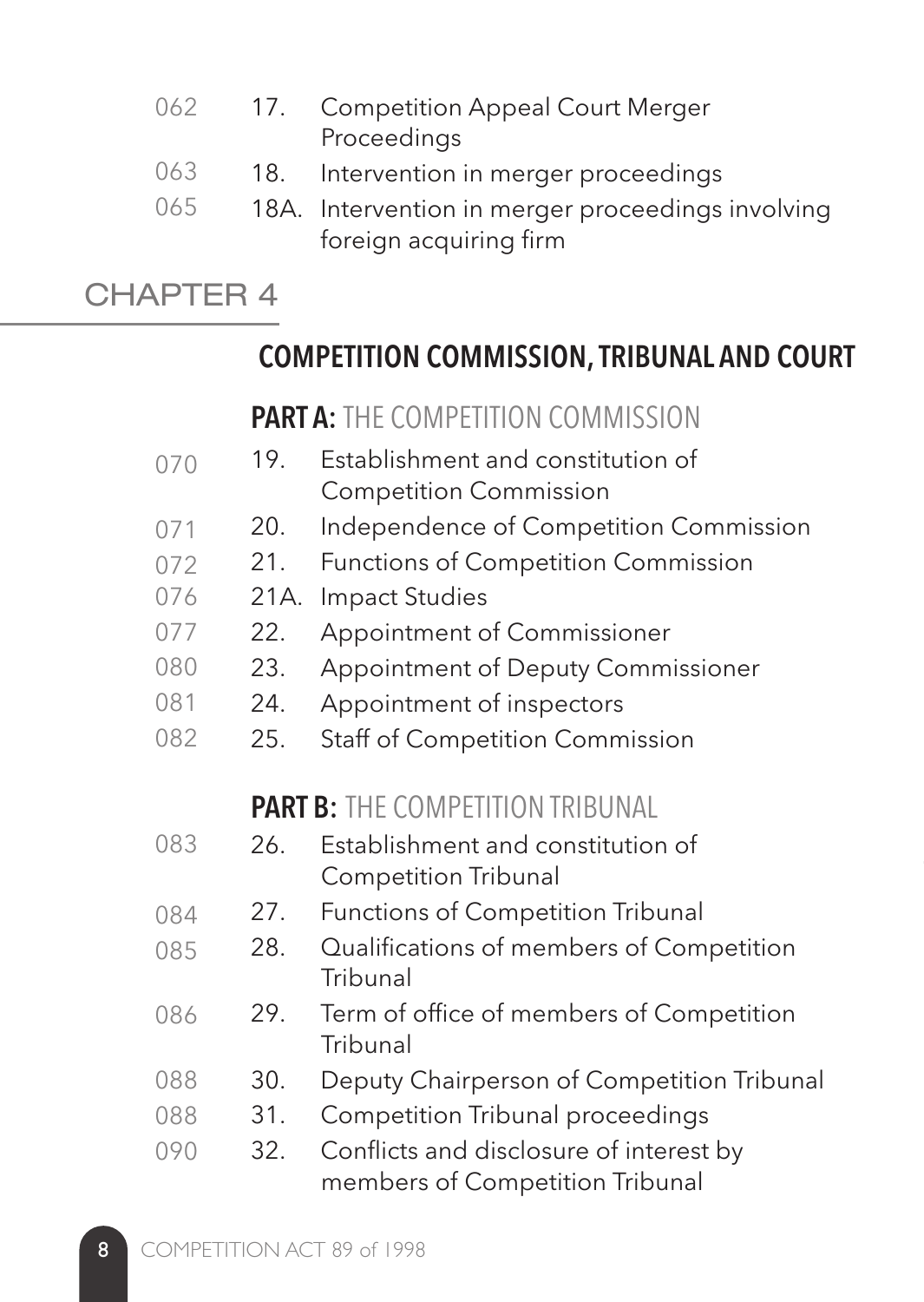| | | |
|---|---|---|
| 062 | 17. | Competition Appeal Court Merger Proceedings |
| 063 | 18. | Intervention in merger proceedings |
| 065 | 18A. | Intervention in merger proceedings involving foreign acquiring firm |

## CHAPTER 4

## COMPETITION COMMISSION, TRIBUNAL AND COURT

### PART A: THE COMPETITION COMMISSION

| | | |
|---|---|---|
| 070 | 19. | Establishment and constitution of Competition Commission |
| 071 | 20. | Independence of Competition Commission |
| 072 | 21. | Functions of Competition Commission |
| 076 | 21A. | Impact Studies |
| 077 | 22. | Appointment of Commissioner |
| 080 | 23. | Appointment of Deputy Commissioner |
| 081 | 24. | Appointment of inspectors |
| 082 | 25. | Staff of Competition Commission |

### PART B: THE COMPETITION TRIBUNAL

| | | |
|---|---|---|
| 083 | 26. | Establishment and constitution of Competition Tribunal |
| 084 | 27. | Functions of Competition Tribunal |
| 085 | 28. | Qualifications of members of Competition Tribunal |
| 086 | 29. | Term of office of members of Competition Tribunal |
| 088 | 30. | Deputy Chairperson of Competition Tribunal |
| 088 | 31. | Competition Tribunal proceedings |
| 090 | 32. | Conflicts and disclosure of interest by members of Competition Tribunal |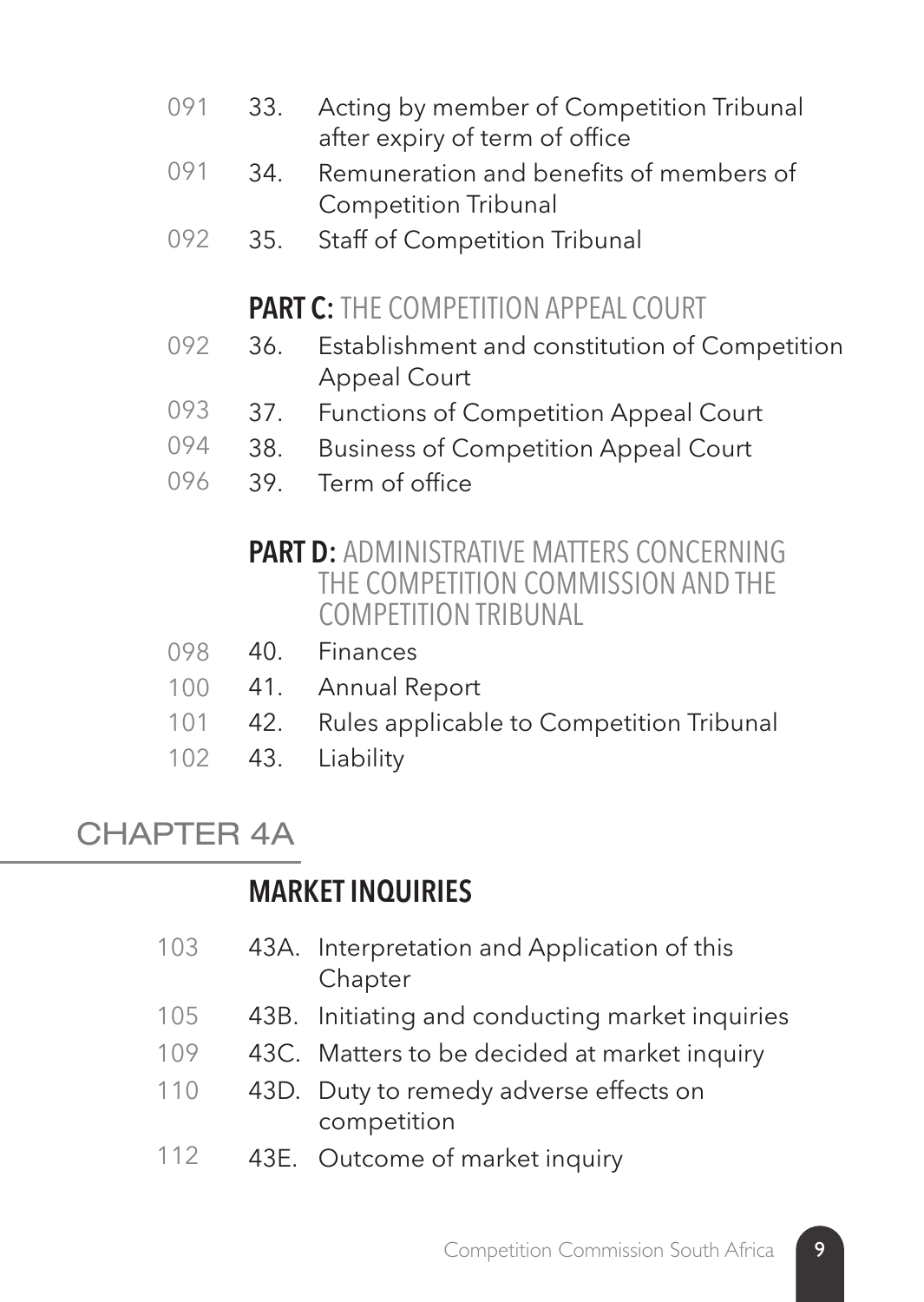| | | |
|---|---|---|
| 091 | 33. | Acting by member of Competition Tribunal after expiry of term of office |
| 091 | 34. | Remuneration and benefits of members of Competition Tribunal |
| 092 | 35. | Staff of Competition Tribunal |

### **PART C:** THE COMPETITION APPEAL COURT

| | | |
|---|---|---|
| 092 | 36. | Establishment and constitution of Competition Appeal Court |
| 093 | 37. | Functions of Competition Appeal Court |
| 094 | 38. | Business of Competition Appeal Court |
| 096 | 39. | Term of office |

### **PART D:** ADMINISTRATIVE MATTERS CONCERNING THE COMPETITION COMMISSION AND THE COMPETITION TRIBUNAL

| | | |
|---|---|---|
| 098 | 40. | Finances |
| 100 | 41. | Annual Report |
| 101 | 42. | Rules applicable to Competition Tribunal |
| 102 | 43. | Liability |

## CHAPTER 4A

### **MARKET INQUIRIES**

| | | |
|---|---|---|
| 103 | 43A. | Interpretation and Application of this Chapter |
| 105 | 43B. | Initiating and conducting market inquiries |
| 109 | 43C. | Matters to be decided at market inquiry |
| 110 | 43D. | Duty to remedy adverse effects on competition |
| 112 | 43E. | Outcome of market inquiry |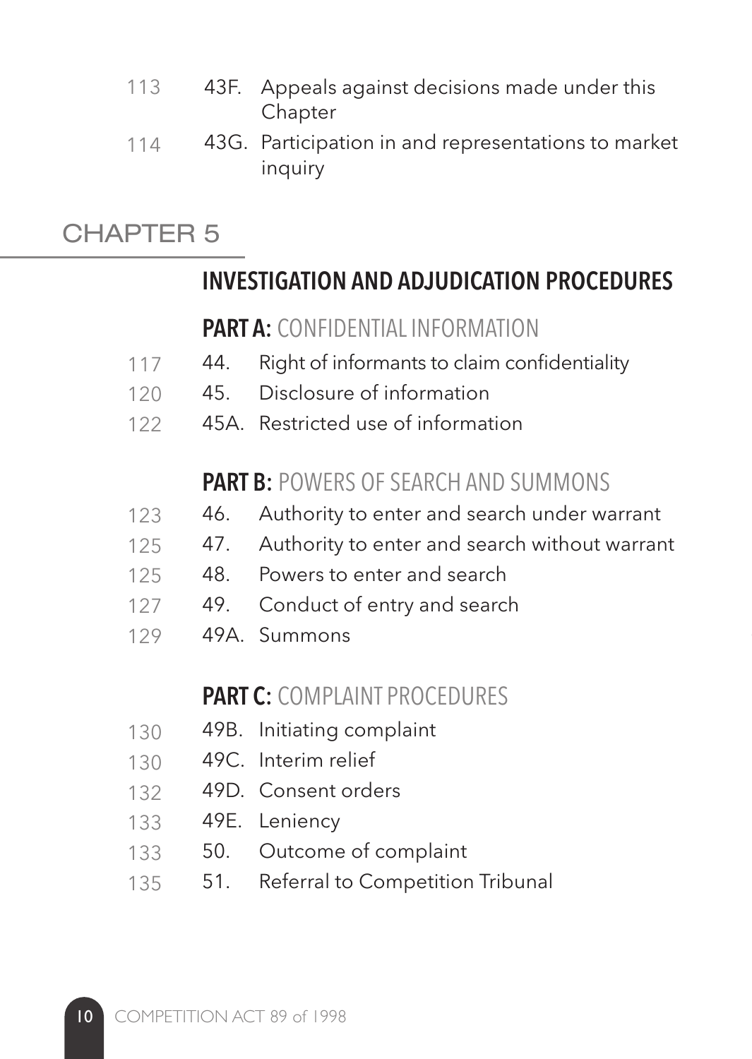| | | |
|---|---|---|
| 113 | 43F. | Appeals against decisions made under this Chapter |
| 114 | 43G. | Participation in and representations to market inquiry |

## CHAPTER 5

### INVESTIGATION AND ADJUDICATION PROCEDURES

#### PART A: CONFIDENTIAL INFORMATION

| | | |
|---|---|---|
| 117 | 44. | Right of informants to claim confidentiality |
| 120 | 45. | Disclosure of information |
| 122 | 45A. | Restricted use of information |

#### PART B: POWERS OF SEARCH AND SUMMONS

| | | |
|---|---|---|
| 123 | 46. | Authority to enter and search under warrant |
| 125 | 47. | Authority to enter and search without warrant |
| 125 | 48. | Powers to enter and search |
| 127 | 49. | Conduct of entry and search |
| 129 | 49A. | Summons |

#### PART C: COMPLAINT PROCEDURES

| | | |
|---|---|---|
| 130 | 49B. | Initiating complaint |
| 130 | 49C. | Interim relief |
| 132 | 49D. | Consent orders |
| 133 | 49E. | Leniency |
| 133 | 50. | Outcome of complaint |
| 135 | 51. | Referral to Competition Tribunal |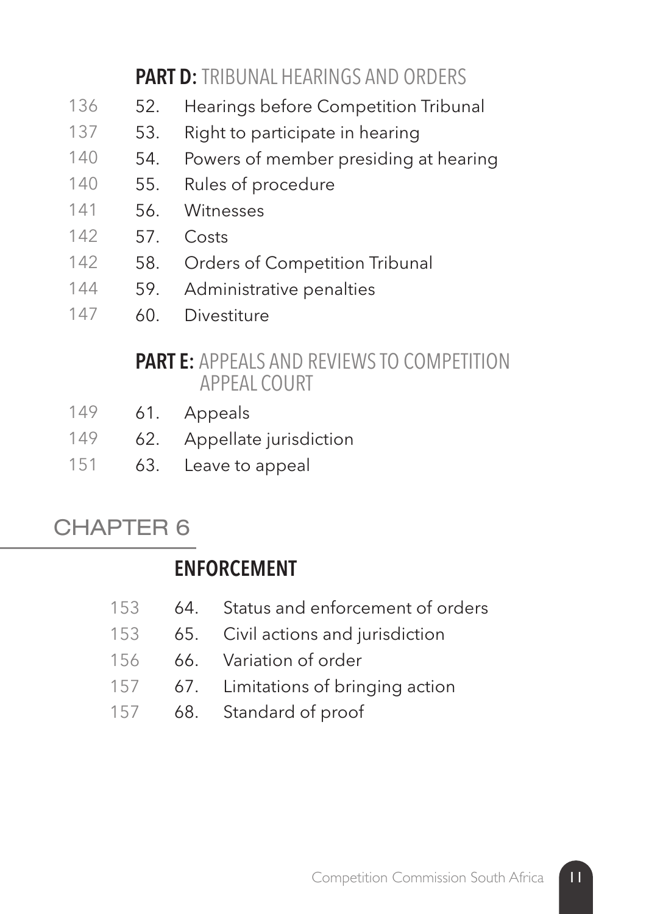## PART D: TRIBUNAL HEARINGS AND ORDERS

| | | |
|---|---|---|
| 136 | 52. | Hearings before Competition Tribunal |
| 137 | 53. | Right to participate in hearing |
| 140 | 54. | Powers of member presiding at hearing |
| 140 | 55. | Rules of procedure |
| 141 | 56. | Witnesses |
| 142 | 57. | Costs |
| 142 | 58. | Orders of Competition Tribunal |
| 144 | 59. | Administrative penalties |
| 147 | 60. | Divestiture |

## PART E: APPEALS AND REVIEWS TO COMPETITION APPEAL COURT

| | | |
|---|---|---|
| 149 | 61. | Appeals |
| 149 | 62. | Appellate jurisdiction |
| 151 | 63. | Leave to appeal |

# CHAPTER 6

## ENFORCEMENT

| | | |
|---|---|---|
| 153 | 64. | Status and enforcement of orders |
| 153 | 65. | Civil actions and jurisdiction |
| 156 | 66. | Variation of order |
| 157 | 67. | Limitations of bringing action |
| 157 | 68. | Standard of proof |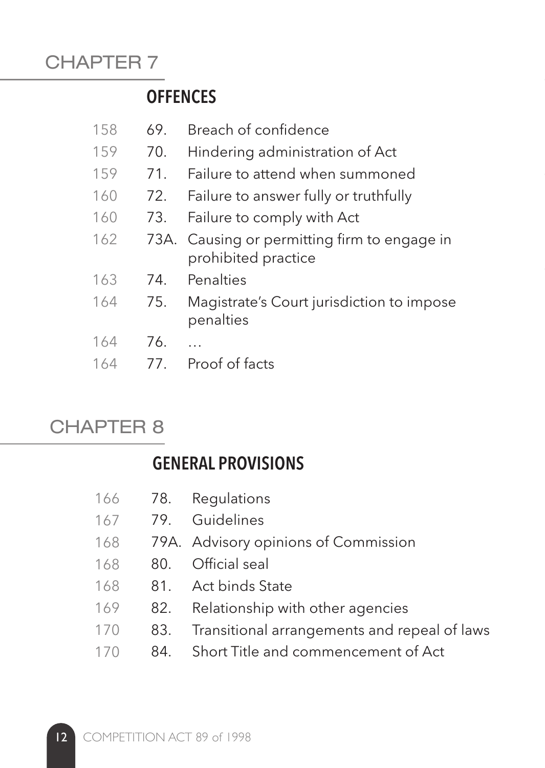## CHAPTER 7

### OFFENCES

| | | |
|---|---|---|
| 158 | 69. | Breach of confidence |
| 159 | 70. | Hindering administration of Act |
| 159 | 71. | Failure to attend when summoned |
| 160 | 72. | Failure to answer fully or truthfully |
| 160 | 73. | Failure to comply with Act |
| 162 | 73A. | Causing or permitting firm to engage in prohibited practice |
| 163 | 74. | Penalties |
| 164 | 75. | Magistrate's Court jurisdiction to impose penalties |
| 164 | 76. | … |
| 164 | 77. | Proof of facts |

## CHAPTER 8

### GENERAL PROVISIONS

| | | |
|---|---|---|
| 166 | 78. | Regulations |
| 167 | 79. | Guidelines |
| 168 | 79A. | Advisory opinions of Commission |
| 168 | 80. | Official seal |
| 168 | 81. | Act binds State |
| 169 | 82. | Relationship with other agencies |
| 170 | 83. | Transitional arrangements and repeal of laws |
| 170 | 84. | Short Title and commencement of Act |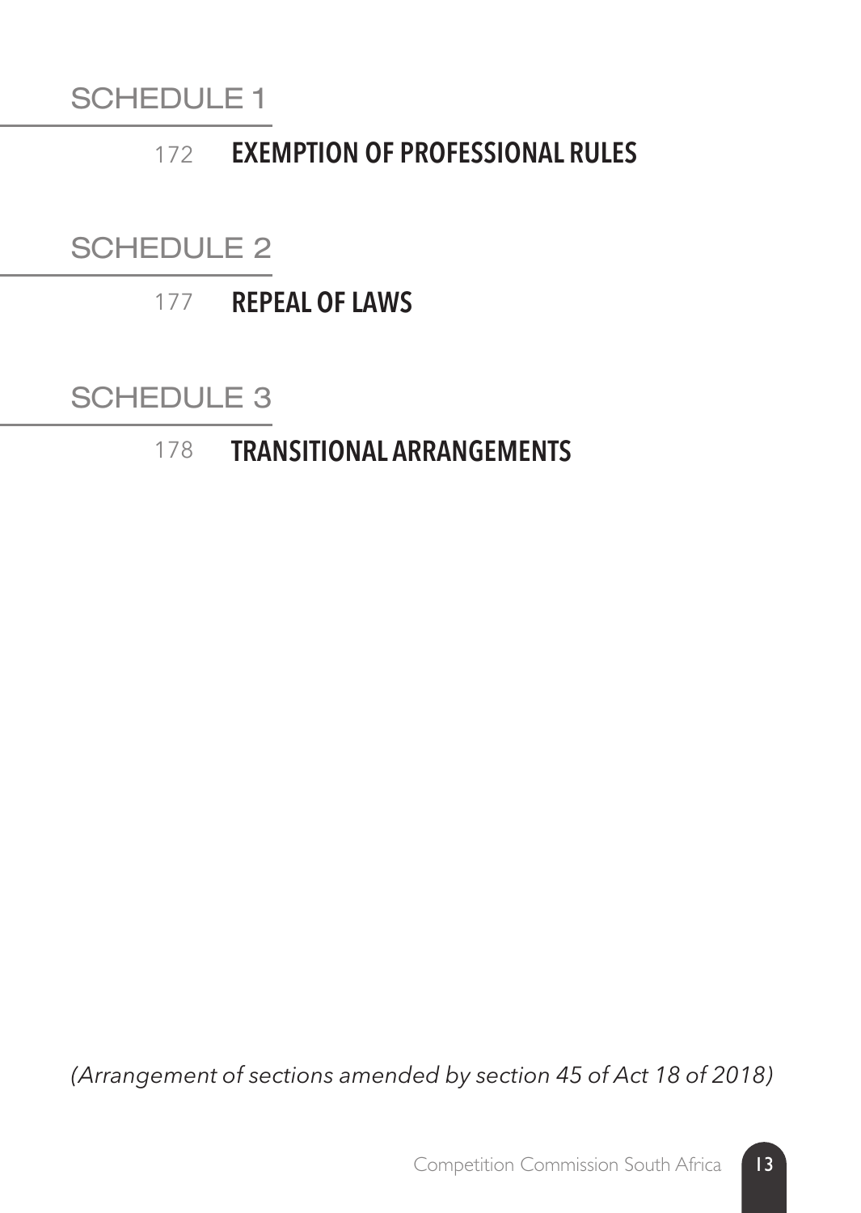## SCHEDULE 1

172 **EXEMPTION OF PROFESSIONAL RULES**

## SCHEDULE 2

177 **REPEAL OF LAWS**

## SCHEDULE 3

178 **TRANSITIONAL ARRANGEMENTS**

*(Arrangement of sections amended by section 45 of Act 18 of 2018)*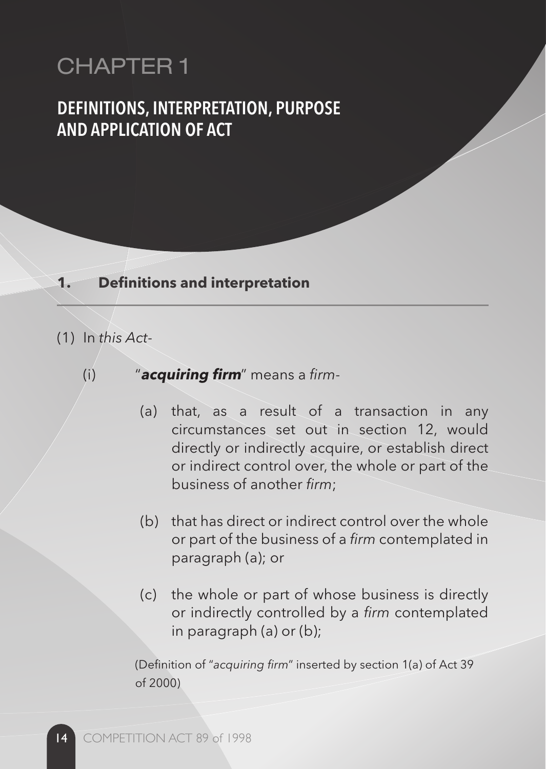# CHAPTER 1

## DEFINITIONS, INTERPRETATION, PURPOSE AND APPLICATION OF ACT

### 1. Definitions and interpretation

(1) In *this Act*-

(i) "***acquiring firm***" means a *firm*-

(a) that, as a result of a transaction in any circumstances set out in section 12, would directly or indirectly acquire, or establish direct or indirect control over, the whole or part of the business of another *firm*;

(b) that has direct or indirect control over the whole or part of the business of a *firm* contemplated in paragraph (a); or

(c) the whole or part of whose business is directly or indirectly controlled by a *firm* contemplated in paragraph (a) or (b);

(Definition of "*acquiring firm*" inserted by section 1(a) of Act 39 of 2000)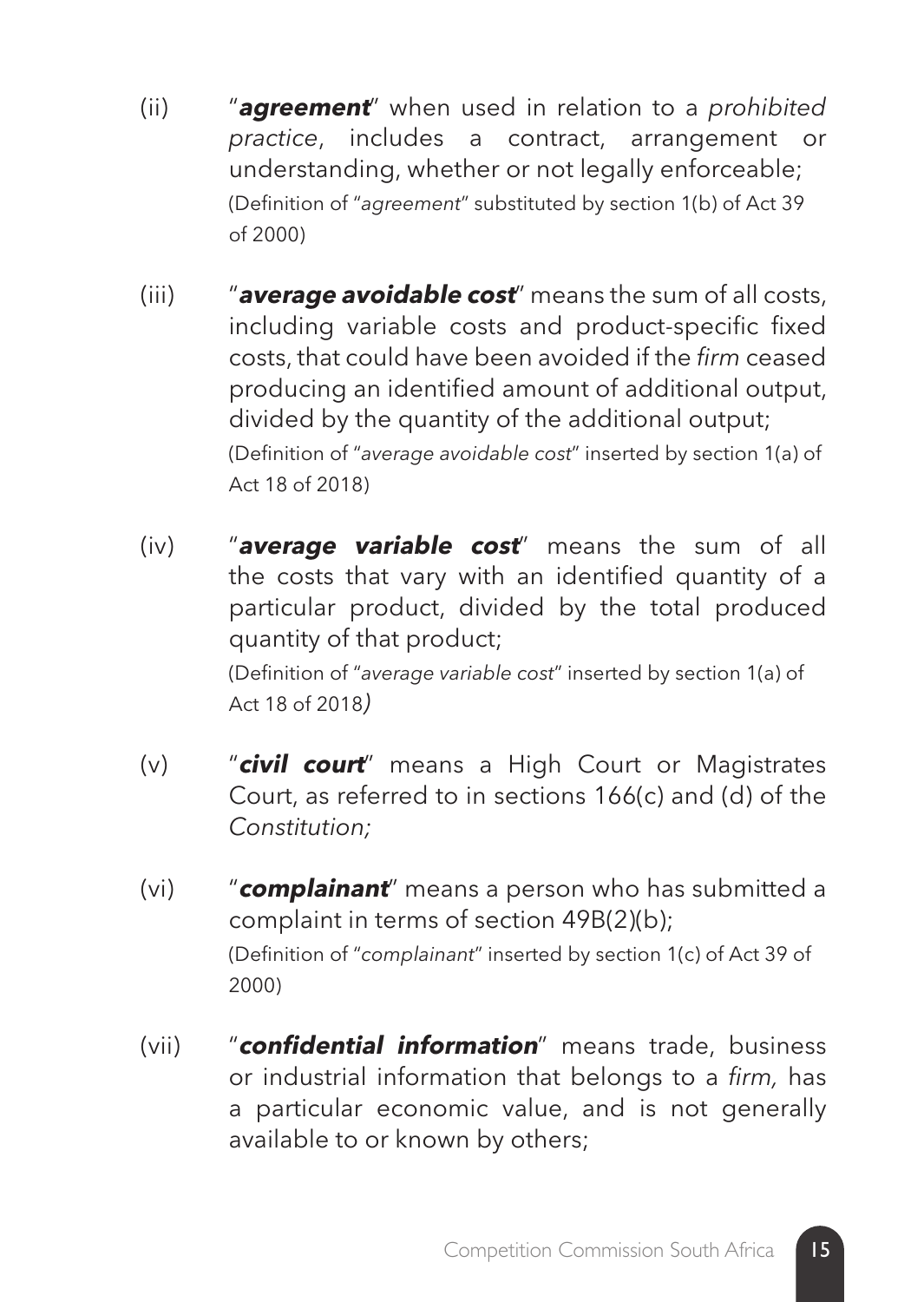(ii) "***agreement***" when used in relation to a *prohibited practice*, includes a contract, arrangement or understanding, whether or not legally enforceable;
(Definition of "*agreement*" substituted by section 1(b) of Act 39 of 2000)

(iii) "***average avoidable cost***" means the sum of all costs, including variable costs and product-specific fixed costs, that could have been avoided if the *firm* ceased producing an identified amount of additional output, divided by the quantity of the additional output;
(Definition of "*average avoidable cost*" inserted by section 1(a) of Act 18 of 2018)

(iv) "***average variable cost***" means the sum of all the costs that vary with an identified quantity of a particular product, divided by the total produced quantity of that product;
(Definition of "*average variable cost*" inserted by section 1(a) of Act 18 of 2018)

(v) "***civil court***" means a High Court or Magistrates Court, as referred to in sections 166(c) and (d) of the *Constitution;*

(vi) "***complainant***" means a person who has submitted a complaint in terms of section 49B(2)(b);
(Definition of "*complainant*" inserted by section 1(c) of Act 39 of 2000)

(vii) "***confidential information***" means trade, business or industrial information that belongs to a *firm,* has a particular economic value, and is not generally available to or known by others;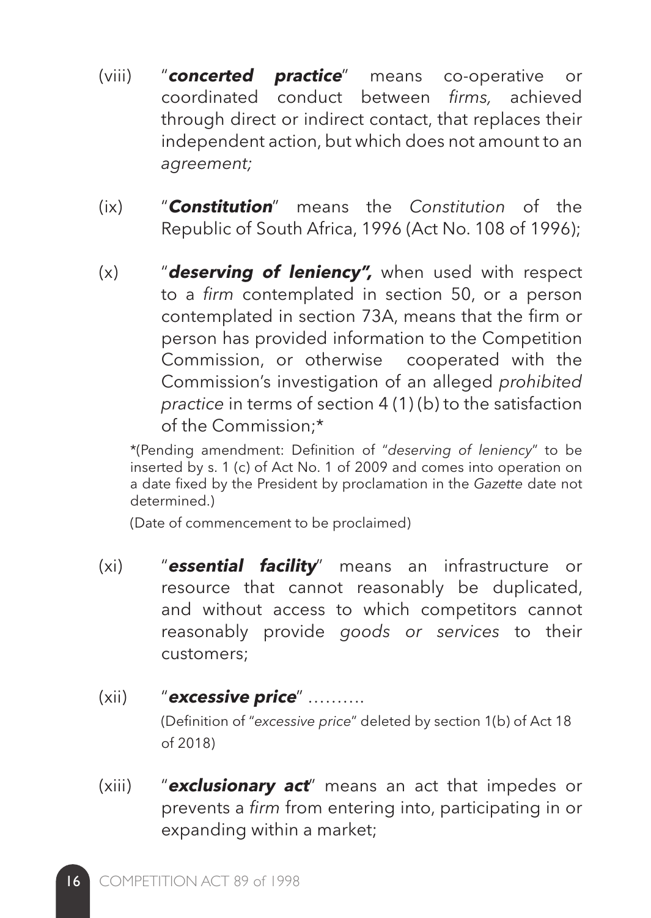(viii) "***concerted practice***" means co-operative or coordinated conduct between *firms,* achieved through direct or indirect contact, that replaces their independent action, but which does not amount to an *agreement;*

(ix) "***Constitution***" means the *Constitution* of the Republic of South Africa, 1996 (Act No. 108 of 1996);

(x) "***deserving of leniency",*** when used with respect to a *firm* contemplated in section 50, or a person contemplated in section 73A, means that the firm or person has provided information to the Competition Commission, or otherwise cooperated with the Commission's investigation of an alleged *prohibited practice* in terms of section 4 (1) (b) to the satisfaction of the Commission;*

*(Pending amendment: Definition of "*deserving of leniency*" to be inserted by s. 1 (c) of Act No. 1 of 2009 and comes into operation on a date fixed by the President by proclamation in the *Gazette* date not determined.)

(Date of commencement to be proclaimed)

(xi) "***essential facility***" means an infrastructure or resource that cannot reasonably be duplicated, and without access to which competitors cannot reasonably provide *goods or services* to their customers;

(xii) "***excessive price***" ……….

(Definition of "*excessive price*" deleted by section 1(b) of Act 18 of 2018)

(xiii) "***exclusionary act***" means an act that impedes or prevents a *firm* from entering into, participating in or expanding within a market;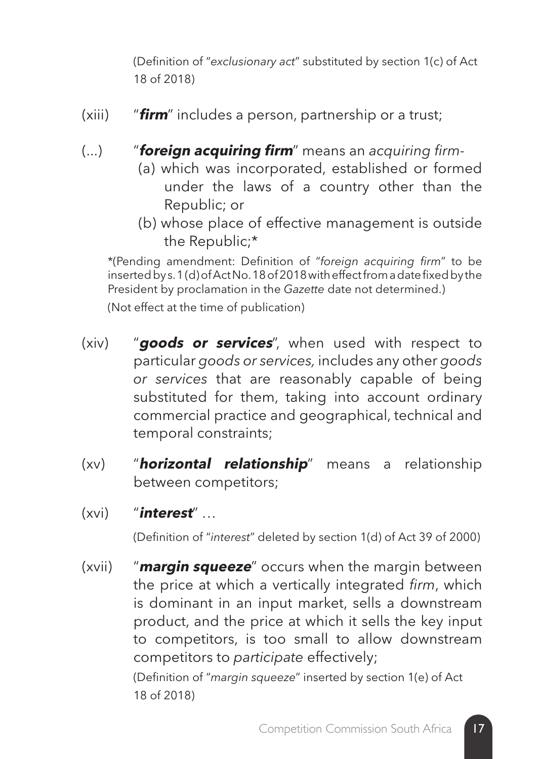(Definition of "*exclusionary act*" substituted by section 1(c) of Act 18 of 2018)

(xiii) "***firm***" includes a person, partnership or a trust;

(...) "***foreign acquiring firm***" means an *acquiring firm*-

(a) which was incorporated, established or formed under the laws of a country other than the Republic; or

(b) whose place of effective management is outside the Republic;*

*(Pending amendment: Definition of "*foreign acquiring firm*" to be inserted by s. 1(d) of Act No. 18 of 2018 with effect from a date fixed by the President by proclamation in the *Gazette* date not determined.)

(Not effect at the time of publication)

(xiv) "***goods or services***", when used with respect to particular *goods or services,* includes any other *goods or services* that are reasonably capable of being substituted for them, taking into account ordinary commercial practice and geographical, technical and temporal constraints;

(xv) "***horizontal relationship***" means a relationship between competitors;

(xvi) "***interest***" …

(Definition of "*interest*" deleted by section 1(d) of Act 39 of 2000)

(xvii) "***margin squeeze***" occurs when the margin between the price at which a vertically integrated *firm*, which is dominant in an input market, sells a downstream product, and the price at which it sells the key input to competitors, is too small to allow downstream competitors to *participate* effectively;

(Definition of "*margin squeeze*" inserted by section 1(e) of Act 18 of 2018)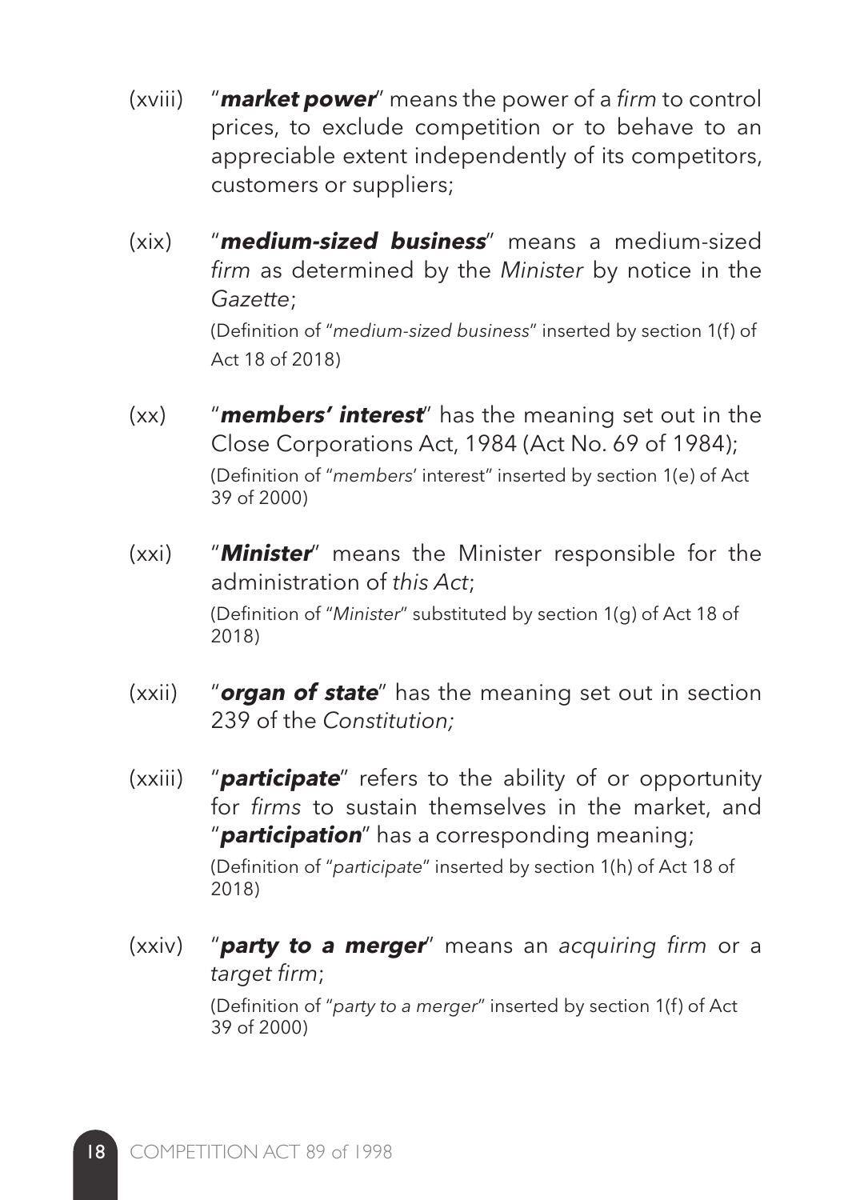(xviii) "***market power***" means the power of a *firm* to control prices, to exclude competition or to behave to an appreciable extent independently of its competitors, customers or suppliers;

(xix) "***medium-sized business***" means a medium-sized *firm* as determined by the *Minister* by notice in the *Gazette*;

(Definition of "*medium-sized business*" inserted by section 1(f) of Act 18 of 2018)

(xx) "***members' interest***" has the meaning set out in the Close Corporations Act, 1984 (Act No. 69 of 1984);

(Definition of "*members*' interest" inserted by section 1(e) of Act 39 of 2000)

(xxi) "***Minister***" means the Minister responsible for the administration of *this Act*;

(Definition of "*Minister*" substituted by section 1(g) of Act 18 of 2018)

(xxii) "***organ of state***" has the meaning set out in section 239 of the *Constitution;*

(xxiii) "***participate***" refers to the ability of or opportunity for *firms* to sustain themselves in the market, and "***participation***" has a corresponding meaning;

(Definition of "*participate*" inserted by section 1(h) of Act 18 of 2018)

(xxiv) "***party to a merger***" means an *acquiring firm* or a *target firm*;

(Definition of "*party to a merger*" inserted by section 1(f) of Act 39 of 2000)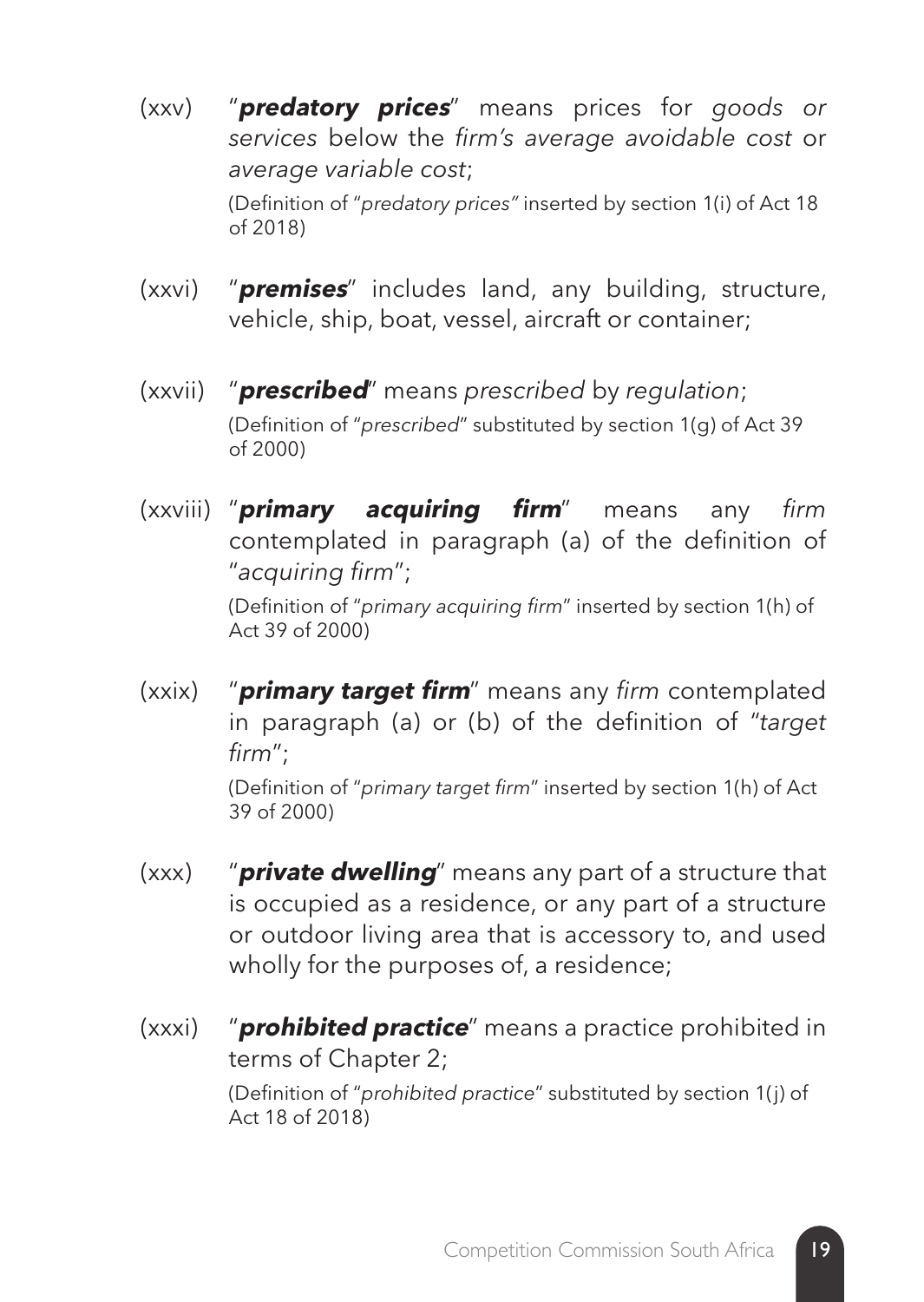(xxv) "***predatory prices***" means prices for *goods or services* below the *firm's average avoidable cost* or *average variable cost*;

(Definition of "*predatory prices"* inserted by section 1(i) of Act 18 of 2018)

(xxvi) "***premises***" includes land, any building, structure, vehicle, ship, boat, vessel, aircraft or container;

(xxvii) "***prescribed***" means *prescribed* by *regulation*;

(Definition of "*prescribed*" substituted by section 1(g) of Act 39 of 2000)

(xxviii) "***primary acquiring firm***" means any *firm* contemplated in paragraph (a) of the definition of "*acquiring firm*";

(Definition of "*primary acquiring firm*" inserted by section 1(h) of Act 39 of 2000)

(xxix) "***primary target firm***" means any *firm* contemplated in paragraph (a) or (b) of the definition of "*target firm*";

(Definition of "*primary target firm*" inserted by section 1(h) of Act 39 of 2000)

(xxx) "***private dwelling***" means any part of a structure that is occupied as a residence, or any part of a structure or outdoor living area that is accessory to, and used wholly for the purposes of, a residence;

(xxxi) "***prohibited practice***" means a practice prohibited in terms of Chapter 2;

(Definition of "*prohibited practice*" substituted by section 1(j) of Act 18 of 2018)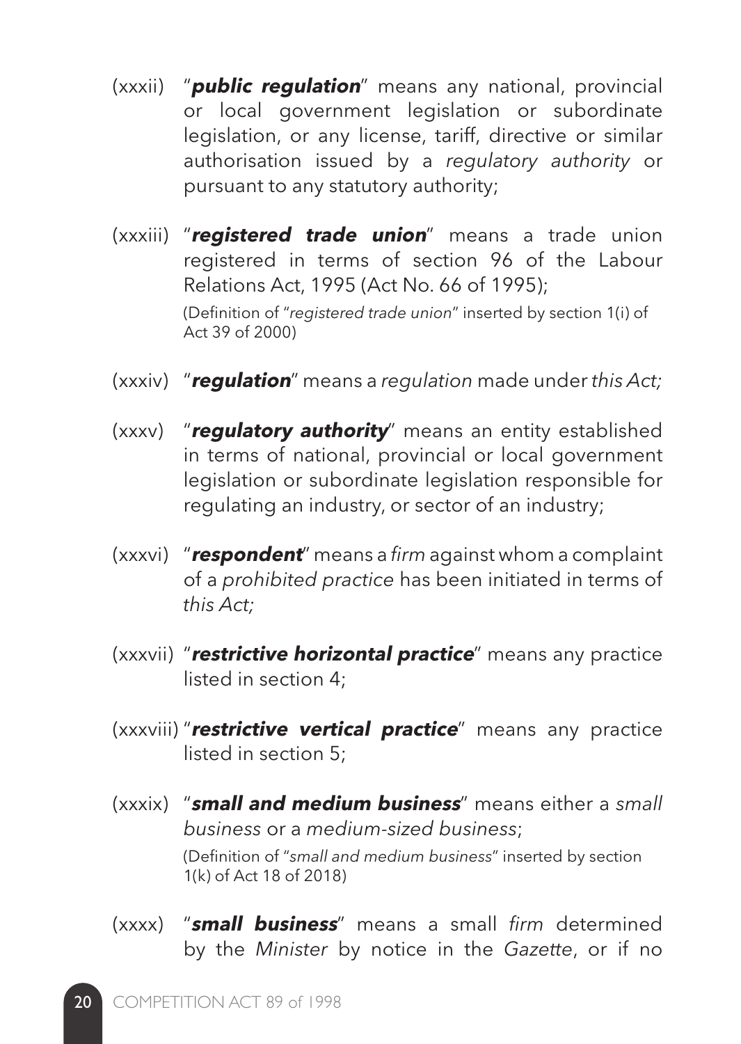(xxxii) "***public regulation***" means any national, provincial or local government legislation or subordinate legislation, or any license, tariff, directive or similar authorisation issued by a *regulatory authority* or pursuant to any statutory authority;

(xxxiii) "***registered trade union***" means a trade union registered in terms of section 96 of the Labour Relations Act, 1995 (Act No. 66 of 1995);

(Definition of "*registered trade union*" inserted by section 1(i) of Act 39 of 2000)

(xxxiv) "***regulation***" means a *regulation* made under *this Act;*

(xxxv) "***regulatory authority***" means an entity established in terms of national, provincial or local government legislation or subordinate legislation responsible for regulating an industry, or sector of an industry;

(xxxvi) "***respondent***" means a *firm* against whom a complaint of a *prohibited practice* has been initiated in terms of *this Act;*

(xxxvii) "***restrictive horizontal practice***" means any practice listed in section 4;

(xxxviii) "***restrictive vertical practice***" means any practice listed in section 5;

(xxxix) "***small and medium business***" means either a *small business* or a *medium-sized business*;

(Definition of "*small and medium business*" inserted by section 1(k) of Act 18 of 2018)

(xxxx) "***small business***" means a small *firm* determined by the *Minister* by notice in the *Gazette*, or if no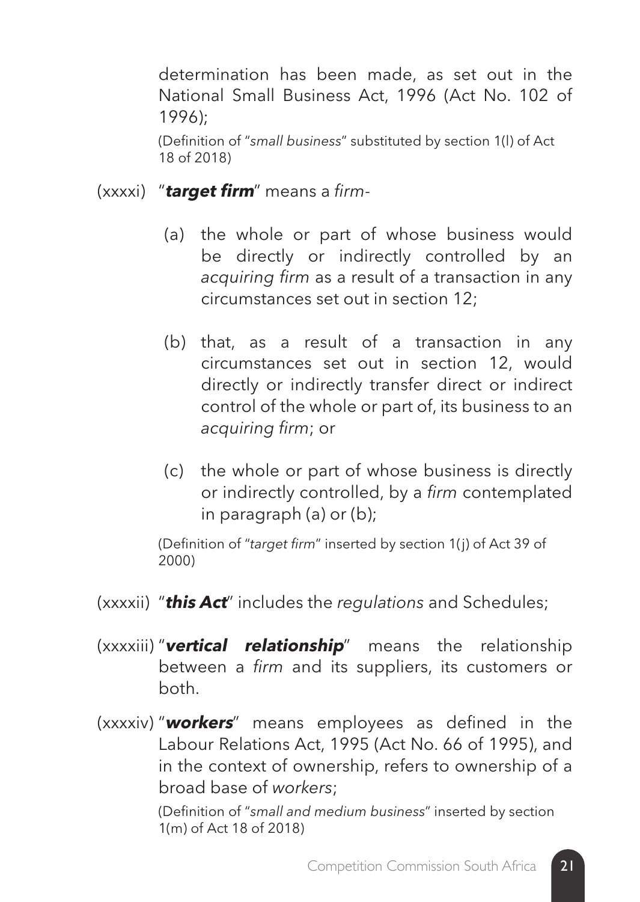determination has been made, as set out in the National Small Business Act, 1996 (Act No. 102 of 1996);

(Definition of "*small business*" substituted by section 1(l) of Act 18 of 2018)

(xxxxi) "***target firm***" means a *firm*-

(a) the whole or part of whose business would be directly or indirectly controlled by an *acquiring firm* as a result of a transaction in any circumstances set out in section 12;

(b) that, as a result of a transaction in any circumstances set out in section 12, would directly or indirectly transfer direct or indirect control of the whole or part of, its business to an *acquiring firm*; or

(c) the whole or part of whose business is directly or indirectly controlled, by a *firm* contemplated in paragraph (a) or (b);

(Definition of "*target firm*" inserted by section 1(j) of Act 39 of 2000)

(xxxxii) "***this Act***" includes the *regulations* and Schedules;

(xxxxiii) "***vertical relationship***" means the relationship between a *firm* and its suppliers, its customers or both.

(xxxxiv) "***workers***" means employees as defined in the Labour Relations Act, 1995 (Act No. 66 of 1995), and in the context of ownership, refers to ownership of a broad base of *workers*;

(Definition of "*small and medium business*" inserted by section 1(m) of Act 18 of 2018)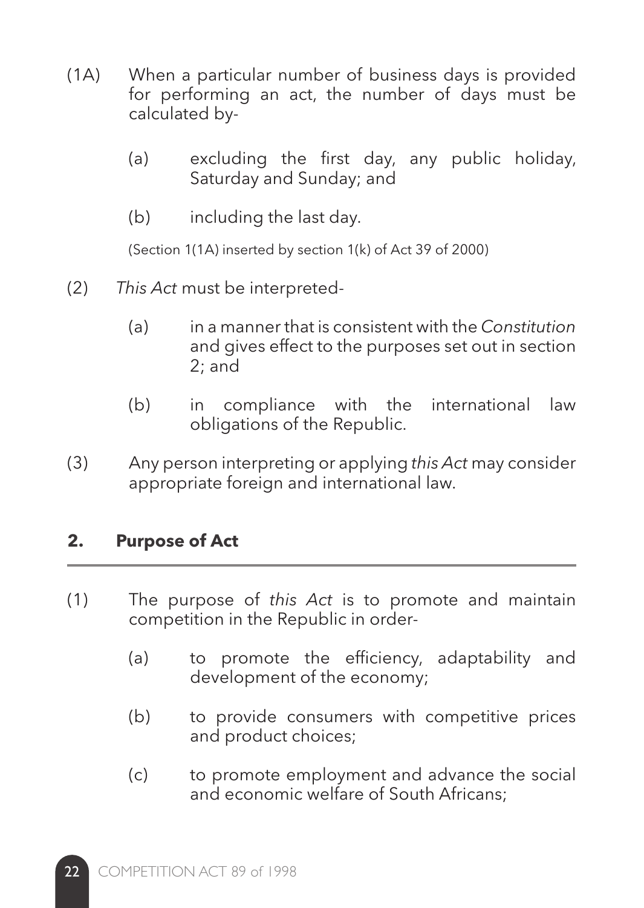(1A) When a particular number of business days is provided for performing an act, the number of days must be calculated by-

(a) excluding the first day, any public holiday, Saturday and Sunday; and

(b) including the last day.

(Section 1(1A) inserted by section 1(k) of Act 39 of 2000)

(2) *This Act* must be interpreted-

(a) in a manner that is consistent with the *Constitution* and gives effect to the purposes set out in section 2; and

(b) in compliance with the international law obligations of the Republic.

(3) Any person interpreting or applying *this Act* may consider appropriate foreign and international law.

## 2. Purpose of Act

(1) The purpose of *this Act* is to promote and maintain competition in the Republic in order-

(a) to promote the efficiency, adaptability and development of the economy;

(b) to provide consumers with competitive prices and product choices;

(c) to promote employment and advance the social and economic welfare of South Africans;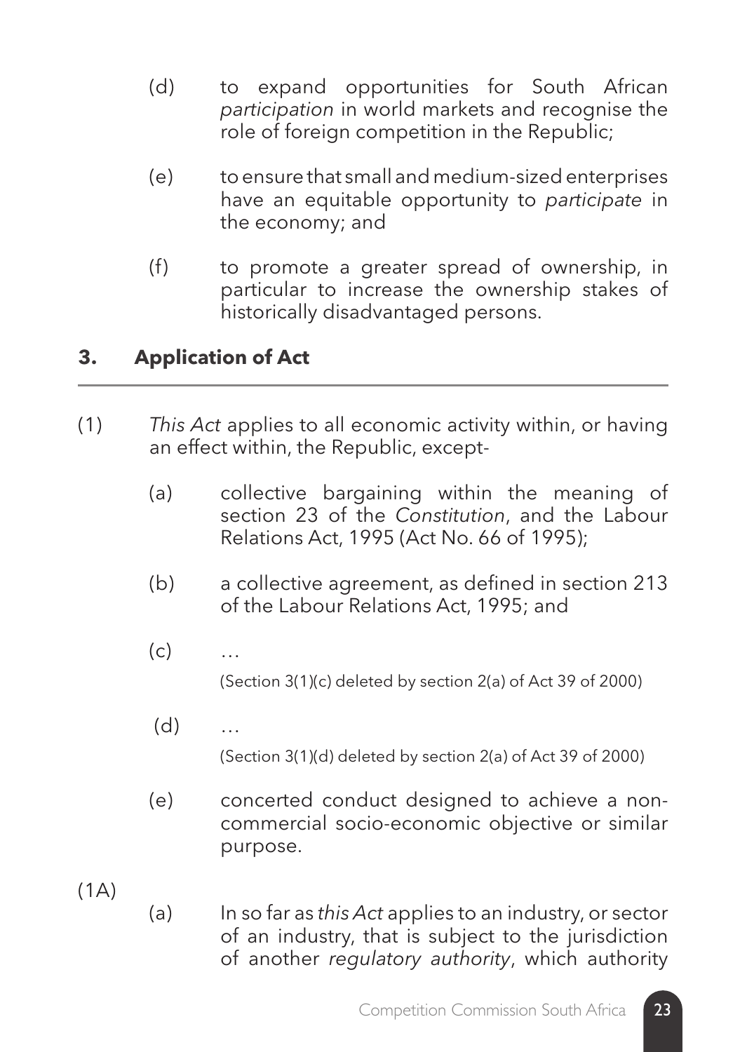(d) to expand opportunities for South African *participation* in world markets and recognise the role of foreign competition in the Republic;

(e) to ensure that small and medium-sized enterprises have an equitable opportunity to *participate* in the economy; and

(f) to promote a greater spread of ownership, in particular to increase the ownership stakes of historically disadvantaged persons.

## 3. Application of Act

(1) *This Act* applies to all economic activity within, or having an effect within, the Republic, except-

(a) collective bargaining within the meaning of section 23 of the *Constitution*, and the Labour Relations Act, 1995 (Act No. 66 of 1995);

(b) a collective agreement, as defined in section 213 of the Labour Relations Act, 1995; and

(c) …

(Section 3(1)(c) deleted by section 2(a) of Act 39 of 2000)

(d) …

(Section 3(1)(d) deleted by section 2(a) of Act 39 of 2000)

(e) concerted conduct designed to achieve a non-commercial socio-economic objective or similar purpose.

(1A)

(a) In so far as *this Act* applies to an industry, or sector of an industry, that is subject to the jurisdiction of another *regulatory authority*, which authority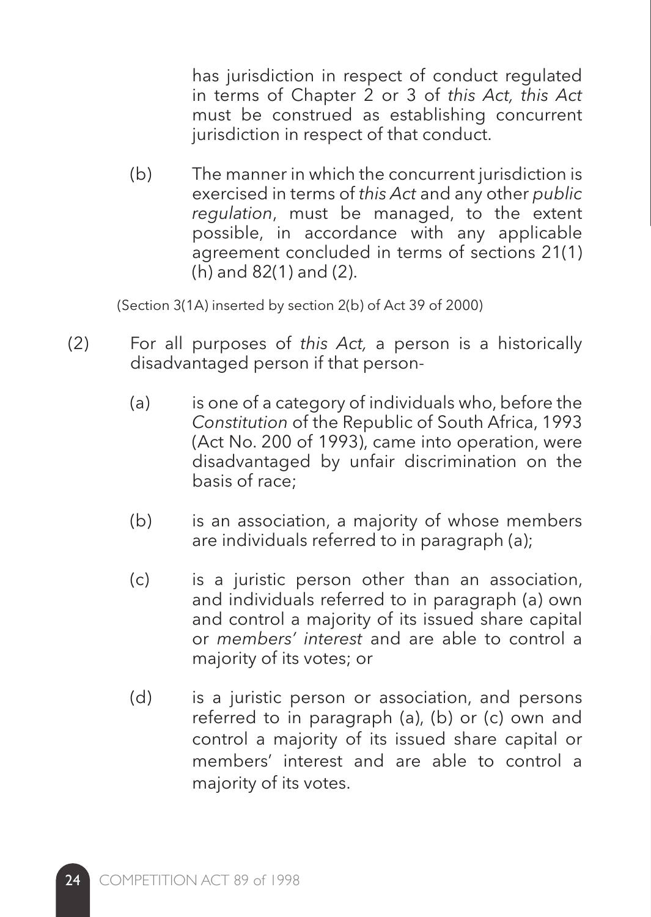has jurisdiction in respect of conduct regulated in terms of Chapter 2 or 3 of *this Act, this Act* must be construed as establishing concurrent jurisdiction in respect of that conduct.

(b) The manner in which the concurrent jurisdiction is exercised in terms of *this Act* and any other *public regulation*, must be managed, to the extent possible, in accordance with any applicable agreement concluded in terms of sections 21(1)(h) and 82(1) and (2).

(Section 3(1A) inserted by section 2(b) of Act 39 of 2000)

(2) For all purposes of *this Act,* a person is a historically disadvantaged person if that person-

(a) is one of a category of individuals who, before the *Constitution* of the Republic of South Africa, 1993 (Act No. 200 of 1993), came into operation, were disadvantaged by unfair discrimination on the basis of race;

(b) is an association, a majority of whose members are individuals referred to in paragraph (a);

(c) is a juristic person other than an association, and individuals referred to in paragraph (a) own and control a majority of its issued share capital or *members' interest* and are able to control a majority of its votes; or

(d) is a juristic person or association, and persons referred to in paragraph (a), (b) or (c) own and control a majority of its issued share capital or members' interest and are able to control a majority of its votes.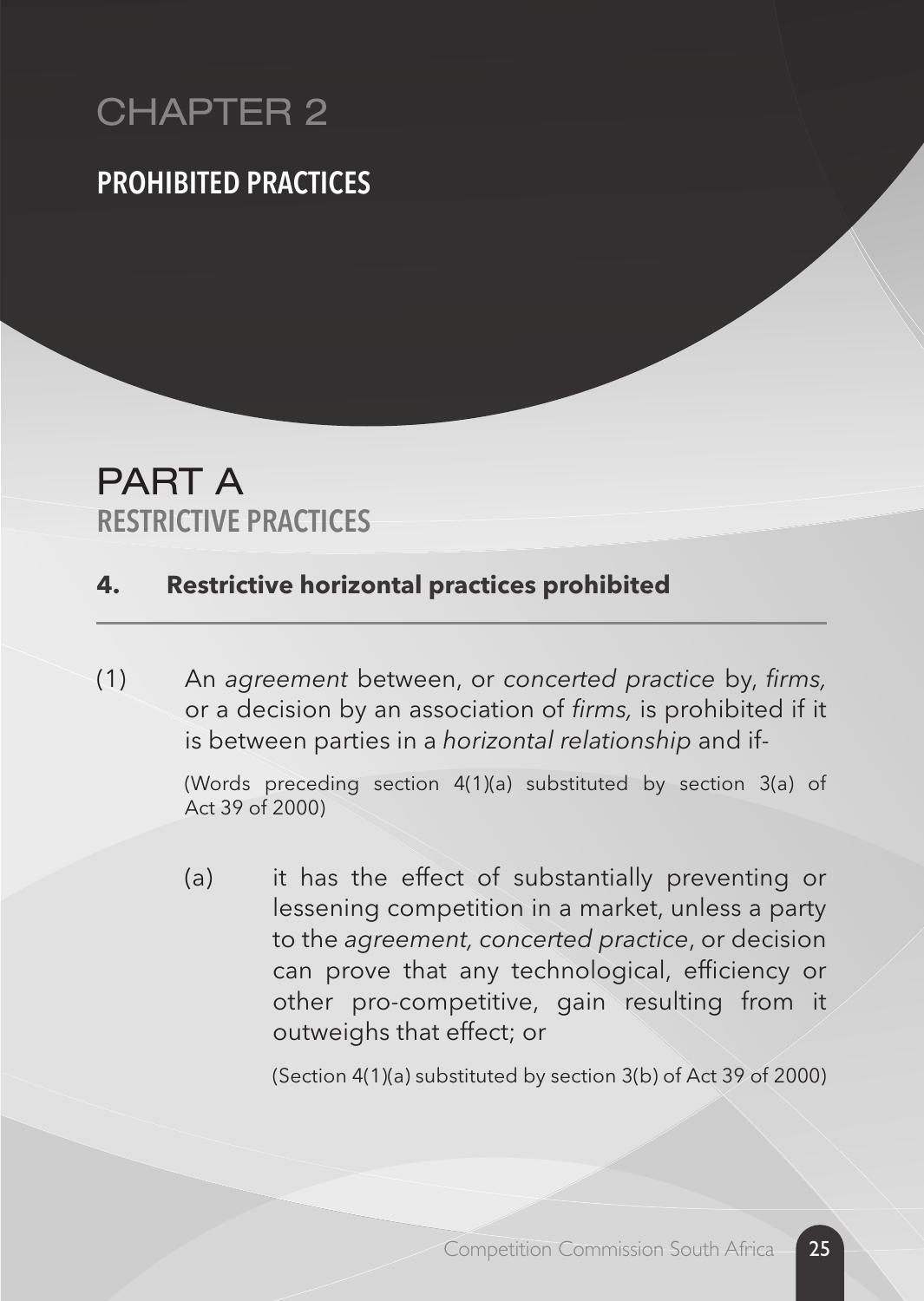# CHAPTER 2

## PROHIBITED PRACTICES

# PART A

## RESTRICTIVE PRACTICES

### 4. Restrictive horizontal practices prohibited

(1) An *agreement* between, or *concerted practice* by, *firms,* or a decision by an association of *firms,* is prohibited if it is between parties in a *horizontal relationship* and if-

(Words preceding section 4(1)(a) substituted by section 3(a) of Act 39 of 2000)

(a) it has the effect of substantially preventing or lessening competition in a market, unless a party to the *agreement, concerted practice*, or decision can prove that any technological, efficiency or other pro-competitive, gain resulting from it outweighs that effect; or

(Section 4(1)(a) substituted by section 3(b) of Act 39 of 2000)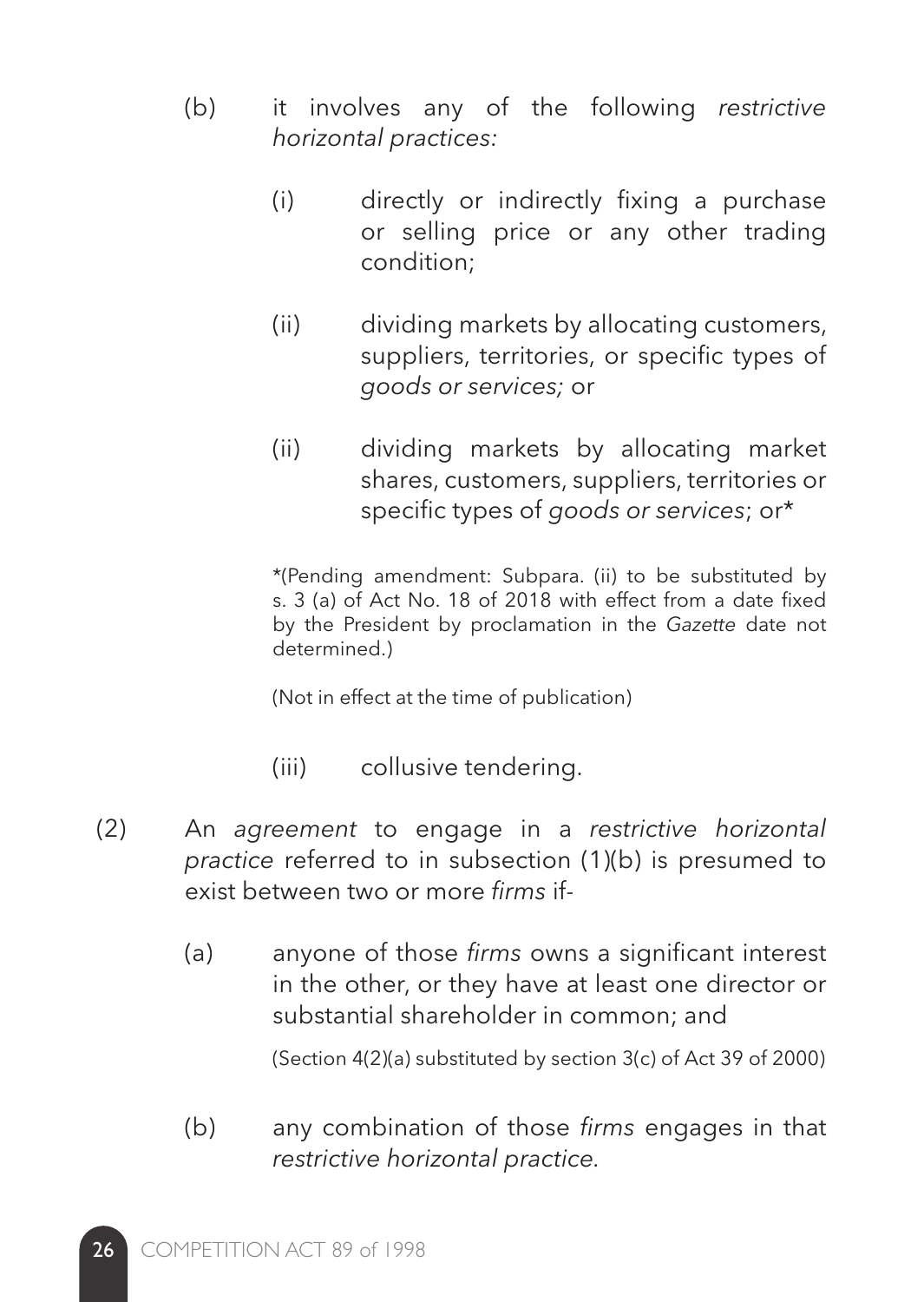(b) it involves any of the following *restrictive horizontal practices:*

   (i) directly or indirectly fixing a purchase or selling price or any other trading condition;

   (ii) dividing markets by allocating customers, suppliers, territories, or specific types of *goods or services;* or

   (ii) dividing markets by allocating market shares, customers, suppliers, territories or specific types of *goods or services*; or*

   *(Pending amendment: Subpara. (ii) to be substituted by s. 3 (a) of Act No. 18 of 2018 with effect from a date fixed by the President by proclamation in the *Gazette* date not determined.)

   (Not in effect at the time of publication)

   (iii) collusive tendering.

(2) An *agreement* to engage in a *restrictive horizontal practice* referred to in subsection (1)(b) is presumed to exist between two or more *firms* if-

   (a) anyone of those *firms* owns a significant interest in the other, or they have at least one director or substantial shareholder in common; and

   (Section 4(2)(a) substituted by section 3(c) of Act 39 of 2000)

   (b) any combination of those *firms* engages in that *restrictive horizontal practice.*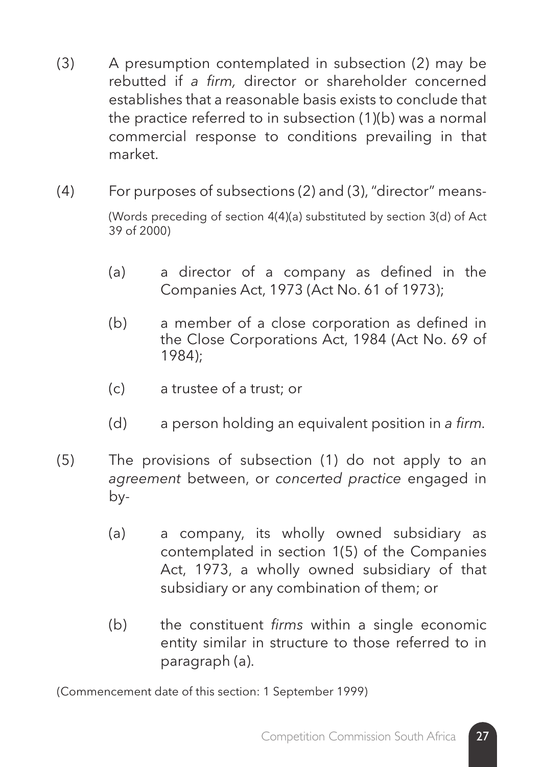(3) A presumption contemplated in subsection (2) may be rebutted if *a firm,* director or shareholder concerned establishes that a reasonable basis exists to conclude that the practice referred to in subsection (1)(b) was a normal commercial response to conditions prevailing in that market.

(4) For purposes of subsections (2) and (3), "director" means-

(Words preceding of section 4(4)(a) substituted by section 3(d) of Act 39 of 2000)

(a) a director of a company as defined in the Companies Act, 1973 (Act No. 61 of 1973);

(b) a member of a close corporation as defined in the Close Corporations Act, 1984 (Act No. 69 of 1984);

(c) a trustee of a trust; or

(d) a person holding an equivalent position in *a firm*.

(5) The provisions of subsection (1) do not apply to an *agreement* between, or *concerted practice* engaged in by-

(a) a company, its wholly owned subsidiary as contemplated in section 1(5) of the Companies Act, 1973, a wholly owned subsidiary of that subsidiary or any combination of them; or

(b) the constituent *firms* within a single economic entity similar in structure to those referred to in paragraph (a).

(Commencement date of this section: 1 September 1999)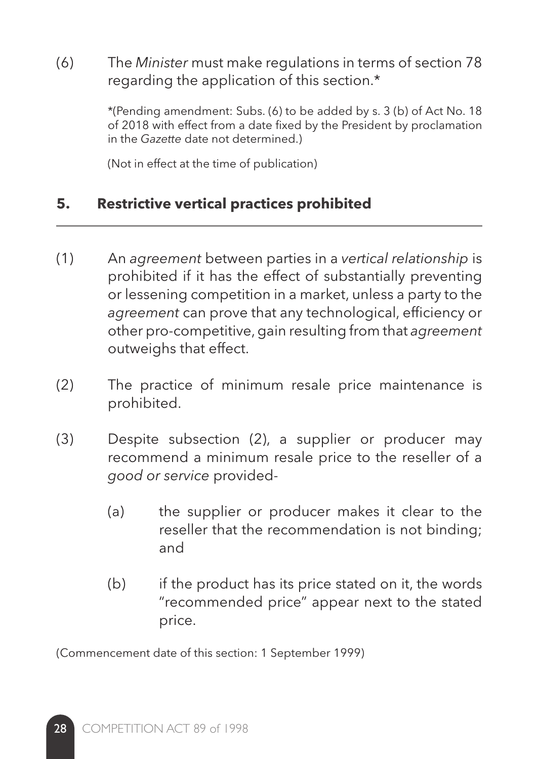(6) The *Minister* must make regulations in terms of section 78 regarding the application of this section.*

*(Pending amendment: Subs. (6) to be added by s. 3 (b) of Act No. 18 of 2018 with effect from a date fixed by the President by proclamation in the *Gazette* date not determined.)

(Not in effect at the time of publication)

## 5. Restrictive vertical practices prohibited

(1) An *agreement* between parties in a *vertical relationship* is prohibited if it has the effect of substantially preventing or lessening competition in a market, unless a party to the *agreement* can prove that any technological, efficiency or other pro-competitive, gain resulting from that *agreement* outweighs that effect.

(2) The practice of minimum resale price maintenance is prohibited.

(3) Despite subsection (2), a supplier or producer may recommend a minimum resale price to the reseller of a *good or service* provided-

(a) the supplier or producer makes it clear to the reseller that the recommendation is not binding; and

(b) if the product has its price stated on it, the words "recommended price" appear next to the stated price.

(Commencement date of this section: 1 September 1999)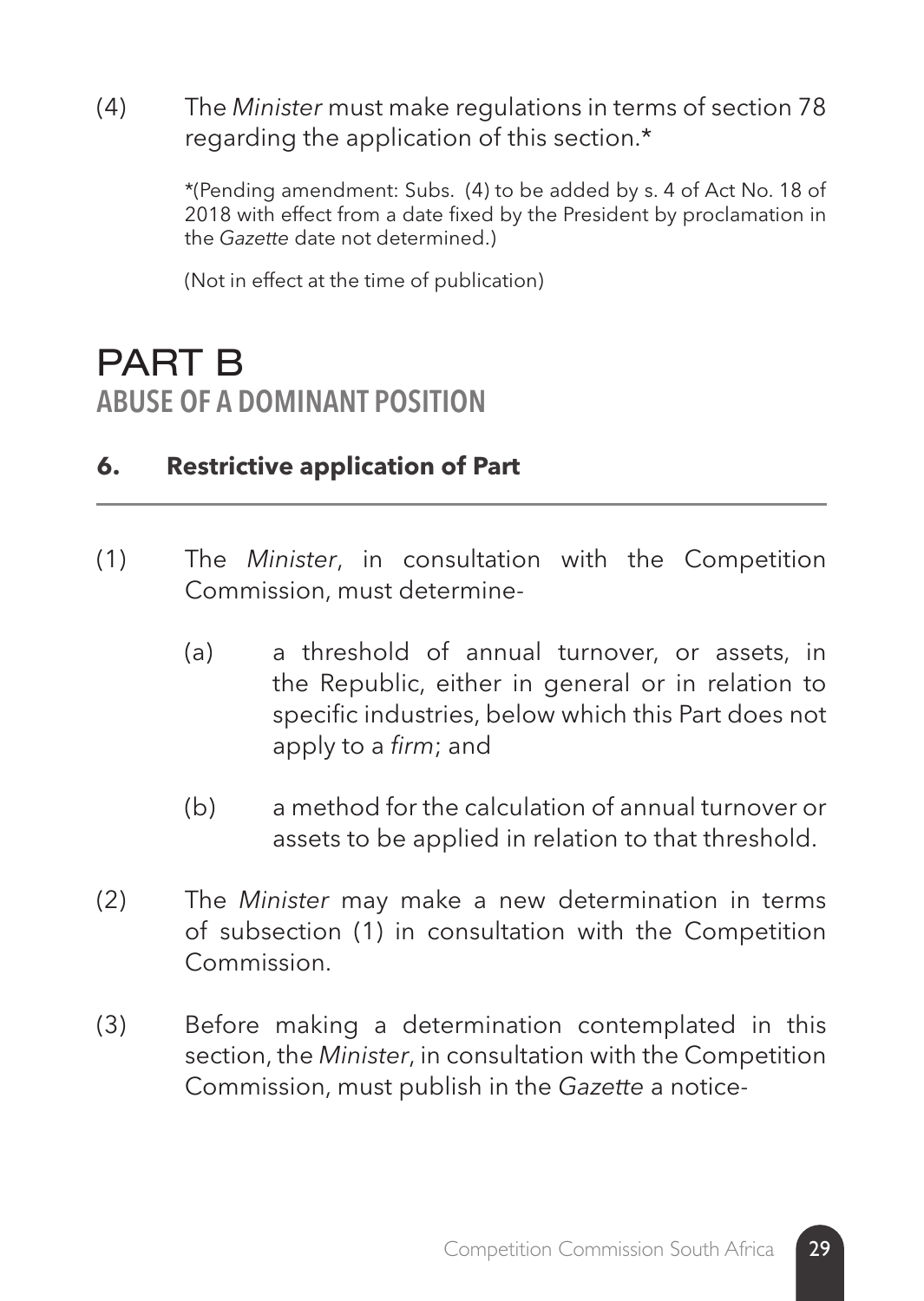(4) The *Minister* must make regulations in terms of section 78 regarding the application of this section.*

*(Pending amendment: Subs. (4) to be added by s. 4 of Act No. 18 of 2018 with effect from a date fixed by the President by proclamation in the *Gazette* date not determined.)

(Not in effect at the time of publication)

# PART B
## ABUSE OF A DOMINANT POSITION

### 6. Restrictive application of Part

(1) The *Minister*, in consultation with the Competition Commission, must determine-

(a) a threshold of annual turnover, or assets, in the Republic, either in general or in relation to specific industries, below which this Part does not apply to a *firm*; and

(b) a method for the calculation of annual turnover or assets to be applied in relation to that threshold.

(2) The *Minister* may make a new determination in terms of subsection (1) in consultation with the Competition Commission.

(3) Before making a determination contemplated in this section, the *Minister*, in consultation with the Competition Commission, must publish in the *Gazette* a notice-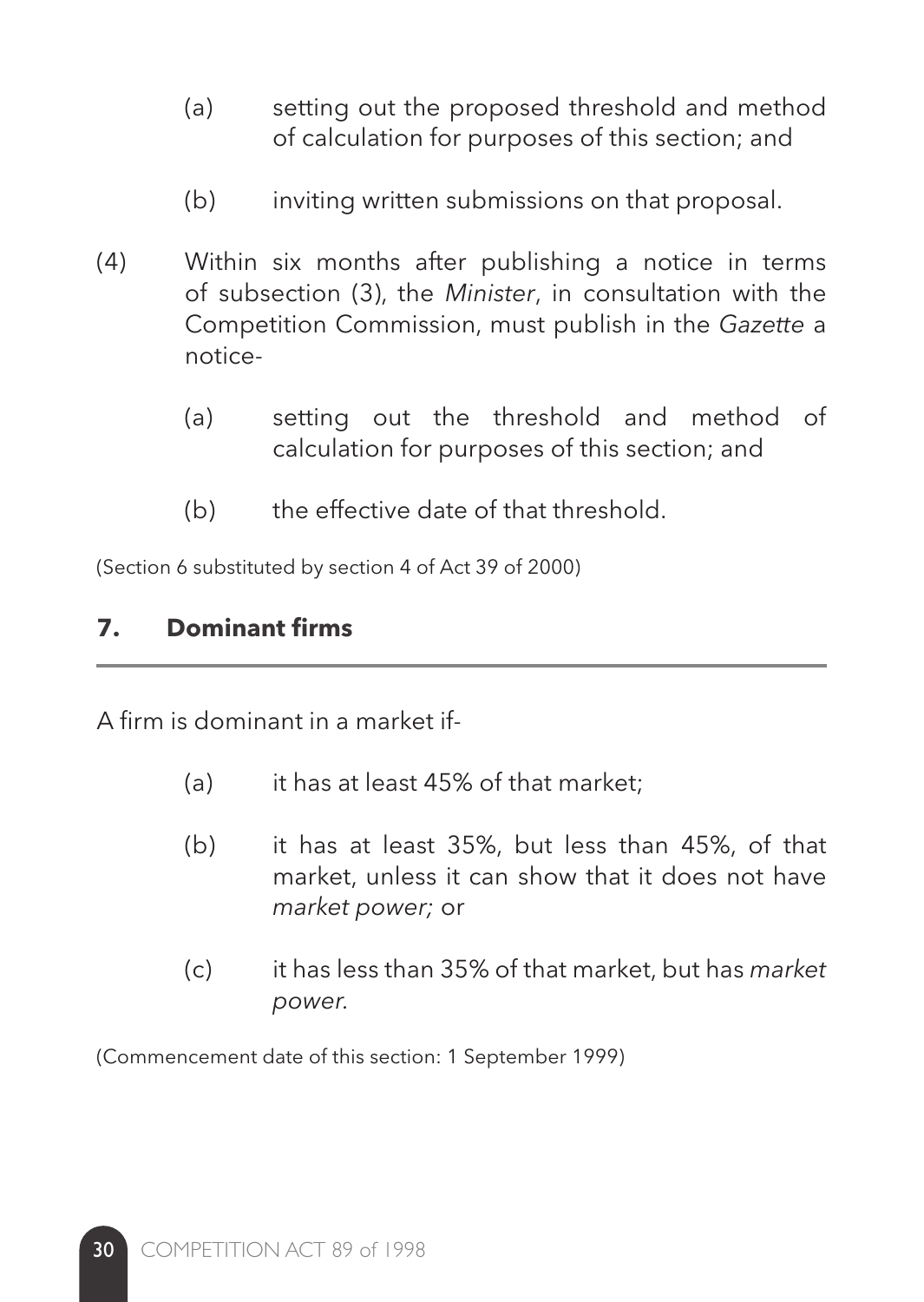(a) setting out the proposed threshold and method of calculation for purposes of this section; and

(b) inviting written submissions on that proposal.

(4) Within six months after publishing a notice in terms of subsection (3), the *Minister*, in consultation with the Competition Commission, must publish in the *Gazette* a notice-

(a) setting out the threshold and method of calculation for purposes of this section; and

(b) the effective date of that threshold.

(Section 6 substituted by section 4 of Act 39 of 2000)

## 7. Dominant firms

A firm is dominant in a market if-

(a) it has at least 45% of that market;

(b) it has at least 35%, but less than 45%, of that market, unless it can show that it does not have *market power;* or

(c) it has less than 35% of that market, but has *market power.*

(Commencement date of this section: 1 September 1999)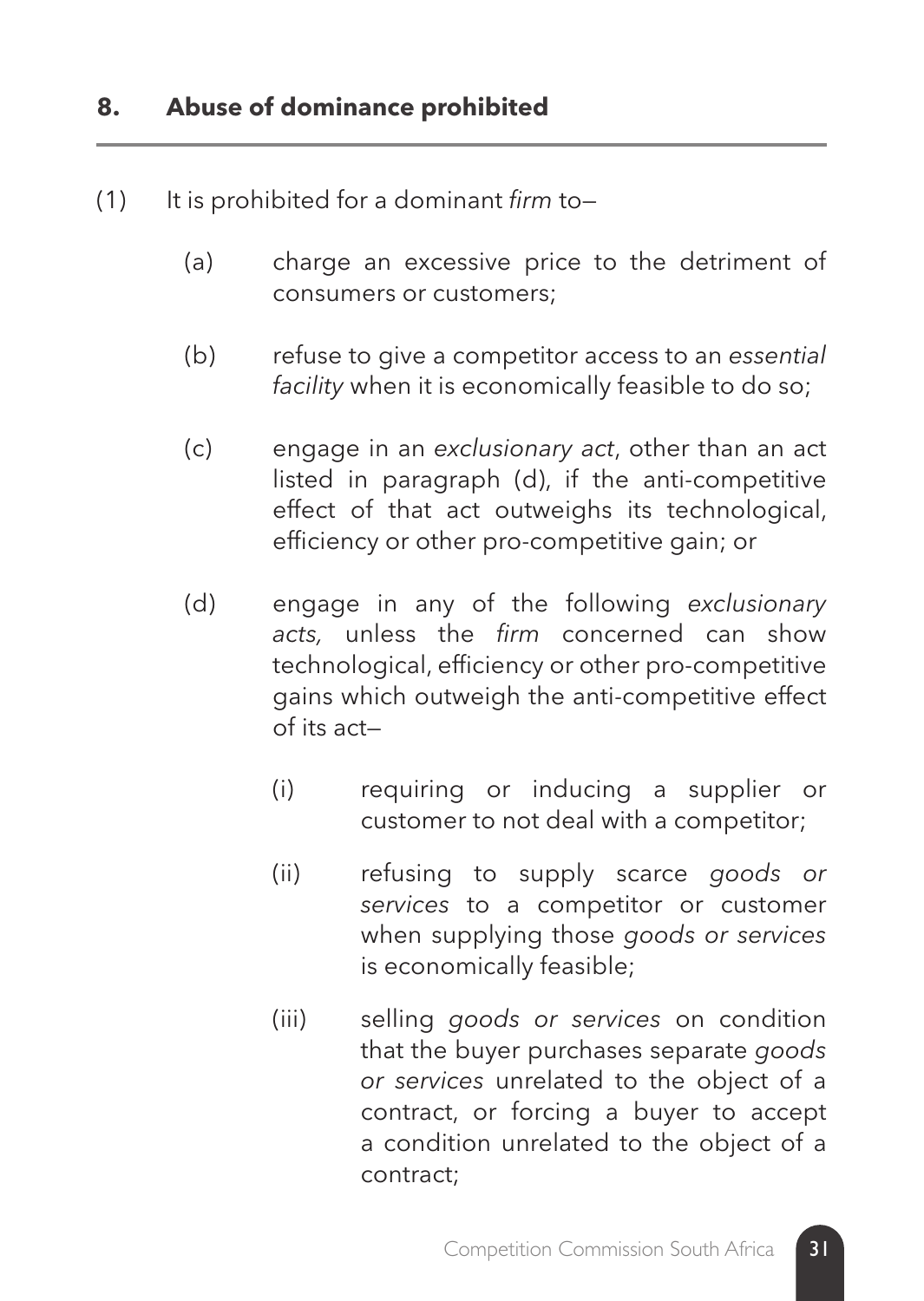## 8. Abuse of dominance prohibited

(1) It is prohibited for a dominant *firm* to—

(a) charge an excessive price to the detriment of consumers or customers;

(b) refuse to give a competitor access to an *essential facility* when it is economically feasible to do so;

(c) engage in an *exclusionary act*, other than an act listed in paragraph (d), if the anti-competitive effect of that act outweighs its technological, efficiency or other pro-competitive gain; or

(d) engage in any of the following *exclusionary acts,* unless the *firm* concerned can show technological, efficiency or other pro-competitive gains which outweigh the anti-competitive effect of its act—

(i) requiring or inducing a supplier or customer to not deal with a competitor;

(ii) refusing to supply scarce *goods or services* to a competitor or customer when supplying those *goods or services* is economically feasible;

(iii) selling *goods or services* on condition that the buyer purchases separate *goods or services* unrelated to the object of a contract, or forcing a buyer to accept a condition unrelated to the object of a contract;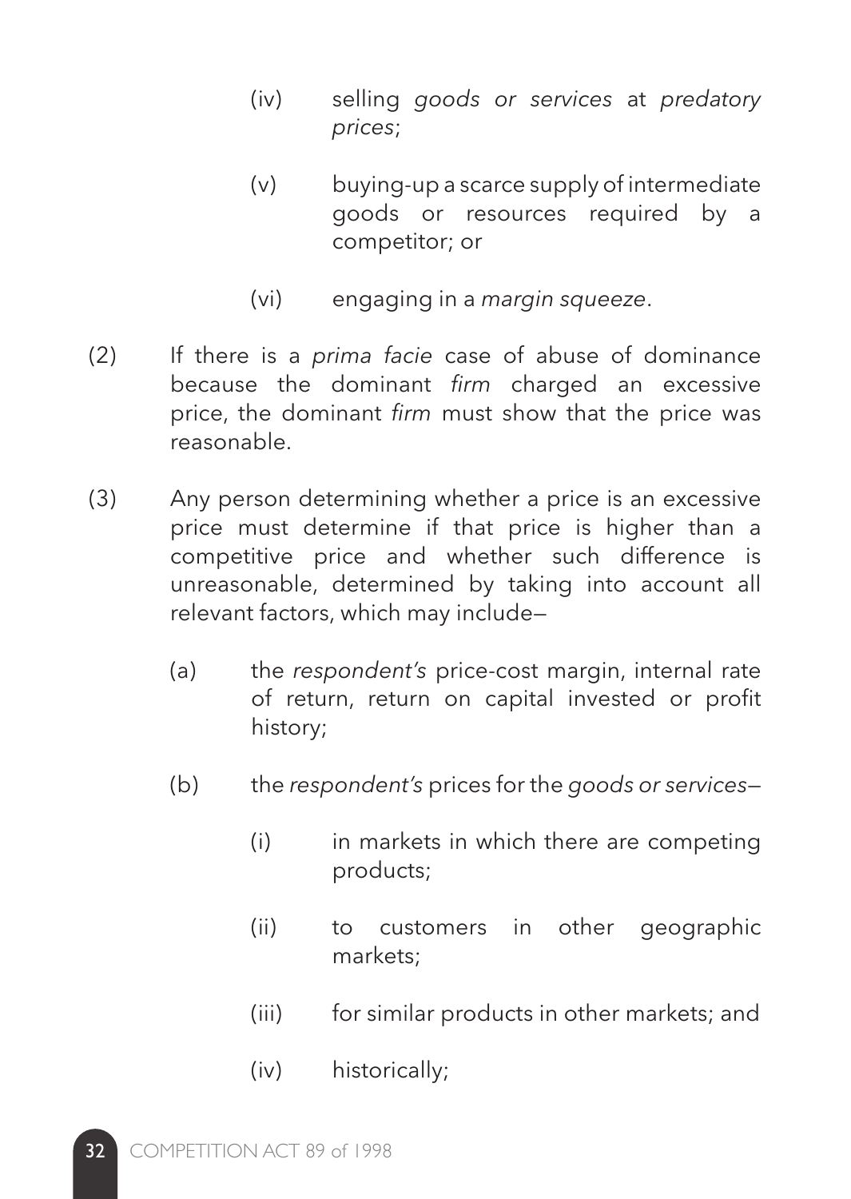(iv) selling *goods or services* at *predatory prices*;

(v) buying-up a scarce supply of intermediate goods or resources required by a competitor; or

(vi) engaging in a *margin squeeze*.

(2) If there is a *prima facie* case of abuse of dominance because the dominant *firm* charged an excessive price, the dominant *firm* must show that the price was reasonable.

(3) Any person determining whether a price is an excessive price must determine if that price is higher than a competitive price and whether such difference is unreasonable, determined by taking into account all relevant factors, which may include—

(a) the *respondent's* price-cost margin, internal rate of return, return on capital invested or profit history;

(b) the *respondent's* prices for the *goods or services*—

(i) in markets in which there are competing products;

(ii) to customers in other geographic markets;

(iii) for similar products in other markets; and

(iv) historically;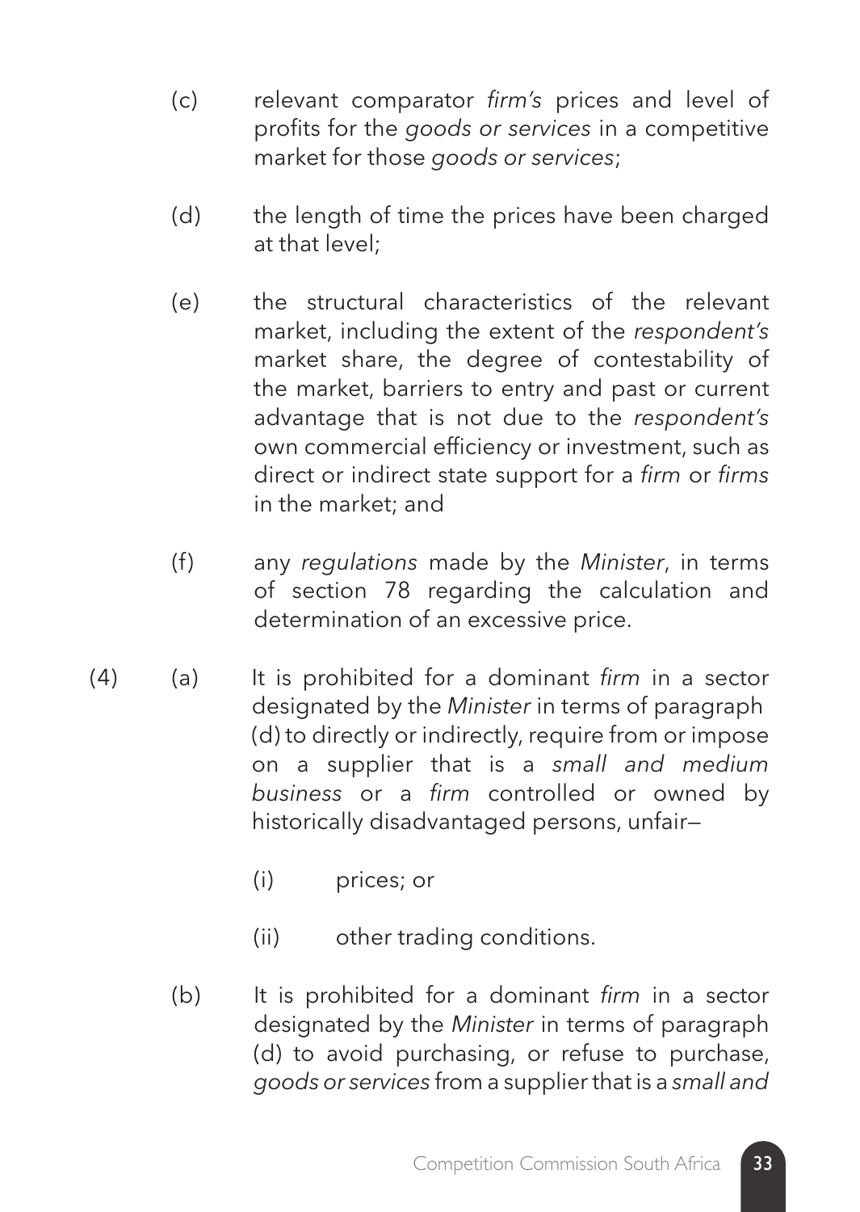(c) relevant comparator *firm's* prices and level of profits for the *goods or services* in a competitive market for those *goods or services*;

(d) the length of time the prices have been charged at that level;

(e) the structural characteristics of the relevant market, including the extent of the *respondent's* market share, the degree of contestability of the market, barriers to entry and past or current advantage that is not due to the *respondent's* own commercial efficiency or investment, such as direct or indirect state support for a *firm* or *firms* in the market; and

(f) any *regulations* made by the *Minister*, in terms of section 78 regarding the calculation and determination of an excessive price.

(4) (a) It is prohibited for a dominant *firm* in a sector designated by the *Minister* in terms of paragraph (d) to directly or indirectly, require from or impose on a supplier that is a *small and medium business* or a *firm* controlled or owned by historically disadvantaged persons, unfair—

(i) prices; or

(ii) other trading conditions.

(b) It is prohibited for a dominant *firm* in a sector designated by the *Minister* in terms of paragraph (d) to avoid purchasing, or refuse to purchase, *goods or services* from a supplier that is a *small and*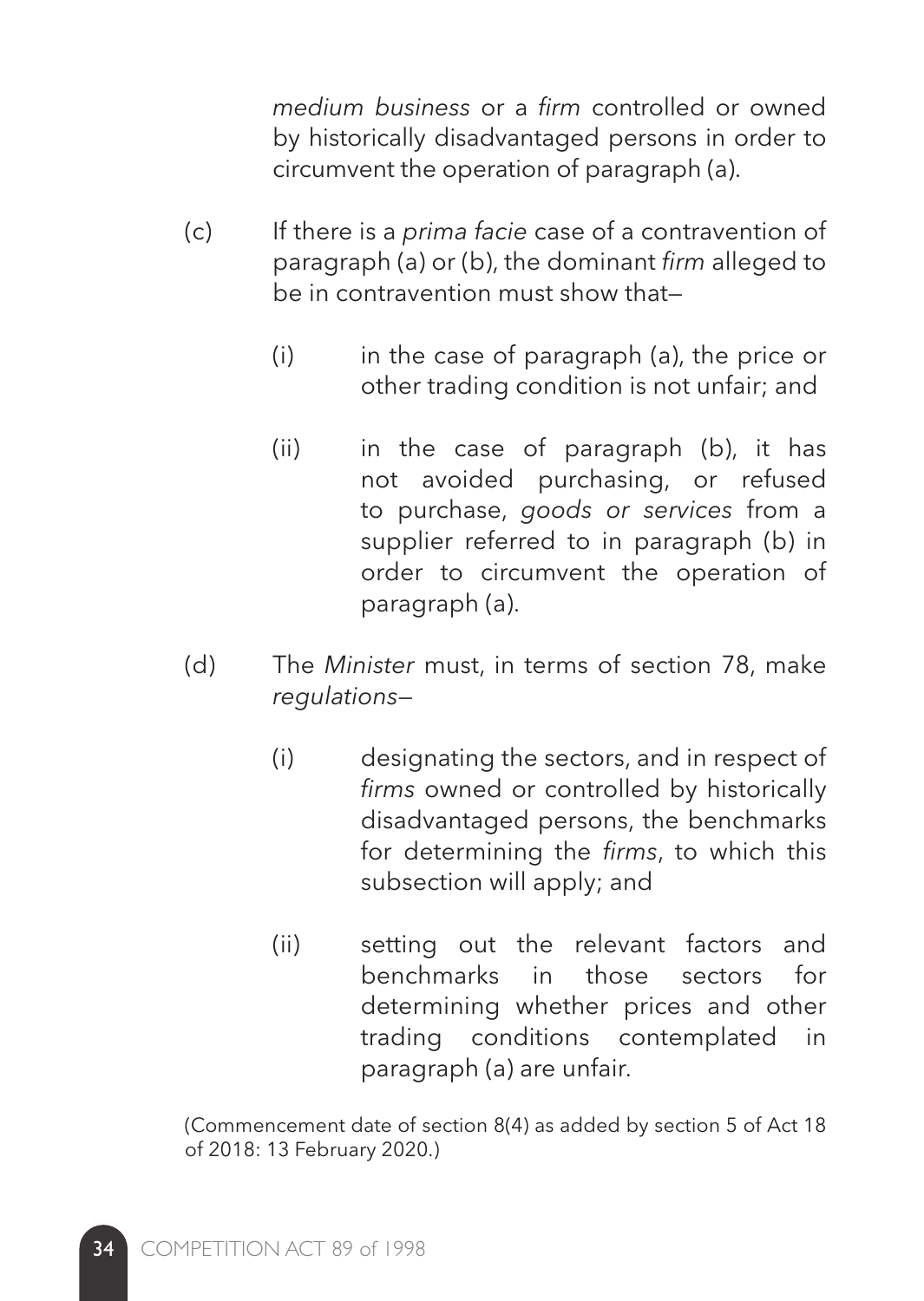*medium business* or a *firm* controlled or owned by historically disadvantaged persons in order to circumvent the operation of paragraph (a).

(c) If there is a *prima facie* case of a contravention of paragraph (a) or (b), the dominant *firm* alleged to be in contravention must show that—

(i) in the case of paragraph (a), the price or other trading condition is not unfair; and

(ii) in the case of paragraph (b), it has not avoided purchasing, or refused to purchase, *goods or services* from a supplier referred to in paragraph (b) in order to circumvent the operation of paragraph (a).

(d) The *Minister* must, in terms of section 78, make *regulations*—

(i) designating the sectors, and in respect of *firms* owned or controlled by historically disadvantaged persons, the benchmarks for determining the *firms*, to which this subsection will apply; and

(ii) setting out the relevant factors and benchmarks in those sectors for determining whether prices and other trading conditions contemplated in paragraph (a) are unfair.

(Commencement date of section 8(4) as added by section 5 of Act 18 of 2018: 13 February 2020.)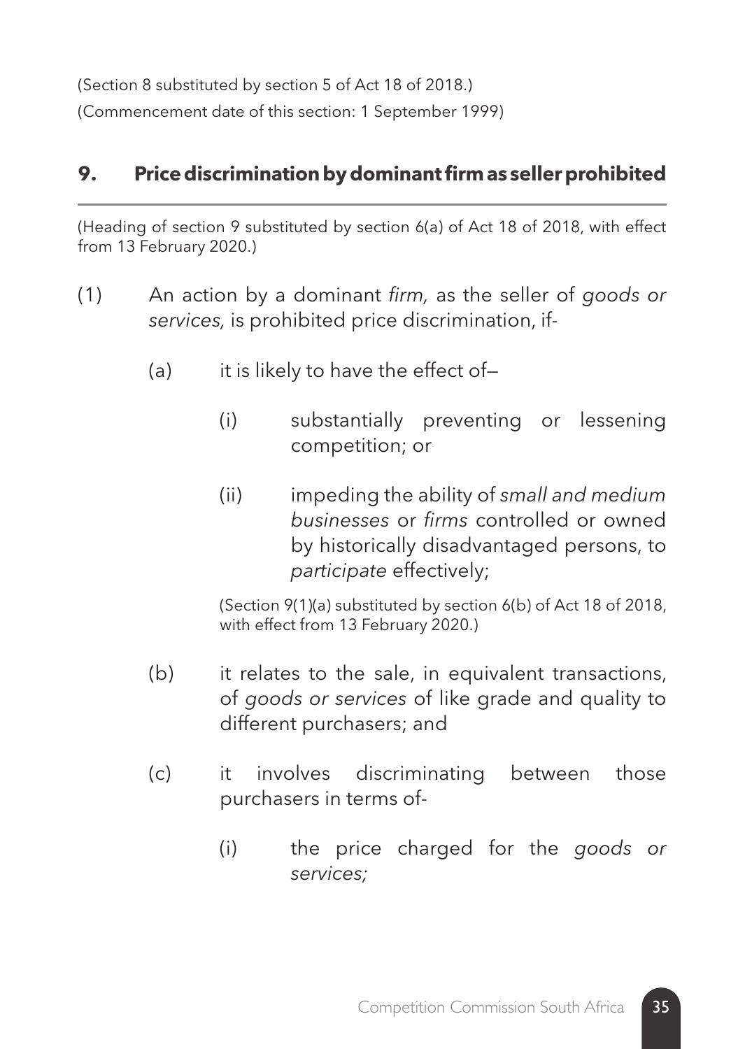(Section 8 substituted by section 5 of Act 18 of 2018.)

(Commencement date of this section: 1 September 1999)

## 9. Price discrimination by dominant firm as seller prohibited

(Heading of section 9 substituted by section 6(a) of Act 18 of 2018, with effect from 13 February 2020.)

(1) An action by a dominant *firm,* as the seller of *goods or services,* is prohibited price discrimination, if-

  (a) it is likely to have the effect of—

    (i) substantially preventing or lessening competition; or

    (ii) impeding the ability of *small and medium businesses* or *firms* controlled or owned by historically disadvantaged persons, to *participate* effectively;

  (Section 9(1)(a) substituted by section 6(b) of Act 18 of 2018, with effect from 13 February 2020.)

  (b) it relates to the sale, in equivalent transactions, of *goods or services* of like grade and quality to different purchasers; and

  (c) it involves discriminating between those purchasers in terms of-

    (i) the price charged for the *goods or services;*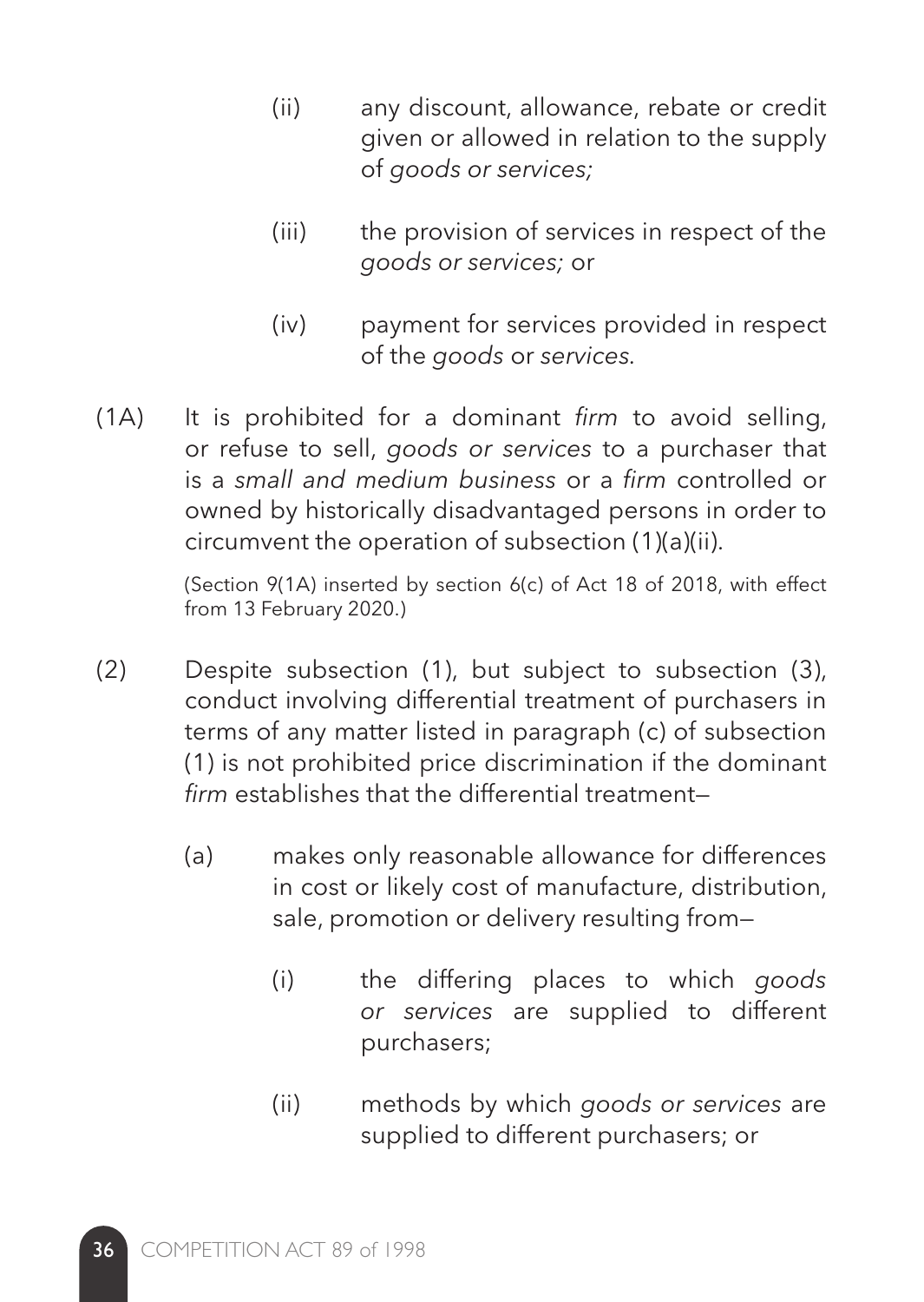(ii) any discount, allowance, rebate or credit given or allowed in relation to the supply of *goods or services;*

(iii) the provision of services in respect of the *goods or services;* or

(iv) payment for services provided in respect of the *goods* or *services.*

(1A) It is prohibited for a dominant *firm* to avoid selling, or refuse to sell, *goods or services* to a purchaser that is a *small and medium business* or a *firm* controlled or owned by historically disadvantaged persons in order to circumvent the operation of subsection (1)(a)(ii).

(Section 9(1A) inserted by section 6(c) of Act 18 of 2018, with effect from 13 February 2020.)

(2) Despite subsection (1), but subject to subsection (3), conduct involving differential treatment of purchasers in terms of any matter listed in paragraph (c) of subsection (1) is not prohibited price discrimination if the dominant *firm* establishes that the differential treatment—

(a) makes only reasonable allowance for differences in cost or likely cost of manufacture, distribution, sale, promotion or delivery resulting from—

(i) the differing places to which *goods or services* are supplied to different purchasers;

(ii) methods by which *goods or services* are supplied to different purchasers; or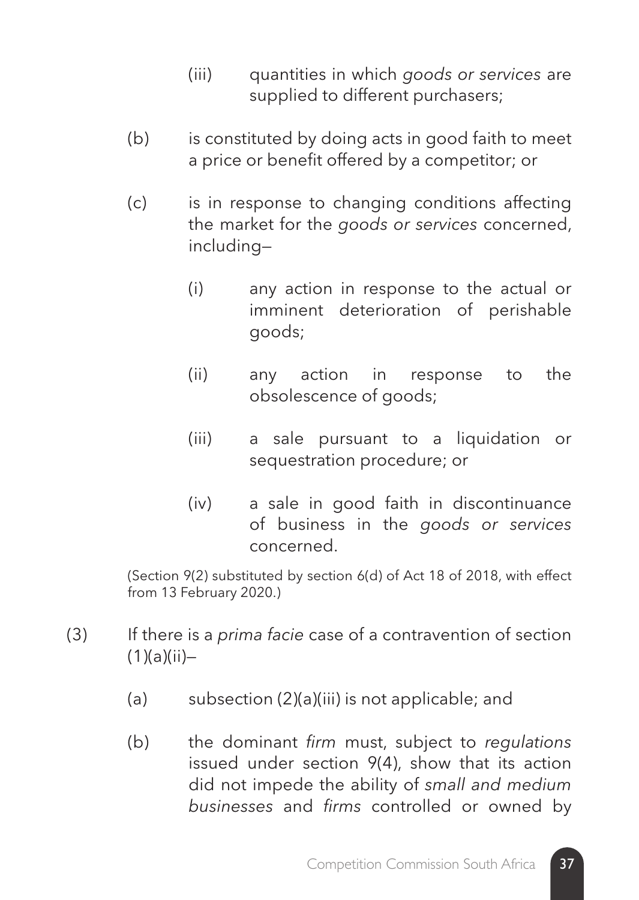(iii) quantities in which *goods or services* are supplied to different purchasers;

(b) is constituted by doing acts in good faith to meet a price or benefit offered by a competitor; or

(c) is in response to changing conditions affecting the market for the *goods or services* concerned, including—

(i) any action in response to the actual or imminent deterioration of perishable goods;

(ii) any action in response to the obsolescence of goods;

(iii) a sale pursuant to a liquidation or sequestration procedure; or

(iv) a sale in good faith in discontinuance of business in the *goods or services* concerned.

(Section 9(2) substituted by section 6(d) of Act 18 of 2018, with effect from 13 February 2020.)

(3) If there is a *prima facie* case of a contravention of section (1)(a)(ii)—

(a) subsection (2)(a)(iii) is not applicable; and

(b) the dominant *firm* must, subject to *regulations* issued under section 9(4), show that its action did not impede the ability of *small and medium businesses* and *firms* controlled or owned by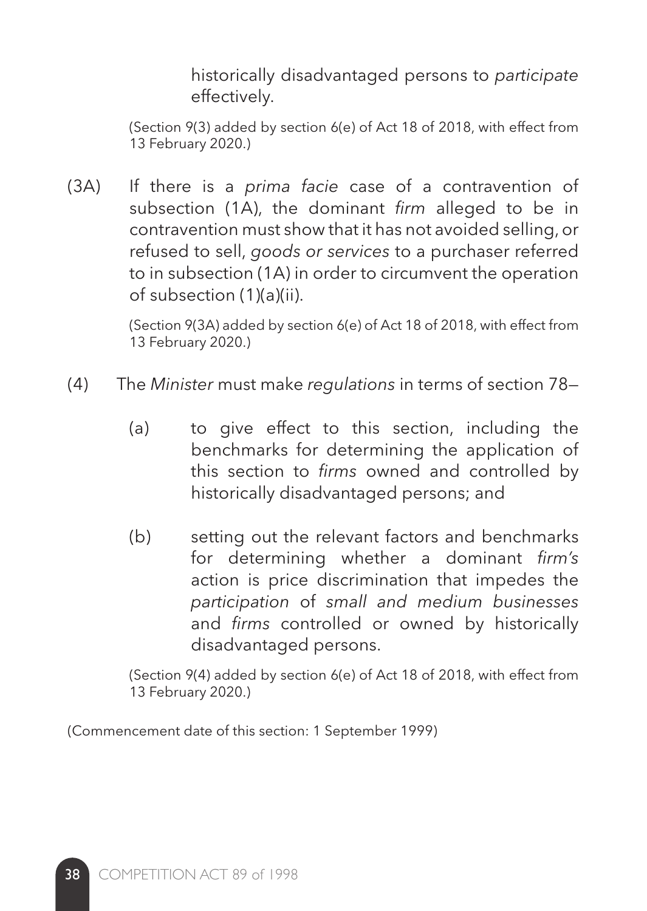historically disadvantaged persons to *participate* effectively.

(Section 9(3) added by section 6(e) of Act 18 of 2018, with effect from 13 February 2020.)

(3A) If there is a *prima facie* case of a contravention of subsection (1A), the dominant *firm* alleged to be in contravention must show that it has not avoided selling, or refused to sell, *goods or services* to a purchaser referred to in subsection (1A) in order to circumvent the operation of subsection (1)(a)(ii).

(Section 9(3A) added by section 6(e) of Act 18 of 2018, with effect from 13 February 2020.)

(4) The *Minister* must make *regulations* in terms of section 78—

(a) to give effect to this section, including the benchmarks for determining the application of this section to *firms* owned and controlled by historically disadvantaged persons; and

(b) setting out the relevant factors and benchmarks for determining whether a dominant *firm's* action is price discrimination that impedes the *participation* of *small and medium businesses* and *firms* controlled or owned by historically disadvantaged persons.

(Section 9(4) added by section 6(e) of Act 18 of 2018, with effect from 13 February 2020.)

(Commencement date of this section: 1 September 1999)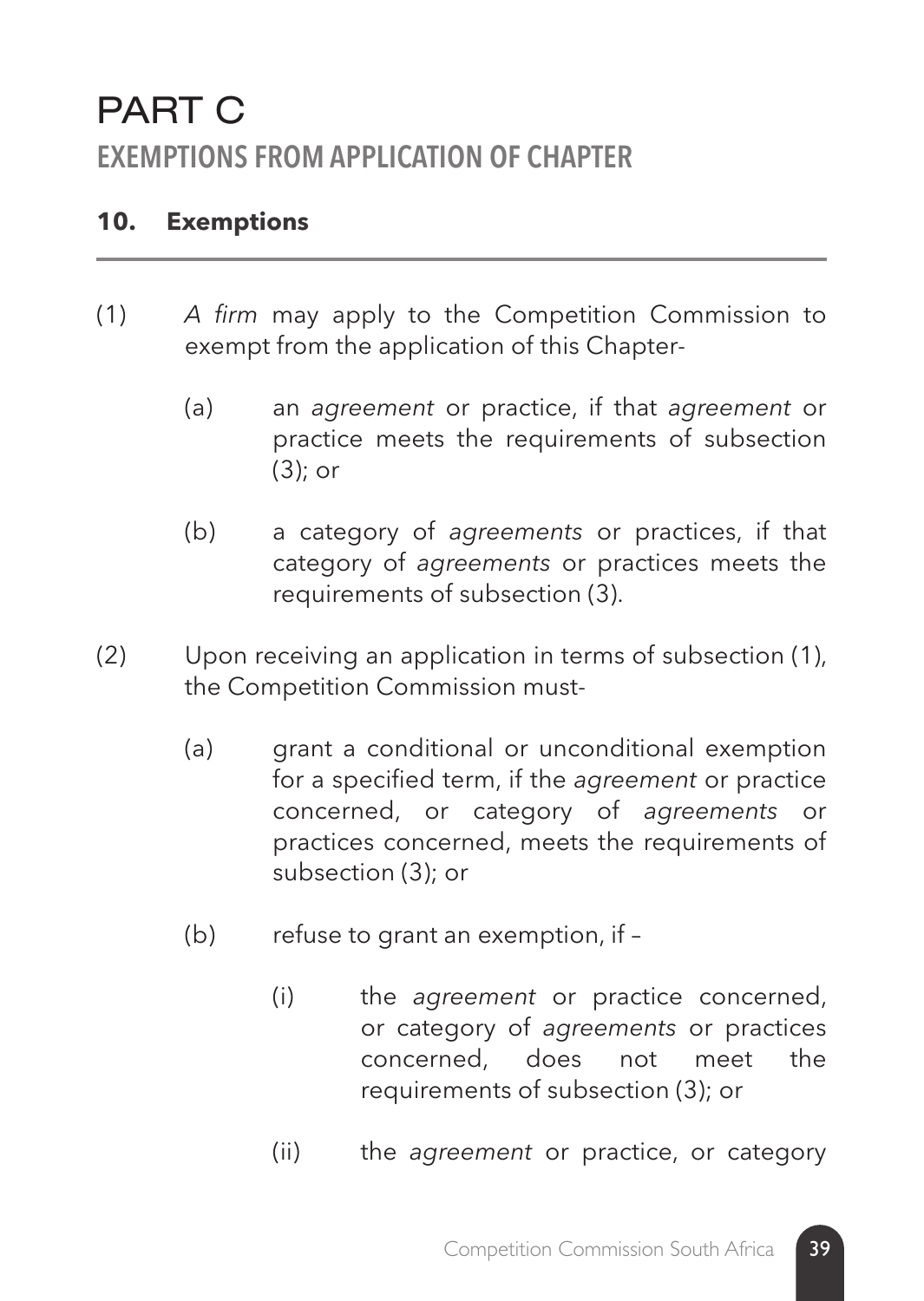# PART C

## EXEMPTIONS FROM APPLICATION OF CHAPTER

### 10. Exemptions

(1) *A firm* may apply to the Competition Commission to exempt from the application of this Chapter-

(a) an *agreement* or practice, if that *agreement* or practice meets the requirements of subsection (3); or

(b) a category of *agreements* or practices, if that category of *agreements* or practices meets the requirements of subsection (3).

(2) Upon receiving an application in terms of subsection (1), the Competition Commission must-

(a) grant a conditional or unconditional exemption for a specified term, if the *agreement* or practice concerned, or category of *agreements* or practices concerned, meets the requirements of subsection (3); or

(b) refuse to grant an exemption, if –

(i) the *agreement* or practice concerned, or category of *agreements* or practices concerned, does not meet the requirements of subsection (3); or

(ii) the *agreement* or practice, or category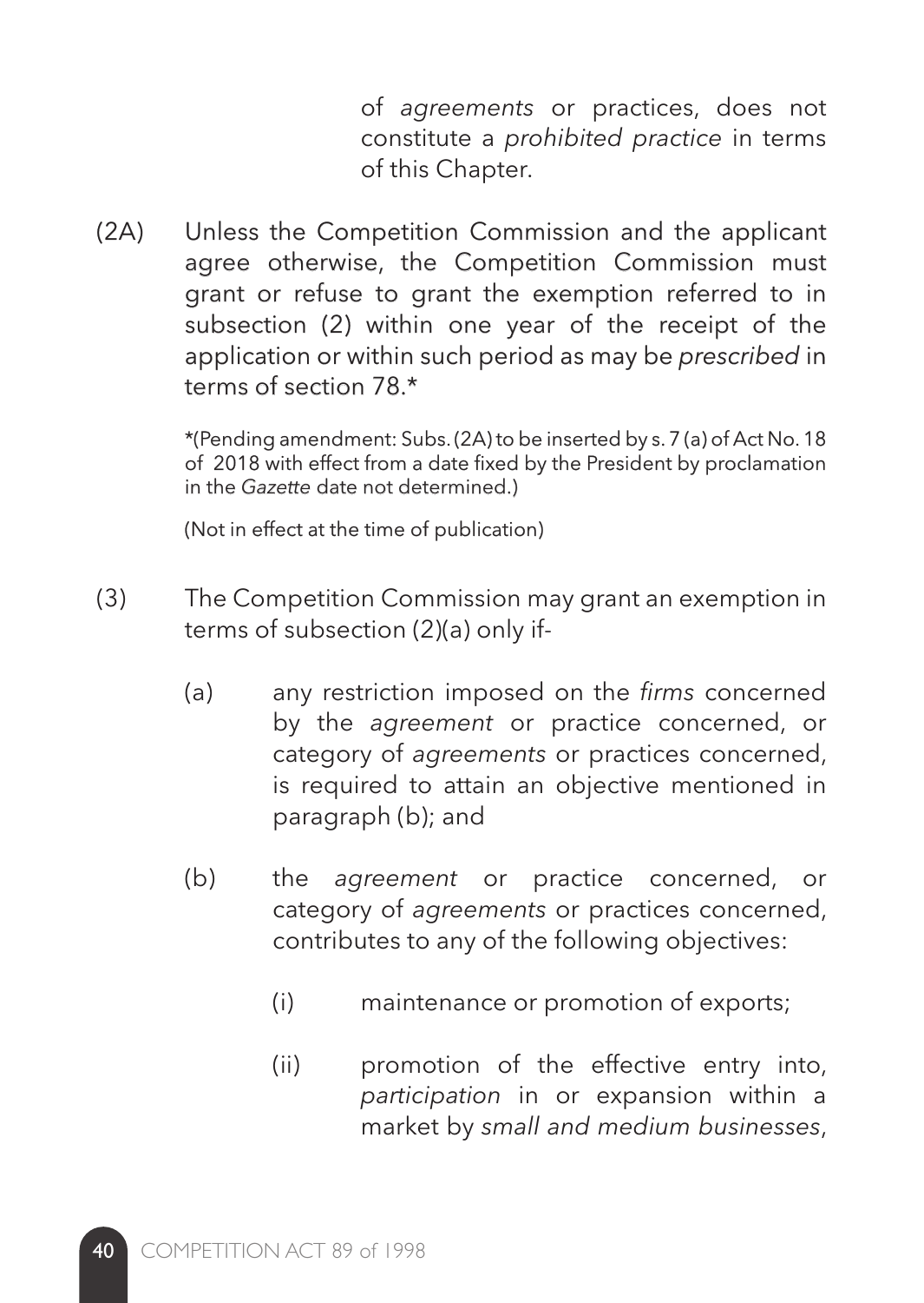of *agreements* or practices, does not constitute a *prohibited practice* in terms of this Chapter.

(2A) Unless the Competition Commission and the applicant agree otherwise, the Competition Commission must grant or refuse to grant the exemption referred to in subsection (2) within one year of the receipt of the application or within such period as may be *prescribed* in terms of section 78.*

*(Pending amendment: Subs. (2A) to be inserted by s. 7 (a) of Act No. 18 of 2018 with effect from a date fixed by the President by proclamation in the *Gazette* date not determined.)

(Not in effect at the time of publication)

(3) The Competition Commission may grant an exemption in terms of subsection (2)(a) only if-

(a) any restriction imposed on the *firms* concerned by the *agreement* or practice concerned, or category of *agreements* or practices concerned, is required to attain an objective mentioned in paragraph (b); and

(b) the *agreement* or practice concerned, or category of *agreements* or practices concerned, contributes to any of the following objectives:

(i) maintenance or promotion of exports;

(ii) promotion of the effective entry into, *participation* in or expansion within a market by *small and medium businesses*,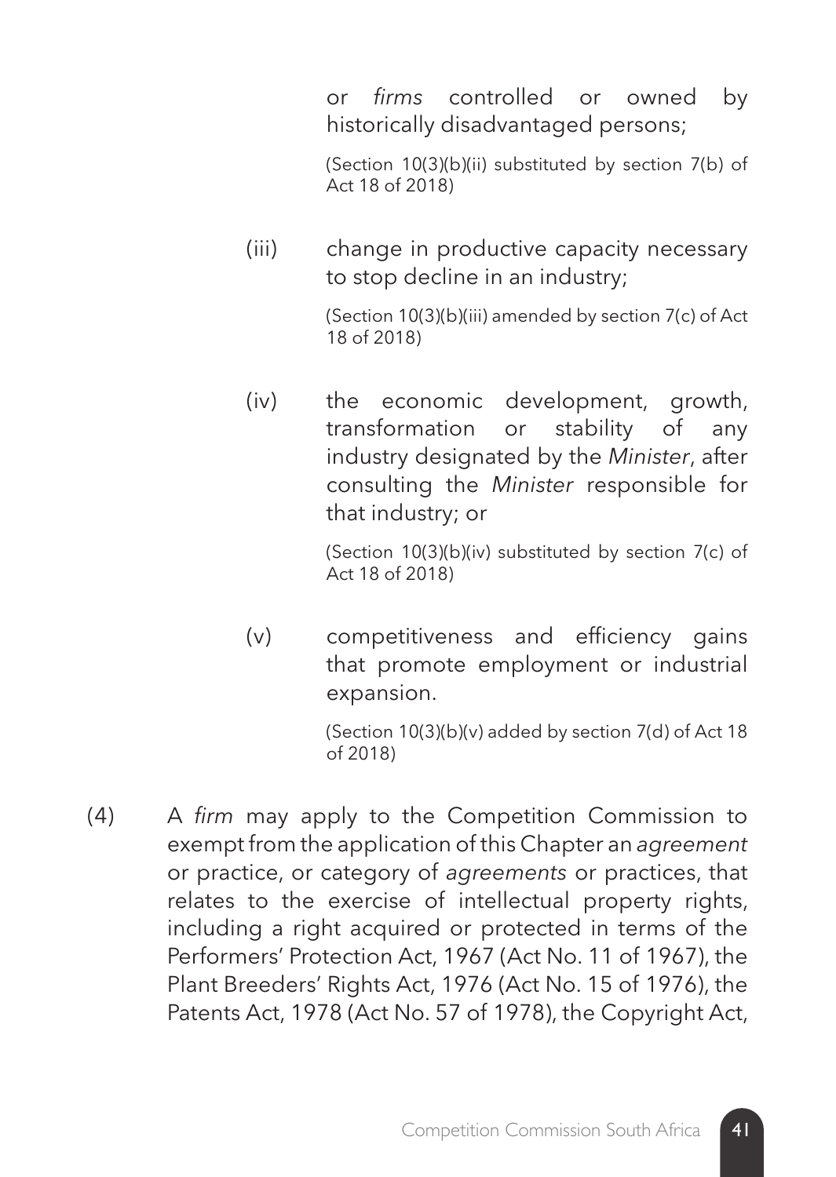or *firms* controlled or owned by historically disadvantaged persons;

(Section 10(3)(b)(ii) substituted by section 7(b) of Act 18 of 2018)

(iii) change in productive capacity necessary to stop decline in an industry;

(Section 10(3)(b)(iii) amended by section 7(c) of Act 18 of 2018)

(iv) the economic development, growth, transformation or stability of any industry designated by the *Minister*, after consulting the *Minister* responsible for that industry; or

(Section 10(3)(b)(iv) substituted by section 7(c) of Act 18 of 2018)

(v) competitiveness and efficiency gains that promote employment or industrial expansion.

(Section 10(3)(b)(v) added by section 7(d) of Act 18 of 2018)

(4) A *firm* may apply to the Competition Commission to exempt from the application of this Chapter an *agreement* or practice, or category of *agreements* or practices, that relates to the exercise of intellectual property rights, including a right acquired or protected in terms of the Performers' Protection Act, 1967 (Act No. 11 of 1967), the Plant Breeders' Rights Act, 1976 (Act No. 15 of 1976), the Patents Act, 1978 (Act No. 57 of 1978), the Copyright Act,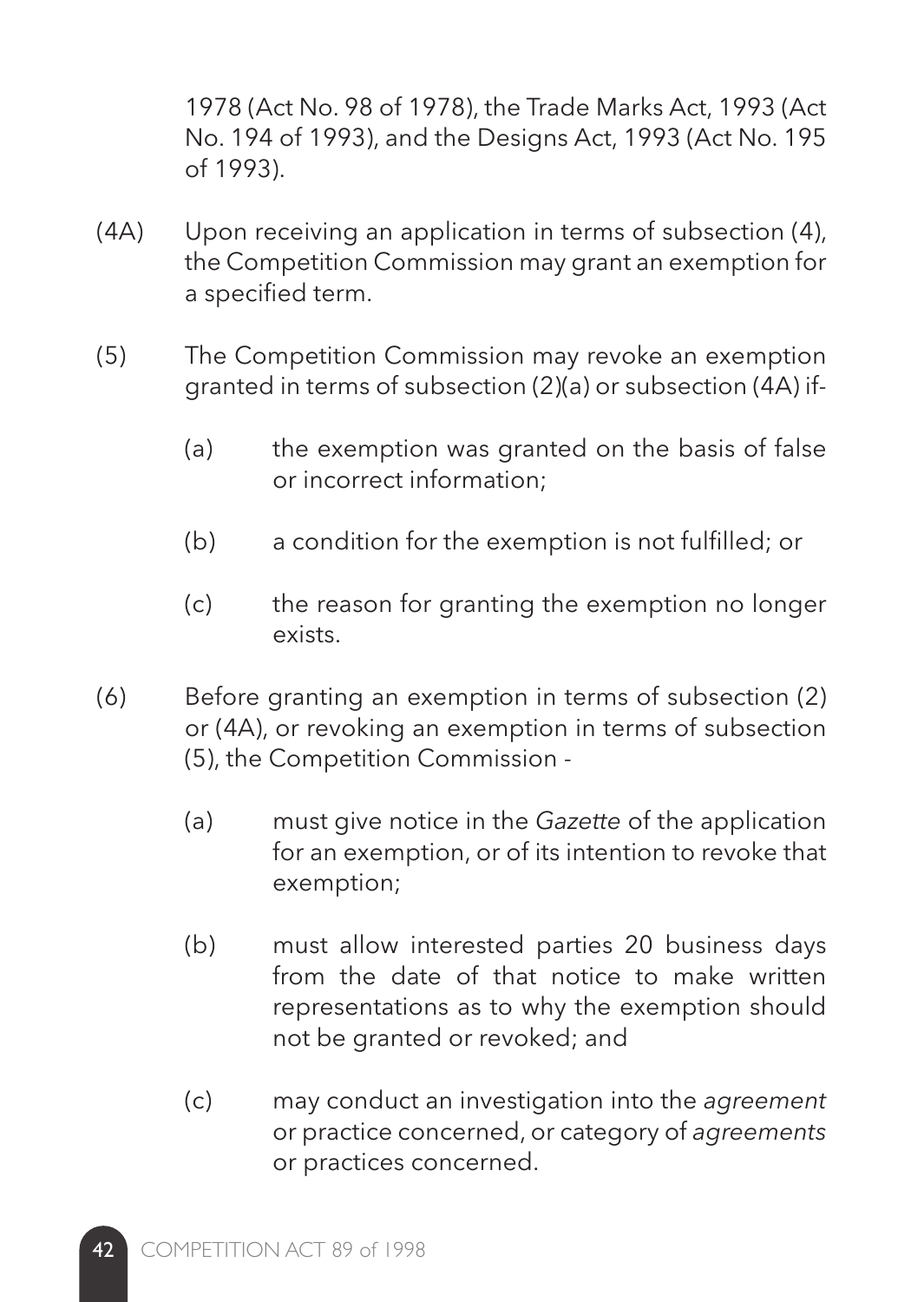1978 (Act No. 98 of 1978), the Trade Marks Act, 1993 (Act No. 194 of 1993), and the Designs Act, 1993 (Act No. 195 of 1993).

(4A) Upon receiving an application in terms of subsection (4), the Competition Commission may grant an exemption for a specified term.

(5) The Competition Commission may revoke an exemption granted in terms of subsection (2)(a) or subsection (4A) if-

- (a) the exemption was granted on the basis of false or incorrect information;
- (b) a condition for the exemption is not fulfilled; or
- (c) the reason for granting the exemption no longer exists.

(6) Before granting an exemption in terms of subsection (2) or (4A), or revoking an exemption in terms of subsection (5), the Competition Commission -

- (a) must give notice in the *Gazette* of the application for an exemption, or of its intention to revoke that exemption;
- (b) must allow interested parties 20 business days from the date of that notice to make written representations as to why the exemption should not be granted or revoked; and
- (c) may conduct an investigation into the *agreement* or practice concerned, or category of *agreements* or practices concerned.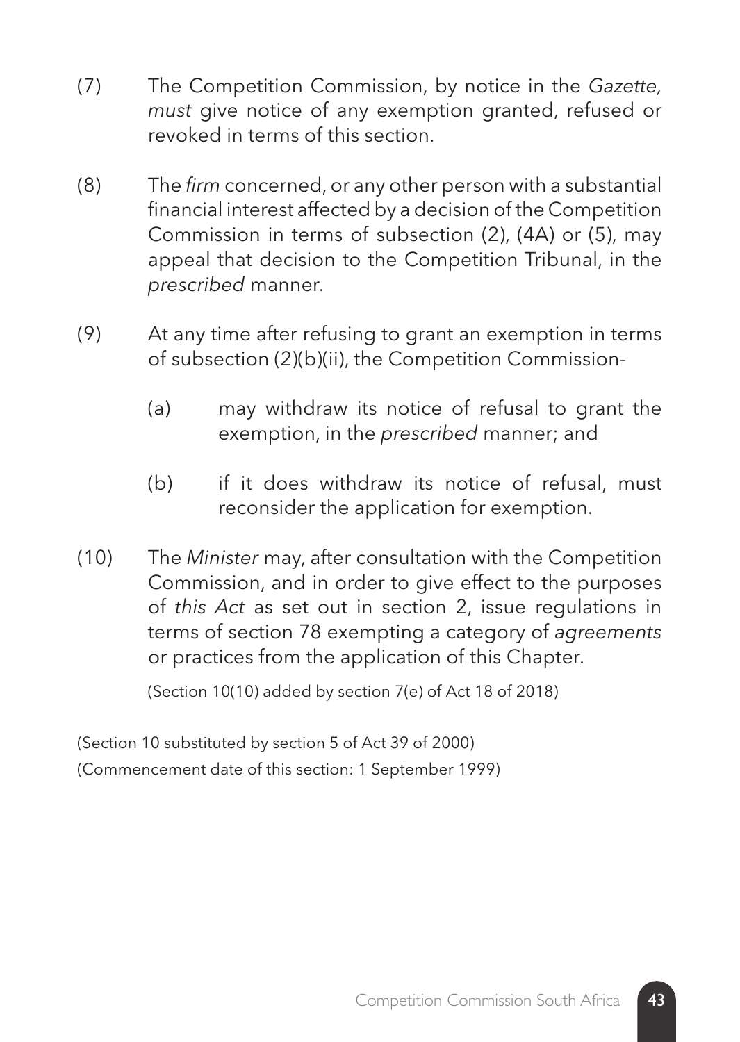(7) The Competition Commission, by notice in the *Gazette, must* give notice of any exemption granted, refused or revoked in terms of this section.

(8) The *firm* concerned, or any other person with a substantial financial interest affected by a decision of the Competition Commission in terms of subsection (2), (4A) or (5), may appeal that decision to the Competition Tribunal, in the *prescribed* manner.

(9) At any time after refusing to grant an exemption in terms of subsection (2)(b)(ii), the Competition Commission-

(a) may withdraw its notice of refusal to grant the exemption, in the *prescribed* manner; and

(b) if it does withdraw its notice of refusal, must reconsider the application for exemption.

(10) The *Minister* may, after consultation with the Competition Commission, and in order to give effect to the purposes of *this Act* as set out in section 2, issue regulations in terms of section 78 exempting a category of *agreements* or practices from the application of this Chapter.

(Section 10(10) added by section 7(e) of Act 18 of 2018)

(Section 10 substituted by section 5 of Act 39 of 2000)

(Commencement date of this section: 1 September 1999)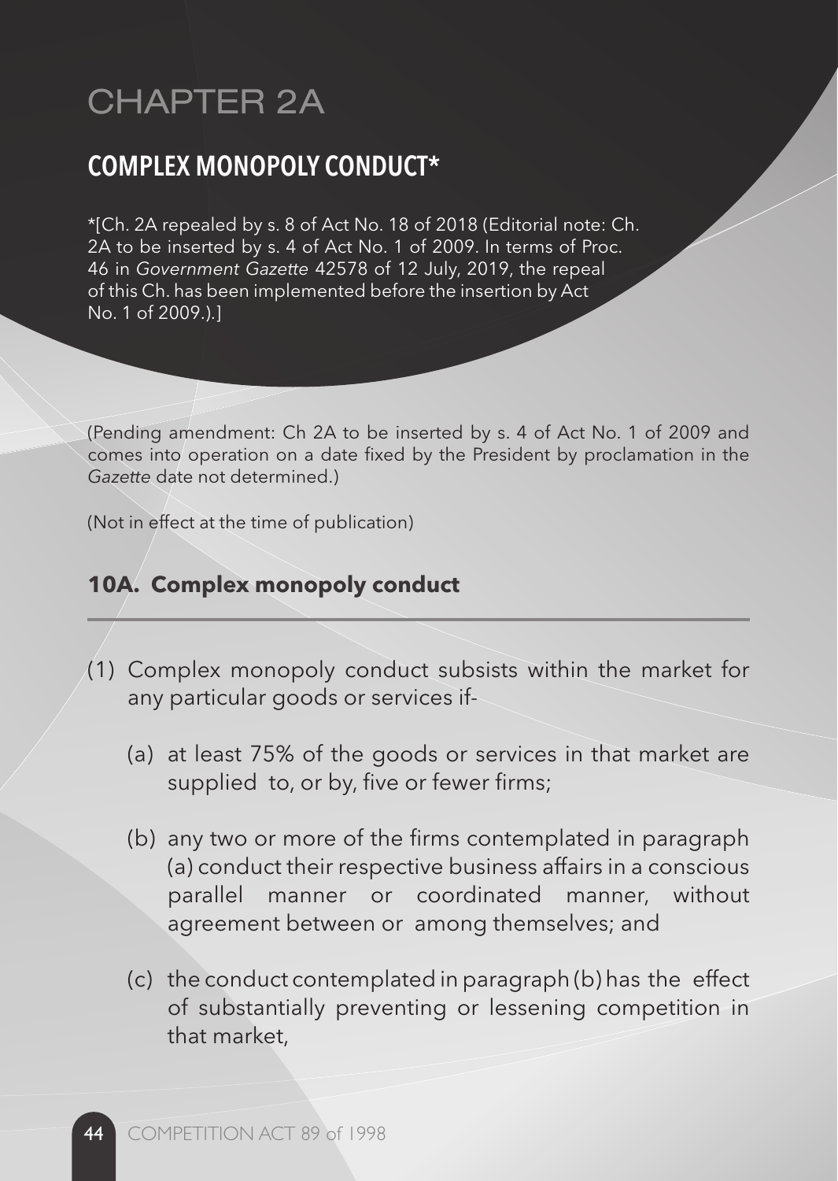# CHAPTER 2A

## COMPLEX MONOPOLY CONDUCT*

*[Ch. 2A repealed by s. 8 of Act No. 18 of 2018 (Editorial note: Ch. 2A to be inserted by s. 4 of Act No. 1 of 2009. In terms of Proc. 46 in *Government Gazette* 42578 of 12 July, 2019, the repeal of this Ch. has been implemented before the insertion by Act No. 1 of 2009.).]

(Pending amendment: Ch 2A to be inserted by s. 4 of Act No. 1 of 2009 and comes into operation on a date fixed by the President by proclamation in the *Gazette* date not determined.)

(Not in effect at the time of publication)

### 10A. Complex monopoly conduct

(1) Complex monopoly conduct subsists within the market for any particular goods or services if-

  (a) at least 75% of the goods or services in that market are supplied to, or by, five or fewer firms;

  (b) any two or more of the firms contemplated in paragraph (a) conduct their respective business affairs in a conscious parallel manner or coordinated manner, without agreement between or among themselves; and

  (c) the conduct contemplated in paragraph (b) has the effect of substantially preventing or lessening competition in that market,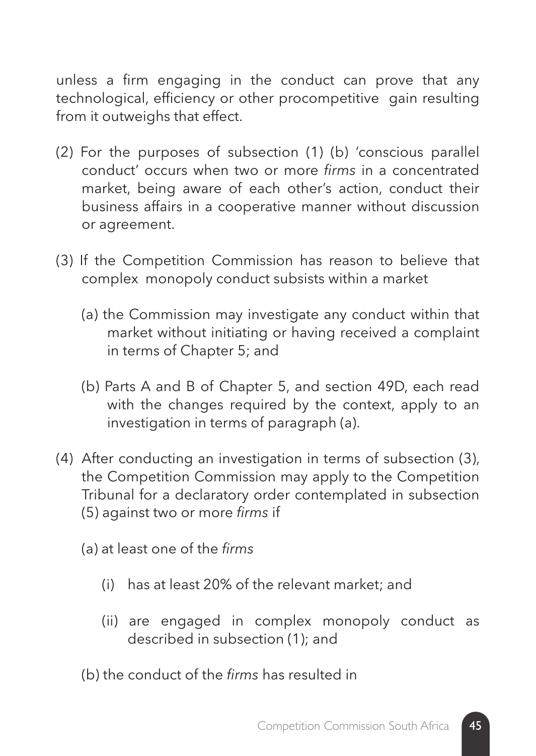unless a firm engaging in the conduct can prove that any technological, efficiency or other procompetitive gain resulting from it outweighs that effect.

(2) For the purposes of subsection (1) (b) 'conscious parallel conduct' occurs when two or more *firms* in a concentrated market, being aware of each other's action, conduct their business affairs in a cooperative manner without discussion or agreement.

(3) If the Competition Commission has reason to believe that complex monopoly conduct subsists within a market

(a) the Commission may investigate any conduct within that market without initiating or having received a complaint in terms of Chapter 5; and

(b) Parts A and B of Chapter 5, and section 49D, each read with the changes required by the context, apply to an investigation in terms of paragraph (a).

(4) After conducting an investigation in terms of subsection (3), the Competition Commission may apply to the Competition Tribunal for a declaratory order contemplated in subsection (5) against two or more *firms* if

(a) at least one of the *firms*

(i) has at least 20% of the relevant market; and

(ii) are engaged in complex monopoly conduct as described in subsection (1); and

(b) the conduct of the *firms* has resulted in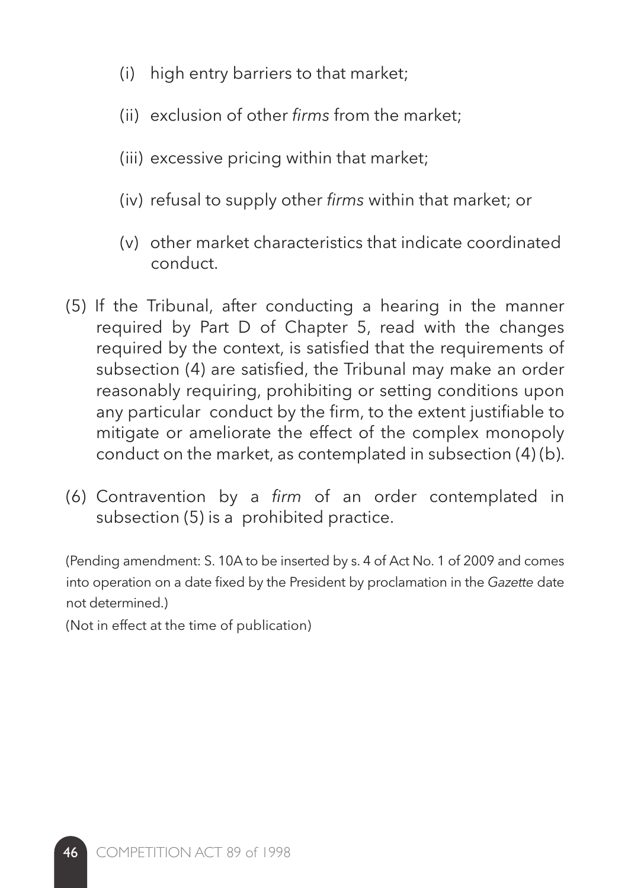(i) high entry barriers to that market;

(ii) exclusion of other *firms* from the market;

(iii) excessive pricing within that market;

(iv) refusal to supply other *firms* within that market; or

(v) other market characteristics that indicate coordinated conduct.

(5) If the Tribunal, after conducting a hearing in the manner required by Part D of Chapter 5, read with the changes required by the context, is satisfied that the requirements of subsection (4) are satisfied, the Tribunal may make an order reasonably requiring, prohibiting or setting conditions upon any particular conduct by the firm, to the extent justifiable to mitigate or ameliorate the effect of the complex monopoly conduct on the market, as contemplated in subsection (4) (b).

(6) Contravention by a *firm* of an order contemplated in subsection (5) is a prohibited practice.

(Pending amendment: S. 10A to be inserted by s. 4 of Act No. 1 of 2009 and comes into operation on a date fixed by the President by proclamation in the *Gazette* date not determined.)

(Not in effect at the time of publication)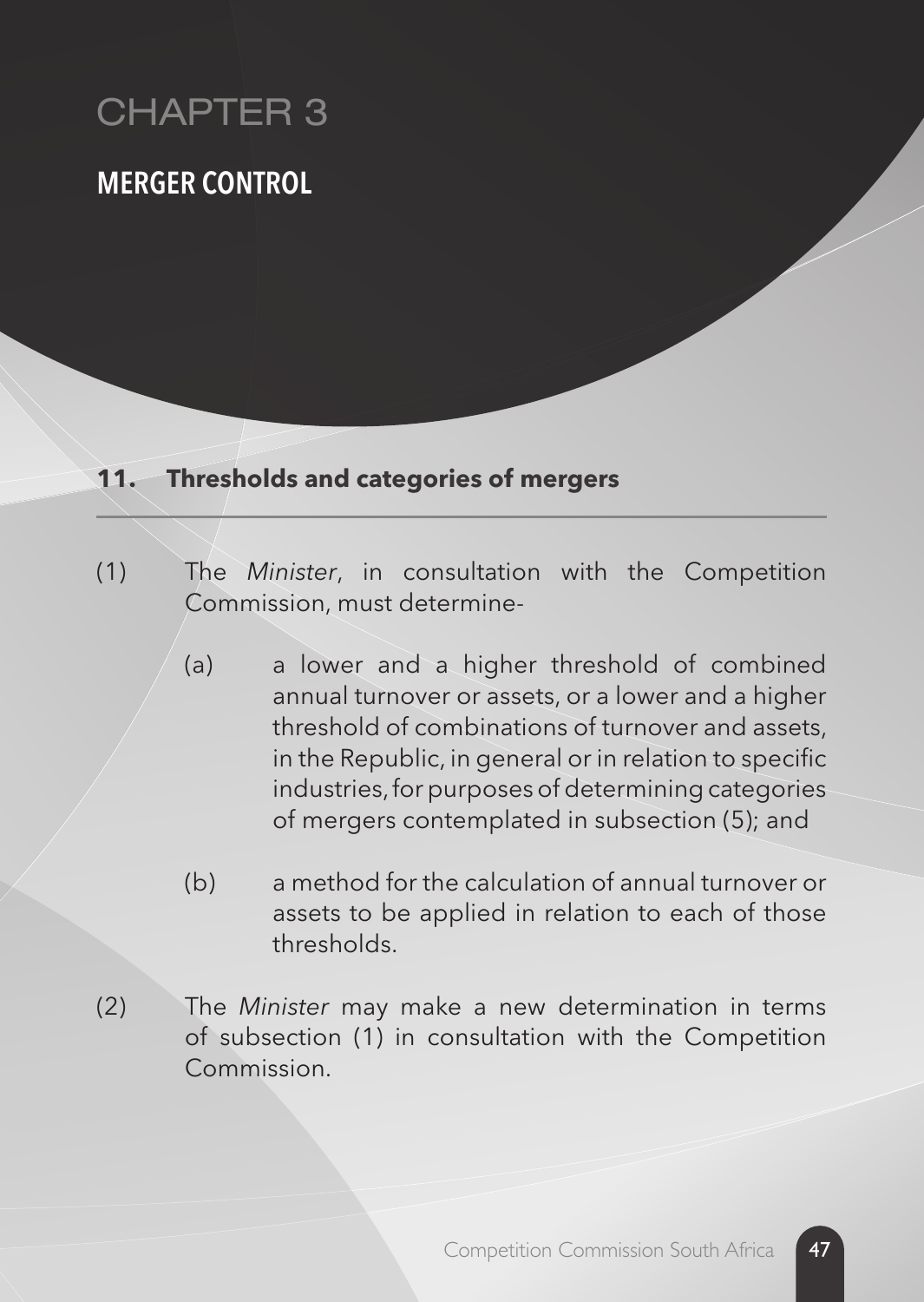# CHAPTER 3

## MERGER CONTROL

### 11. Thresholds and categories of mergers

(1) The *Minister*, in consultation with the Competition Commission, must determine-

(a) a lower and a higher threshold of combined annual turnover or assets, or a lower and a higher threshold of combinations of turnover and assets, in the Republic, in general or in relation to specific industries, for purposes of determining categories of mergers contemplated in subsection (5); and

(b) a method for the calculation of annual turnover or assets to be applied in relation to each of those thresholds.

(2) The *Minister* may make a new determination in terms of subsection (1) in consultation with the Competition Commission.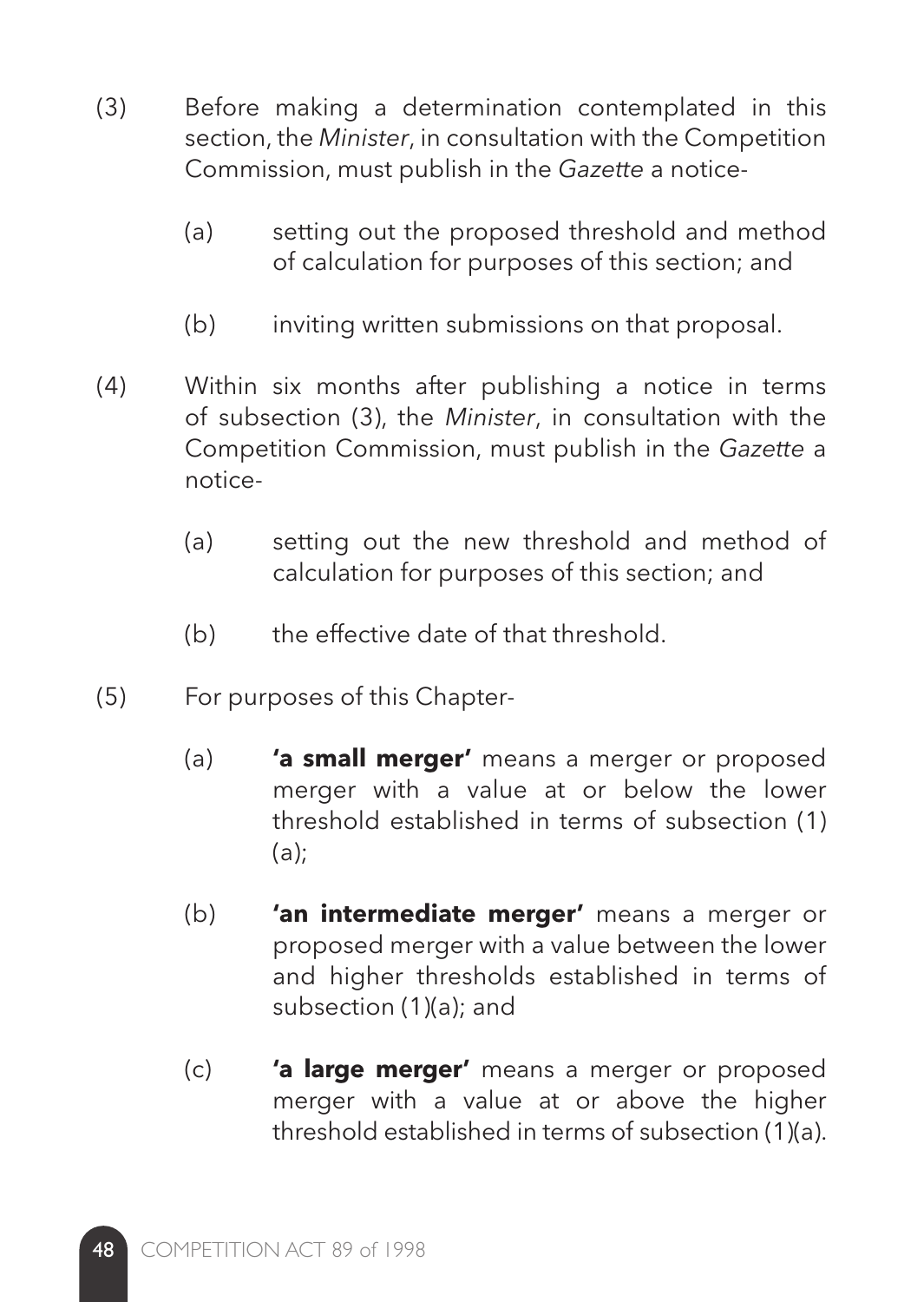(3) Before making a determination contemplated in this section, the *Minister*, in consultation with the Competition Commission, must publish in the *Gazette* a notice-

   (a) setting out the proposed threshold and method of calculation for purposes of this section; and

   (b) inviting written submissions on that proposal.

(4) Within six months after publishing a notice in terms of subsection (3), the *Minister*, in consultation with the Competition Commission, must publish in the *Gazette* a notice-

   (a) setting out the new threshold and method of calculation for purposes of this section; and

   (b) the effective date of that threshold.

(5) For purposes of this Chapter-

   (a) **'a small merger'** means a merger or proposed merger with a value at or below the lower threshold established in terms of subsection (1)(a);

   (b) **'an intermediate merger'** means a merger or proposed merger with a value between the lower and higher thresholds established in terms of subsection (1)(a); and

   (c) **'a large merger'** means a merger or proposed merger with a value at or above the higher threshold established in terms of subsection (1)(a).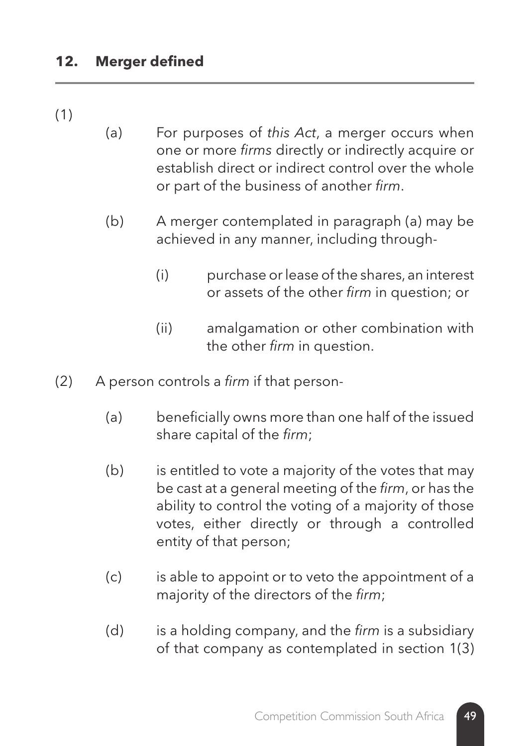## 12. Merger defined

(1)

(a) For purposes of *this Act*, a merger occurs when one or more *firms* directly or indirectly acquire or establish direct or indirect control over the whole or part of the business of another *firm*.

(b) A merger contemplated in paragraph (a) may be achieved in any manner, including through-

(i) purchase or lease of the shares, an interest or assets of the other *firm* in question; or

(ii) amalgamation or other combination with the other *firm* in question.

(2) A person controls a *firm* if that person-

(a) beneficially owns more than one half of the issued share capital of the *firm*;

(b) is entitled to vote a majority of the votes that may be cast at a general meeting of the *firm*, or has the ability to control the voting of a majority of those votes, either directly or through a controlled entity of that person;

(c) is able to appoint or to veto the appointment of a majority of the directors of the *firm*;

(d) is a holding company, and the *firm* is a subsidiary of that company as contemplated in section 1(3)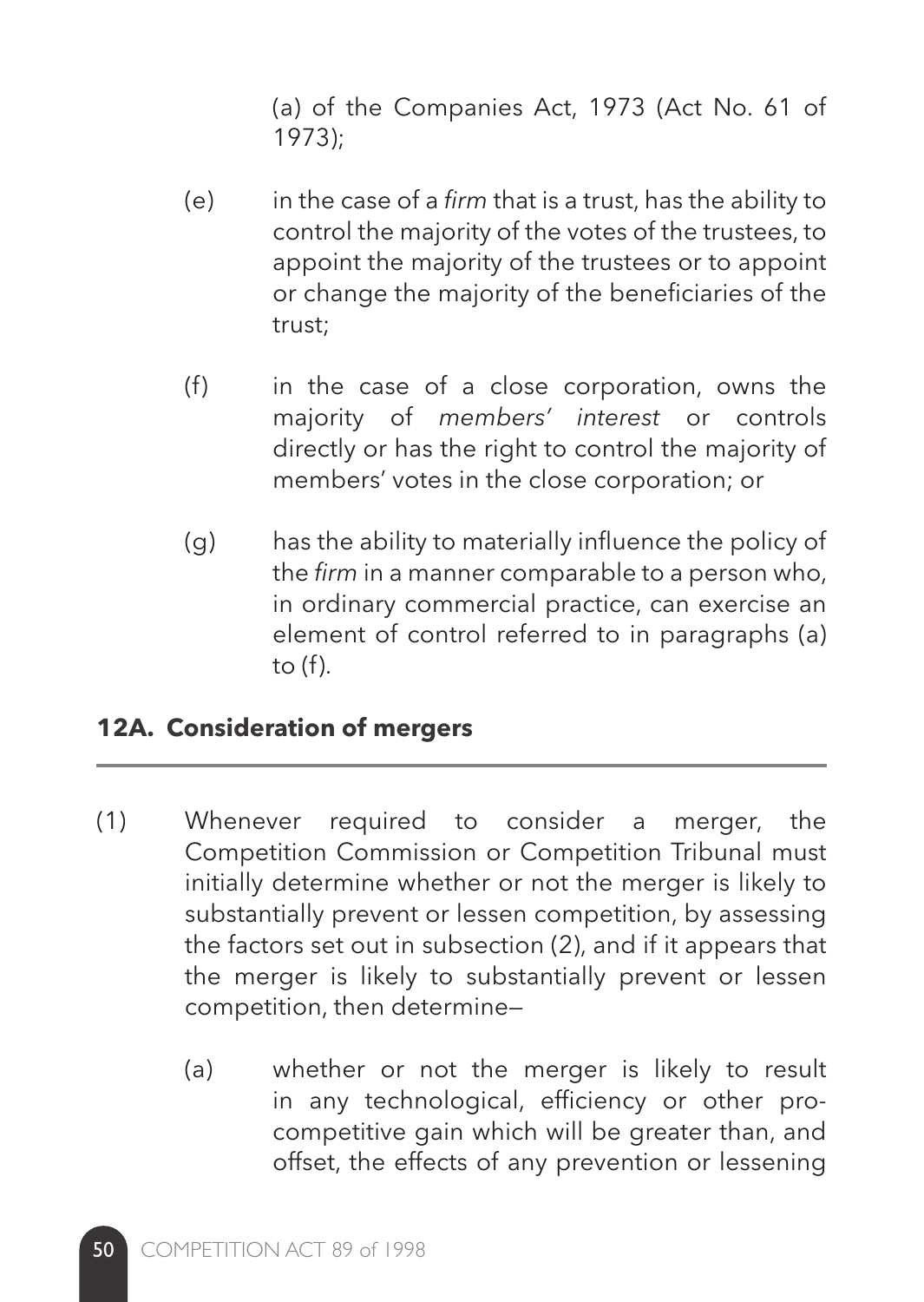(a) of the Companies Act, 1973 (Act No. 61 of 1973);

(e) in the case of a *firm* that is a trust, has the ability to control the majority of the votes of the trustees, to appoint the majority of the trustees or to appoint or change the majority of the beneficiaries of the trust;

(f) in the case of a close corporation, owns the majority of *members' interest* or controls directly or has the right to control the majority of members' votes in the close corporation; or

(g) has the ability to materially influence the policy of the *firm* in a manner comparable to a person who, in ordinary commercial practice, can exercise an element of control referred to in paragraphs (a) to (f).

## 12A. Consideration of mergers

(1) Whenever required to consider a merger, the Competition Commission or Competition Tribunal must initially determine whether or not the merger is likely to substantially prevent or lessen competition, by assessing the factors set out in subsection (2), and if it appears that the merger is likely to substantially prevent or lessen competition, then determine—

(a) whether or not the merger is likely to result in any technological, efficiency or other pro-competitive gain which will be greater than, and offset, the effects of any prevention or lessening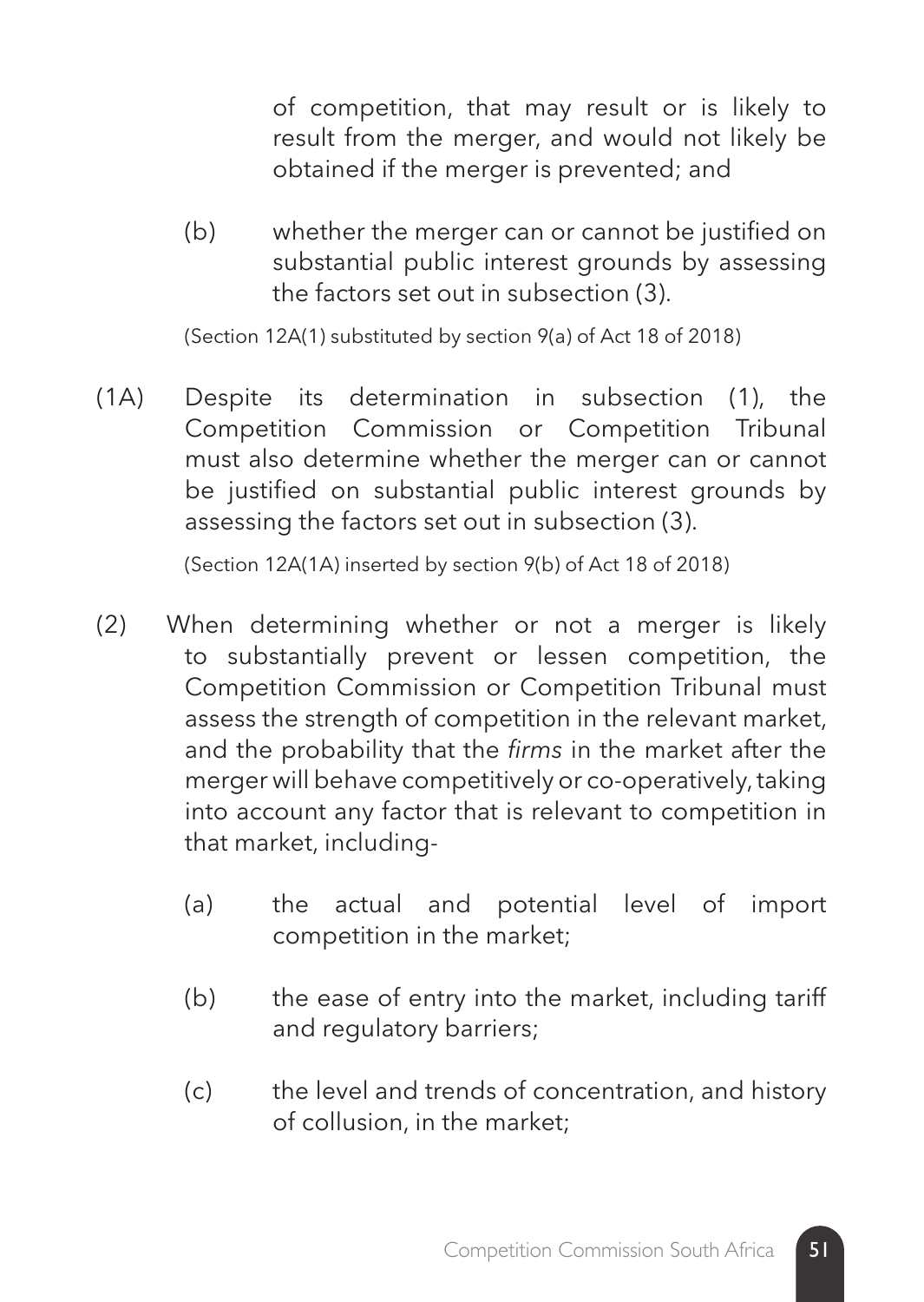of competition, that may result or is likely to result from the merger, and would not likely be obtained if the merger is prevented; and

(b) whether the merger can or cannot be justified on substantial public interest grounds by assessing the factors set out in subsection (3).

(Section 12A(1) substituted by section 9(a) of Act 18 of 2018)

(1A) Despite its determination in subsection (1), the Competition Commission or Competition Tribunal must also determine whether the merger can or cannot be justified on substantial public interest grounds by assessing the factors set out in subsection (3).

(Section 12A(1A) inserted by section 9(b) of Act 18 of 2018)

(2) When determining whether or not a merger is likely to substantially prevent or lessen competition, the Competition Commission or Competition Tribunal must assess the strength of competition in the relevant market, and the probability that the *firms* in the market after the merger will behave competitively or co-operatively, taking into account any factor that is relevant to competition in that market, including-

(a) the actual and potential level of import competition in the market;

(b) the ease of entry into the market, including tariff and regulatory barriers;

(c) the level and trends of concentration, and history of collusion, in the market;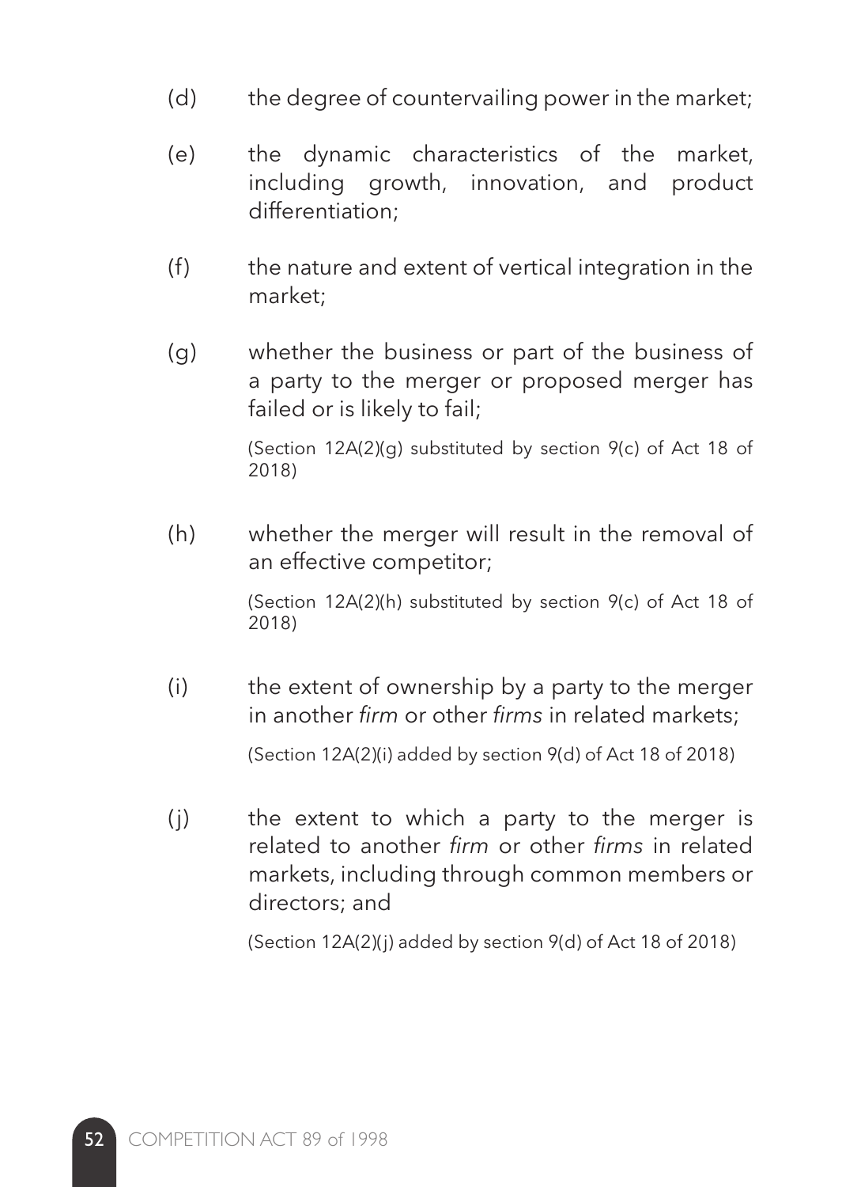(d) the degree of countervailing power in the market;

(e) the dynamic characteristics of the market, including growth, innovation, and product differentiation;

(f) the nature and extent of vertical integration in the market;

(g) whether the business or part of the business of a party to the merger or proposed merger has failed or is likely to fail;

(Section 12A(2)(g) substituted by section 9(c) of Act 18 of 2018)

(h) whether the merger will result in the removal of an effective competitor;

(Section 12A(2)(h) substituted by section 9(c) of Act 18 of 2018)

(i) the extent of ownership by a party to the merger in another *firm* or other *firms* in related markets;

(Section 12A(2)(i) added by section 9(d) of Act 18 of 2018)

(j) the extent to which a party to the merger is related to another *firm* or other *firms* in related markets, including through common members or directors; and

(Section 12A(2)(j) added by section 9(d) of Act 18 of 2018)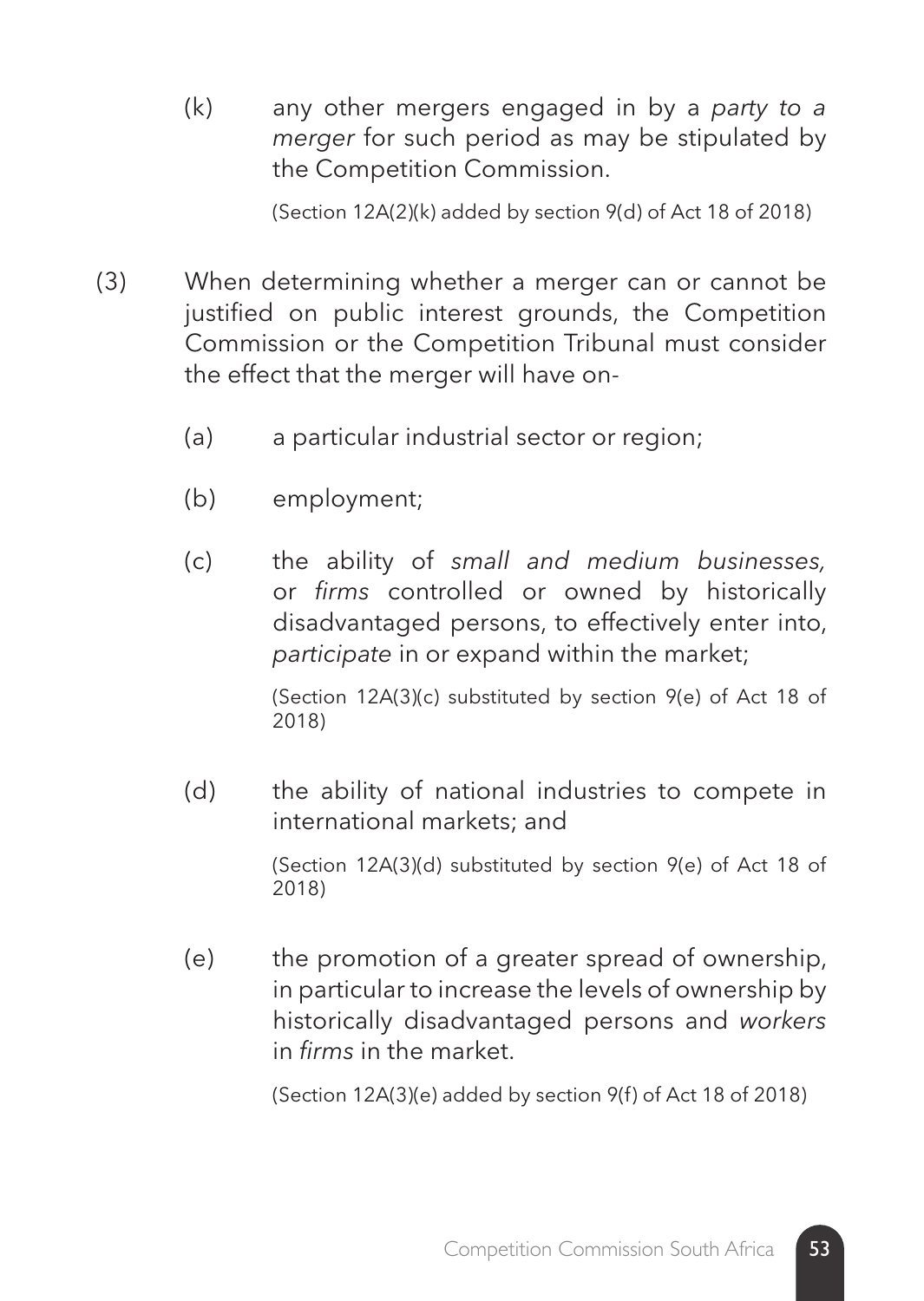(k) any other mergers engaged in by a *party to a merger* for such period as may be stipulated by the Competition Commission.

(Section 12A(2)(k) added by section 9(d) of Act 18 of 2018)

(3) When determining whether a merger can or cannot be justified on public interest grounds, the Competition Commission or the Competition Tribunal must consider the effect that the merger will have on-

(a) a particular industrial sector or region;

(b) employment;

(c) the ability of *small and medium businesses,* or *firms* controlled or owned by historically disadvantaged persons, to effectively enter into, *participate* in or expand within the market;

(Section 12A(3)(c) substituted by section 9(e) of Act 18 of 2018)

(d) the ability of national industries to compete in international markets; and

(Section 12A(3)(d) substituted by section 9(e) of Act 18 of 2018)

(e) the promotion of a greater spread of ownership, in particular to increase the levels of ownership by historically disadvantaged persons and *workers* in *firms* in the market.

(Section 12A(3)(e) added by section 9(f) of Act 18 of 2018)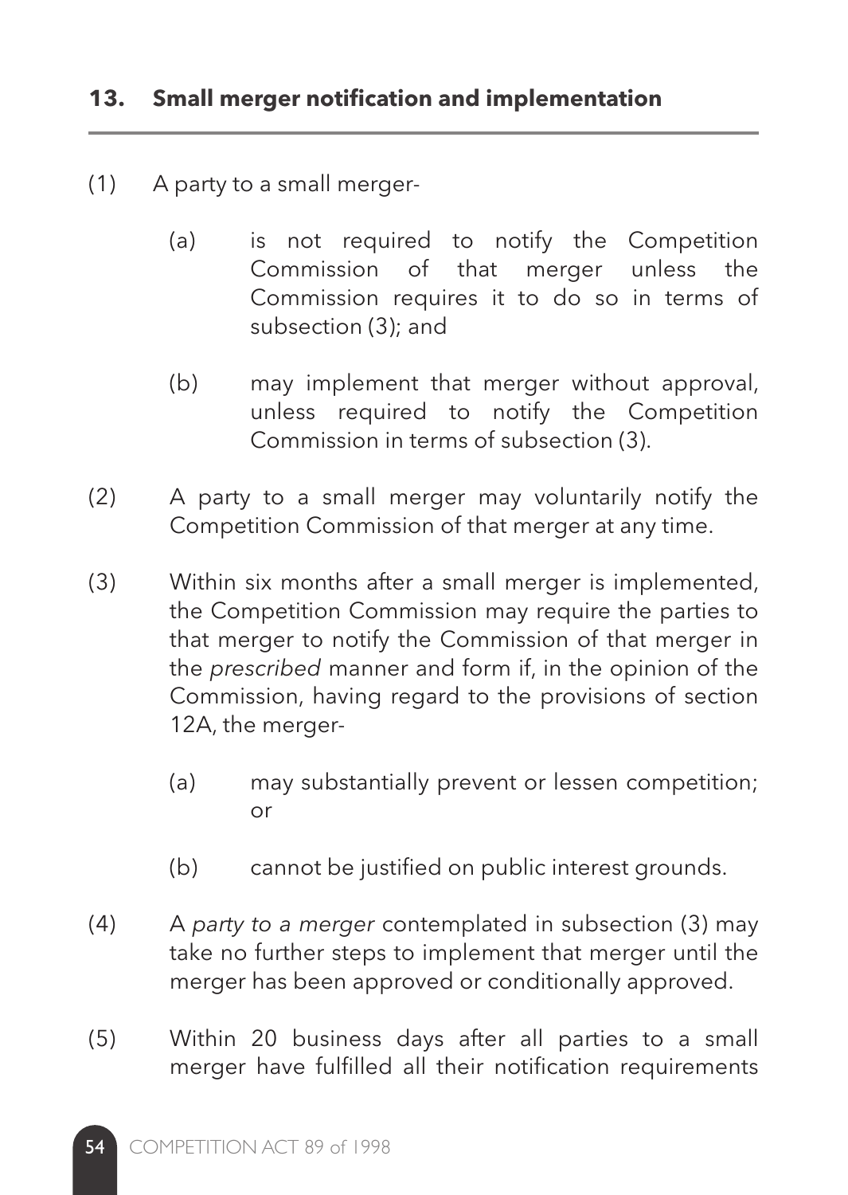## 13. Small merger notification and implementation

(1) A party to a small merger-

(a) is not required to notify the Competition Commission of that merger unless the Commission requires it to do so in terms of subsection (3); and

(b) may implement that merger without approval, unless required to notify the Competition Commission in terms of subsection (3).

(2) A party to a small merger may voluntarily notify the Competition Commission of that merger at any time.

(3) Within six months after a small merger is implemented, the Competition Commission may require the parties to that merger to notify the Commission of that merger in the *prescribed* manner and form if, in the opinion of the Commission, having regard to the provisions of section 12A, the merger-

(a) may substantially prevent or lessen competition; or

(b) cannot be justified on public interest grounds.

(4) A *party to a merger* contemplated in subsection (3) may take no further steps to implement that merger until the merger has been approved or conditionally approved.

(5) Within 20 business days after all parties to a small merger have fulfilled all their notification requirements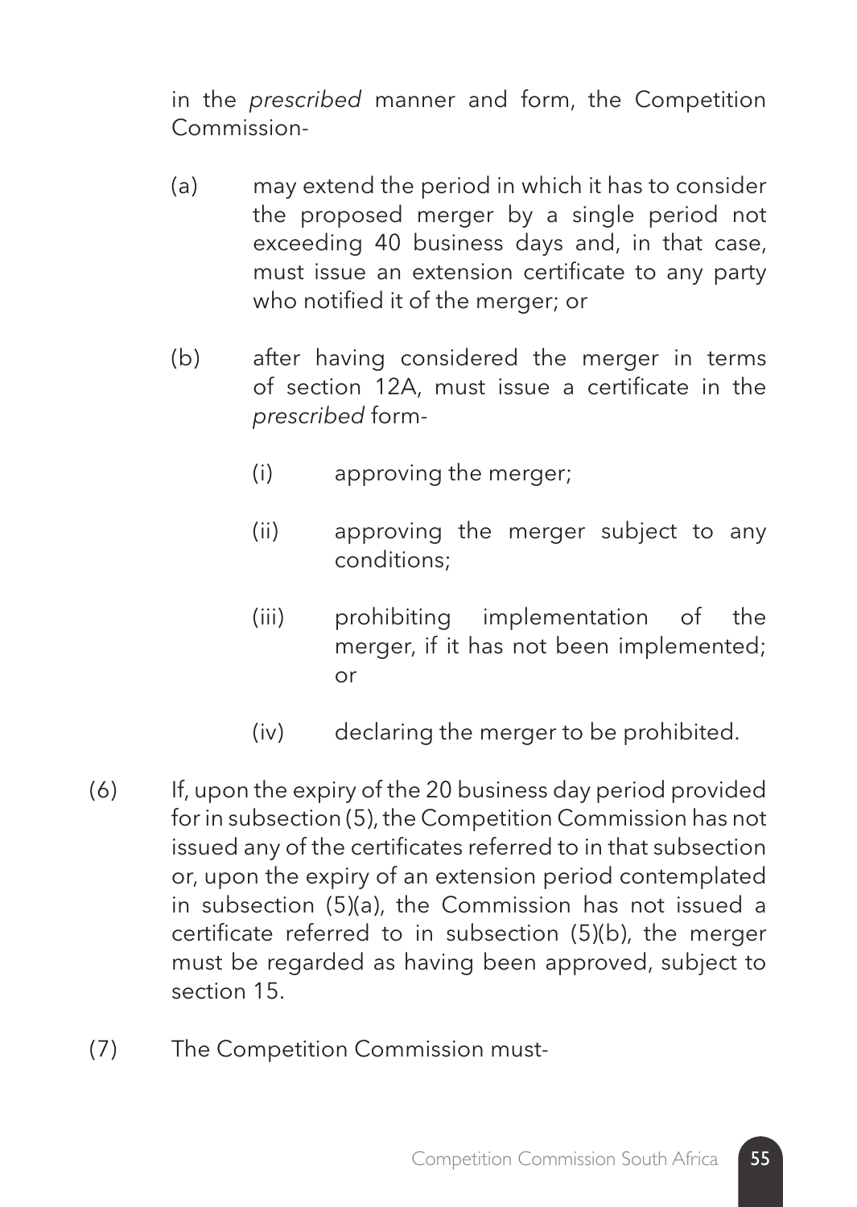in the *prescribed* manner and form, the Competition Commission-

(a) may extend the period in which it has to consider the proposed merger by a single period not exceeding 40 business days and, in that case, must issue an extension certificate to any party who notified it of the merger; or

(b) after having considered the merger in terms of section 12A, must issue a certificate in the *prescribed* form-

(i) approving the merger;

(ii) approving the merger subject to any conditions;

(iii) prohibiting implementation of the merger, if it has not been implemented; or

(iv) declaring the merger to be prohibited.

(6) If, upon the expiry of the 20 business day period provided for in subsection (5), the Competition Commission has not issued any of the certificates referred to in that subsection or, upon the expiry of an extension period contemplated in subsection (5)(a), the Commission has not issued a certificate referred to in subsection (5)(b), the merger must be regarded as having been approved, subject to section 15.

(7) The Competition Commission must-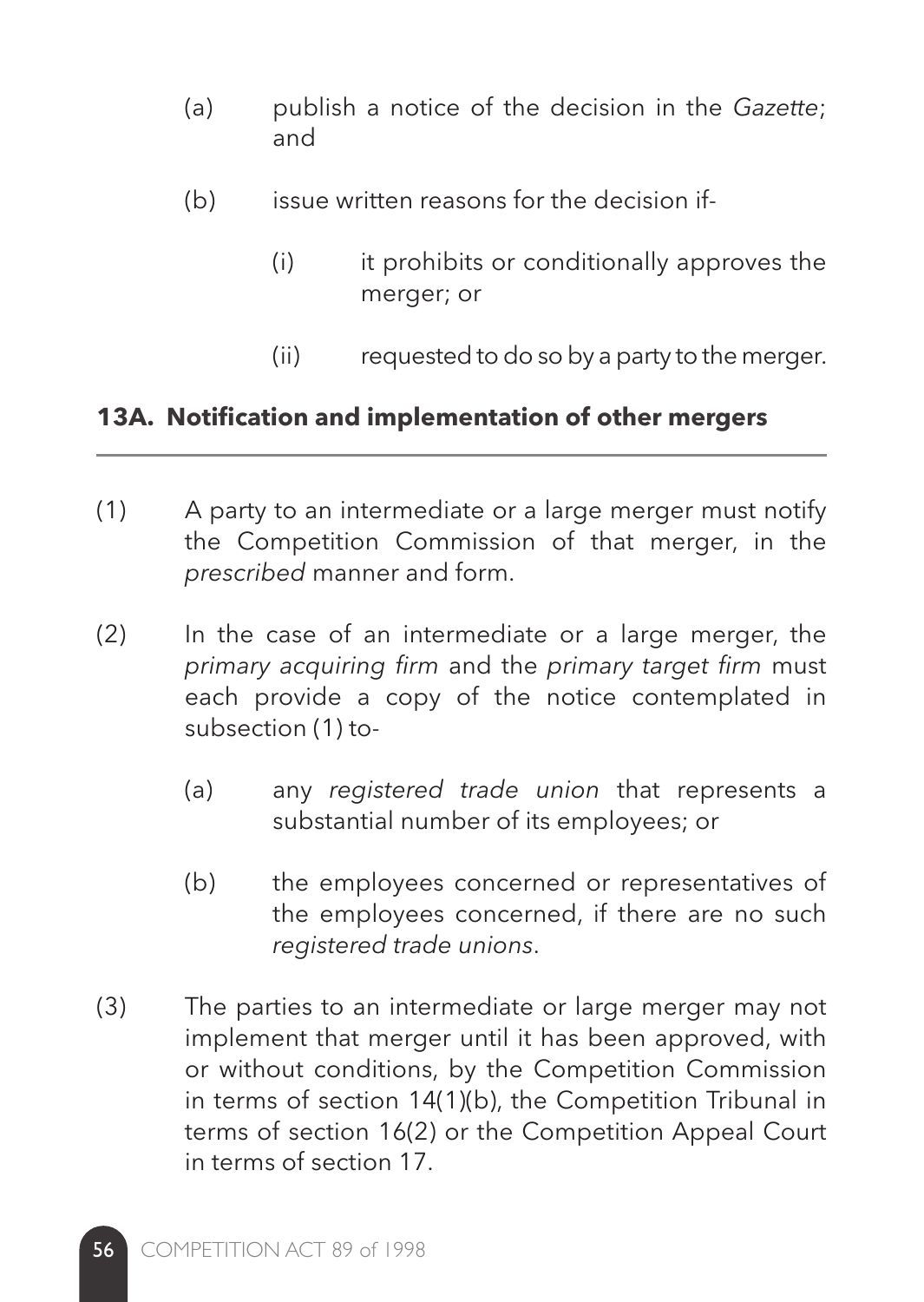(a) publish a notice of the decision in the *Gazette*; and

(b) issue written reasons for the decision if-

  (i) it prohibits or conditionally approves the merger; or

  (ii) requested to do so by a party to the merger.

### 13A. Notification and implementation of other mergers

(1) A party to an intermediate or a large merger must notify the Competition Commission of that merger, in the *prescribed* manner and form.

(2) In the case of an intermediate or a large merger, the *primary acquiring firm* and the *primary target firm* must each provide a copy of the notice contemplated in subsection (1) to-

  (a) any *registered trade union* that represents a substantial number of its employees; or

  (b) the employees concerned or representatives of the employees concerned, if there are no such *registered trade unions*.

(3) The parties to an intermediate or large merger may not implement that merger until it has been approved, with or without conditions, by the Competition Commission in terms of section 14(1)(b), the Competition Tribunal in terms of section 16(2) or the Competition Appeal Court in terms of section 17.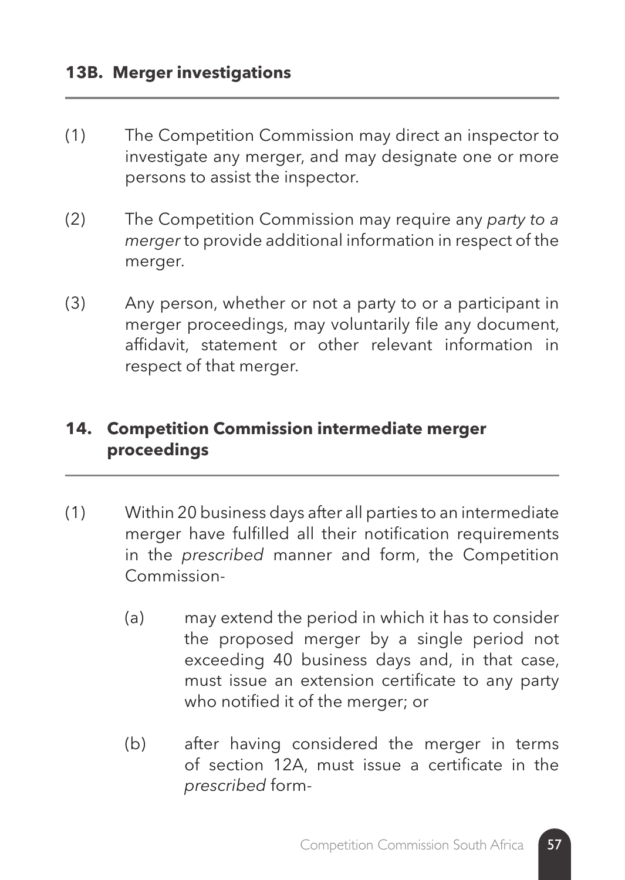### 13B. Merger investigations

(1) The Competition Commission may direct an inspector to investigate any merger, and may designate one or more persons to assist the inspector.

(2) The Competition Commission may require any *party to a merger* to provide additional information in respect of the merger.

(3) Any person, whether or not a party to or a participant in merger proceedings, may voluntarily file any document, affidavit, statement or other relevant information in respect of that merger.

### 14. Competition Commission intermediate merger proceedings

(1) Within 20 business days after all parties to an intermediate merger have fulfilled all their notification requirements in the *prescribed* manner and form, the Competition Commission-

  (a) may extend the period in which it has to consider the proposed merger by a single period not exceeding 40 business days and, in that case, must issue an extension certificate to any party who notified it of the merger; or

  (b) after having considered the merger in terms of section 12A, must issue a certificate in the *prescribed* form-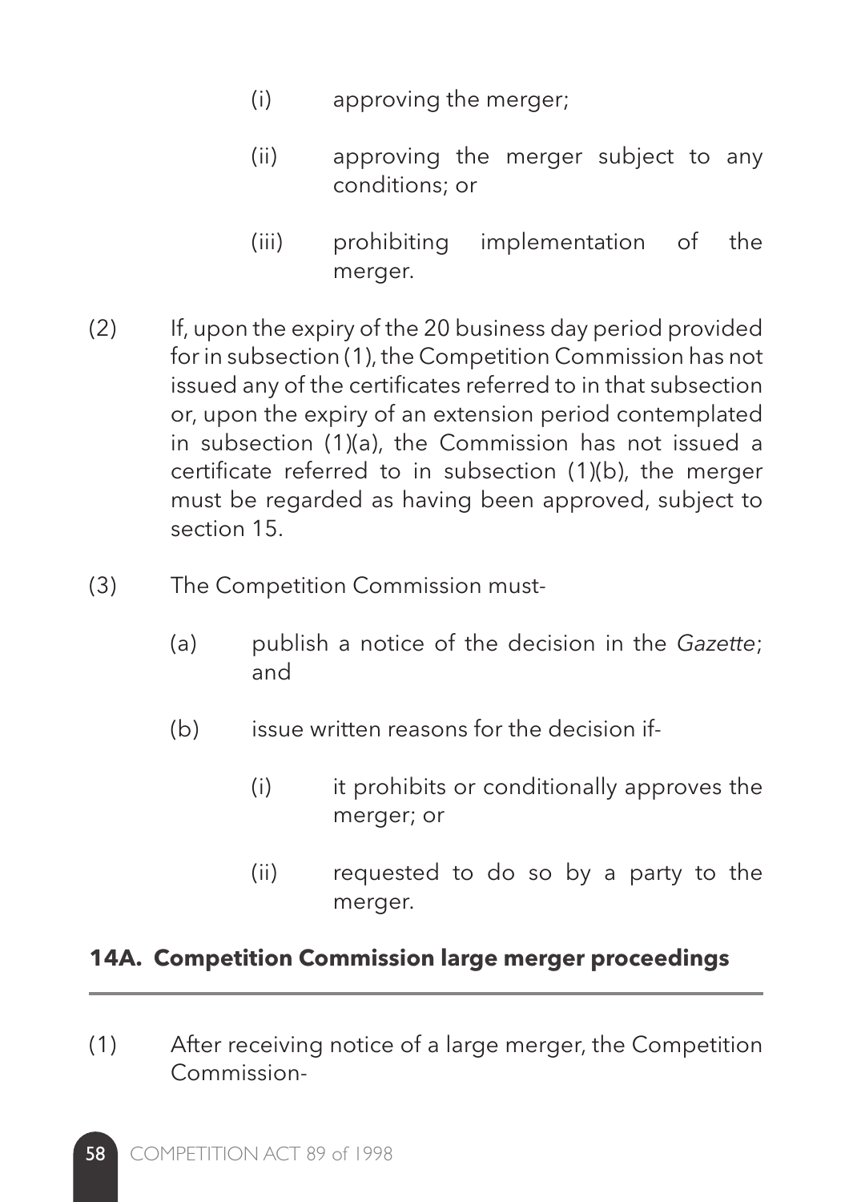(i) approving the merger;

(ii) approving the merger subject to any conditions; or

(iii) prohibiting implementation of the merger.

(2) If, upon the expiry of the 20 business day period provided for in subsection (1), the Competition Commission has not issued any of the certificates referred to in that subsection or, upon the expiry of an extension period contemplated in subsection (1)(a), the Commission has not issued a certificate referred to in subsection (1)(b), the merger must be regarded as having been approved, subject to section 15.

(3) The Competition Commission must-

(a) publish a notice of the decision in the *Gazette*; and

(b) issue written reasons for the decision if-

(i) it prohibits or conditionally approves the merger; or

(ii) requested to do so by a party to the merger.

### 14A. Competition Commission large merger proceedings

(1) After receiving notice of a large merger, the Competition Commission-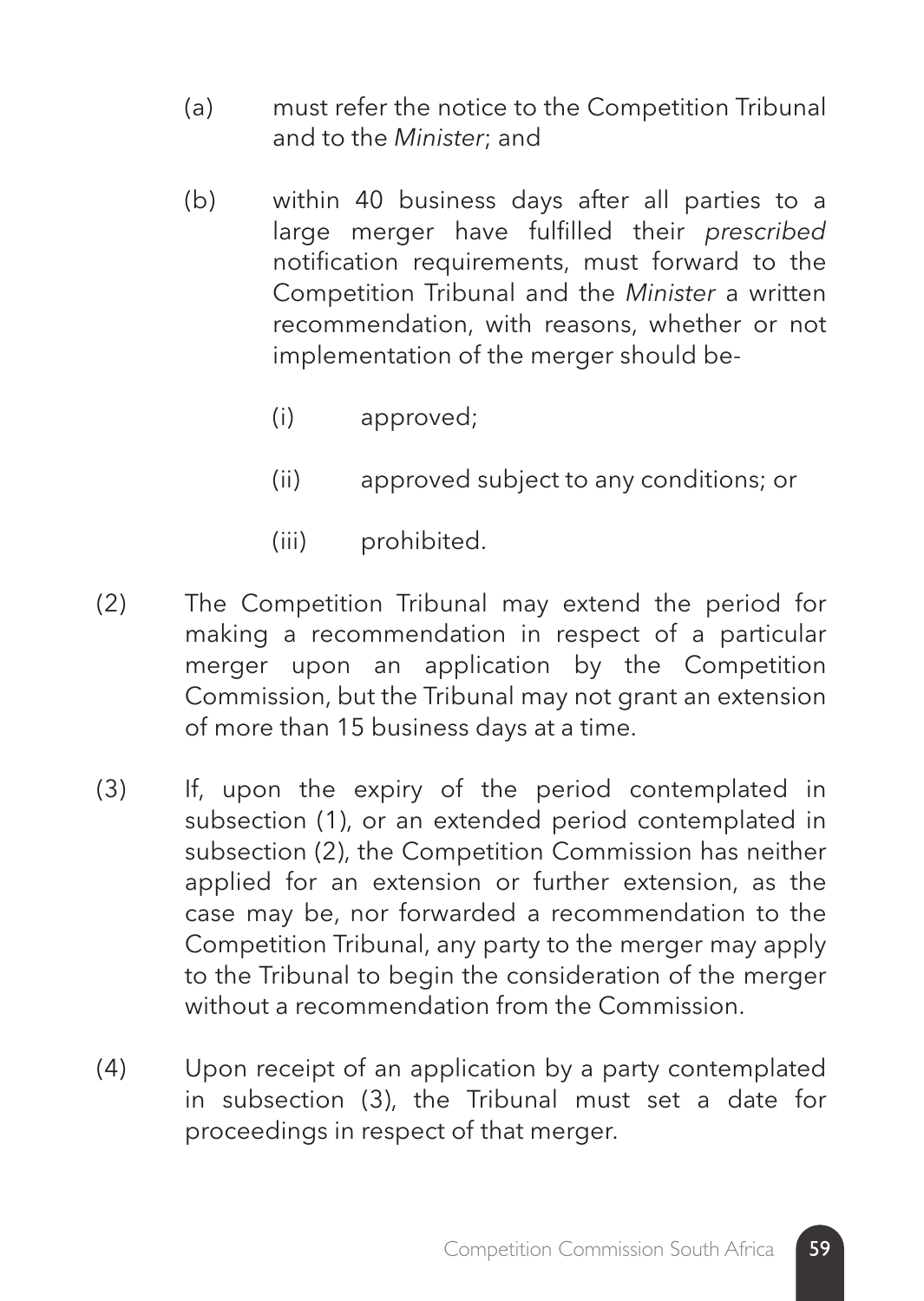(a) must refer the notice to the Competition Tribunal and to the *Minister*; and

(b) within 40 business days after all parties to a large merger have fulfilled their *prescribed* notification requirements, must forward to the Competition Tribunal and the *Minister* a written recommendation, with reasons, whether or not implementation of the merger should be-

   (i) approved;

   (ii) approved subject to any conditions; or

   (iii) prohibited.

(2) The Competition Tribunal may extend the period for making a recommendation in respect of a particular merger upon an application by the Competition Commission, but the Tribunal may not grant an extension of more than 15 business days at a time.

(3) If, upon the expiry of the period contemplated in subsection (1), or an extended period contemplated in subsection (2), the Competition Commission has neither applied for an extension or further extension, as the case may be, nor forwarded a recommendation to the Competition Tribunal, any party to the merger may apply to the Tribunal to begin the consideration of the merger without a recommendation from the Commission.

(4) Upon receipt of an application by a party contemplated in subsection (3), the Tribunal must set a date for proceedings in respect of that merger.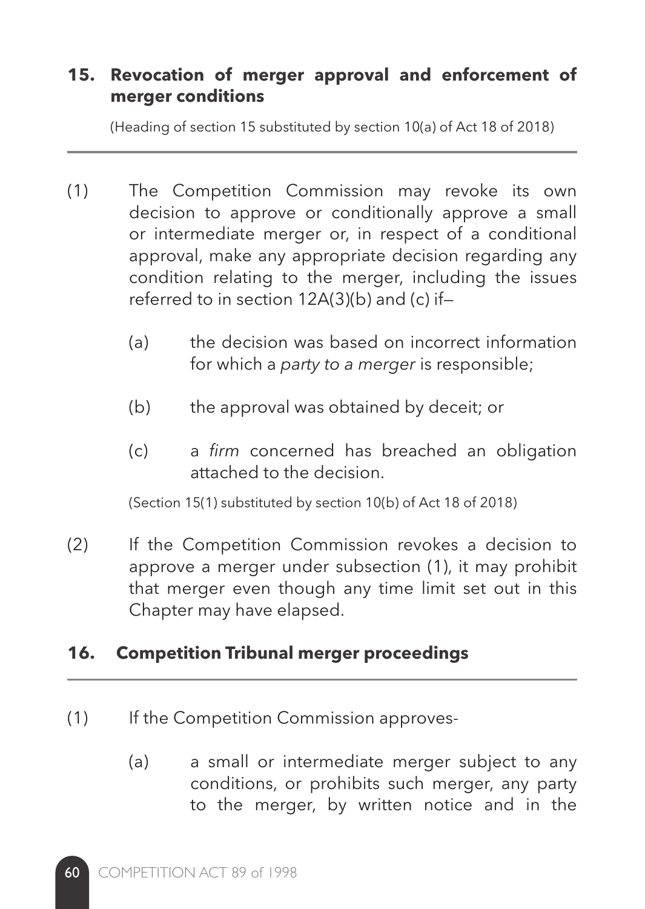## 15. Revocation of merger approval and enforcement of merger conditions

(Heading of section 15 substituted by section 10(a) of Act 18 of 2018)

(1) The Competition Commission may revoke its own decision to approve or conditionally approve a small or intermediate merger or, in respect of a conditional approval, make any appropriate decision regarding any condition relating to the merger, including the issues referred to in section 12A(3)(b) and (c) if—

(a) the decision was based on incorrect information for which a *party to a merger* is responsible;

(b) the approval was obtained by deceit; or

(c) a *firm* concerned has breached an obligation attached to the decision.

(Section 15(1) substituted by section 10(b) of Act 18 of 2018)

(2) If the Competition Commission revokes a decision to approve a merger under subsection (1), it may prohibit that merger even though any time limit set out in this Chapter may have elapsed.

## 16. Competition Tribunal merger proceedings

(1) If the Competition Commission approves-

(a) a small or intermediate merger subject to any conditions, or prohibits such merger, any party to the merger, by written notice and in the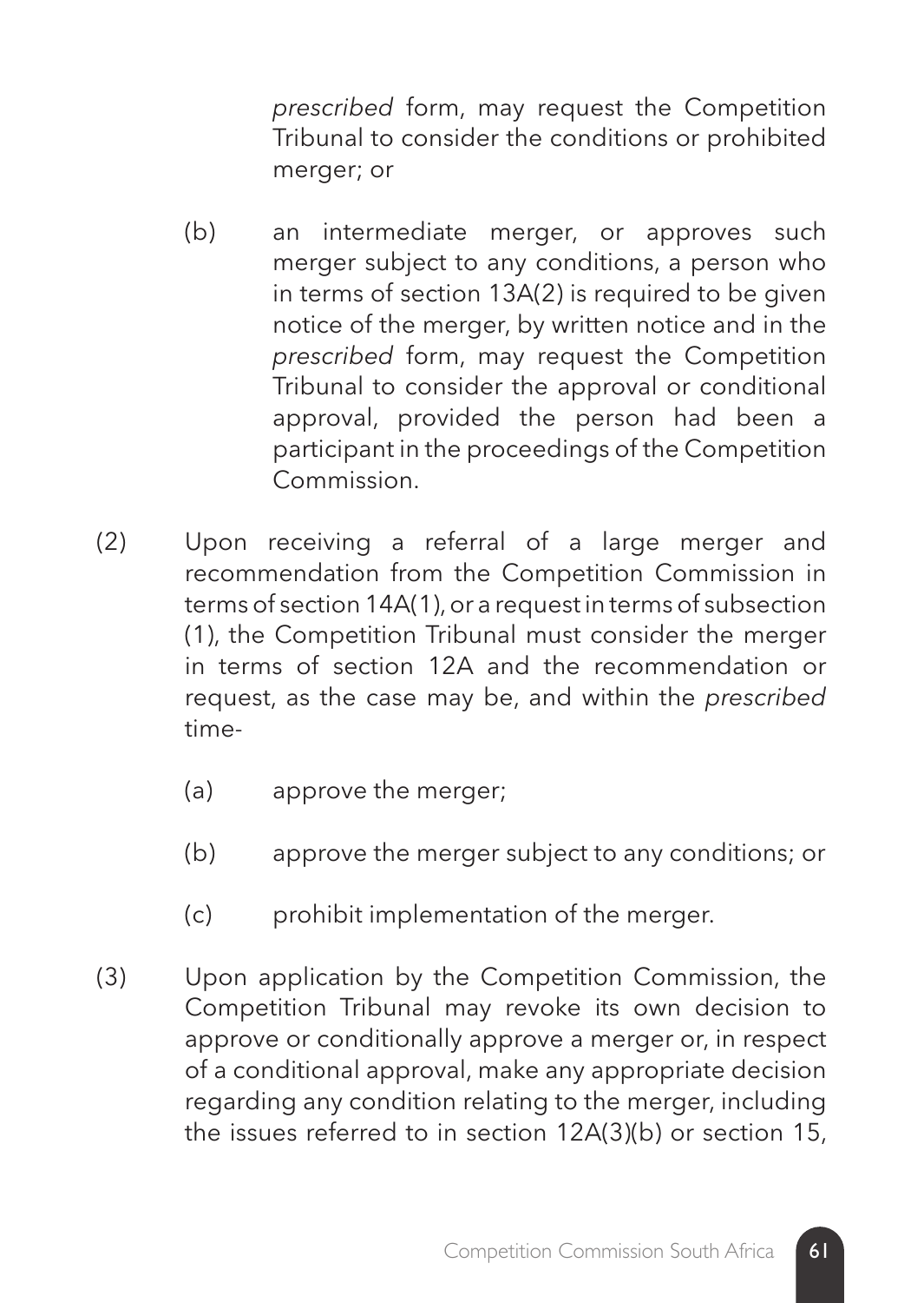*prescribed* form, may request the Competition Tribunal to consider the conditions or prohibited merger; or

(b) an intermediate merger, or approves such merger subject to any conditions, a person who in terms of section 13A(2) is required to be given notice of the merger, by written notice and in the *prescribed* form, may request the Competition Tribunal to consider the approval or conditional approval, provided the person had been a participant in the proceedings of the Competition Commission.

(2) Upon receiving a referral of a large merger and recommendation from the Competition Commission in terms of section 14A(1), or a request in terms of subsection (1), the Competition Tribunal must consider the merger in terms of section 12A and the recommendation or request, as the case may be, and within the *prescribed* time-

(a) approve the merger;

(b) approve the merger subject to any conditions; or

(c) prohibit implementation of the merger.

(3) Upon application by the Competition Commission, the Competition Tribunal may revoke its own decision to approve or conditionally approve a merger or, in respect of a conditional approval, make any appropriate decision regarding any condition relating to the merger, including the issues referred to in section 12A(3)(b) or section 15,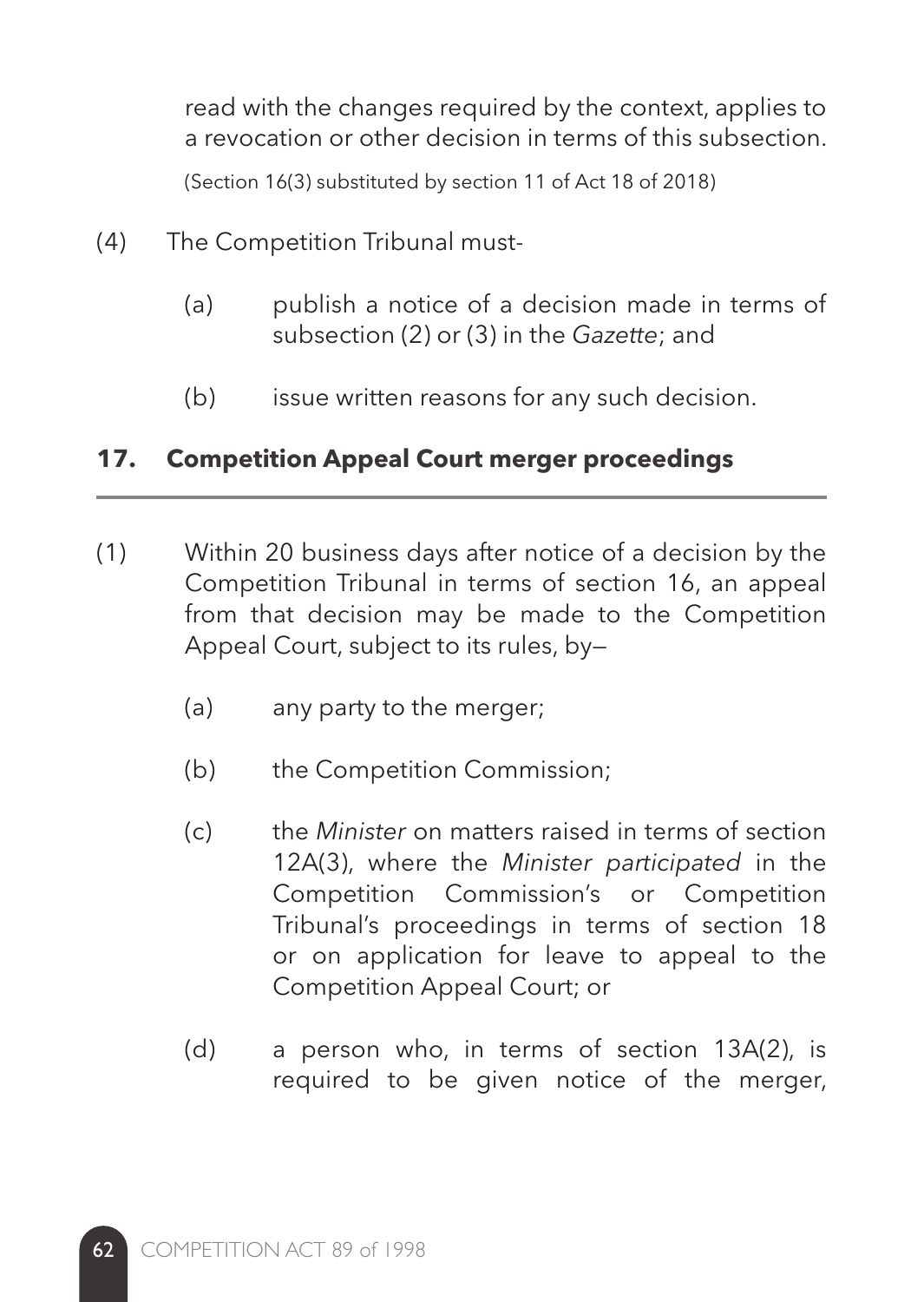read with the changes required by the context, applies to a revocation or other decision in terms of this subsection.

(Section 16(3) substituted by section 11 of Act 18 of 2018)

(4) The Competition Tribunal must-

(a) publish a notice of a decision made in terms of subsection (2) or (3) in the *Gazette*; and

(b) issue written reasons for any such decision.

## 17. Competition Appeal Court merger proceedings

(1) Within 20 business days after notice of a decision by the Competition Tribunal in terms of section 16, an appeal from that decision may be made to the Competition Appeal Court, subject to its rules, by—

(a) any party to the merger;

(b) the Competition Commission;

(c) the *Minister* on matters raised in terms of section 12A(3), where the *Minister participated* in the Competition Commission's or Competition Tribunal's proceedings in terms of section 18 or on application for leave to appeal to the Competition Appeal Court; or

(d) a person who, in terms of section 13A(2), is required to be given notice of the merger,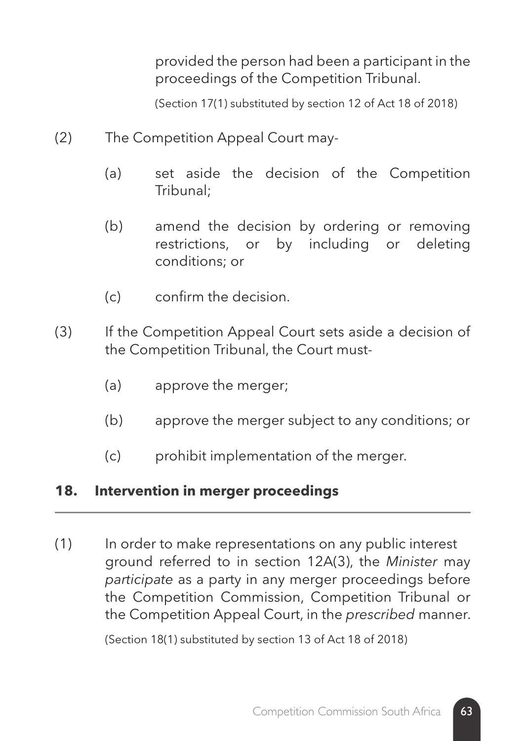provided the person had been a participant in the proceedings of the Competition Tribunal.

(Section 17(1) substituted by section 12 of Act 18 of 2018)

(2) The Competition Appeal Court may-

(a) set aside the decision of the Competition Tribunal;

(b) amend the decision by ordering or removing restrictions, or by including or deleting conditions; or

(c) confirm the decision.

(3) If the Competition Appeal Court sets aside a decision of the Competition Tribunal, the Court must-

(a) approve the merger;

(b) approve the merger subject to any conditions; or

(c) prohibit implementation of the merger.

## 18. Intervention in merger proceedings

(1) In order to make representations on any public interest ground referred to in section 12A(3), the *Minister* may *participate* as a party in any merger proceedings before the Competition Commission, Competition Tribunal or the Competition Appeal Court, in the *prescribed* manner.

(Section 18(1) substituted by section 13 of Act 18 of 2018)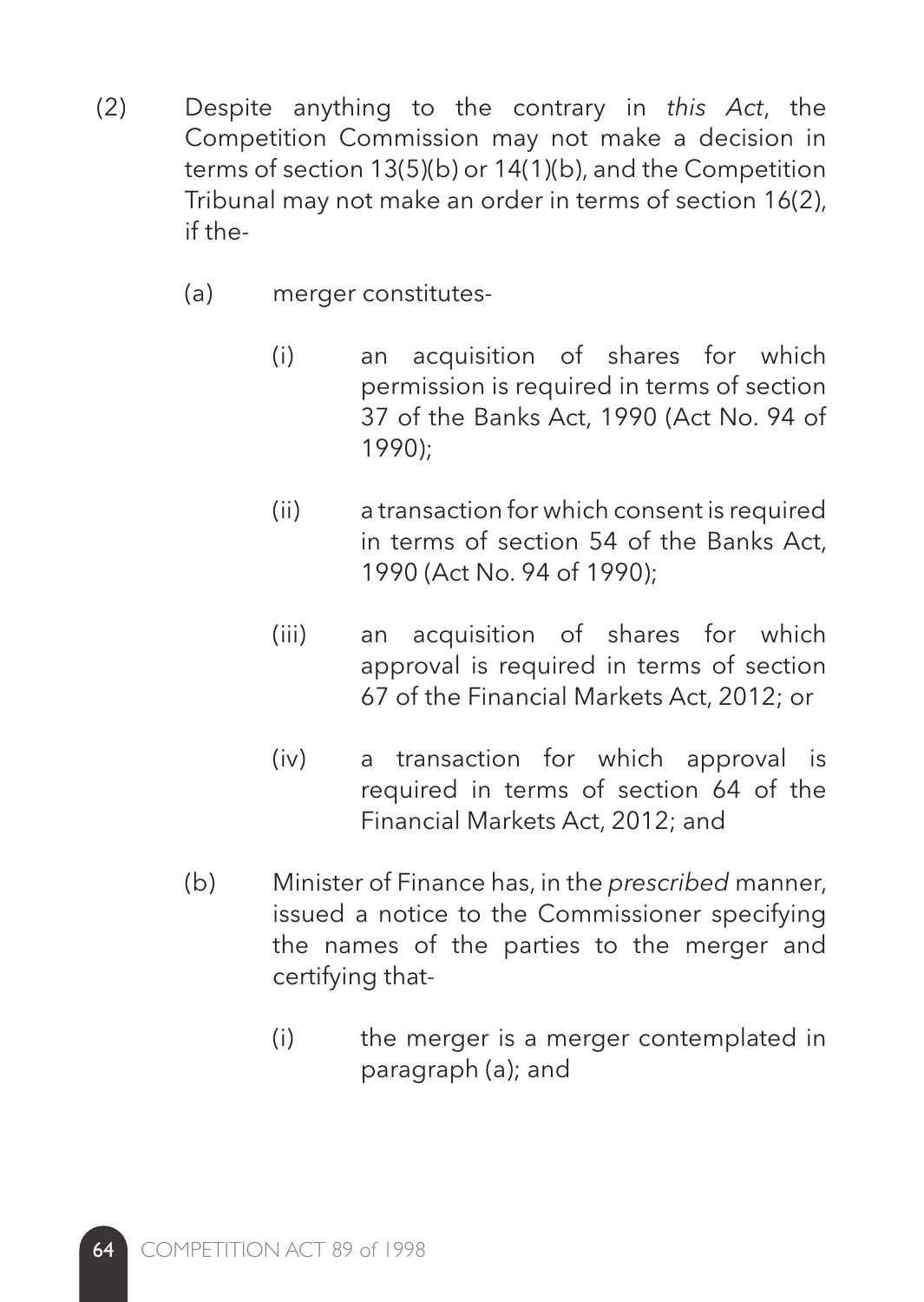(2) Despite anything to the contrary in *this Act*, the Competition Commission may not make a decision in terms of section 13(5)(b) or 14(1)(b), and the Competition Tribunal may not make an order in terms of section 16(2), if the-

   (a) merger constitutes-

      (i) an acquisition of shares for which permission is required in terms of section 37 of the Banks Act, 1990 (Act No. 94 of 1990);

      (ii) a transaction for which consent is required in terms of section 54 of the Banks Act, 1990 (Act No. 94 of 1990);

      (iii) an acquisition of shares for which approval is required in terms of section 67 of the Financial Markets Act, 2012; or

      (iv) a transaction for which approval is required in terms of section 64 of the Financial Markets Act, 2012; and

   (b) Minister of Finance has, in the *prescribed* manner, issued a notice to the Commissioner specifying the names of the parties to the merger and certifying that-

      (i) the merger is a merger contemplated in paragraph (a); and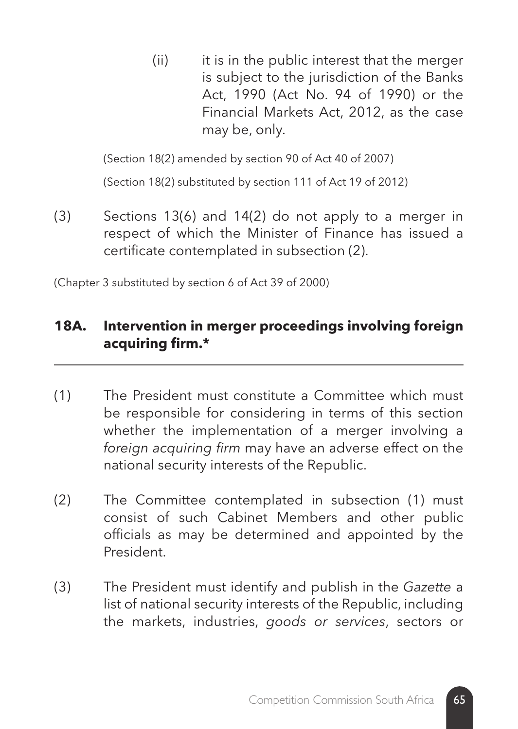(ii) it is in the public interest that the merger is subject to the jurisdiction of the Banks Act, 1990 (Act No. 94 of 1990) or the Financial Markets Act, 2012, as the case may be, only.

(Section 18(2) amended by section 90 of Act 40 of 2007)

(Section 18(2) substituted by section 111 of Act 19 of 2012)

(3) Sections 13(6) and 14(2) do not apply to a merger in respect of which the Minister of Finance has issued a certificate contemplated in subsection (2).

(Chapter 3 substituted by section 6 of Act 39 of 2000)

## 18A. Intervention in merger proceedings involving foreign acquiring firm.*

(1) The President must constitute a Committee which must be responsible for considering in terms of this section whether the implementation of a merger involving a *foreign acquiring firm* may have an adverse effect on the national security interests of the Republic.

(2) The Committee contemplated in subsection (1) must consist of such Cabinet Members and other public officials as may be determined and appointed by the President.

(3) The President must identify and publish in the *Gazette* a list of national security interests of the Republic, including the markets, industries, *goods or services*, sectors or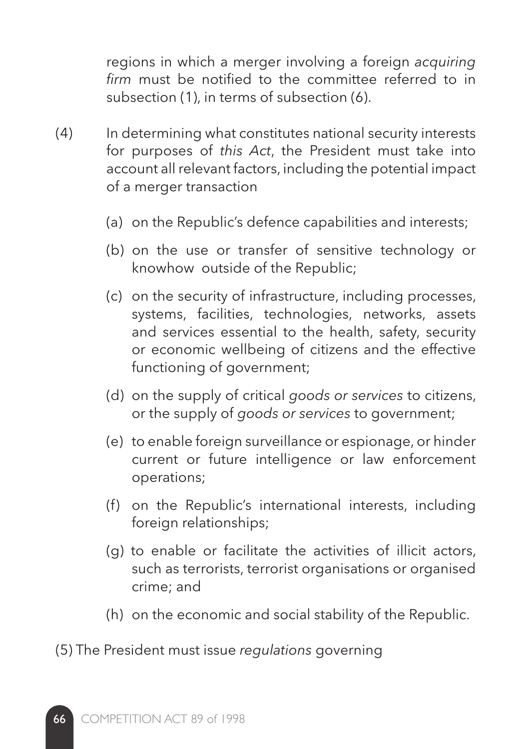regions in which a merger involving a foreign *acquiring firm* must be notified to the committee referred to in subsection (1), in terms of subsection (6).

(4) In determining what constitutes national security interests for purposes of *this Act*, the President must take into account all relevant factors, including the potential impact of a merger transaction

- (a) on the Republic's defence capabilities and interests;
- (b) on the use or transfer of sensitive technology or knowhow outside of the Republic;
- (c) on the security of infrastructure, including processes, systems, facilities, technologies, networks, assets and services essential to the health, safety, security or economic wellbeing of citizens and the effective functioning of government;
- (d) on the supply of critical *goods or services* to citizens, or the supply of *goods or services* to government;
- (e) to enable foreign surveillance or espionage, or hinder current or future intelligence or law enforcement operations;
- (f) on the Republic's international interests, including foreign relationships;
- (g) to enable or facilitate the activities of illicit actors, such as terrorists, terrorist organisations or organised crime; and
- (h) on the economic and social stability of the Republic.

(5) The President must issue *regulations* governing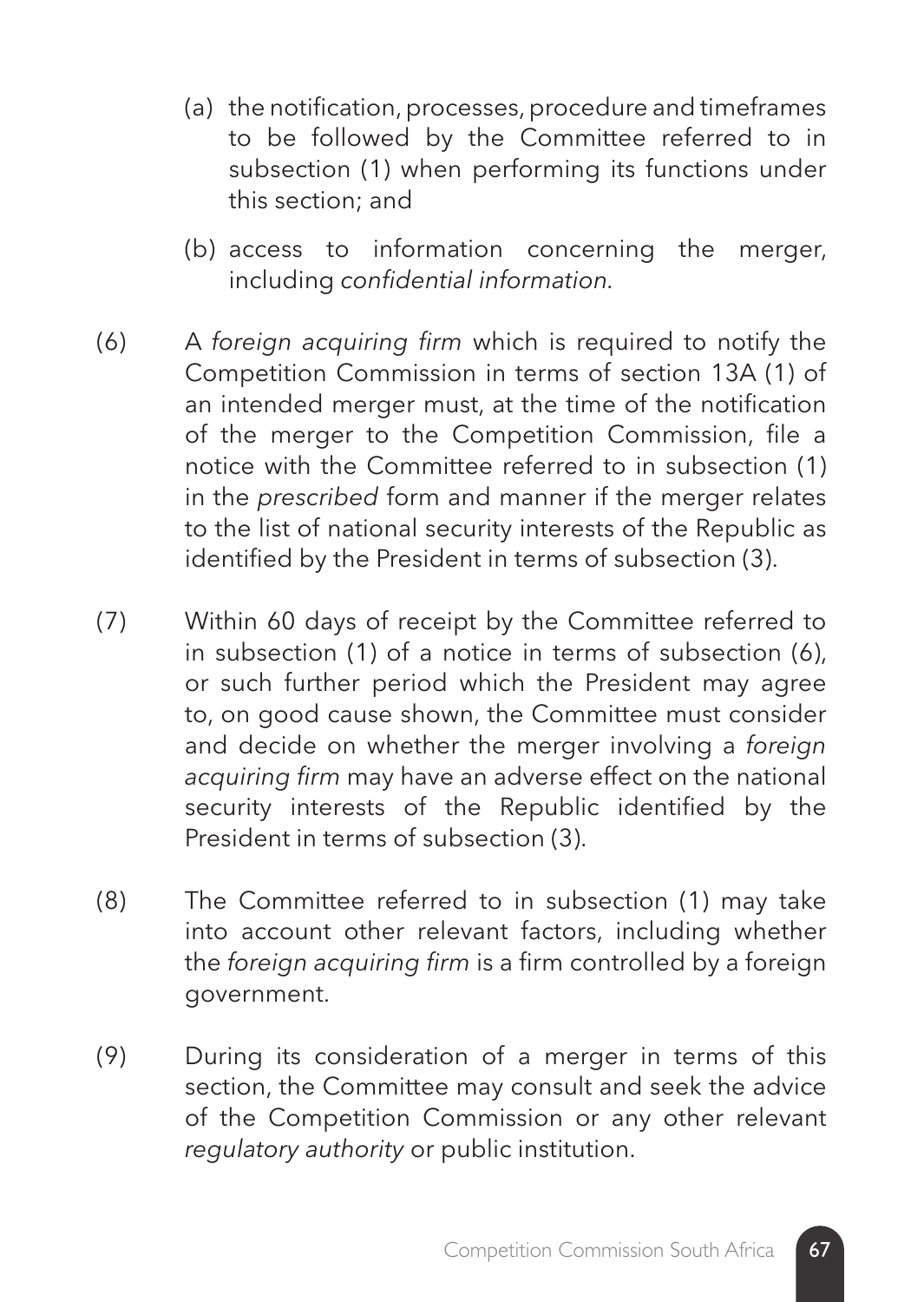(a) the notification, processes, procedure and timeframes to be followed by the Committee referred to in subsection (1) when performing its functions under this section; and

(b) access to information concerning the merger, including *confidential information*.

(6) A *foreign acquiring firm* which is required to notify the Competition Commission in terms of section 13A (1) of an intended merger must, at the time of the notification of the merger to the Competition Commission, file a notice with the Committee referred to in subsection (1) in the *prescribed* form and manner if the merger relates to the list of national security interests of the Republic as identified by the President in terms of subsection (3).

(7) Within 60 days of receipt by the Committee referred to in subsection (1) of a notice in terms of subsection (6), or such further period which the President may agree to, on good cause shown, the Committee must consider and decide on whether the merger involving a *foreign acquiring firm* may have an adverse effect on the national security interests of the Republic identified by the President in terms of subsection (3).

(8) The Committee referred to in subsection (1) may take into account other relevant factors, including whether the *foreign acquiring firm* is a firm controlled by a foreign government.

(9) During its consideration of a merger in terms of this section, the Committee may consult and seek the advice of the Competition Commission or any other relevant *regulatory authority* or public institution.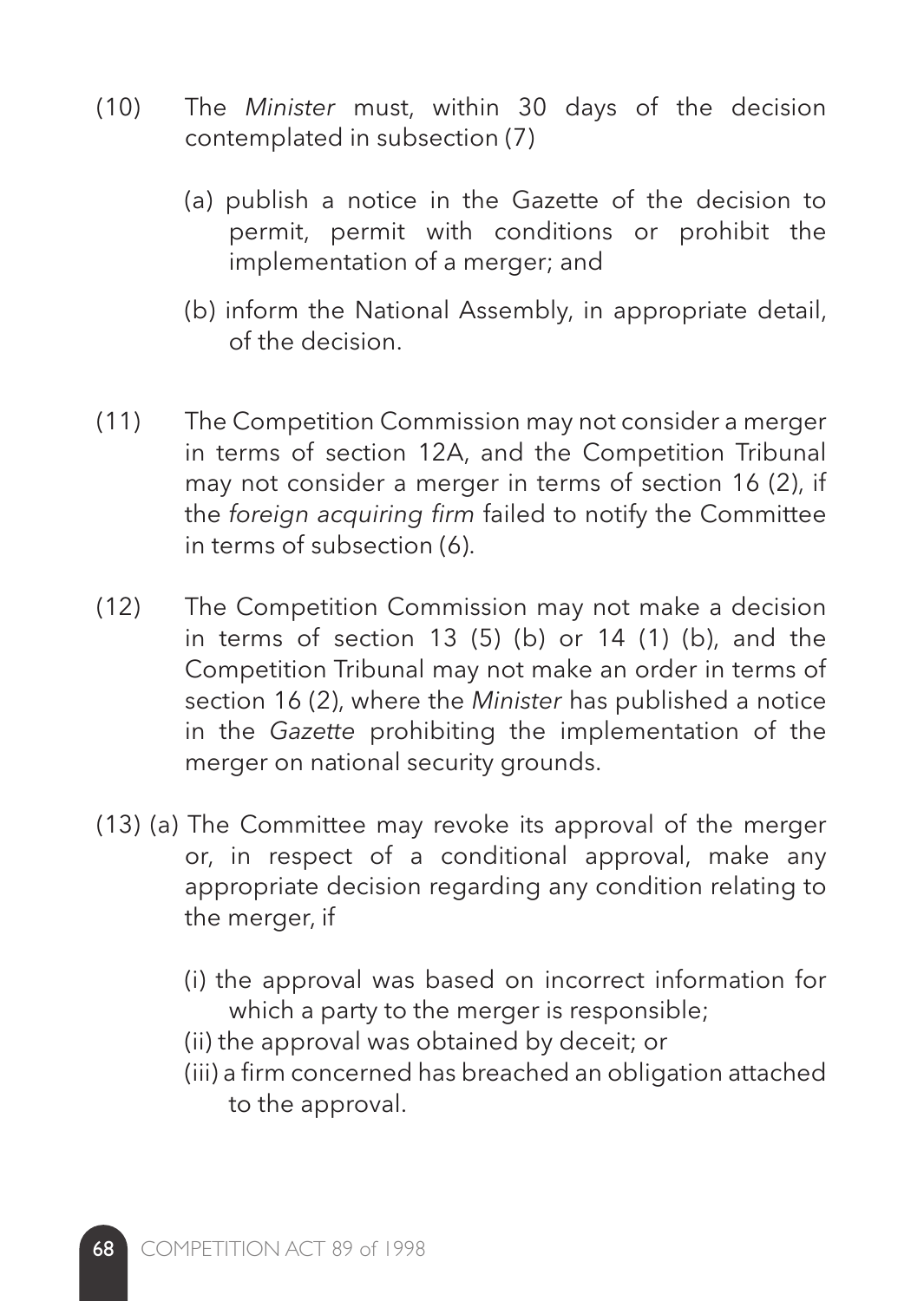(10) The *Minister* must, within 30 days of the decision contemplated in subsection (7)

(a) publish a notice in the Gazette of the decision to permit, permit with conditions or prohibit the implementation of a merger; and

(b) inform the National Assembly, in appropriate detail, of the decision.

(11) The Competition Commission may not consider a merger in terms of section 12A, and the Competition Tribunal may not consider a merger in terms of section 16 (2), if the *foreign acquiring firm* failed to notify the Committee in terms of subsection (6).

(12) The Competition Commission may not make a decision in terms of section 13 (5) (b) or 14 (1) (b), and the Competition Tribunal may not make an order in terms of section 16 (2), where the *Minister* has published a notice in the *Gazette* prohibiting the implementation of the merger on national security grounds.

(13) (a) The Committee may revoke its approval of the merger or, in respect of a conditional approval, make any appropriate decision regarding any condition relating to the merger, if

(i) the approval was based on incorrect information for which a party to the merger is responsible;
(ii) the approval was obtained by deceit; or
(iii) a firm concerned has breached an obligation attached to the approval.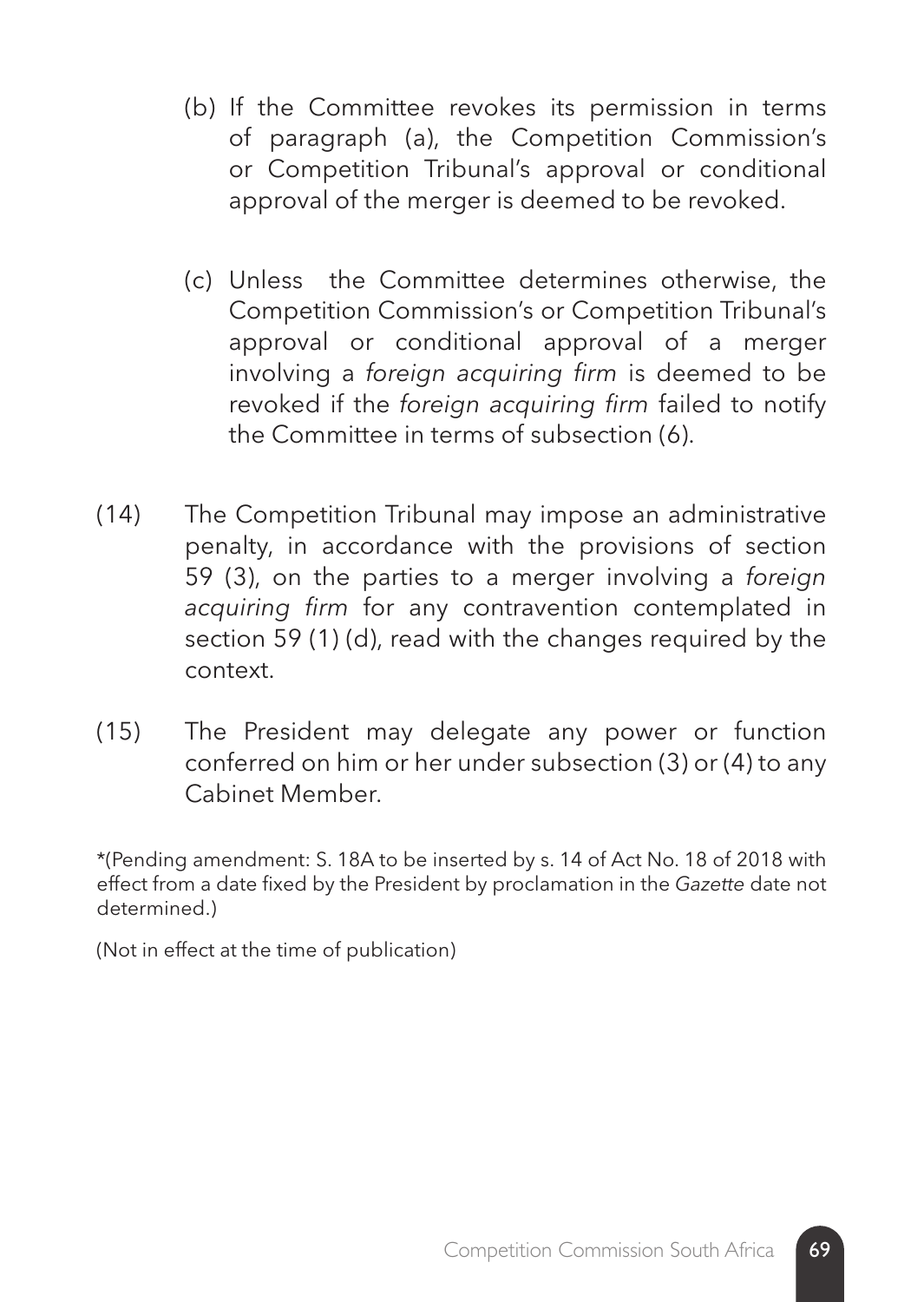(b) If the Committee revokes its permission in terms of paragraph (a), the Competition Commission's or Competition Tribunal's approval or conditional approval of the merger is deemed to be revoked.

(c) Unless the Committee determines otherwise, the Competition Commission's or Competition Tribunal's approval or conditional approval of a merger involving a *foreign acquiring firm* is deemed to be revoked if the *foreign acquiring firm* failed to notify the Committee in terms of subsection (6).

(14) The Competition Tribunal may impose an administrative penalty, in accordance with the provisions of section 59 (3), on the parties to a merger involving a *foreign acquiring firm* for any contravention contemplated in section 59 (1) (d), read with the changes required by the context.

(15) The President may delegate any power or function conferred on him or her under subsection (3) or (4) to any Cabinet Member.

*(Pending amendment: S. 18A to be inserted by s. 14 of Act No. 18 of 2018 with effect from a date fixed by the President by proclamation in the *Gazette* date not determined.)

(Not in effect at the time of publication)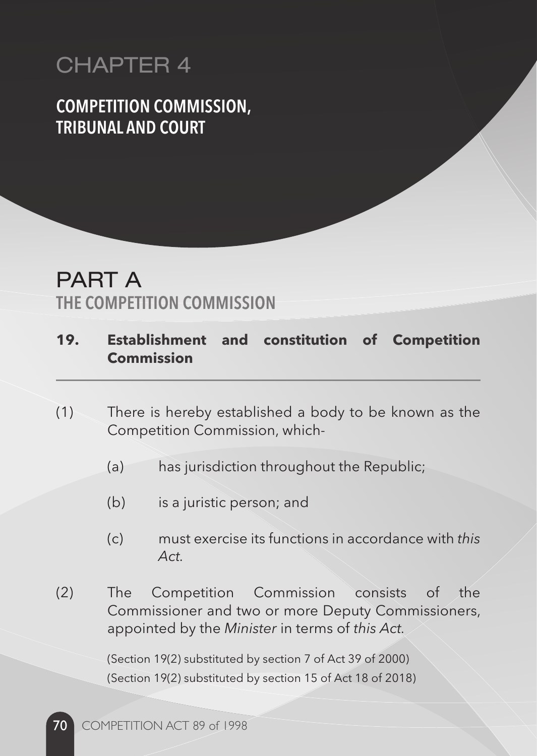# CHAPTER 4

## COMPETITION COMMISSION, TRIBUNAL AND COURT

# PART A

## THE COMPETITION COMMISSION

### 19. Establishment and constitution of Competition Commission

(1) There is hereby established a body to be known as the Competition Commission, which-

(a) has jurisdiction throughout the Republic;

(b) is a juristic person; and

(c) must exercise its functions in accordance with *this Act*.

(2) The Competition Commission consists of the Commissioner and two or more Deputy Commissioners, appointed by the *Minister* in terms of *this Act*.

(Section 19(2) substituted by section 7 of Act 39 of 2000)
(Section 19(2) substituted by section 15 of Act 18 of 2018)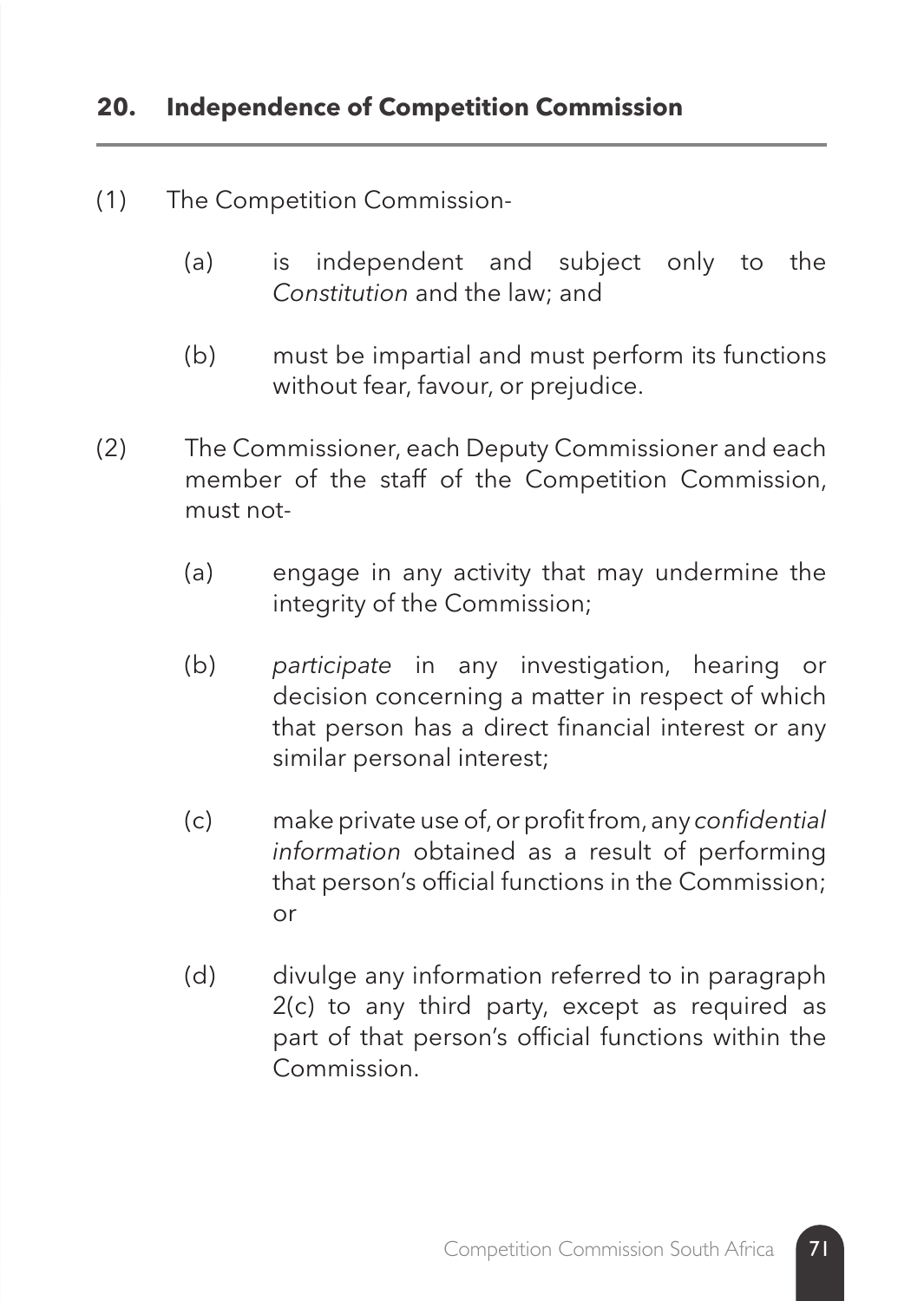## 20. Independence of Competition Commission

(1) The Competition Commission-

(a) is independent and subject only to the *Constitution* and the law; and

(b) must be impartial and must perform its functions without fear, favour, or prejudice.

(2) The Commissioner, each Deputy Commissioner and each member of the staff of the Competition Commission, must not-

(a) engage in any activity that may undermine the integrity of the Commission;

(b) *participate* in any investigation, hearing or decision concerning a matter in respect of which that person has a direct financial interest or any similar personal interest;

(c) make private use of, or profit from, any *confidential information* obtained as a result of performing that person's official functions in the Commission; or

(d) divulge any information referred to in paragraph 2(c) to any third party, except as required as part of that person's official functions within the Commission.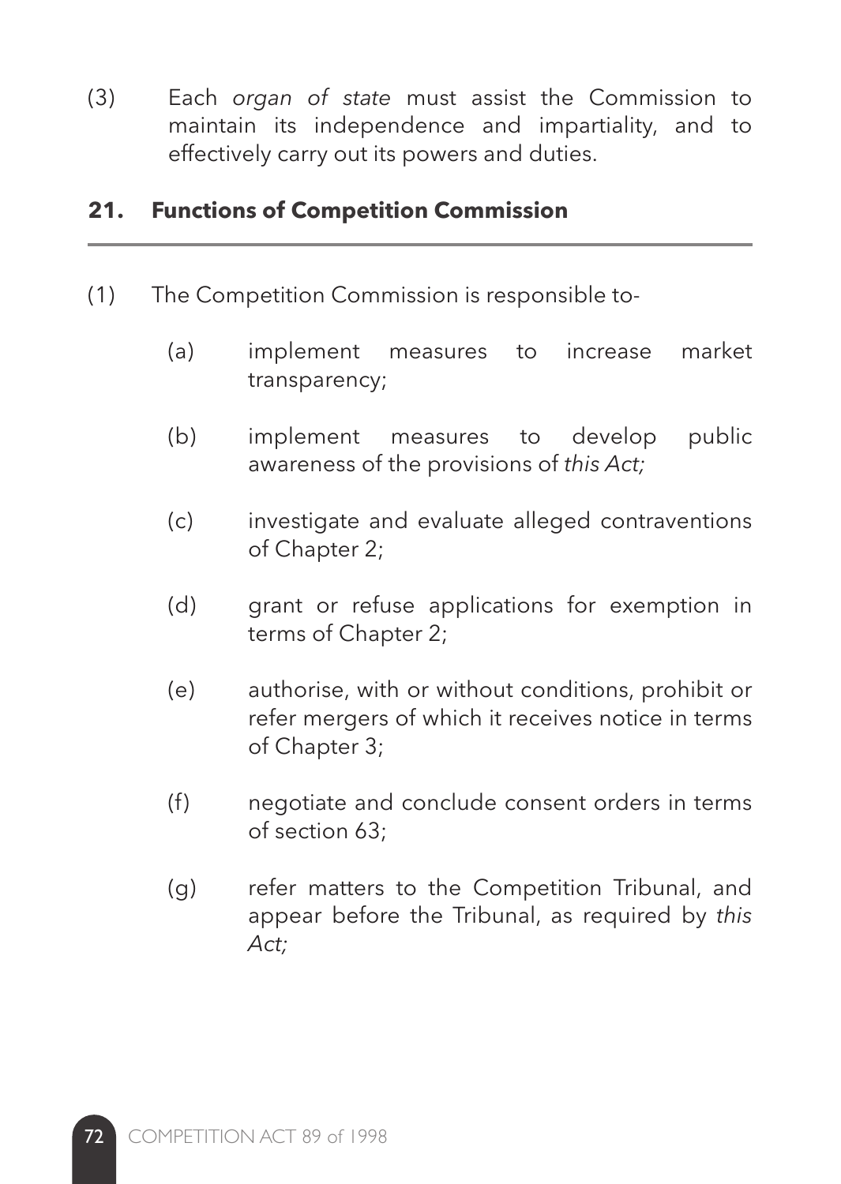(3) Each *organ of state* must assist the Commission to maintain its independence and impartiality, and to effectively carry out its powers and duties.

## 21. Functions of Competition Commission

(1) The Competition Commission is responsible to-

(a) implement measures to increase market transparency;

(b) implement measures to develop public awareness of the provisions of *this Act;*

(c) investigate and evaluate alleged contraventions of Chapter 2;

(d) grant or refuse applications for exemption in terms of Chapter 2;

(e) authorise, with or without conditions, prohibit or refer mergers of which it receives notice in terms of Chapter 3;

(f) negotiate and conclude consent orders in terms of section 63;

(g) refer matters to the Competition Tribunal, and appear before the Tribunal, as required by *this Act;*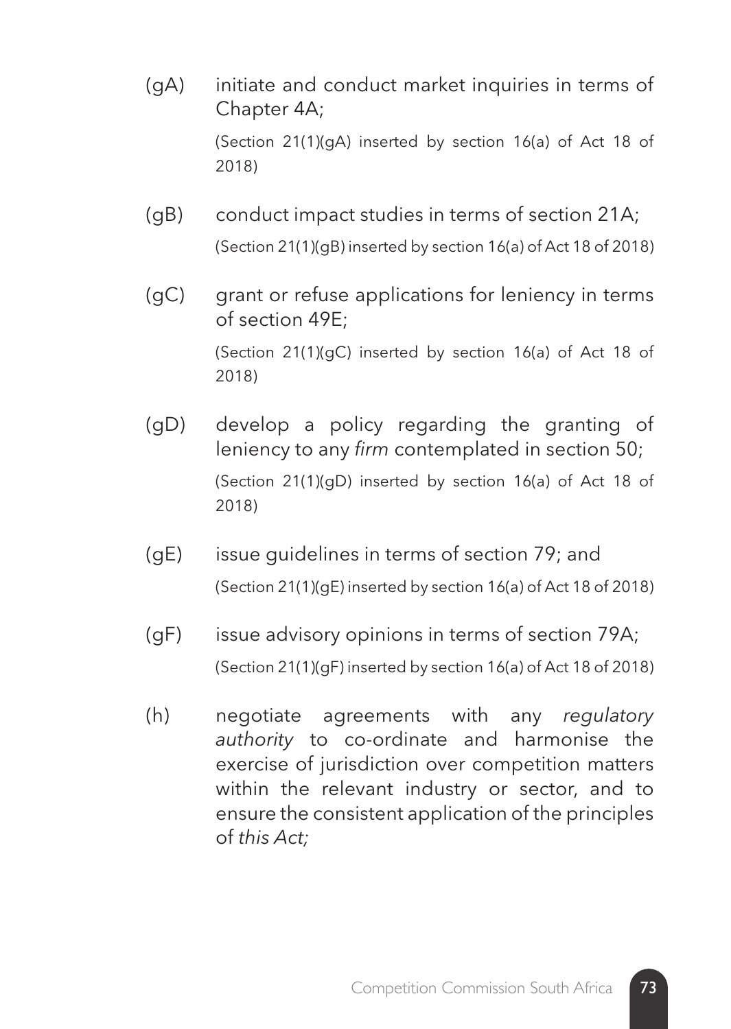(gA) initiate and conduct market inquiries in terms of Chapter 4A;

(Section 21(1)(gA) inserted by section 16(a) of Act 18 of 2018)

(gB) conduct impact studies in terms of section 21A;

(Section 21(1)(gB) inserted by section 16(a) of Act 18 of 2018)

(gC) grant or refuse applications for leniency in terms of section 49E;

(Section 21(1)(gC) inserted by section 16(a) of Act 18 of 2018)

(gD) develop a policy regarding the granting of leniency to any *firm* contemplated in section 50;

(Section 21(1)(gD) inserted by section 16(a) of Act 18 of 2018)

(gE) issue guidelines in terms of section 79; and

(Section 21(1)(gE) inserted by section 16(a) of Act 18 of 2018)

(gF) issue advisory opinions in terms of section 79A;

(Section 21(1)(gF) inserted by section 16(a) of Act 18 of 2018)

(h) negotiate agreements with any *regulatory authority* to co-ordinate and harmonise the exercise of jurisdiction over competition matters within the relevant industry or sector, and to ensure the consistent application of the principles of *this Act;*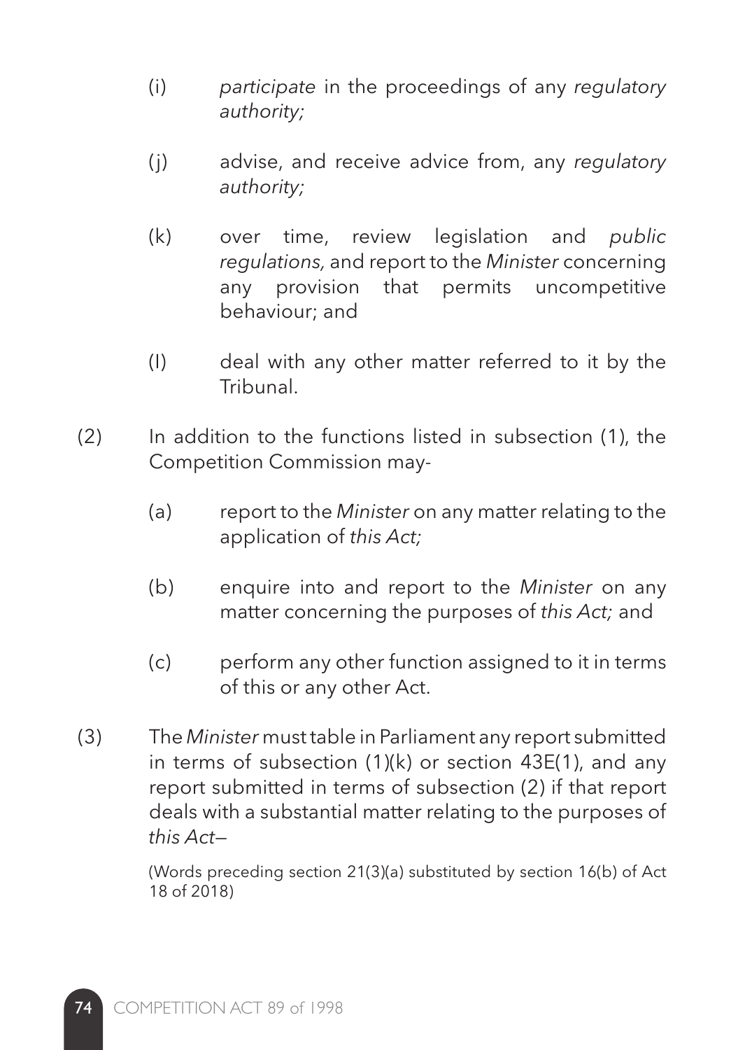(i) *participate* in the proceedings of any *regulatory authority;*

(j) advise, and receive advice from, any *regulatory authority;*

(k) over time, review legislation and *public regulations,* and report to the *Minister* concerning any provision that permits uncompetitive behaviour; and

(l) deal with any other matter referred to it by the Tribunal.

(2) In addition to the functions listed in subsection (1), the Competition Commission may-

(a) report to the *Minister* on any matter relating to the application of *this Act;*

(b) enquire into and report to the *Minister* on any matter concerning the purposes of *this Act;* and

(c) perform any other function assigned to it in terms of this or any other Act.

(3) The *Minister* must table in Parliament any report submitted in terms of subsection (1)(k) or section 43E(1), and any report submitted in terms of subsection (2) if that report deals with a substantial matter relating to the purposes of *this Act*—

(Words preceding section 21(3)(a) substituted by section 16(b) of Act 18 of 2018)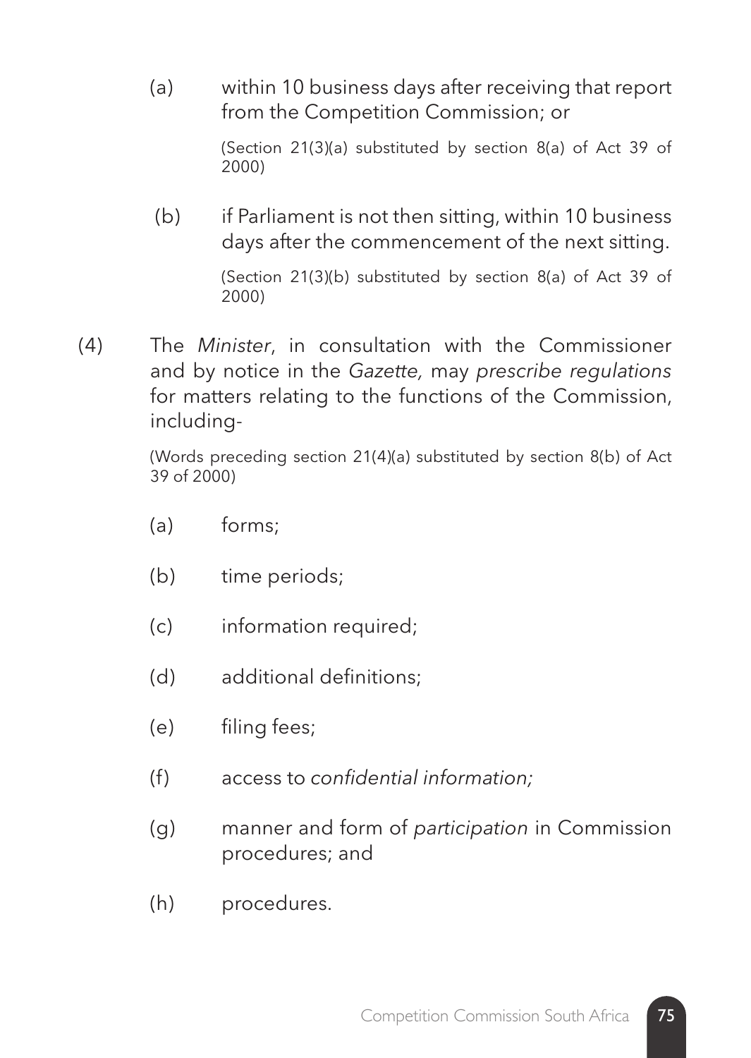(a) within 10 business days after receiving that report from the Competition Commission; or

(Section 21(3)(a) substituted by section 8(a) of Act 39 of 2000)

(b) if Parliament is not then sitting, within 10 business days after the commencement of the next sitting.

(Section 21(3)(b) substituted by section 8(a) of Act 39 of 2000)

(4) The *Minister*, in consultation with the Commissioner and by notice in the *Gazette,* may *prescribe regulations* for matters relating to the functions of the Commission, including-

(Words preceding section 21(4)(a) substituted by section 8(b) of Act 39 of 2000)

(a) forms;

(b) time periods;

(c) information required;

(d) additional definitions;

(e) filing fees;

(f) access to *confidential information;*

(g) manner and form of *participation* in Commission procedures; and

(h) procedures.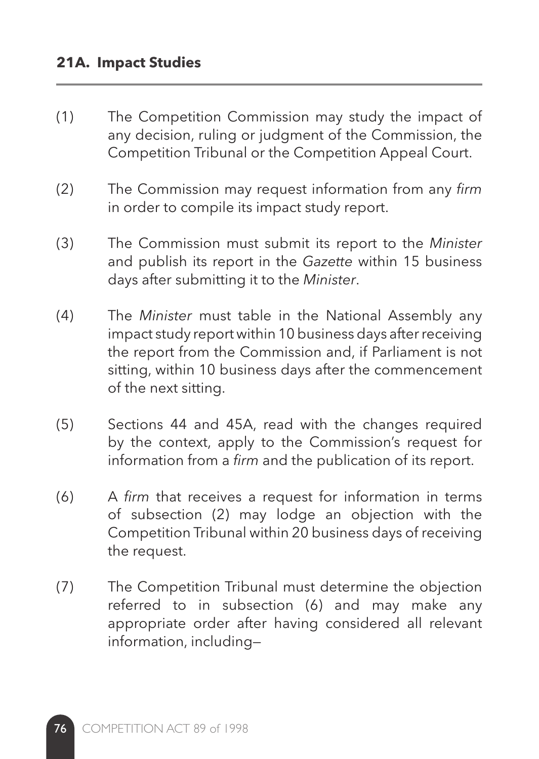**21A. Impact Studies**

(1) The Competition Commission may study the impact of any decision, ruling or judgment of the Commission, the Competition Tribunal or the Competition Appeal Court.

(2) The Commission may request information from any *firm* in order to compile its impact study report.

(3) The Commission must submit its report to the *Minister* and publish its report in the *Gazette* within 15 business days after submitting it to the *Minister*.

(4) The *Minister* must table in the National Assembly any impact study report within 10 business days after receiving the report from the Commission and, if Parliament is not sitting, within 10 business days after the commencement of the next sitting.

(5) Sections 44 and 45A, read with the changes required by the context, apply to the Commission's request for information from a *firm* and the publication of its report.

(6) A *firm* that receives a request for information in terms of subsection (2) may lodge an objection with the Competition Tribunal within 20 business days of receiving the request.

(7) The Competition Tribunal must determine the objection referred to in subsection (6) and may make any appropriate order after having considered all relevant information, including—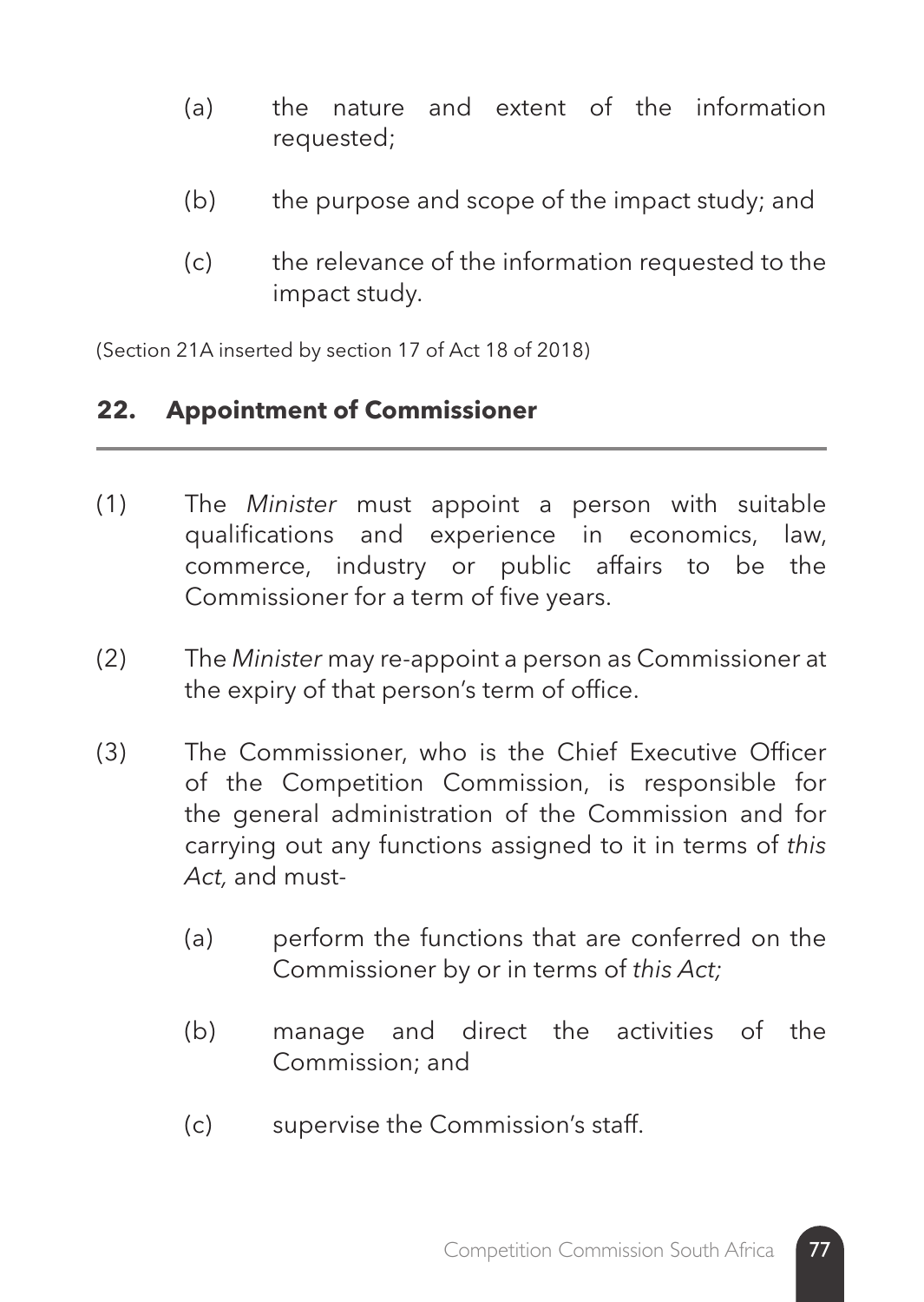(a) the nature and extent of the information requested;

(b) the purpose and scope of the impact study; and

(c) the relevance of the information requested to the impact study.

(Section 21A inserted by section 17 of Act 18 of 2018)

## 22. Appointment of Commissioner

(1) The *Minister* must appoint a person with suitable qualifications and experience in economics, law, commerce, industry or public affairs to be the Commissioner for a term of five years.

(2) The *Minister* may re-appoint a person as Commissioner at the expiry of that person's term of office.

(3) The Commissioner, who is the Chief Executive Officer of the Competition Commission, is responsible for the general administration of the Commission and for carrying out any functions assigned to it in terms of *this Act,* and must-

   (a) perform the functions that are conferred on the Commissioner by or in terms of *this Act;*

   (b) manage and direct the activities of the Commission; and

   (c) supervise the Commission's staff.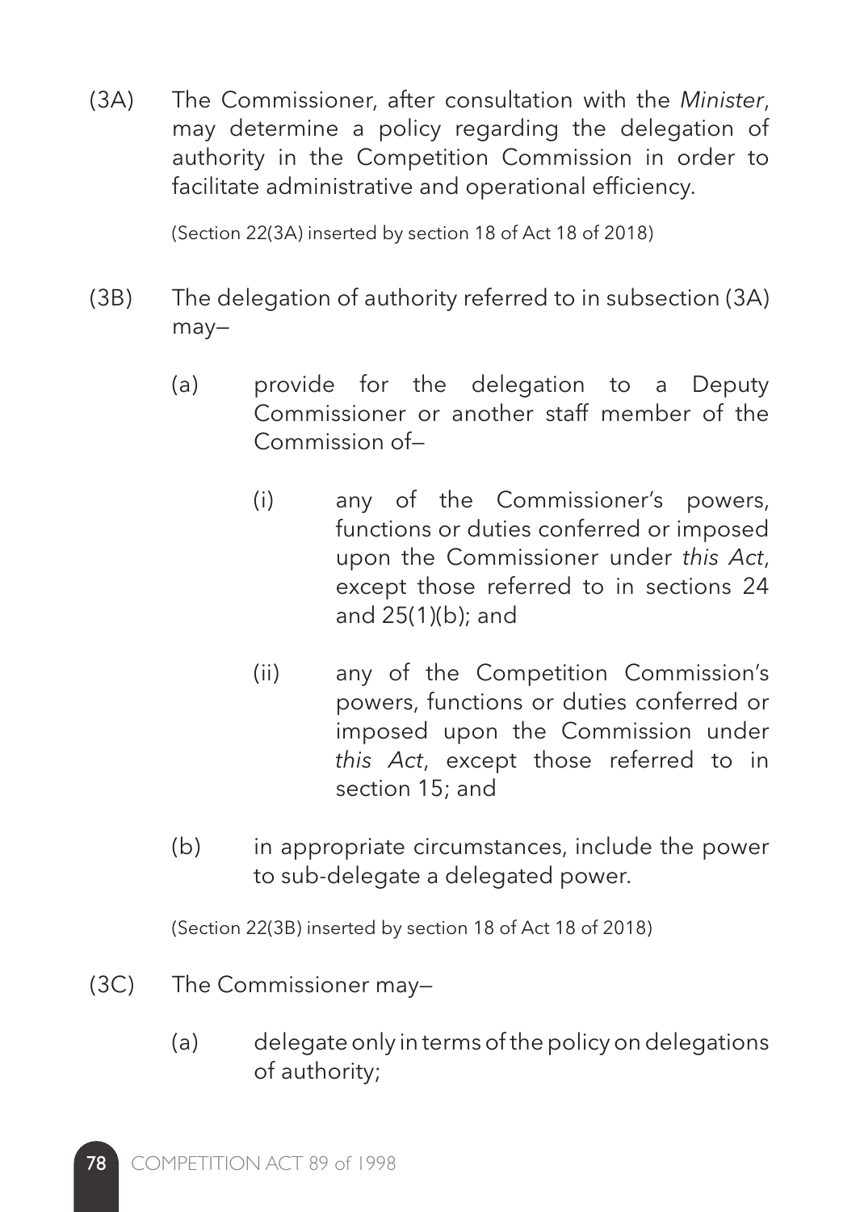(3A) The Commissioner, after consultation with the *Minister*, may determine a policy regarding the delegation of authority in the Competition Commission in order to facilitate administrative and operational efficiency.

(Section 22(3A) inserted by section 18 of Act 18 of 2018)

(3B) The delegation of authority referred to in subsection (3A) may—

(a) provide for the delegation to a Deputy Commissioner or another staff member of the Commission of—

(i) any of the Commissioner's powers, functions or duties conferred or imposed upon the Commissioner under *this Act*, except those referred to in sections 24 and 25(1)(b); and

(ii) any of the Competition Commission's powers, functions or duties conferred or imposed upon the Commission under *this Act*, except those referred to in section 15; and

(b) in appropriate circumstances, include the power to sub-delegate a delegated power.

(Section 22(3B) inserted by section 18 of Act 18 of 2018)

(3C) The Commissioner may—

(a) delegate only in terms of the policy on delegations of authority;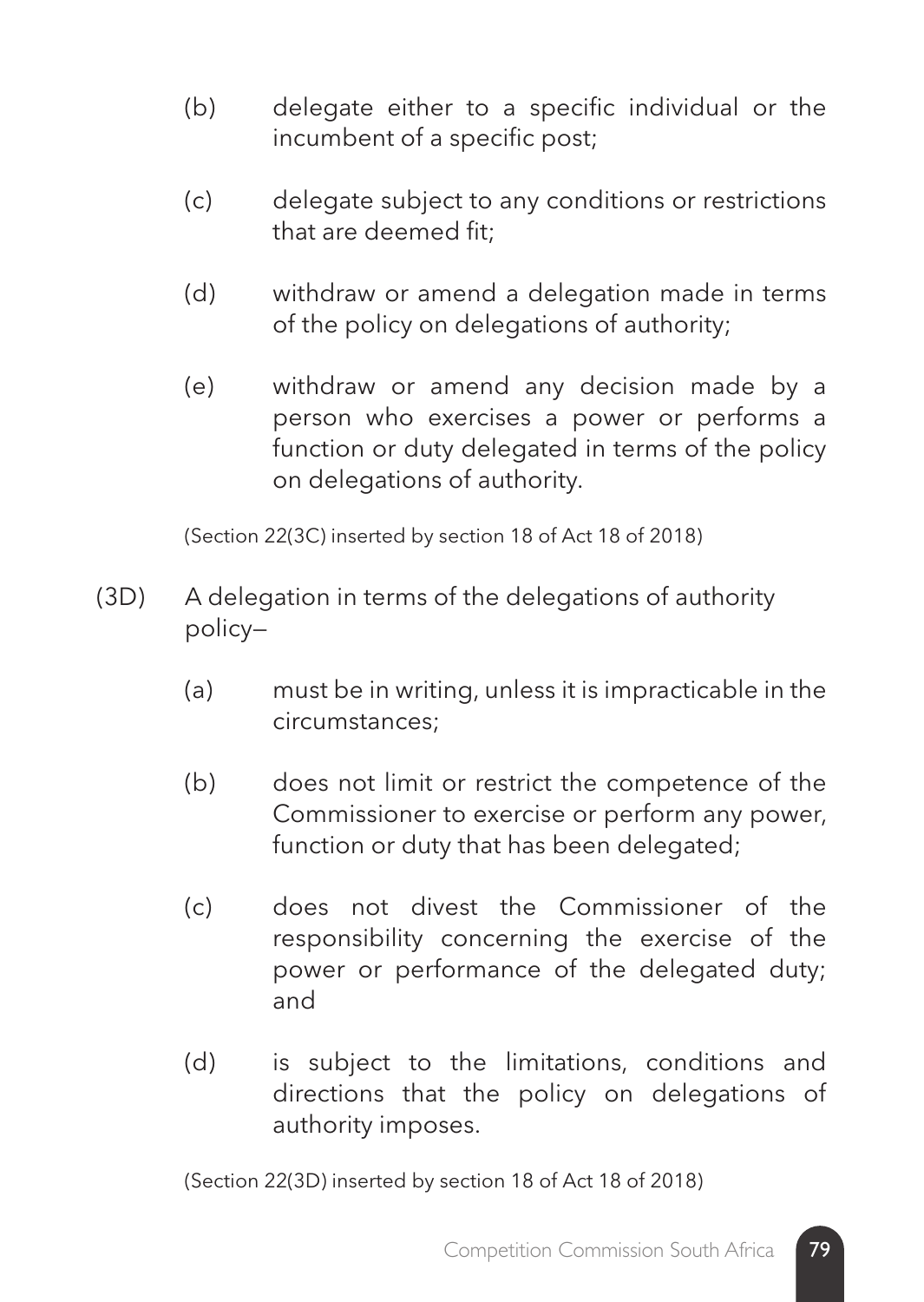(b) delegate either to a specific individual or the incumbent of a specific post;

(c) delegate subject to any conditions or restrictions that are deemed fit;

(d) withdraw or amend a delegation made in terms of the policy on delegations of authority;

(e) withdraw or amend any decision made by a person who exercises a power or performs a function or duty delegated in terms of the policy on delegations of authority.

(Section 22(3C) inserted by section 18 of Act 18 of 2018)

(3D) A delegation in terms of the delegations of authority policy—

(a) must be in writing, unless it is impracticable in the circumstances;

(b) does not limit or restrict the competence of the Commissioner to exercise or perform any power, function or duty that has been delegated;

(c) does not divest the Commissioner of the responsibility concerning the exercise of the power or performance of the delegated duty; and

(d) is subject to the limitations, conditions and directions that the policy on delegations of authority imposes.

(Section 22(3D) inserted by section 18 of Act 18 of 2018)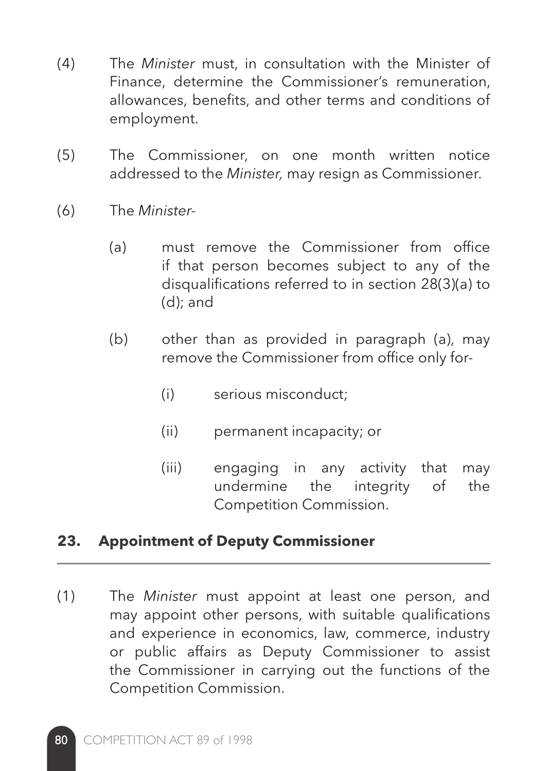(4) The *Minister* must, in consultation with the Minister of Finance, determine the Commissioner's remuneration, allowances, benefits, and other terms and conditions of employment.

(5) The Commissioner, on one month written notice addressed to the *Minister,* may resign as Commissioner.

(6) The *Minister*-

   (a) must remove the Commissioner from office if that person becomes subject to any of the disqualifications referred to in section 28(3)(a) to (d); and

   (b) other than as provided in paragraph (a), may remove the Commissioner from office only for-

      (i) serious misconduct;

      (ii) permanent incapacity; or

      (iii) engaging in any activity that may undermine the integrity of the Competition Commission.

## 23. Appointment of Deputy Commissioner

(1) The *Minister* must appoint at least one person, and may appoint other persons, with suitable qualifications and experience in economics, law, commerce, industry or public affairs as Deputy Commissioner to assist the Commissioner in carrying out the functions of the Competition Commission.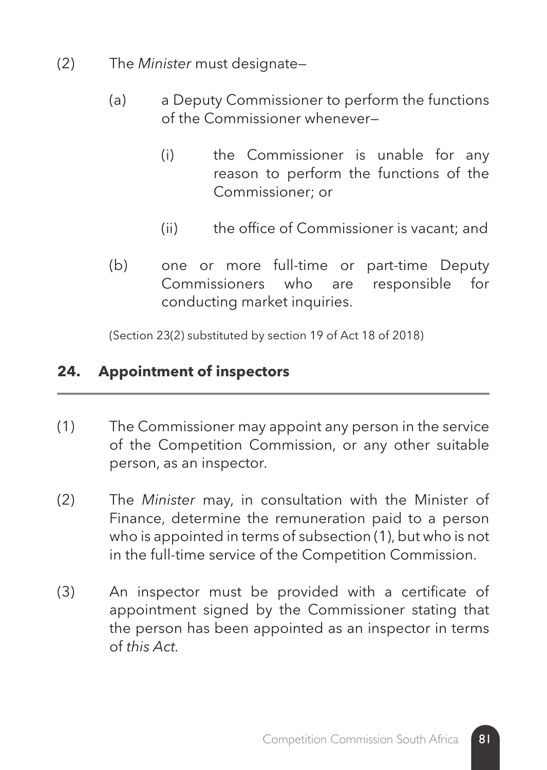(2) The *Minister* must designate—

(a) a Deputy Commissioner to perform the functions of the Commissioner whenever—

(i) the Commissioner is unable for any reason to perform the functions of the Commissioner; or

(ii) the office of Commissioner is vacant; and

(b) one or more full-time or part-time Deputy Commissioners who are responsible for conducting market inquiries.

(Section 23(2) substituted by section 19 of Act 18 of 2018)

## 24. Appointment of inspectors

(1) The Commissioner may appoint any person in the service of the Competition Commission, or any other suitable person, as an inspector.

(2) The *Minister* may, in consultation with the Minister of Finance, determine the remuneration paid to a person who is appointed in terms of subsection (1), but who is not in the full-time service of the Competition Commission.

(3) An inspector must be provided with a certificate of appointment signed by the Commissioner stating that the person has been appointed as an inspector in terms of *this Act*.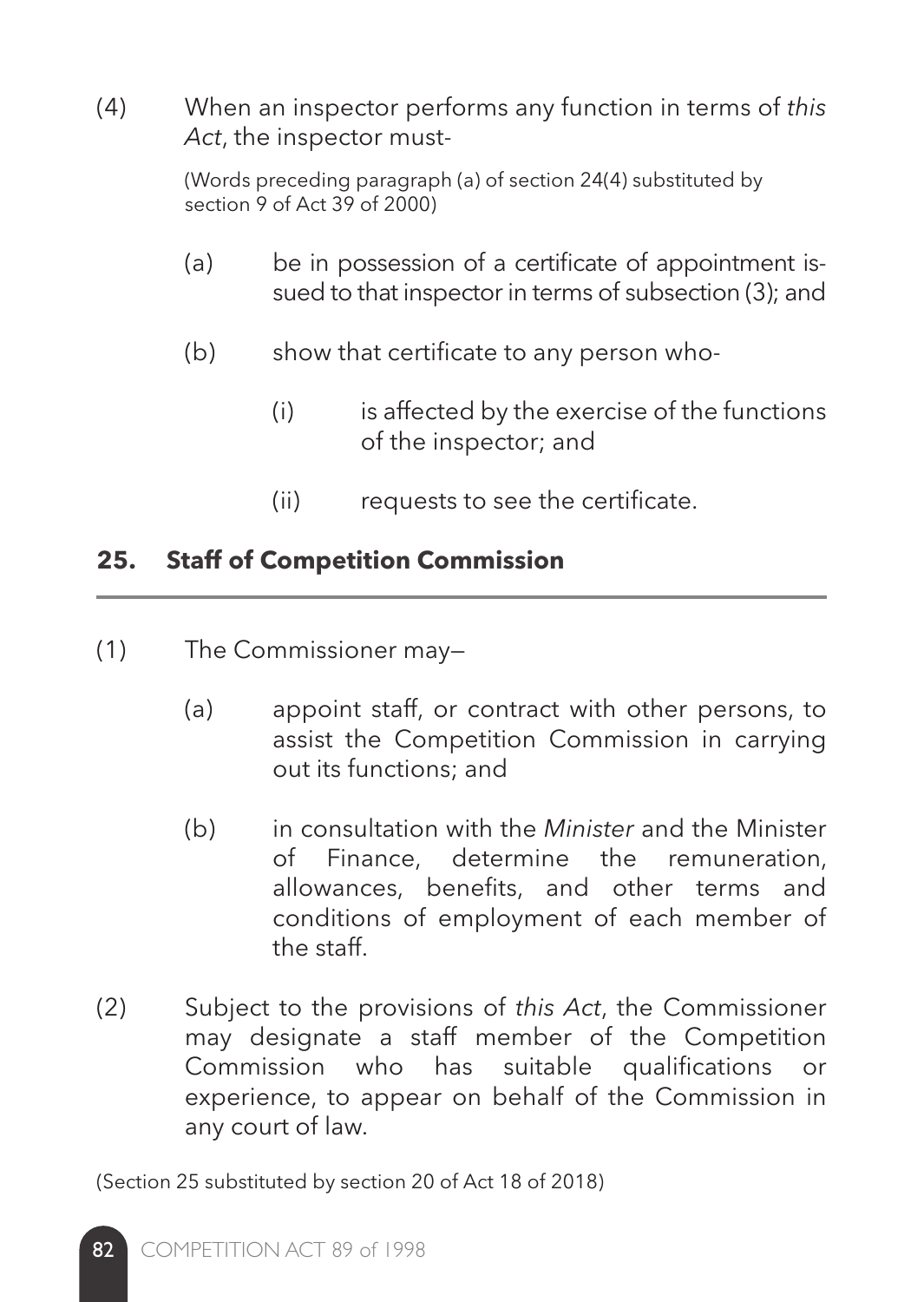(4) When an inspector performs any function in terms of *this Act*, the inspector must-

(Words preceding paragraph (a) of section 24(4) substituted by section 9 of Act 39 of 2000)

(a) be in possession of a certificate of appointment issued to that inspector in terms of subsection (3); and

(b) show that certificate to any person who-

(i) is affected by the exercise of the functions of the inspector; and

(ii) requests to see the certificate.

## 25. Staff of Competition Commission

(1) The Commissioner may—

(a) appoint staff, or contract with other persons, to assist the Competition Commission in carrying out its functions; and

(b) in consultation with the *Minister* and the Minister of Finance, determine the remuneration, allowances, benefits, and other terms and conditions of employment of each member of the staff.

(2) Subject to the provisions of *this Act*, the Commissioner may designate a staff member of the Competition Commission who has suitable qualifications or experience, to appear on behalf of the Commission in any court of law.

(Section 25 substituted by section 20 of Act 18 of 2018)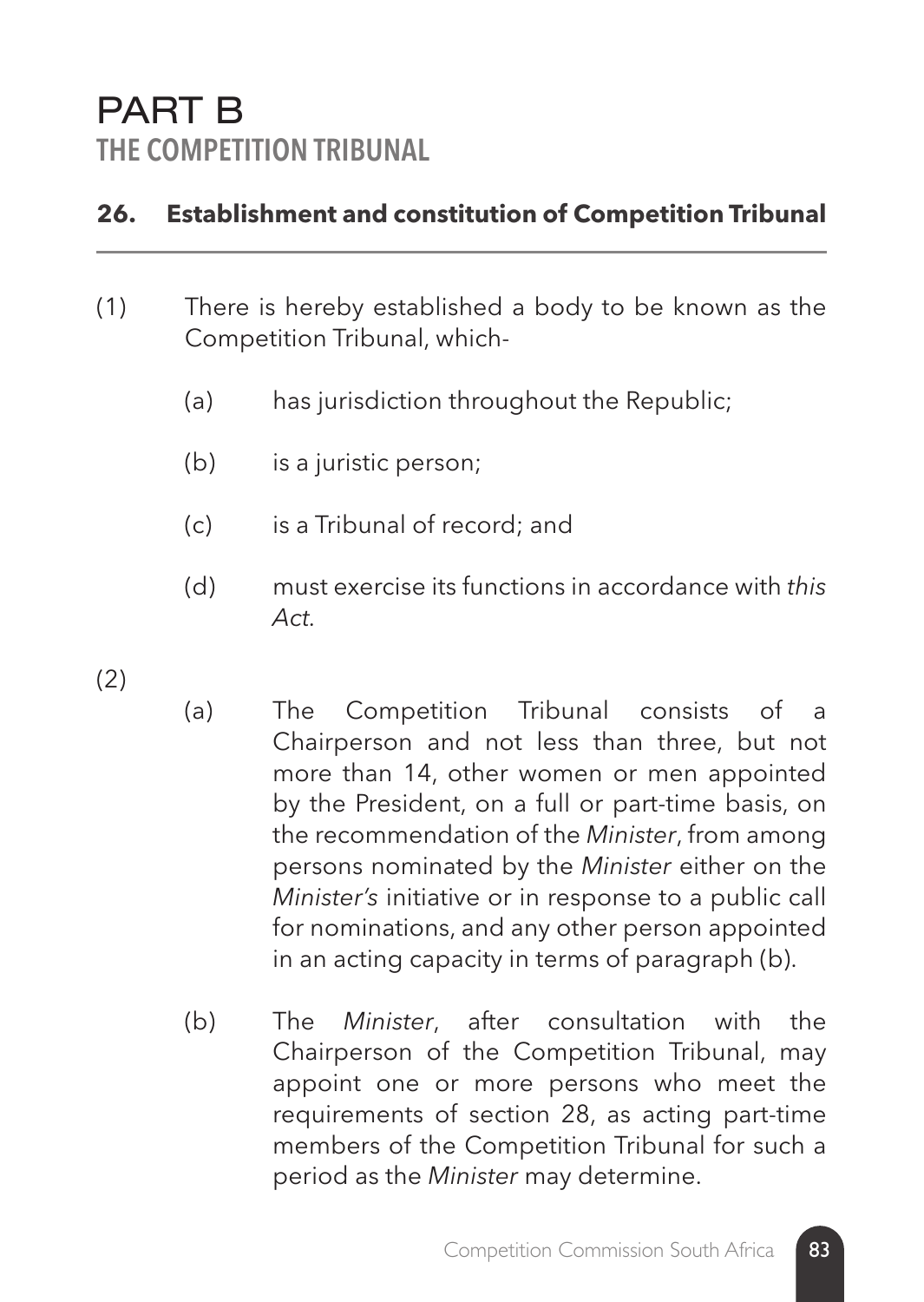# PART B
## THE COMPETITION TRIBUNAL

### **26. Establishment and constitution of Competition Tribunal**

(1) There is hereby established a body to be known as the Competition Tribunal, which-

  (a) has jurisdiction throughout the Republic;

  (b) is a juristic person;

  (c) is a Tribunal of record; and

  (d) must exercise its functions in accordance with *this Act*.

(2)

  (a) The Competition Tribunal consists of a Chairperson and not less than three, but not more than 14, other women or men appointed by the President, on a full or part-time basis, on the recommendation of the *Minister*, from among persons nominated by the *Minister* either on the *Minister's* initiative or in response to a public call for nominations, and any other person appointed in an acting capacity in terms of paragraph (b).

  (b) The *Minister*, after consultation with the Chairperson of the Competition Tribunal, may appoint one or more persons who meet the requirements of section 28, as acting part-time members of the Competition Tribunal for such a period as the *Minister* may determine.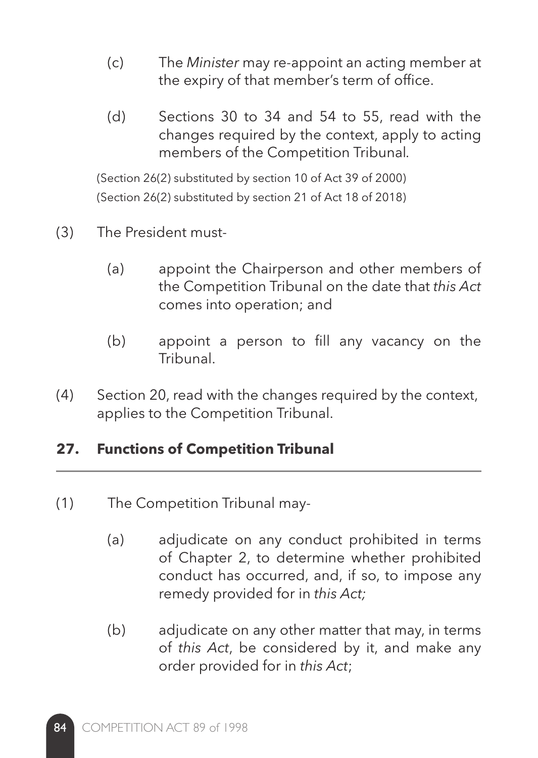(c) The *Minister* may re-appoint an acting member at the expiry of that member's term of office.

(d) Sections 30 to 34 and 54 to 55, read with the changes required by the context, apply to acting members of the Competition Tribunal.

(Section 26(2) substituted by section 10 of Act 39 of 2000)
(Section 26(2) substituted by section 21 of Act 18 of 2018)

(3) The President must-

(a) appoint the Chairperson and other members of the Competition Tribunal on the date that *this Act* comes into operation; and

(b) appoint a person to fill any vacancy on the Tribunal.

(4) Section 20, read with the changes required by the context, applies to the Competition Tribunal.

## 27. Functions of Competition Tribunal

(1) The Competition Tribunal may-

(a) adjudicate on any conduct prohibited in terms of Chapter 2, to determine whether prohibited conduct has occurred, and, if so, to impose any remedy provided for in *this Act;*

(b) adjudicate on any other matter that may, in terms of *this Act*, be considered by it, and make any order provided for in *this Act*;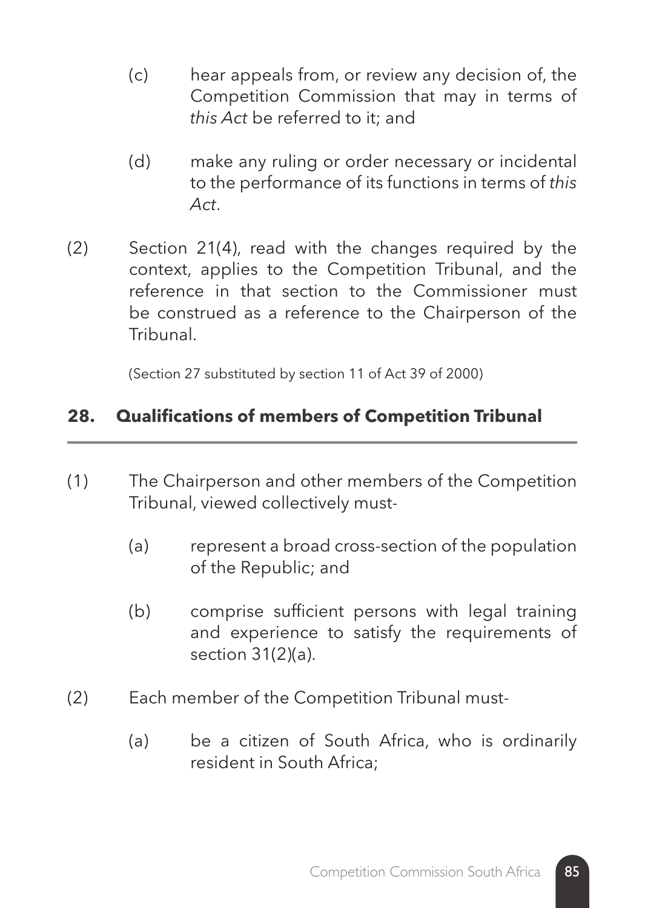(c) hear appeals from, or review any decision of, the Competition Commission that may in terms of *this Act* be referred to it; and

(d) make any ruling or order necessary or incidental to the performance of its functions in terms of *this Act*.

(2) Section 21(4), read with the changes required by the context, applies to the Competition Tribunal, and the reference in that section to the Commissioner must be construed as a reference to the Chairperson of the Tribunal.

(Section 27 substituted by section 11 of Act 39 of 2000)

## 28. Qualifications of members of Competition Tribunal

(1) The Chairperson and other members of the Competition Tribunal, viewed collectively must-

(a) represent a broad cross-section of the population of the Republic; and

(b) comprise sufficient persons with legal training and experience to satisfy the requirements of section 31(2)(a).

(2) Each member of the Competition Tribunal must-

(a) be a citizen of South Africa, who is ordinarily resident in South Africa;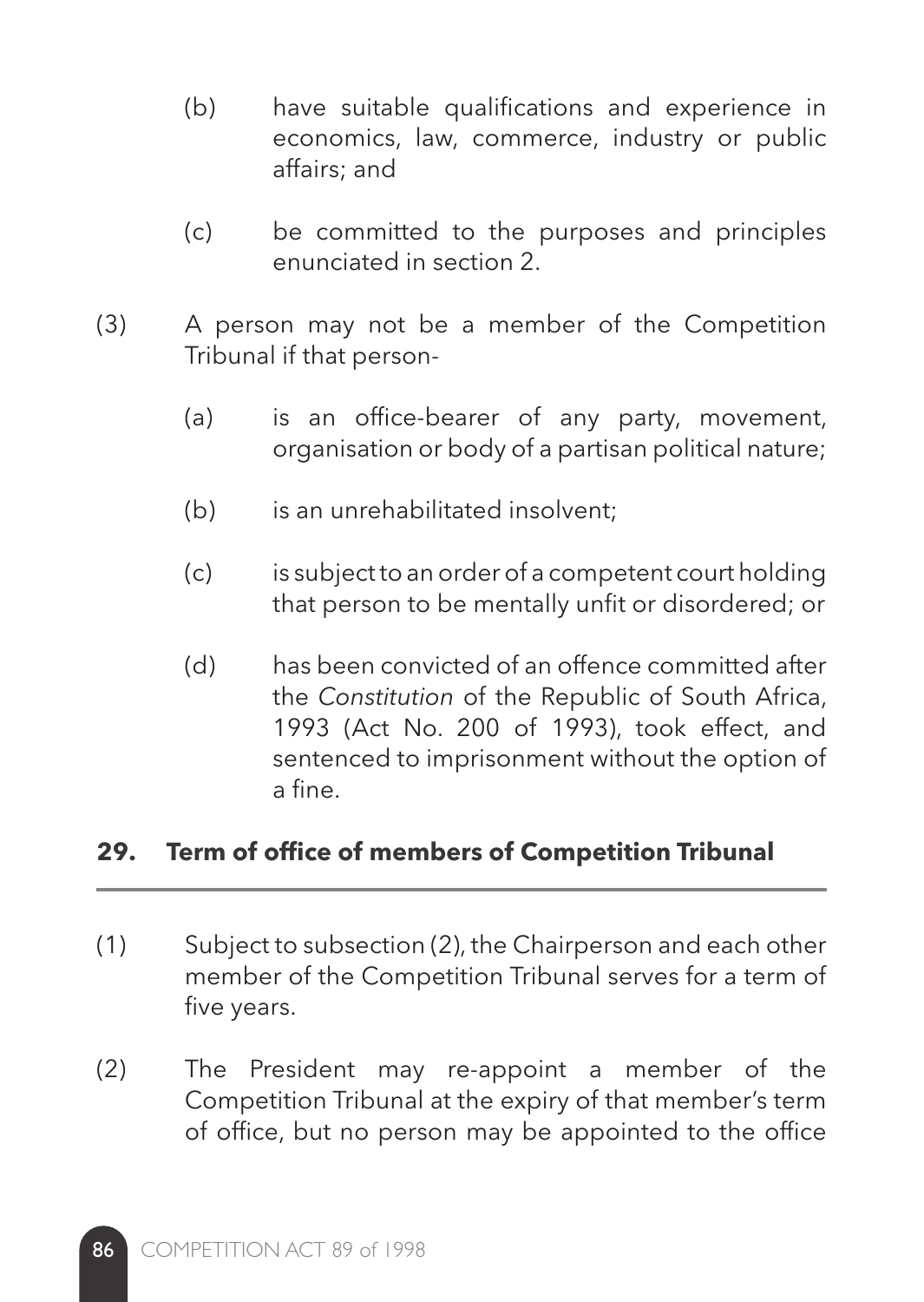(b) have suitable qualifications and experience in economics, law, commerce, industry or public affairs; and

(c) be committed to the purposes and principles enunciated in section 2.

(3) A person may not be a member of the Competition Tribunal if that person-

(a) is an office-bearer of any party, movement, organisation or body of a partisan political nature;

(b) is an unrehabilitated insolvent;

(c) is subject to an order of a competent court holding that person to be mentally unfit or disordered; or

(d) has been convicted of an offence committed after the *Constitution* of the Republic of South Africa, 1993 (Act No. 200 of 1993), took effect, and sentenced to imprisonment without the option of a fine.

## 29. Term of office of members of Competition Tribunal

(1) Subject to subsection (2), the Chairperson and each other member of the Competition Tribunal serves for a term of five years.

(2) The President may re-appoint a member of the Competition Tribunal at the expiry of that member's term of office, but no person may be appointed to the office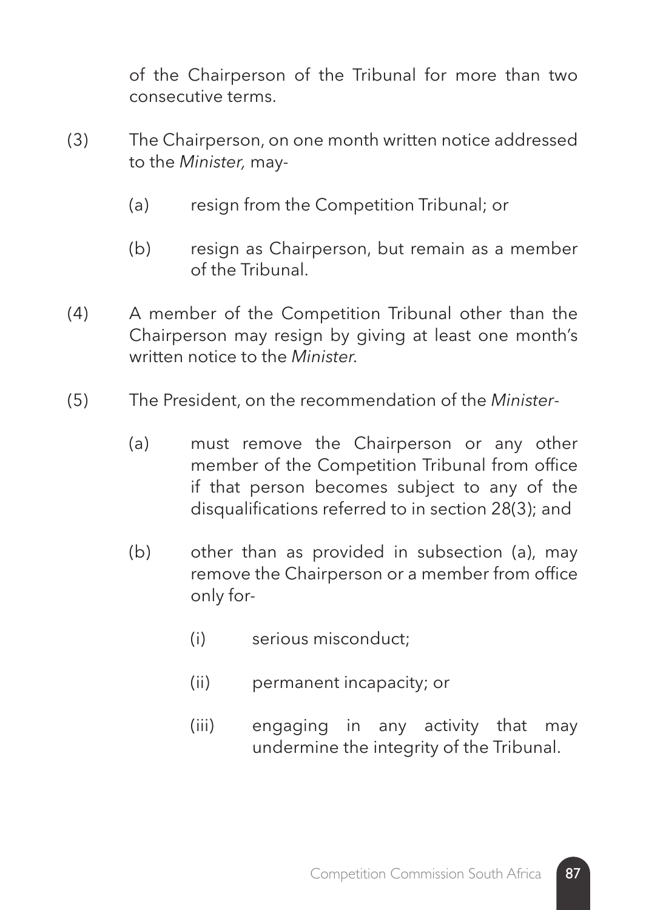of the Chairperson of the Tribunal for more than two consecutive terms.

(3) The Chairperson, on one month written notice addressed to the *Minister,* may-

  (a) resign from the Competition Tribunal; or

  (b) resign as Chairperson, but remain as a member of the Tribunal.

(4) A member of the Competition Tribunal other than the Chairperson may resign by giving at least one month's written notice to the *Minister*.

(5) The President, on the recommendation of the *Minister*-

  (a) must remove the Chairperson or any other member of the Competition Tribunal from office if that person becomes subject to any of the disqualifications referred to in section 28(3); and

  (b) other than as provided in subsection (a), may remove the Chairperson or a member from office only for-

    (i) serious misconduct;

    (ii) permanent incapacity; or

    (iii) engaging in any activity that may undermine the integrity of the Tribunal.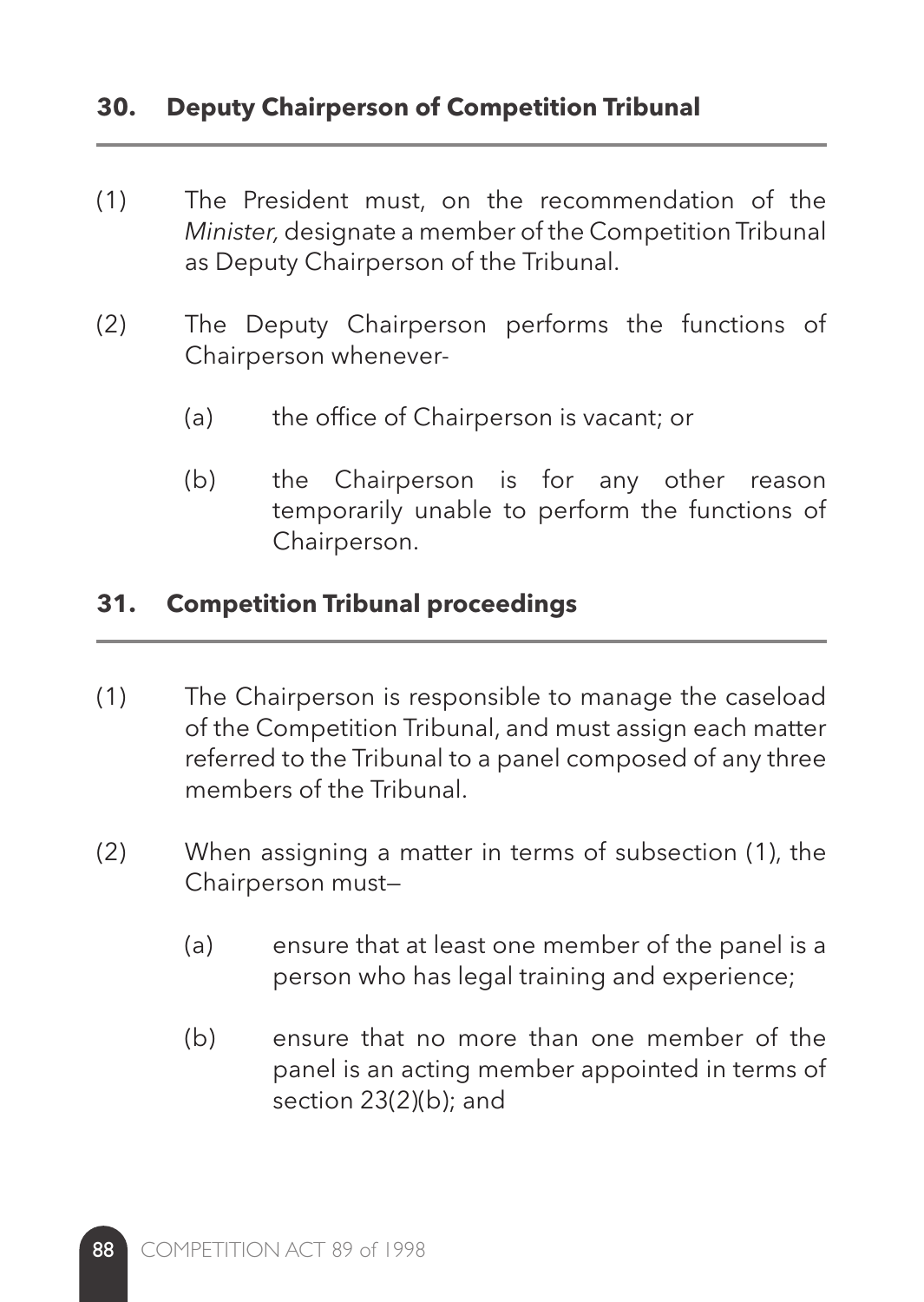## 30. Deputy Chairperson of Competition Tribunal

(1) The President must, on the recommendation of the *Minister,* designate a member of the Competition Tribunal as Deputy Chairperson of the Tribunal.

(2) The Deputy Chairperson performs the functions of Chairperson whenever-

(a) the office of Chairperson is vacant; or

(b) the Chairperson is for any other reason temporarily unable to perform the functions of Chairperson.

## 31. Competition Tribunal proceedings

(1) The Chairperson is responsible to manage the caseload of the Competition Tribunal, and must assign each matter referred to the Tribunal to a panel composed of any three members of the Tribunal.

(2) When assigning a matter in terms of subsection (1), the Chairperson must—

(a) ensure that at least one member of the panel is a person who has legal training and experience;

(b) ensure that no more than one member of the panel is an acting member appointed in terms of section 23(2)(b); and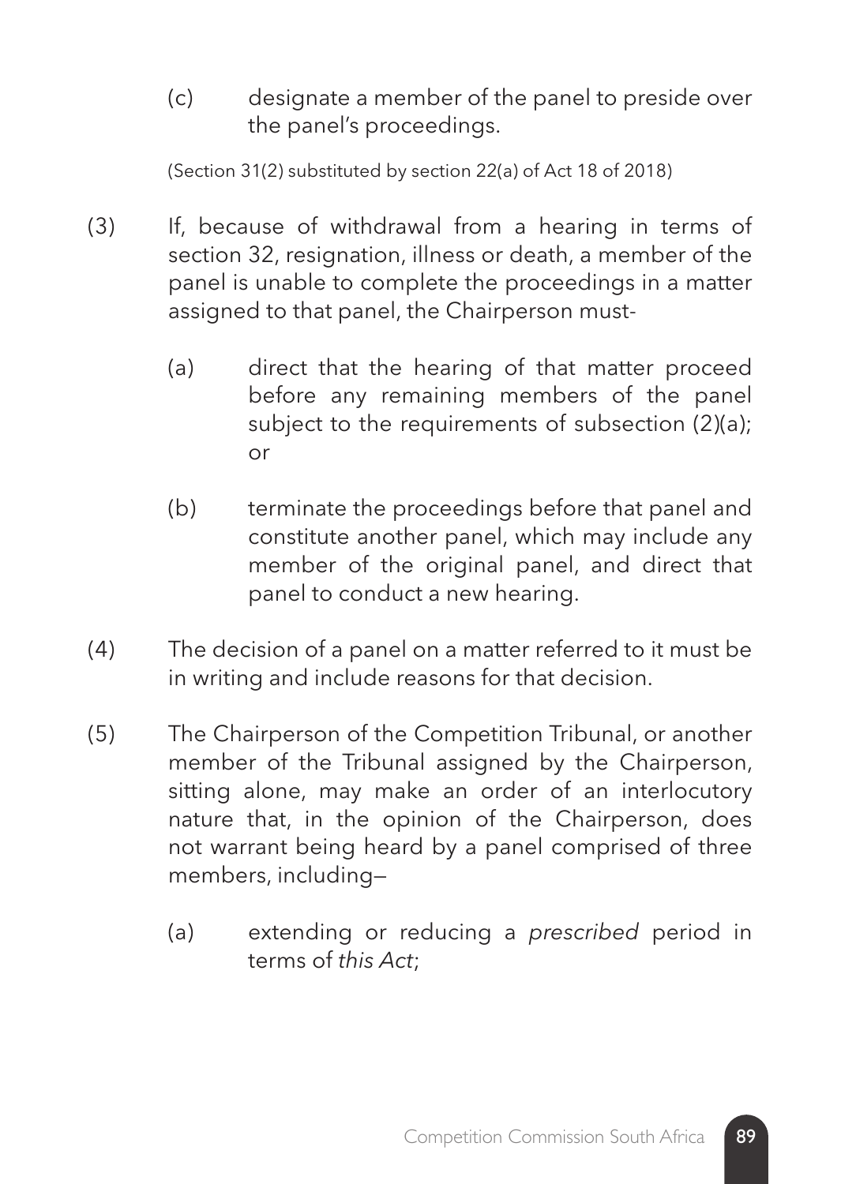(c) designate a member of the panel to preside over the panel's proceedings.

(Section 31(2) substituted by section 22(a) of Act 18 of 2018)

(3) If, because of withdrawal from a hearing in terms of section 32, resignation, illness or death, a member of the panel is unable to complete the proceedings in a matter assigned to that panel, the Chairperson must-

(a) direct that the hearing of that matter proceed before any remaining members of the panel subject to the requirements of subsection (2)(a); or

(b) terminate the proceedings before that panel and constitute another panel, which may include any member of the original panel, and direct that panel to conduct a new hearing.

(4) The decision of a panel on a matter referred to it must be in writing and include reasons for that decision.

(5) The Chairperson of the Competition Tribunal, or another member of the Tribunal assigned by the Chairperson, sitting alone, may make an order of an interlocutory nature that, in the opinion of the Chairperson, does not warrant being heard by a panel comprised of three members, including—

(a) extending or reducing a *prescribed* period in terms of *this Act*;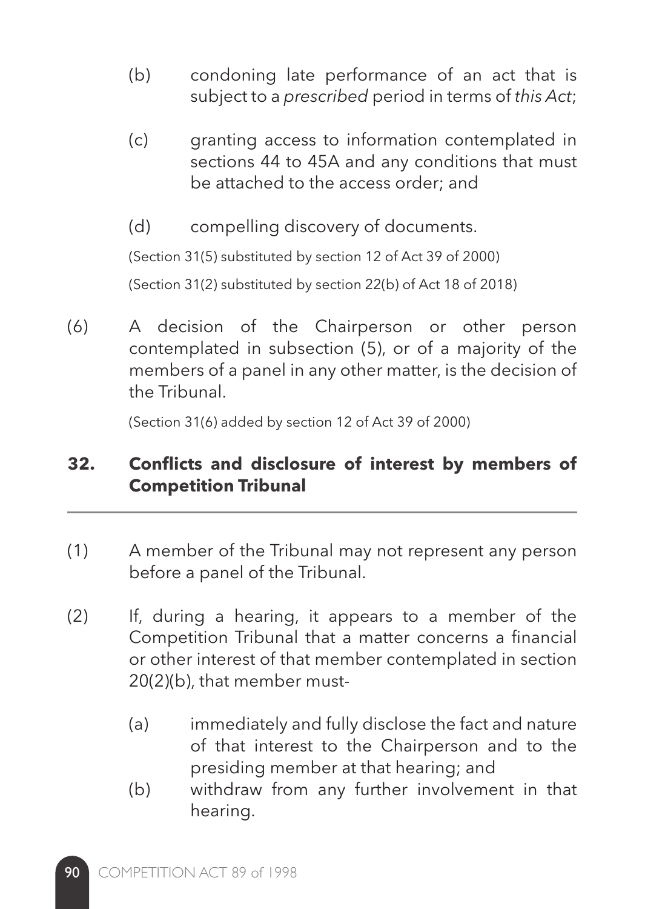(b) condoning late performance of an act that is subject to a *prescribed* period in terms of *this Act*;

(c) granting access to information contemplated in sections 44 to 45A and any conditions that must be attached to the access order; and

(d) compelling discovery of documents.

(Section 31(5) substituted by section 12 of Act 39 of 2000)

(Section 31(2) substituted by section 22(b) of Act 18 of 2018)

(6) A decision of the Chairperson or other person contemplated in subsection (5), or of a majority of the members of a panel in any other matter, is the decision of the Tribunal.

(Section 31(6) added by section 12 of Act 39 of 2000)

## 32. Conflicts and disclosure of interest by members of Competition Tribunal

(1) A member of the Tribunal may not represent any person before a panel of the Tribunal.

(2) If, during a hearing, it appears to a member of the Competition Tribunal that a matter concerns a financial or other interest of that member contemplated in section 20(2)(b), that member must-

(a) immediately and fully disclose the fact and nature of that interest to the Chairperson and to the presiding member at that hearing; and

(b) withdraw from any further involvement in that hearing.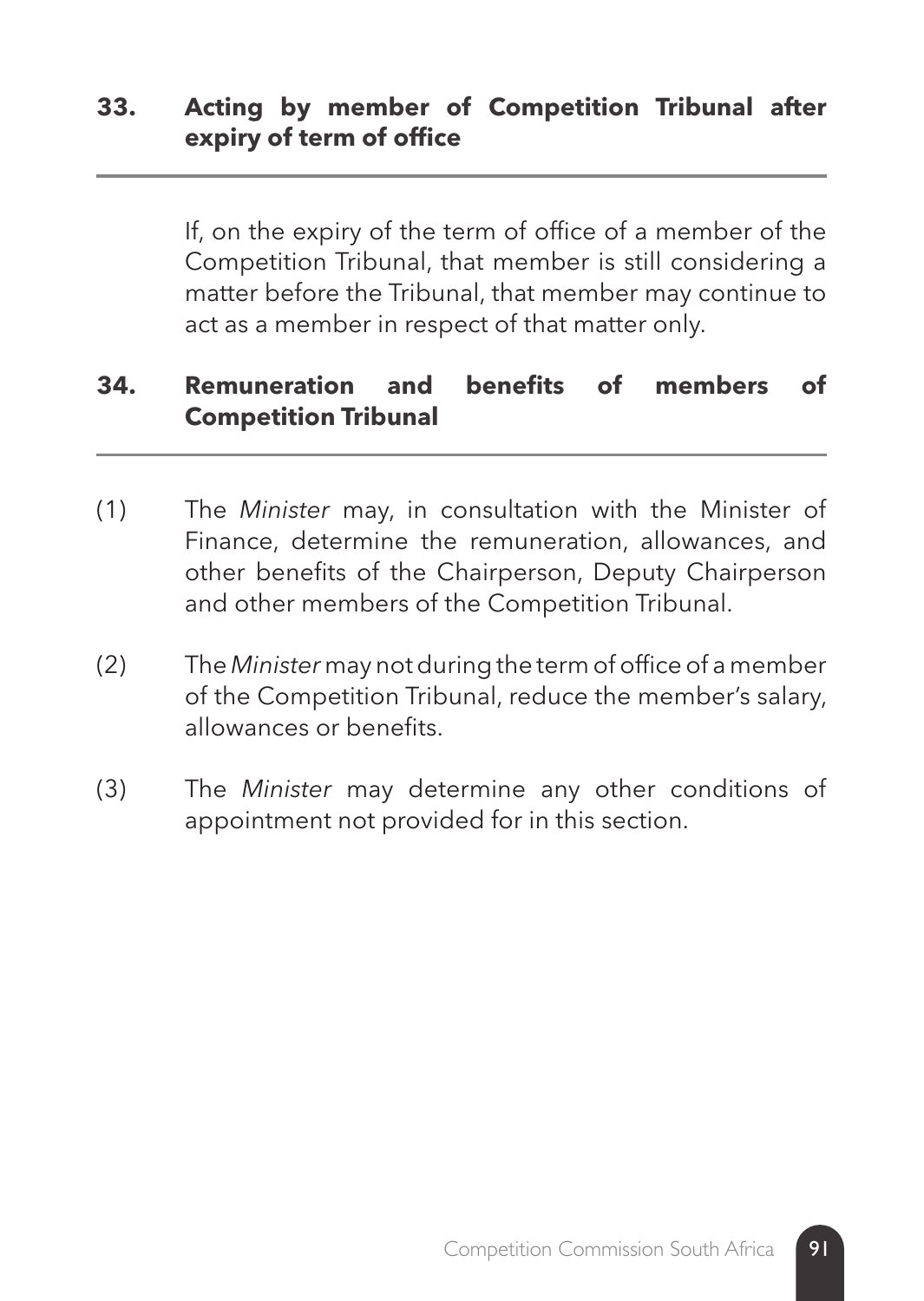## 33. Acting by member of Competition Tribunal after expiry of term of office

If, on the expiry of the term of office of a member of the Competition Tribunal, that member is still considering a matter before the Tribunal, that member may continue to act as a member in respect of that matter only.

## 34. Remuneration and benefits of members of Competition Tribunal

(1) The *Minister* may, in consultation with the Minister of Finance, determine the remuneration, allowances, and other benefits of the Chairperson, Deputy Chairperson and other members of the Competition Tribunal.

(2) The *Minister* may not during the term of office of a member of the Competition Tribunal, reduce the member's salary, allowances or benefits.

(3) The *Minister* may determine any other conditions of appointment not provided for in this section.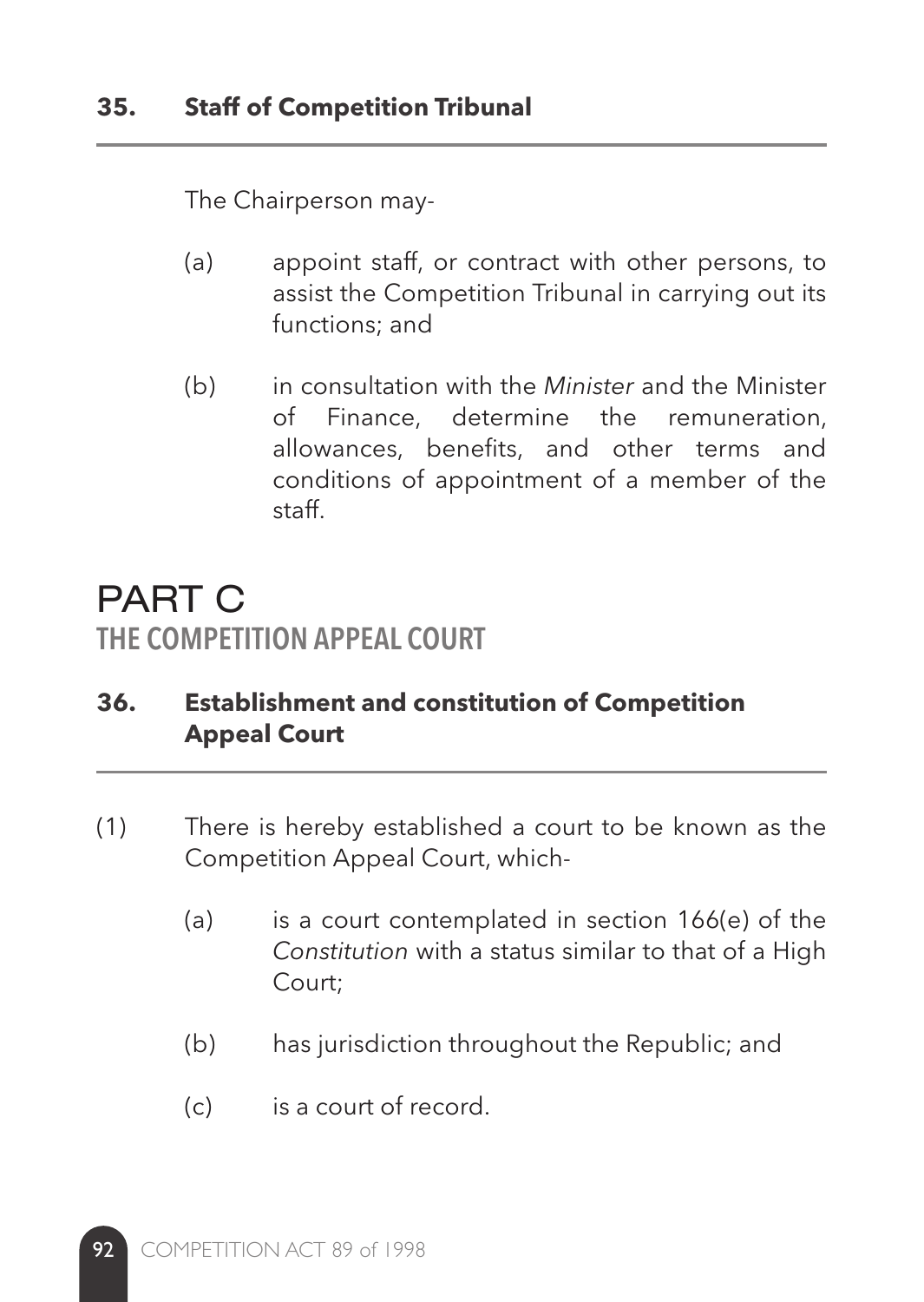### 35. Staff of Competition Tribunal

The Chairperson may-

(a) appoint staff, or contract with other persons, to assist the Competition Tribunal in carrying out its functions; and

(b) in consultation with the *Minister* and the Minister of Finance, determine the remuneration, allowances, benefits, and other terms and conditions of appointment of a member of the staff.

# PART C

## THE COMPETITION APPEAL COURT

### 36. Establishment and constitution of Competition Appeal Court

(1) There is hereby established a court to be known as the Competition Appeal Court, which-

(a) is a court contemplated in section 166(e) of the *Constitution* with a status similar to that of a High Court;

(b) has jurisdiction throughout the Republic; and

(c) is a court of record.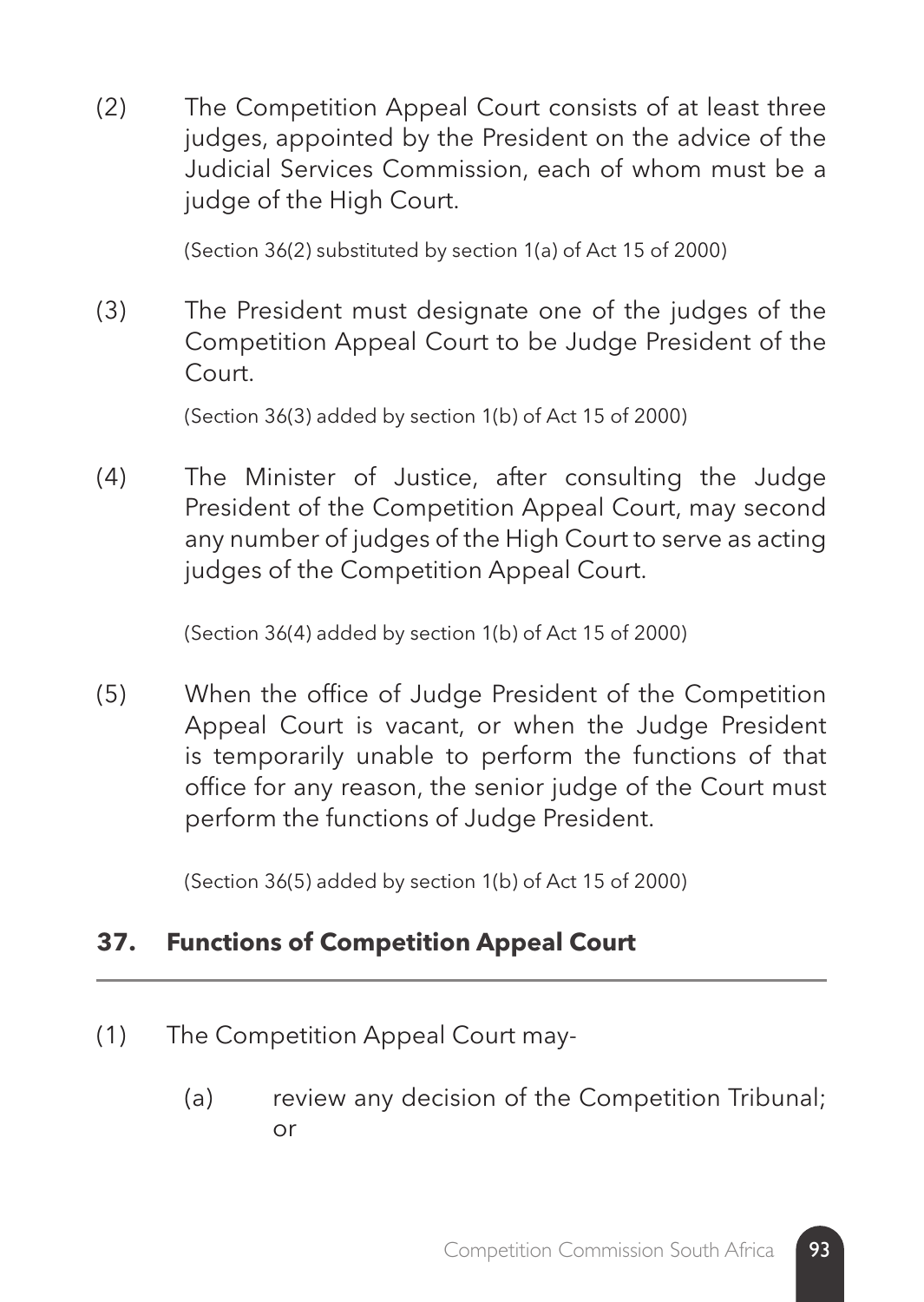(2) The Competition Appeal Court consists of at least three judges, appointed by the President on the advice of the Judicial Services Commission, each of whom must be a judge of the High Court.

(Section 36(2) substituted by section 1(a) of Act 15 of 2000)

(3) The President must designate one of the judges of the Competition Appeal Court to be Judge President of the Court.

(Section 36(3) added by section 1(b) of Act 15 of 2000)

(4) The Minister of Justice, after consulting the Judge President of the Competition Appeal Court, may second any number of judges of the High Court to serve as acting judges of the Competition Appeal Court.

(Section 36(4) added by section 1(b) of Act 15 of 2000)

(5) When the office of Judge President of the Competition Appeal Court is vacant, or when the Judge President is temporarily unable to perform the functions of that office for any reason, the senior judge of the Court must perform the functions of Judge President.

(Section 36(5) added by section 1(b) of Act 15 of 2000)

### 37. Functions of Competition Appeal Court

(1) The Competition Appeal Court may-

- (a) review any decision of the Competition Tribunal; or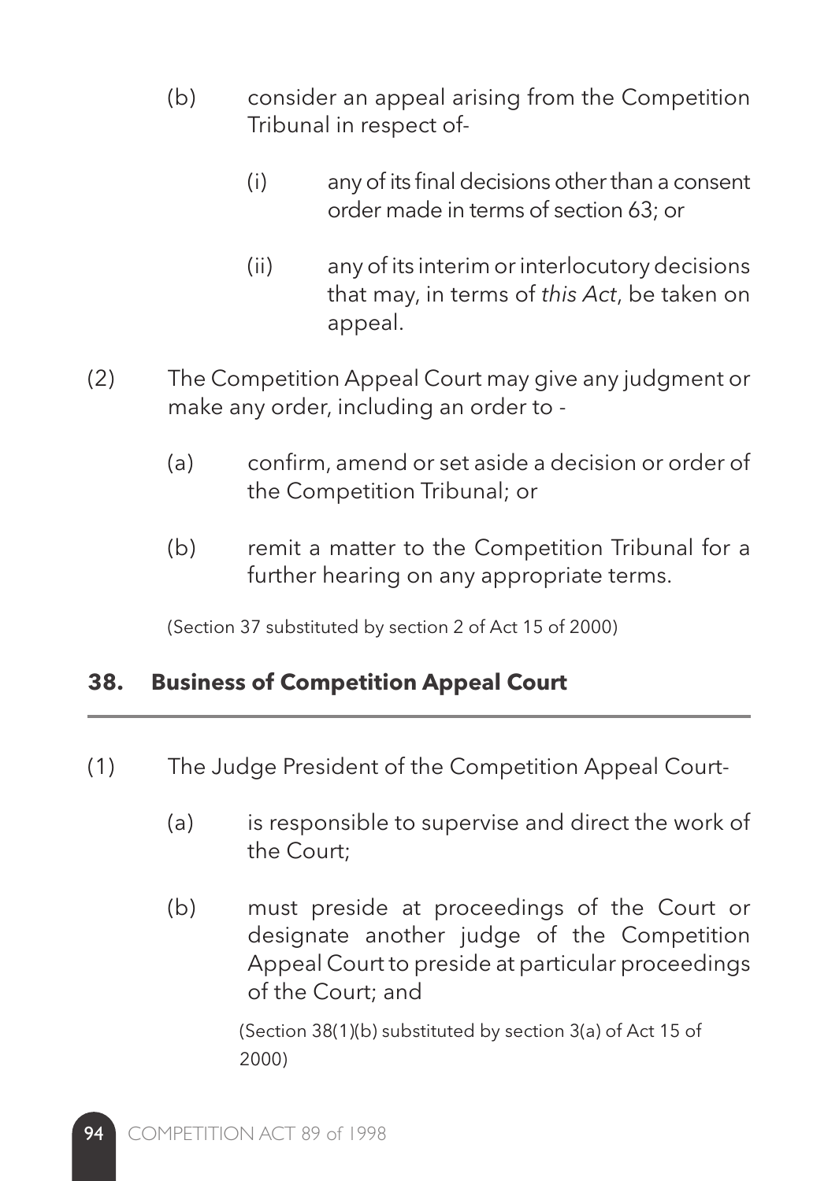(b) consider an appeal arising from the Competition Tribunal in respect of-

(i) any of its final decisions other than a consent order made in terms of section 63; or

(ii) any of its interim or interlocutory decisions that may, in terms of *this Act*, be taken on appeal.

(2) The Competition Appeal Court may give any judgment or make any order, including an order to -

(a) confirm, amend or set aside a decision or order of the Competition Tribunal; or

(b) remit a matter to the Competition Tribunal for a further hearing on any appropriate terms.

(Section 37 substituted by section 2 of Act 15 of 2000)

## 38. Business of Competition Appeal Court

(1) The Judge President of the Competition Appeal Court-

(a) is responsible to supervise and direct the work of the Court;

(b) must preside at proceedings of the Court or designate another judge of the Competition Appeal Court to preside at particular proceedings of the Court; and

(Section 38(1)(b) substituted by section 3(a) of Act 15 of 2000)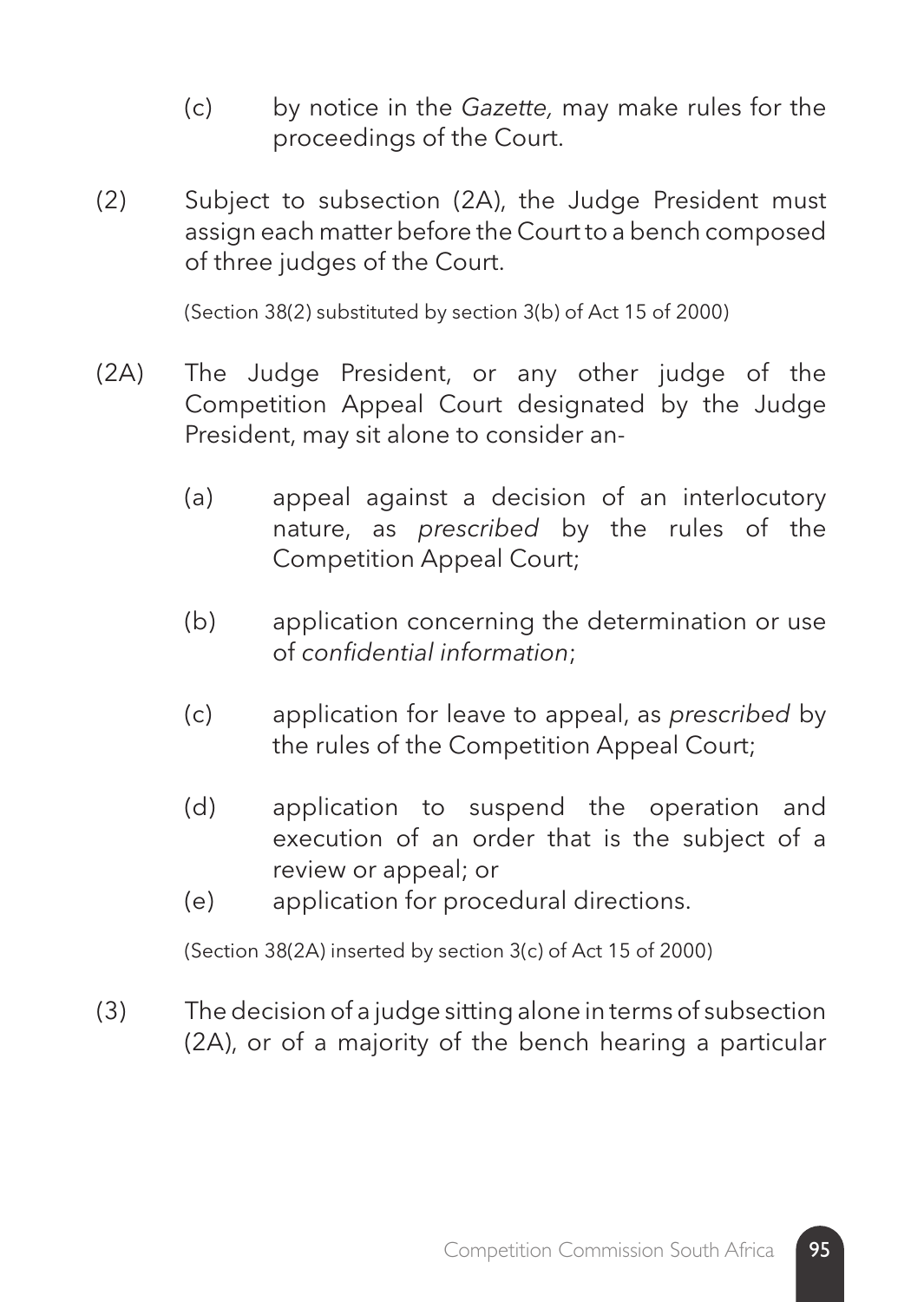(c) by notice in the *Gazette,* may make rules for the proceedings of the Court.

(2) Subject to subsection (2A), the Judge President must assign each matter before the Court to a bench composed of three judges of the Court.

(Section 38(2) substituted by section 3(b) of Act 15 of 2000)

(2A) The Judge President, or any other judge of the Competition Appeal Court designated by the Judge President, may sit alone to consider an-

(a) appeal against a decision of an interlocutory nature, as *prescribed* by the rules of the Competition Appeal Court;

(b) application concerning the determination or use of *confidential information*;

(c) application for leave to appeal, as *prescribed* by the rules of the Competition Appeal Court;

(d) application to suspend the operation and execution of an order that is the subject of a review or appeal; or

(e) application for procedural directions.

(Section 38(2A) inserted by section 3(c) of Act 15 of 2000)

(3) The decision of a judge sitting alone in terms of subsection (2A), or of a majority of the bench hearing a particular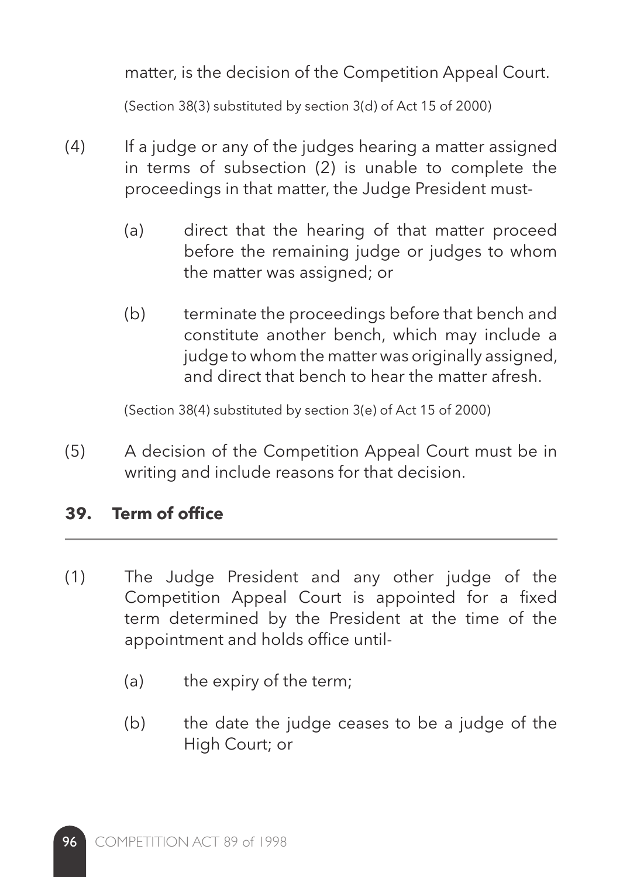matter, is the decision of the Competition Appeal Court.

(Section 38(3) substituted by section 3(d) of Act 15 of 2000)

(4) If a judge or any of the judges hearing a matter assigned in terms of subsection (2) is unable to complete the proceedings in that matter, the Judge President must-

(a) direct that the hearing of that matter proceed before the remaining judge or judges to whom the matter was assigned; or

(b) terminate the proceedings before that bench and constitute another bench, which may include a judge to whom the matter was originally assigned, and direct that bench to hear the matter afresh.

(Section 38(4) substituted by section 3(e) of Act 15 of 2000)

(5) A decision of the Competition Appeal Court must be in writing and include reasons for that decision.

## 39. Term of office

(1) The Judge President and any other judge of the Competition Appeal Court is appointed for a fixed term determined by the President at the time of the appointment and holds office until-

(a) the expiry of the term;

(b) the date the judge ceases to be a judge of the High Court; or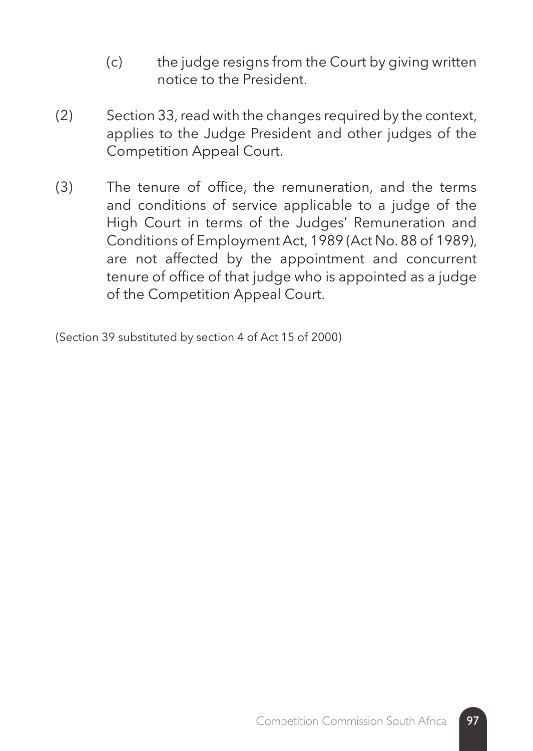(c) the judge resigns from the Court by giving written notice to the President.

(2) Section 33, read with the changes required by the context, applies to the Judge President and other judges of the Competition Appeal Court.

(3) The tenure of office, the remuneration, and the terms and conditions of service applicable to a judge of the High Court in terms of the Judges' Remuneration and Conditions of Employment Act, 1989 (Act No. 88 of 1989), are not affected by the appointment and concurrent tenure of office of that judge who is appointed as a judge of the Competition Appeal Court.

(Section 39 substituted by section 4 of Act 15 of 2000)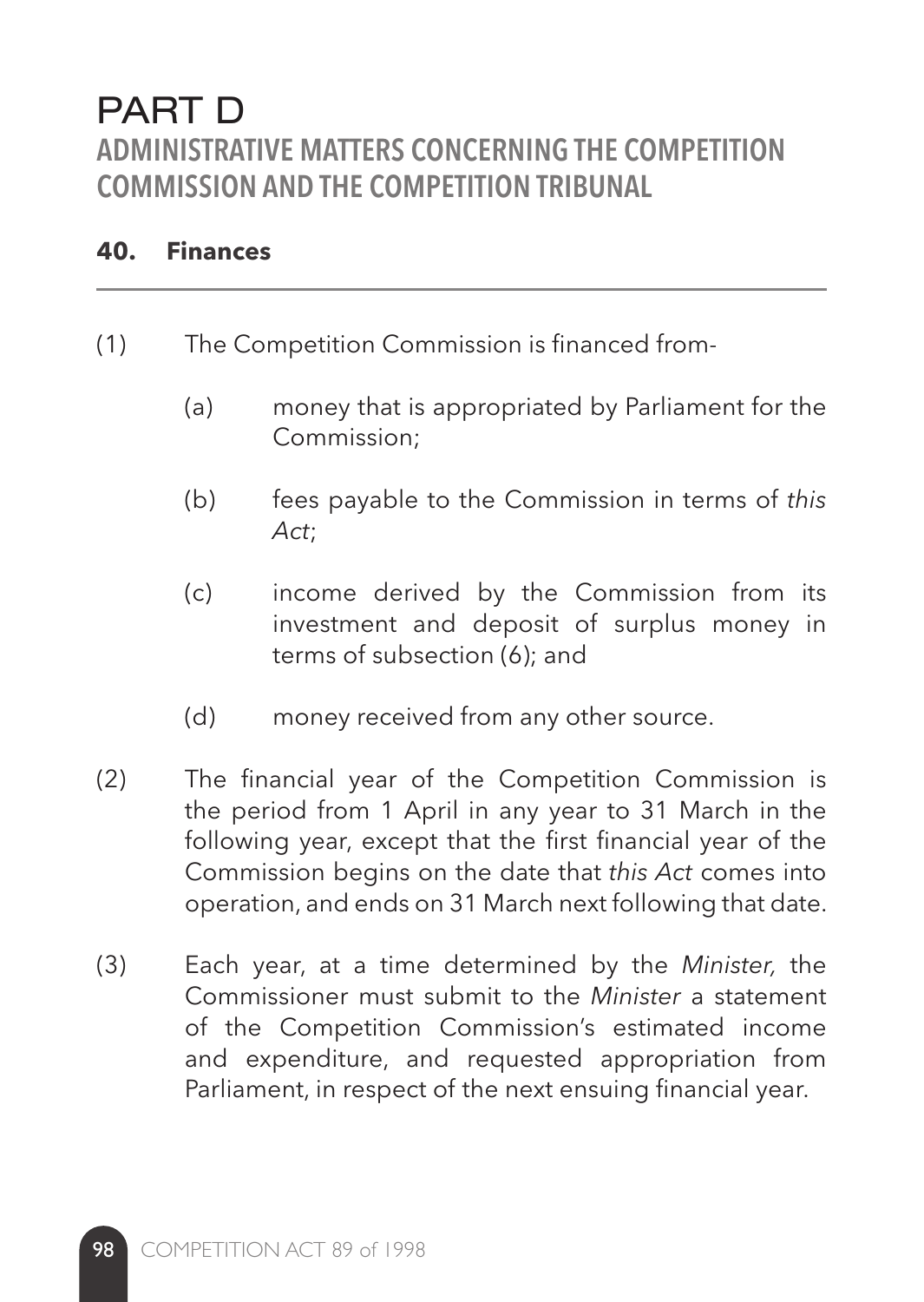# PART D

## ADMINISTRATIVE MATTERS CONCERNING THE COMPETITION COMMISSION AND THE COMPETITION TRIBUNAL

### 40. Finances

(1) The Competition Commission is financed from-

(a) money that is appropriated by Parliament for the Commission;

(b) fees payable to the Commission in terms of *this Act*;

(c) income derived by the Commission from its investment and deposit of surplus money in terms of subsection (6); and

(d) money received from any other source.

(2) The financial year of the Competition Commission is the period from 1 April in any year to 31 March in the following year, except that the first financial year of the Commission begins on the date that *this Act* comes into operation, and ends on 31 March next following that date.

(3) Each year, at a time determined by the *Minister,* the Commissioner must submit to the *Minister* a statement of the Competition Commission's estimated income and expenditure, and requested appropriation from Parliament, in respect of the next ensuing financial year.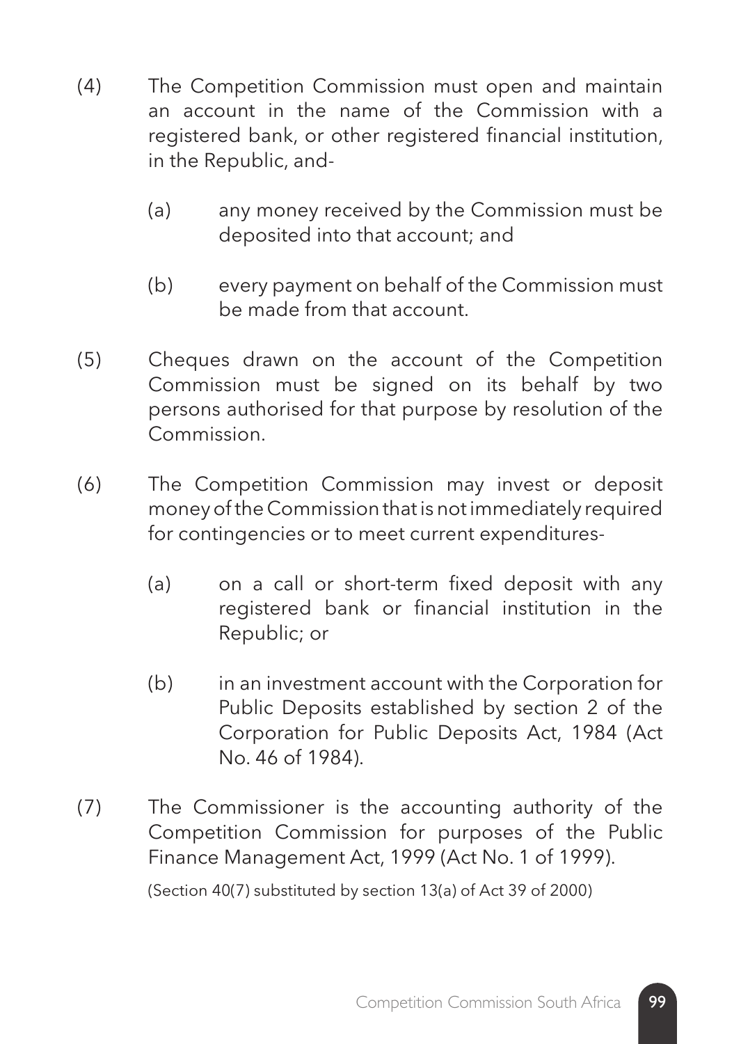(4) The Competition Commission must open and maintain an account in the name of the Commission with a registered bank, or other registered financial institution, in the Republic, and-

    (a) any money received by the Commission must be deposited into that account; and

    (b) every payment on behalf of the Commission must be made from that account.

(5) Cheques drawn on the account of the Competition Commission must be signed on its behalf by two persons authorised for that purpose by resolution of the Commission.

(6) The Competition Commission may invest or deposit money of the Commission that is not immediately required for contingencies or to meet current expenditures-

    (a) on a call or short-term fixed deposit with any registered bank or financial institution in the Republic; or

    (b) in an investment account with the Corporation for Public Deposits established by section 2 of the Corporation for Public Deposits Act, 1984 (Act No. 46 of 1984).

(7) The Commissioner is the accounting authority of the Competition Commission for purposes of the Public Finance Management Act, 1999 (Act No. 1 of 1999).

(Section 40(7) substituted by section 13(a) of Act 39 of 2000)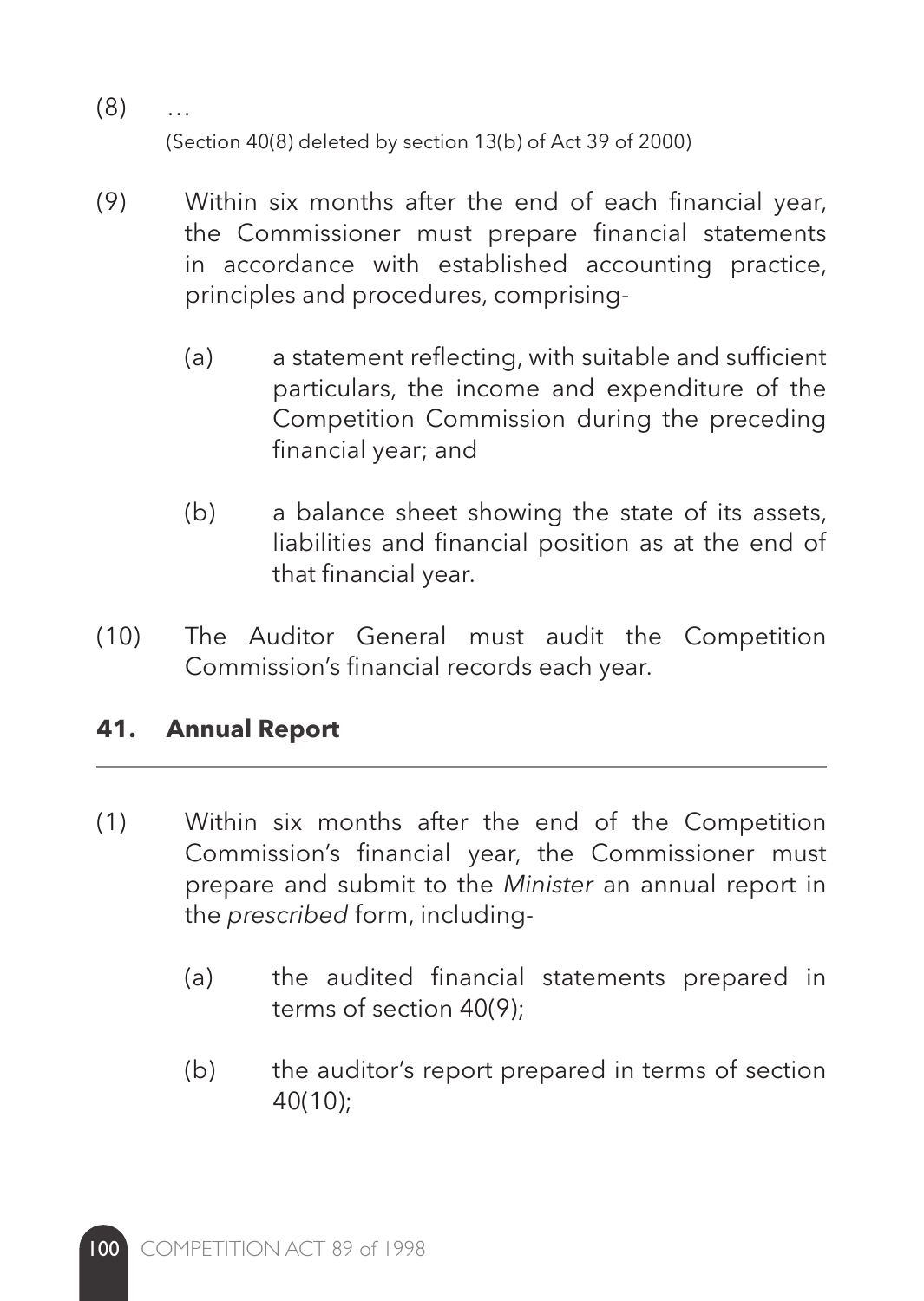(8) …

(Section 40(8) deleted by section 13(b) of Act 39 of 2000)

(9) Within six months after the end of each financial year, the Commissioner must prepare financial statements in accordance with established accounting practice, principles and procedures, comprising-

(a) a statement reflecting, with suitable and sufficient particulars, the income and expenditure of the Competition Commission during the preceding financial year; and

(b) a balance sheet showing the state of its assets, liabilities and financial position as at the end of that financial year.

(10) The Auditor General must audit the Competition Commission's financial records each year.

## 41. Annual Report

(1) Within six months after the end of the Competition Commission's financial year, the Commissioner must prepare and submit to the *Minister* an annual report in the *prescribed* form, including-

(a) the audited financial statements prepared in terms of section 40(9);

(b) the auditor's report prepared in terms of section 40(10);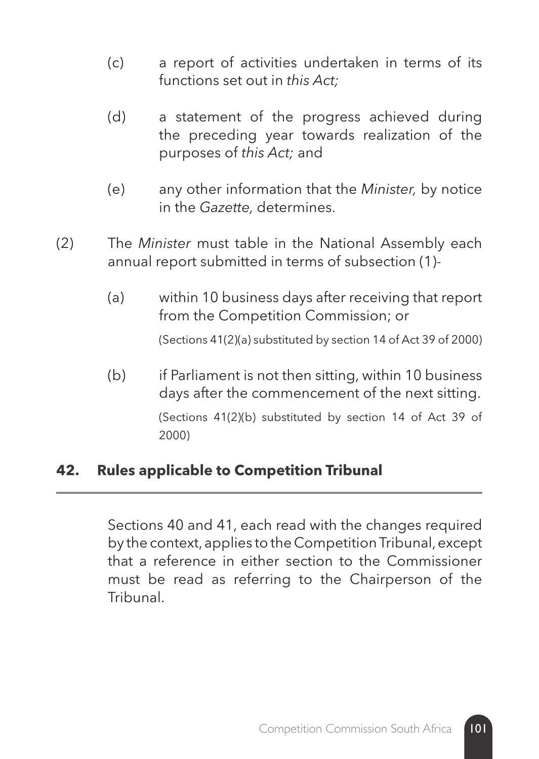(c) a report of activities undertaken in terms of its functions set out in *this Act;*

(d) a statement of the progress achieved during the preceding year towards realization of the purposes of *this Act;* and

(e) any other information that the *Minister,* by notice in the *Gazette,* determines.

(2) The *Minister* must table in the National Assembly each annual report submitted in terms of subsection (1)-

(a) within 10 business days after receiving that report from the Competition Commission; or

(Sections 41(2)(a) substituted by section 14 of Act 39 of 2000)

(b) if Parliament is not then sitting, within 10 business days after the commencement of the next sitting.

(Sections 41(2)(b) substituted by section 14 of Act 39 of 2000)

### 42. Rules applicable to Competition Tribunal

Sections 40 and 41, each read with the changes required by the context, applies to the Competition Tribunal, except that a reference in either section to the Commissioner must be read as referring to the Chairperson of the Tribunal.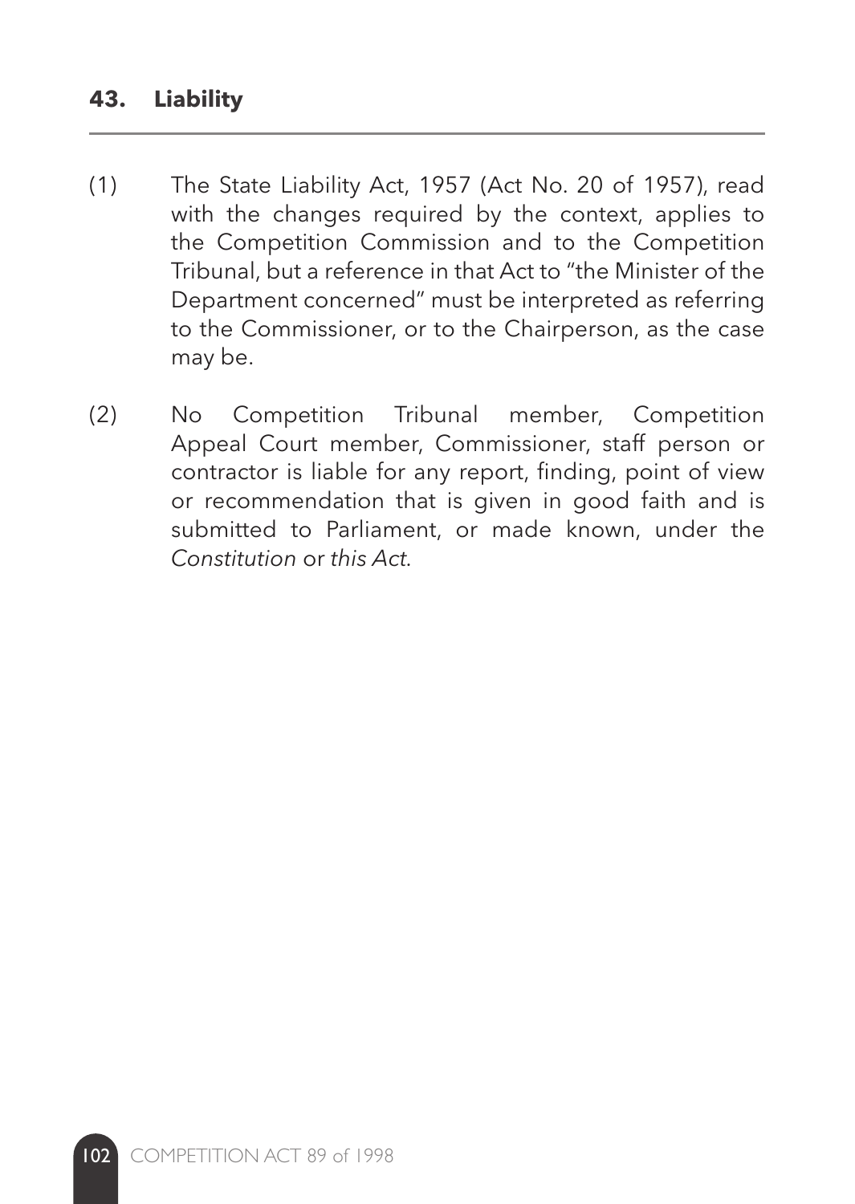## 43. Liability

(1) The State Liability Act, 1957 (Act No. 20 of 1957), read with the changes required by the context, applies to the Competition Commission and to the Competition Tribunal, but a reference in that Act to "the Minister of the Department concerned" must be interpreted as referring to the Commissioner, or to the Chairperson, as the case may be.

(2) No Competition Tribunal member, Competition Appeal Court member, Commissioner, staff person or contractor is liable for any report, finding, point of view or recommendation that is given in good faith and is submitted to Parliament, or made known, under the *Constitution* or *this Act*.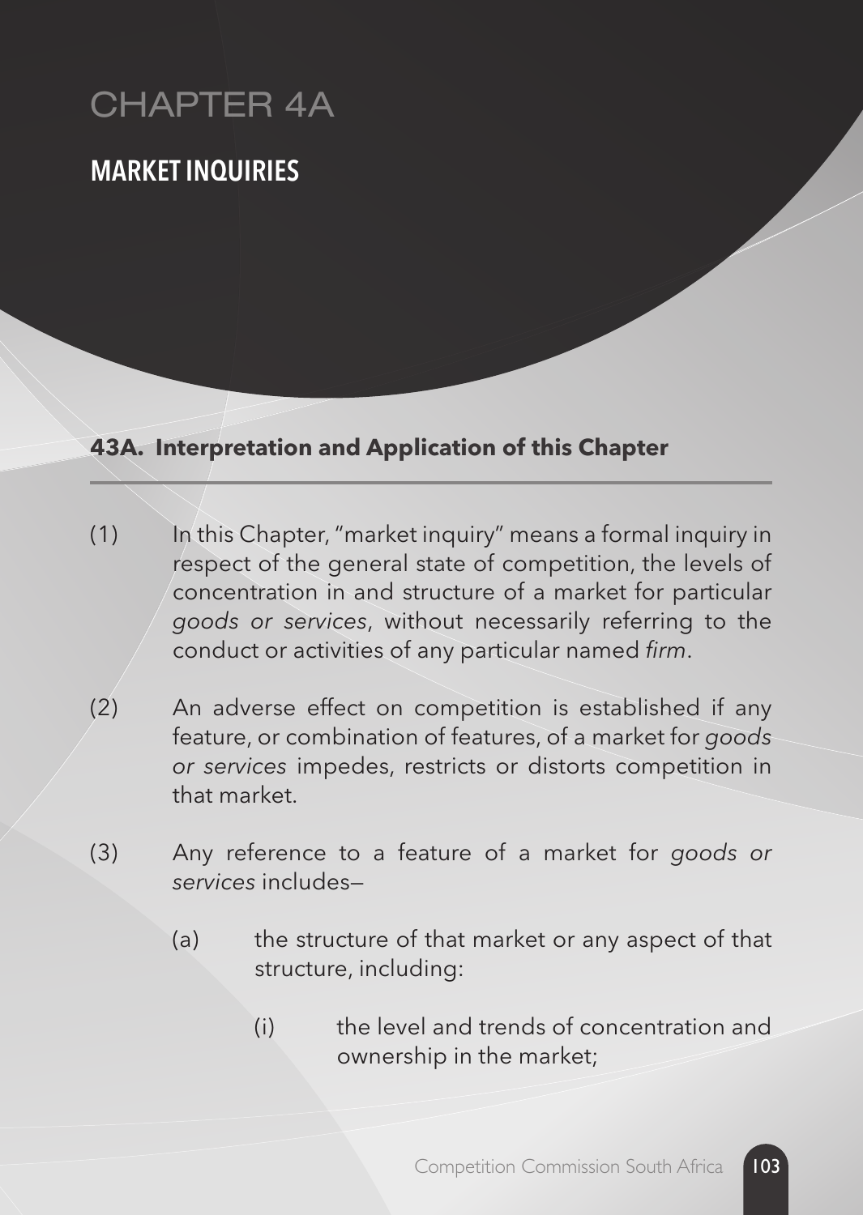# CHAPTER 4A

## MARKET INQUIRIES

### 43A. Interpretation and Application of this Chapter

(1) In this Chapter, "market inquiry" means a formal inquiry in respect of the general state of competition, the levels of concentration in and structure of a market for particular *goods or services*, without necessarily referring to the conduct or activities of any particular named *firm*.

(2) An adverse effect on competition is established if any feature, or combination of features, of a market for *goods or services* impedes, restricts or distorts competition in that market.

(3) Any reference to a feature of a market for *goods or services* includes—

- (a) the structure of that market or any aspect of that structure, including:
  - (i) the level and trends of concentration and ownership in the market;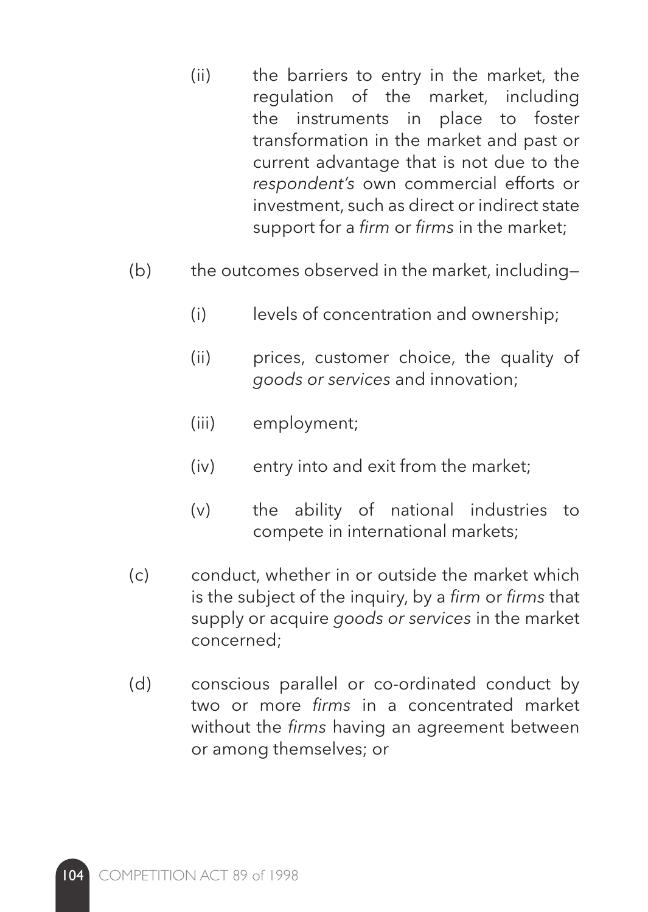(ii) the barriers to entry in the market, the regulation of the market, including the instruments in place to foster transformation in the market and past or current advantage that is not due to the *respondent's* own commercial efforts or investment, such as direct or indirect state support for a *firm* or *firms* in the market;

(b) the outcomes observed in the market, including—

(i) levels of concentration and ownership;

(ii) prices, customer choice, the quality of *goods or services* and innovation;

(iii) employment;

(iv) entry into and exit from the market;

(v) the ability of national industries to compete in international markets;

(c) conduct, whether in or outside the market which is the subject of the inquiry, by a *firm* or *firms* that supply or acquire *goods or services* in the market concerned;

(d) conscious parallel or co-ordinated conduct by two or more *firms* in a concentrated market without the *firms* having an agreement between or among themselves; or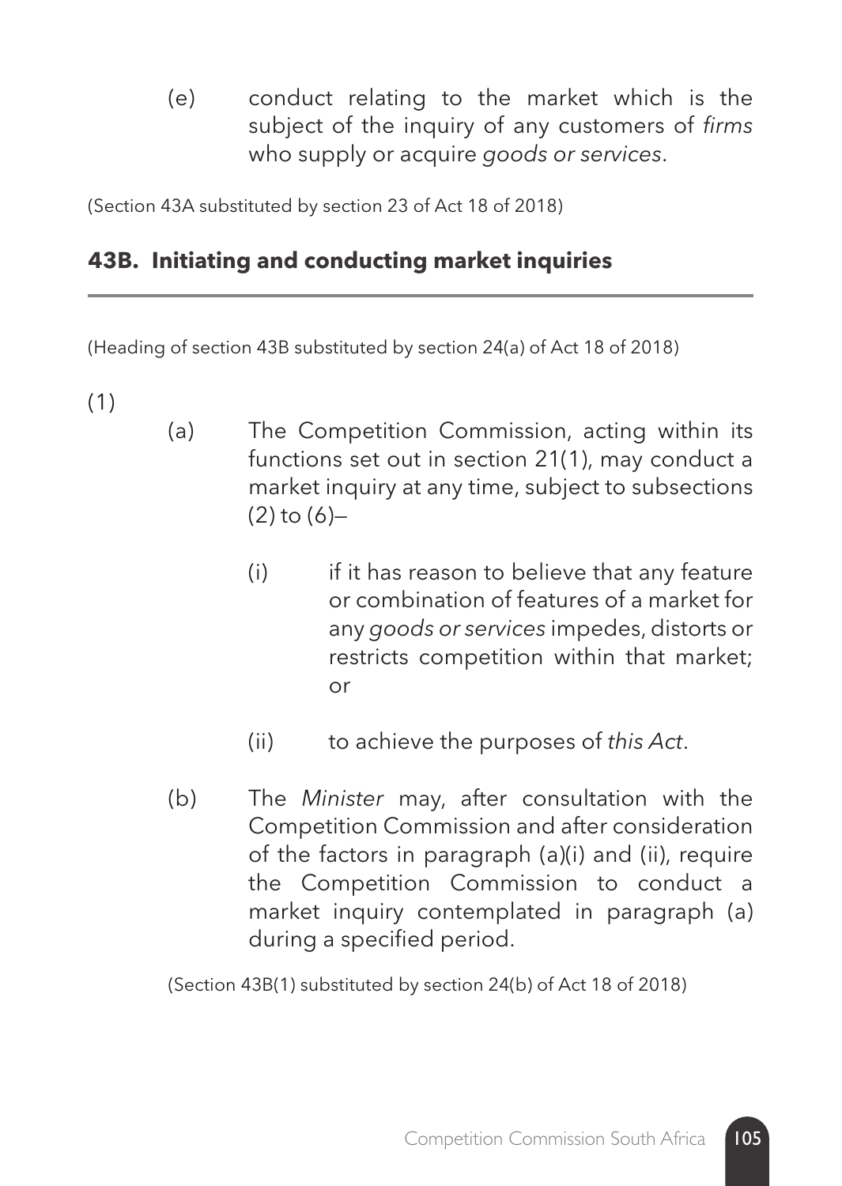(e) conduct relating to the market which is the subject of the inquiry of any customers of *firms* who supply or acquire *goods or services*.

(Section 43A substituted by section 23 of Act 18 of 2018)

## 43B. Initiating and conducting market inquiries

(Heading of section 43B substituted by section 24(a) of Act 18 of 2018)

(1)

(a) The Competition Commission, acting within its functions set out in section 21(1), may conduct a market inquiry at any time, subject to subsections (2) to (6)—

(i) if it has reason to believe that any feature or combination of features of a market for any *goods or services* impedes, distorts or restricts competition within that market; or

(ii) to achieve the purposes of *this Act*.

(b) The *Minister* may, after consultation with the Competition Commission and after consideration of the factors in paragraph (a)(i) and (ii), require the Competition Commission to conduct a market inquiry contemplated in paragraph (a) during a specified period.

(Section 43B(1) substituted by section 24(b) of Act 18 of 2018)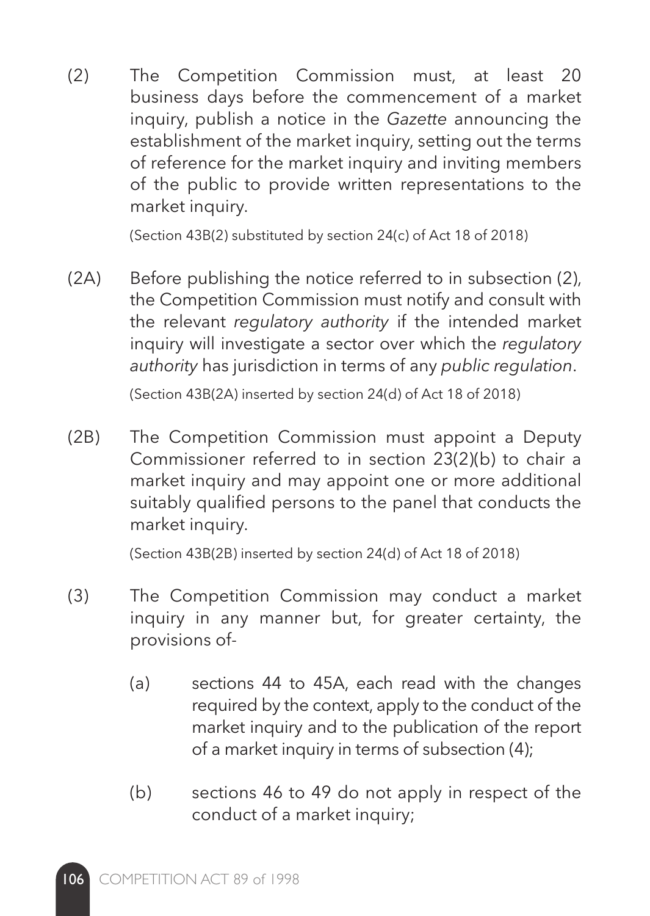(2) The Competition Commission must, at least 20 business days before the commencement of a market inquiry, publish a notice in the *Gazette* announcing the establishment of the market inquiry, setting out the terms of reference for the market inquiry and inviting members of the public to provide written representations to the market inquiry.

(Section 43B(2) substituted by section 24(c) of Act 18 of 2018)

(2A) Before publishing the notice referred to in subsection (2), the Competition Commission must notify and consult with the relevant *regulatory authority* if the intended market inquiry will investigate a sector over which the *regulatory authority* has jurisdiction in terms of any *public regulation*.

(Section 43B(2A) inserted by section 24(d) of Act 18 of 2018)

(2B) The Competition Commission must appoint a Deputy Commissioner referred to in section 23(2)(b) to chair a market inquiry and may appoint one or more additional suitably qualified persons to the panel that conducts the market inquiry.

(Section 43B(2B) inserted by section 24(d) of Act 18 of 2018)

(3) The Competition Commission may conduct a market inquiry in any manner but, for greater certainty, the provisions of-

(a) sections 44 to 45A, each read with the changes required by the context, apply to the conduct of the market inquiry and to the publication of the report of a market inquiry in terms of subsection (4);

(b) sections 46 to 49 do not apply in respect of the conduct of a market inquiry;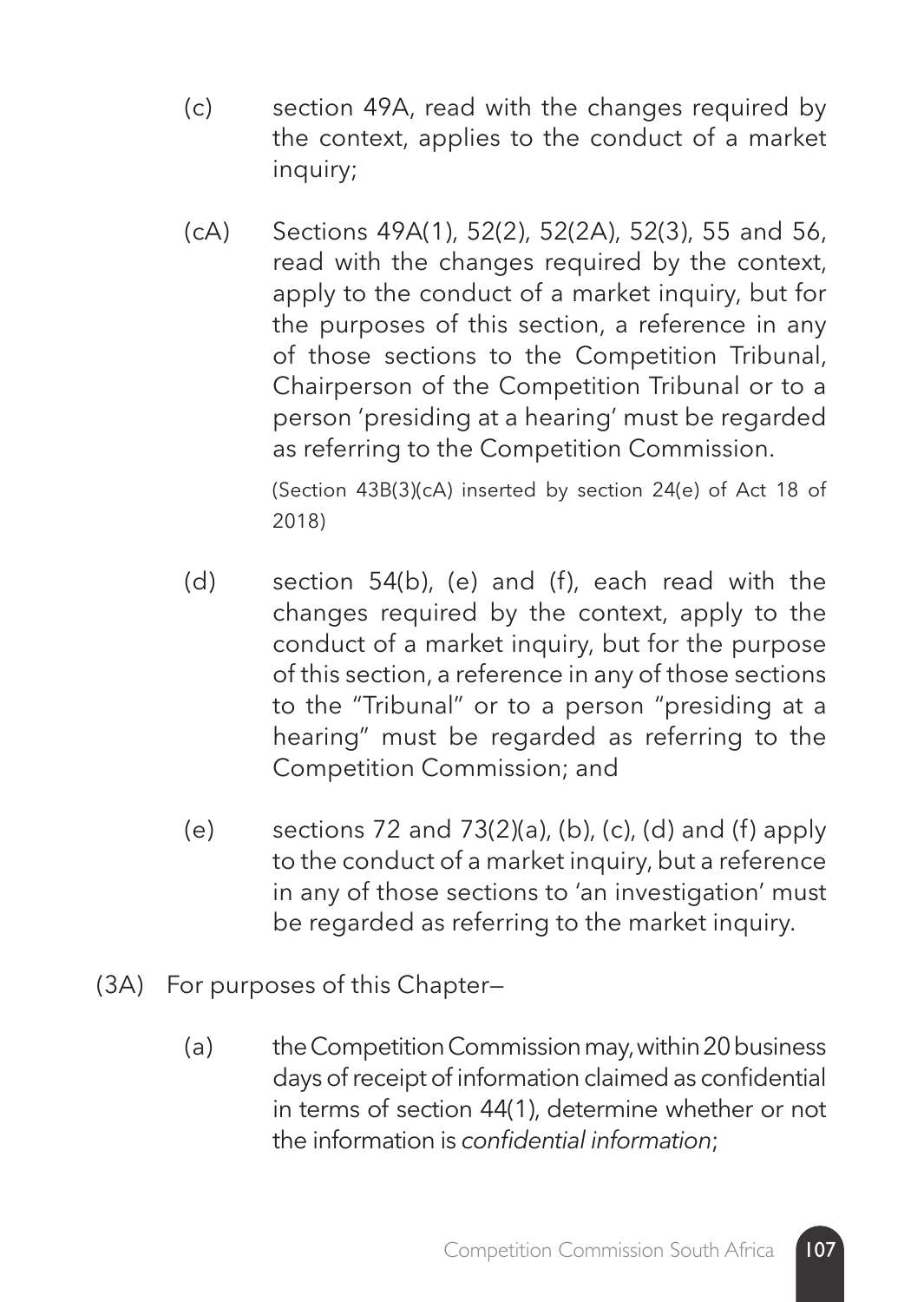(c) section 49A, read with the changes required by the context, applies to the conduct of a market inquiry;

(cA) Sections 49A(1), 52(2), 52(2A), 52(3), 55 and 56, read with the changes required by the context, apply to the conduct of a market inquiry, but for the purposes of this section, a reference in any of those sections to the Competition Tribunal, Chairperson of the Competition Tribunal or to a person 'presiding at a hearing' must be regarded as referring to the Competition Commission.

(Section 43B(3)(cA) inserted by section 24(e) of Act 18 of 2018)

(d) section 54(b), (e) and (f), each read with the changes required by the context, apply to the conduct of a market inquiry, but for the purpose of this section, a reference in any of those sections to the "Tribunal" or to a person "presiding at a hearing" must be regarded as referring to the Competition Commission; and

(e) sections 72 and 73(2)(a), (b), (c), (d) and (f) apply to the conduct of a market inquiry, but a reference in any of those sections to 'an investigation' must be regarded as referring to the market inquiry.

(3A) For purposes of this Chapter—

(a) the Competition Commission may, within 20 business days of receipt of information claimed as confidential in terms of section 44(1), determine whether or not the information is *confidential information*;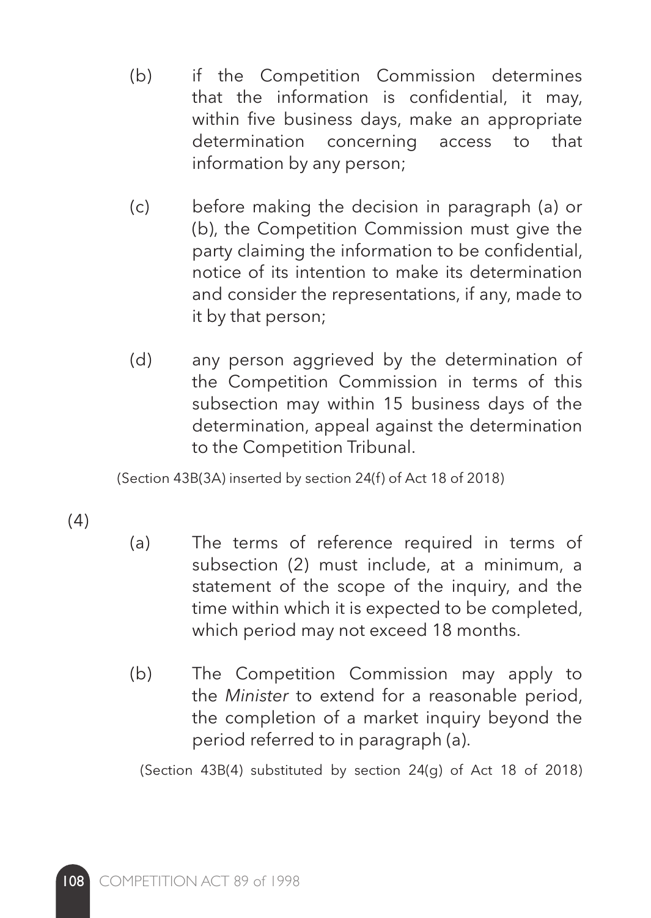(b) if the Competition Commission determines that the information is confidential, it may, within five business days, make an appropriate determination concerning access to that information by any person;

(c) before making the decision in paragraph (a) or (b), the Competition Commission must give the party claiming the information to be confidential, notice of its intention to make its determination and consider the representations, if any, made to it by that person;

(d) any person aggrieved by the determination of the Competition Commission in terms of this subsection may within 15 business days of the determination, appeal against the determination to the Competition Tribunal.

(Section 43B(3A) inserted by section 24(f) of Act 18 of 2018)

(4)

(a) The terms of reference required in terms of subsection (2) must include, at a minimum, a statement of the scope of the inquiry, and the time within which it is expected to be completed, which period may not exceed 18 months.

(b) The Competition Commission may apply to the *Minister* to extend for a reasonable period, the completion of a market inquiry beyond the period referred to in paragraph (a).

(Section 43B(4) substituted by section 24(g) of Act 18 of 2018)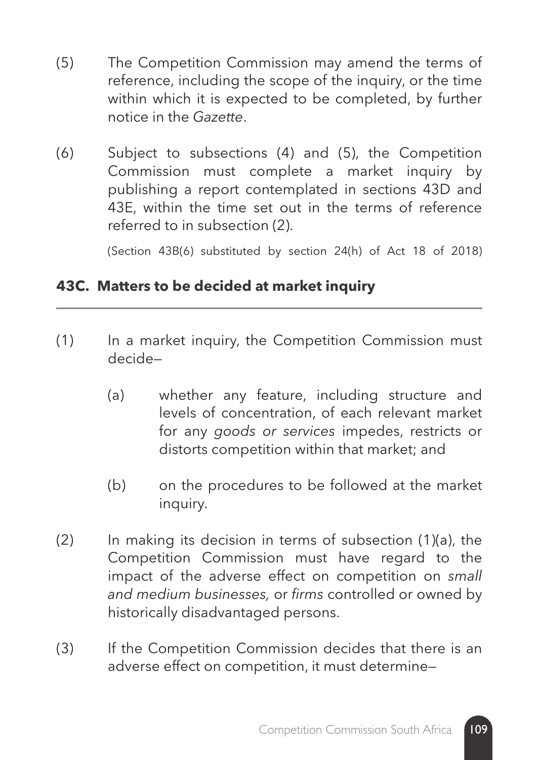(5) The Competition Commission may amend the terms of reference, including the scope of the inquiry, or the time within which it is expected to be completed, by further notice in the *Gazette*.

(6) Subject to subsections (4) and (5), the Competition Commission must complete a market inquiry by publishing a report contemplated in sections 43D and 43E, within the time set out in the terms of reference referred to in subsection (2).

(Section 43B(6) substituted by section 24(h) of Act 18 of 2018)

### 43C. Matters to be decided at market inquiry

(1) In a market inquiry, the Competition Commission must decide—

(a) whether any feature, including structure and levels of concentration, of each relevant market for any *goods or services* impedes, restricts or distorts competition within that market; and

(b) on the procedures to be followed at the market inquiry.

(2) In making its decision in terms of subsection (1)(a), the Competition Commission must have regard to the impact of the adverse effect on competition on *small and medium businesses,* or *firms* controlled or owned by historically disadvantaged persons.

(3) If the Competition Commission decides that there is an adverse effect on competition, it must determine—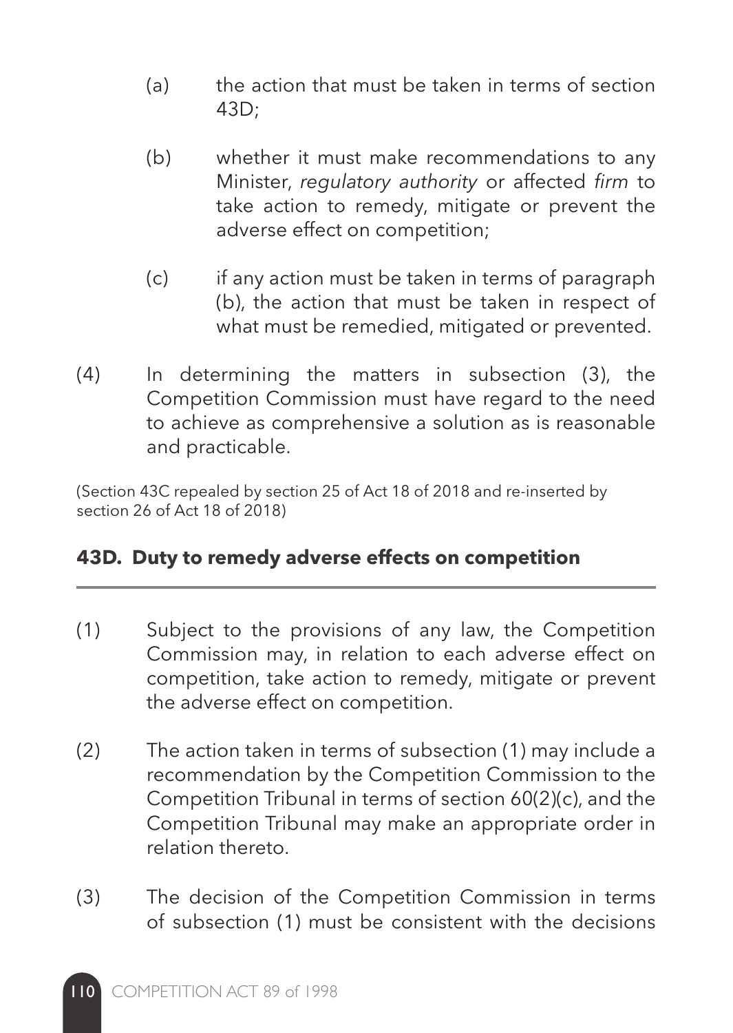(a) the action that must be taken in terms of section 43D;

(b) whether it must make recommendations to any Minister, *regulatory authority* or affected *firm* to take action to remedy, mitigate or prevent the adverse effect on competition;

(c) if any action must be taken in terms of paragraph (b), the action that must be taken in respect of what must be remedied, mitigated or prevented.

(4) In determining the matters in subsection (3), the Competition Commission must have regard to the need to achieve as comprehensive a solution as is reasonable and practicable.

(Section 43C repealed by section 25 of Act 18 of 2018 and re-inserted by section 26 of Act 18 of 2018)

### 43D. Duty to remedy adverse effects on competition

(1) Subject to the provisions of any law, the Competition Commission may, in relation to each adverse effect on competition, take action to remedy, mitigate or prevent the adverse effect on competition.

(2) The action taken in terms of subsection (1) may include a recommendation by the Competition Commission to the Competition Tribunal in terms of section 60(2)(c), and the Competition Tribunal may make an appropriate order in relation thereto.

(3) The decision of the Competition Commission in terms of subsection (1) must be consistent with the decisions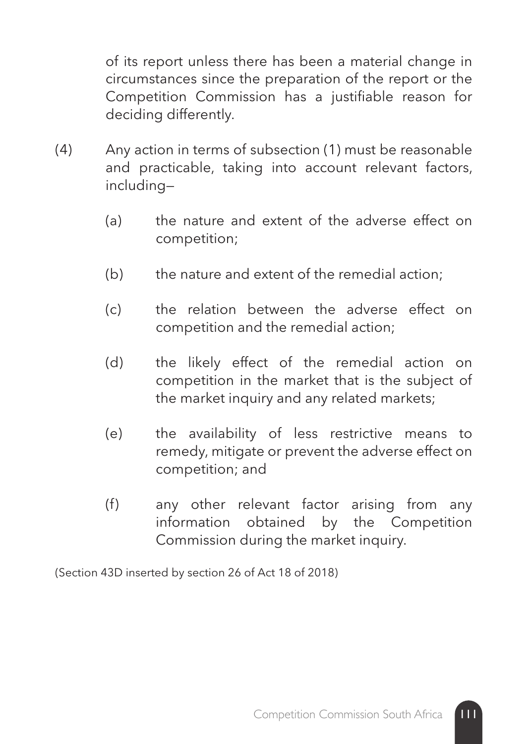of its report unless there has been a material change in circumstances since the preparation of the report or the Competition Commission has a justifiable reason for deciding differently.

(4) Any action in terms of subsection (1) must be reasonable and practicable, taking into account relevant factors, including—

(a) the nature and extent of the adverse effect on competition;

(b) the nature and extent of the remedial action;

(c) the relation between the adverse effect on competition and the remedial action;

(d) the likely effect of the remedial action on competition in the market that is the subject of the market inquiry and any related markets;

(e) the availability of less restrictive means to remedy, mitigate or prevent the adverse effect on competition; and

(f) any other relevant factor arising from any information obtained by the Competition Commission during the market inquiry.

(Section 43D inserted by section 26 of Act 18 of 2018)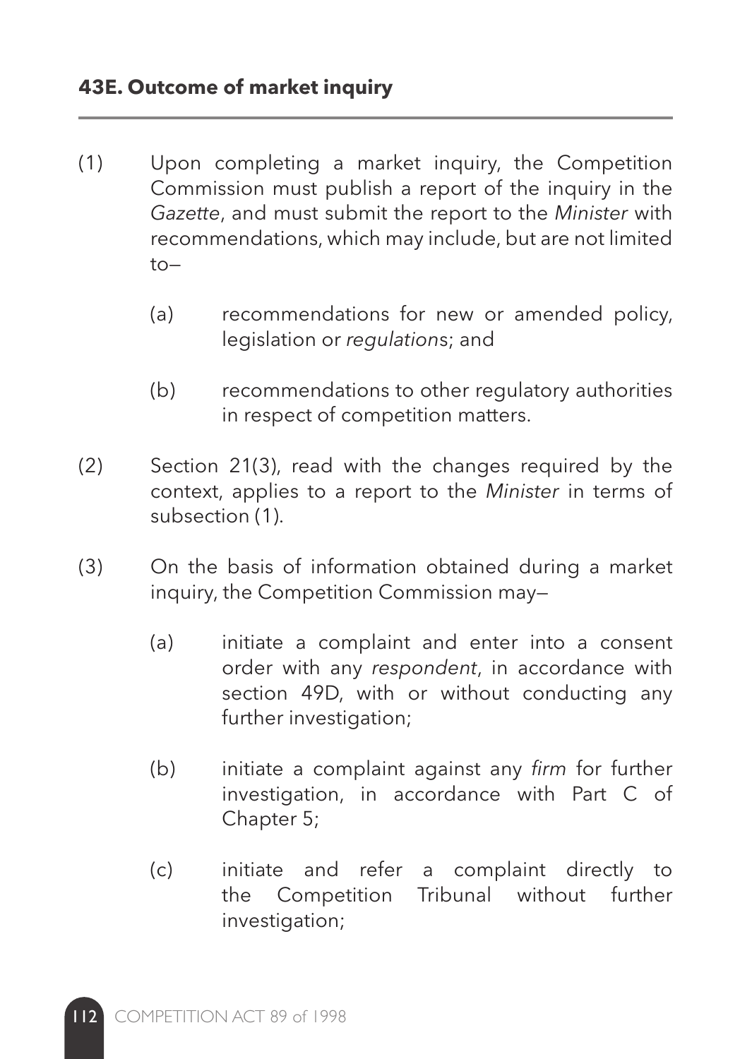### 43E. Outcome of market inquiry

(1) Upon completing a market inquiry, the Competition Commission must publish a report of the inquiry in the *Gazette*, and must submit the report to the *Minister* with recommendations, which may include, but are not limited to—

(a) recommendations for new or amended policy, legislation or *regulation*s; and

(b) recommendations to other regulatory authorities in respect of competition matters.

(2) Section 21(3), read with the changes required by the context, applies to a report to the *Minister* in terms of subsection (1).

(3) On the basis of information obtained during a market inquiry, the Competition Commission may—

(a) initiate a complaint and enter into a consent order with any *respondent*, in accordance with section 49D, with or without conducting any further investigation;

(b) initiate a complaint against any *firm* for further investigation, in accordance with Part C of Chapter 5;

(c) initiate and refer a complaint directly to the Competition Tribunal without further investigation;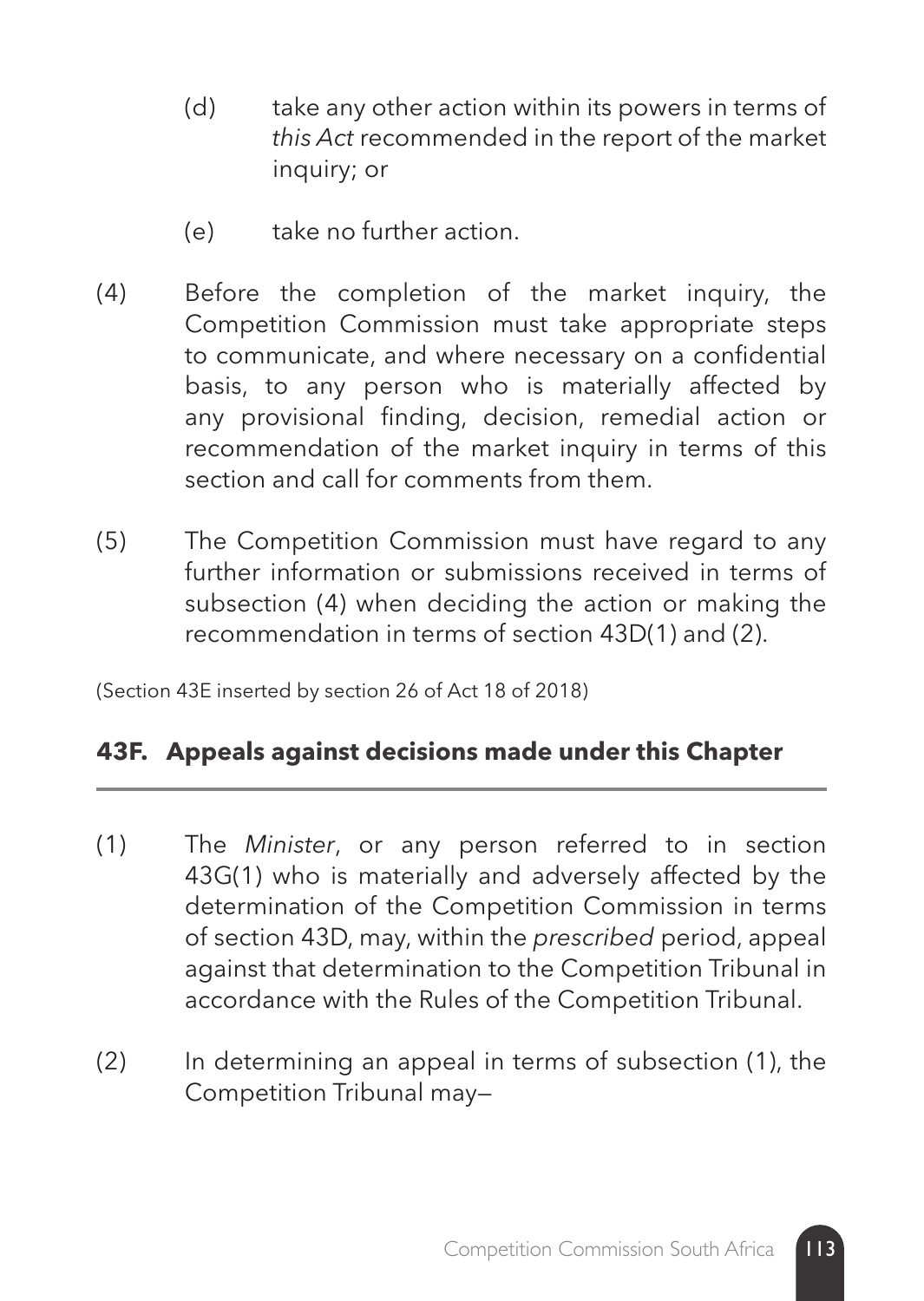(d) take any other action within its powers in terms of *this Act* recommended in the report of the market inquiry; or

(e) take no further action.

(4) Before the completion of the market inquiry, the Competition Commission must take appropriate steps to communicate, and where necessary on a confidential basis, to any person who is materially affected by any provisional finding, decision, remedial action or recommendation of the market inquiry in terms of this section and call for comments from them.

(5) The Competition Commission must have regard to any further information or submissions received in terms of subsection (4) when deciding the action or making the recommendation in terms of section 43D(1) and (2).

(Section 43E inserted by section 26 of Act 18 of 2018)

### 43F. Appeals against decisions made under this Chapter

(1) The *Minister*, or any person referred to in section 43G(1) who is materially and adversely affected by the determination of the Competition Commission in terms of section 43D, may, within the *prescribed* period, appeal against that determination to the Competition Tribunal in accordance with the Rules of the Competition Tribunal.

(2) In determining an appeal in terms of subsection (1), the Competition Tribunal may—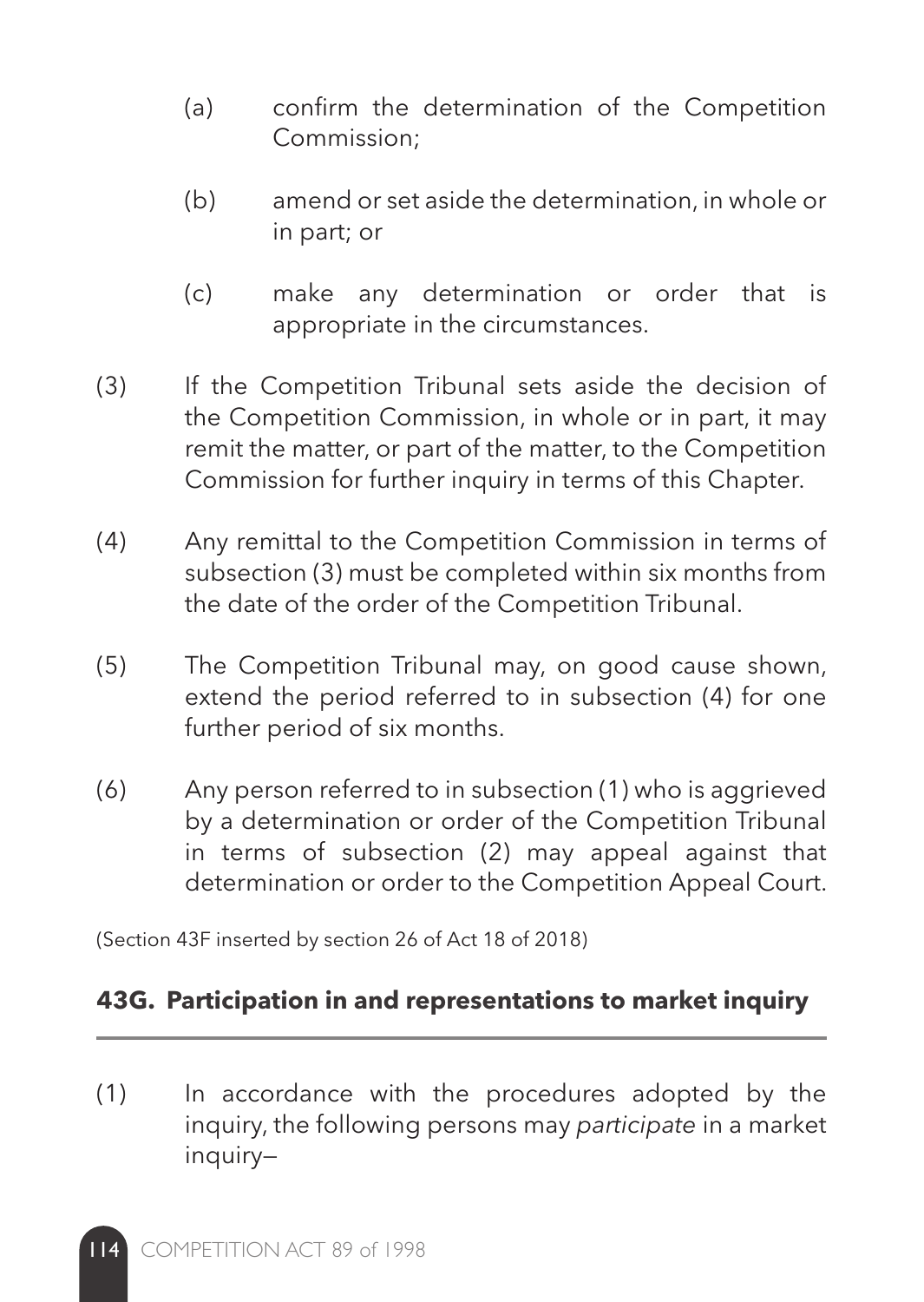(a) confirm the determination of the Competition Commission;

(b) amend or set aside the determination, in whole or in part; or

(c) make any determination or order that is appropriate in the circumstances.

(3) If the Competition Tribunal sets aside the decision of the Competition Commission, in whole or in part, it may remit the matter, or part of the matter, to the Competition Commission for further inquiry in terms of this Chapter.

(4) Any remittal to the Competition Commission in terms of subsection (3) must be completed within six months from the date of the order of the Competition Tribunal.

(5) The Competition Tribunal may, on good cause shown, extend the period referred to in subsection (4) for one further period of six months.

(6) Any person referred to in subsection (1) who is aggrieved by a determination or order of the Competition Tribunal in terms of subsection (2) may appeal against that determination or order to the Competition Appeal Court.

(Section 43F inserted by section 26 of Act 18 of 2018)

## 43G. Participation in and representations to market inquiry

(1) In accordance with the procedures adopted by the inquiry, the following persons may *participate* in a market inquiry—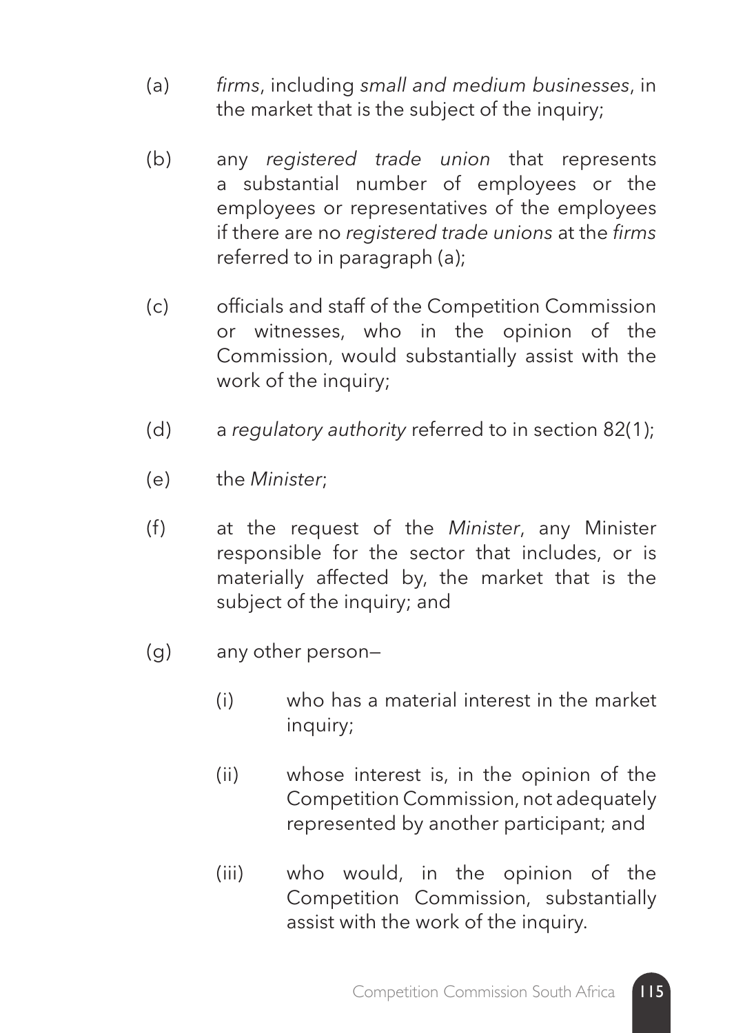(a) *firms*, including *small and medium businesses*, in the market that is the subject of the inquiry;

(b) any *registered trade union* that represents a substantial number of employees or the employees or representatives of the employees if there are no *registered trade unions* at the *firms* referred to in paragraph (a);

(c) officials and staff of the Competition Commission or witnesses, who in the opinion of the Commission, would substantially assist with the work of the inquiry;

(d) a *regulatory authority* referred to in section 82(1);

(e) the *Minister*;

(f) at the request of the *Minister*, any Minister responsible for the sector that includes, or is materially affected by, the market that is the subject of the inquiry; and

(g) any other person—

    (i) who has a material interest in the market inquiry;

    (ii) whose interest is, in the opinion of the Competition Commission, not adequately represented by another participant; and

    (iii) who would, in the opinion of the Competition Commission, substantially assist with the work of the inquiry.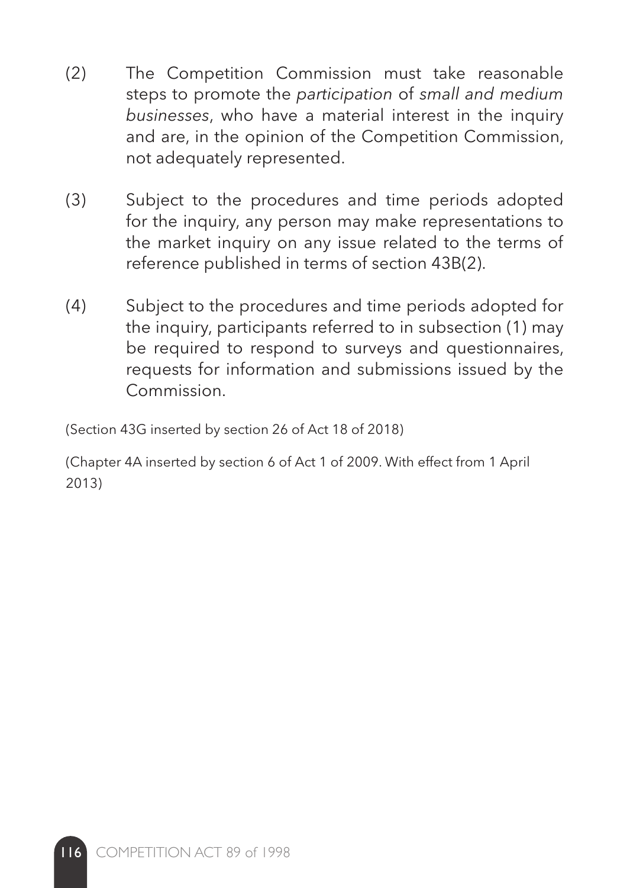(2) The Competition Commission must take reasonable steps to promote the *participation* of *small and medium businesses*, who have a material interest in the inquiry and are, in the opinion of the Competition Commission, not adequately represented.

(3) Subject to the procedures and time periods adopted for the inquiry, any person may make representations to the market inquiry on any issue related to the terms of reference published in terms of section 43B(2).

(4) Subject to the procedures and time periods adopted for the inquiry, participants referred to in subsection (1) may be required to respond to surveys and questionnaires, requests for information and submissions issued by the Commission.

(Section 43G inserted by section 26 of Act 18 of 2018)

(Chapter 4A inserted by section 6 of Act 1 of 2009. With effect from 1 April 2013)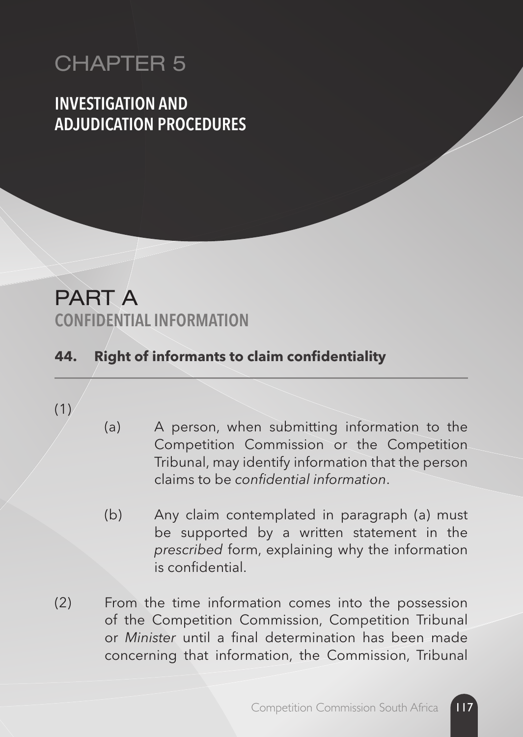# CHAPTER 5

## INVESTIGATION AND ADJUDICATION PROCEDURES

# PART A

## CONFIDENTIAL INFORMATION

### 44. Right of informants to claim confidentiality

(1)

(a) A person, when submitting information to the Competition Commission or the Competition Tribunal, may identify information that the person claims to be *confidential information*.

(b) Any claim contemplated in paragraph (a) must be supported by a written statement in the *prescribed* form, explaining why the information is confidential.

(2) From the time information comes into the possession of the Competition Commission, Competition Tribunal or *Minister* until a final determination has been made concerning that information, the Commission, Tribunal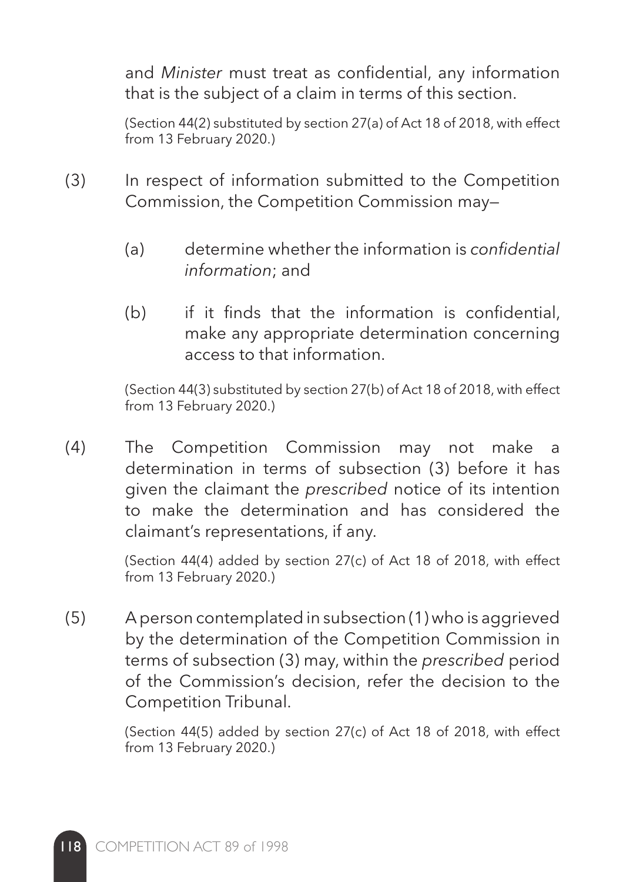and *Minister* must treat as confidential, any information that is the subject of a claim in terms of this section.

(Section 44(2) substituted by section 27(a) of Act 18 of 2018, with effect from 13 February 2020.)

(3) In respect of information submitted to the Competition Commission, the Competition Commission may—

(a) determine whether the information is *confidential information*; and

(b) if it finds that the information is confidential, make any appropriate determination concerning access to that information.

(Section 44(3) substituted by section 27(b) of Act 18 of 2018, with effect from 13 February 2020.)

(4) The Competition Commission may not make a determination in terms of subsection (3) before it has given the claimant the *prescribed* notice of its intention to make the determination and has considered the claimant's representations, if any.

(Section 44(4) added by section 27(c) of Act 18 of 2018, with effect from 13 February 2020.)

(5) A person contemplated in subsection (1) who is aggrieved by the determination of the Competition Commission in terms of subsection (3) may, within the *prescribed* period of the Commission's decision, refer the decision to the Competition Tribunal.

(Section 44(5) added by section 27(c) of Act 18 of 2018, with effect from 13 February 2020.)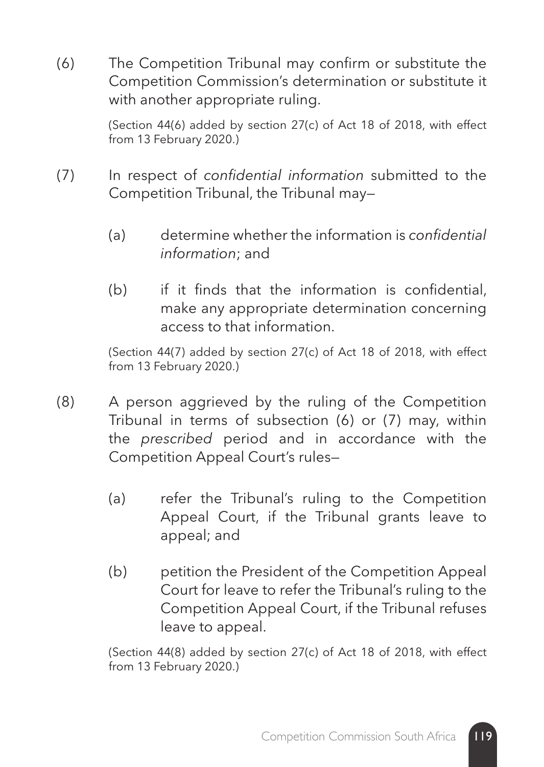(6) The Competition Tribunal may confirm or substitute the Competition Commission's determination or substitute it with another appropriate ruling.

(Section 44(6) added by section 27(c) of Act 18 of 2018, with effect from 13 February 2020.)

(7) In respect of *confidential information* submitted to the Competition Tribunal, the Tribunal may—

(a) determine whether the information is *confidential information*; and

(b) if it finds that the information is confidential, make any appropriate determination concerning access to that information.

(Section 44(7) added by section 27(c) of Act 18 of 2018, with effect from 13 February 2020.)

(8) A person aggrieved by the ruling of the Competition Tribunal in terms of subsection (6) or (7) may, within the *prescribed* period and in accordance with the Competition Appeal Court's rules—

(a) refer the Tribunal's ruling to the Competition Appeal Court, if the Tribunal grants leave to appeal; and

(b) petition the President of the Competition Appeal Court for leave to refer the Tribunal's ruling to the Competition Appeal Court, if the Tribunal refuses leave to appeal.

(Section 44(8) added by section 27(c) of Act 18 of 2018, with effect from 13 February 2020.)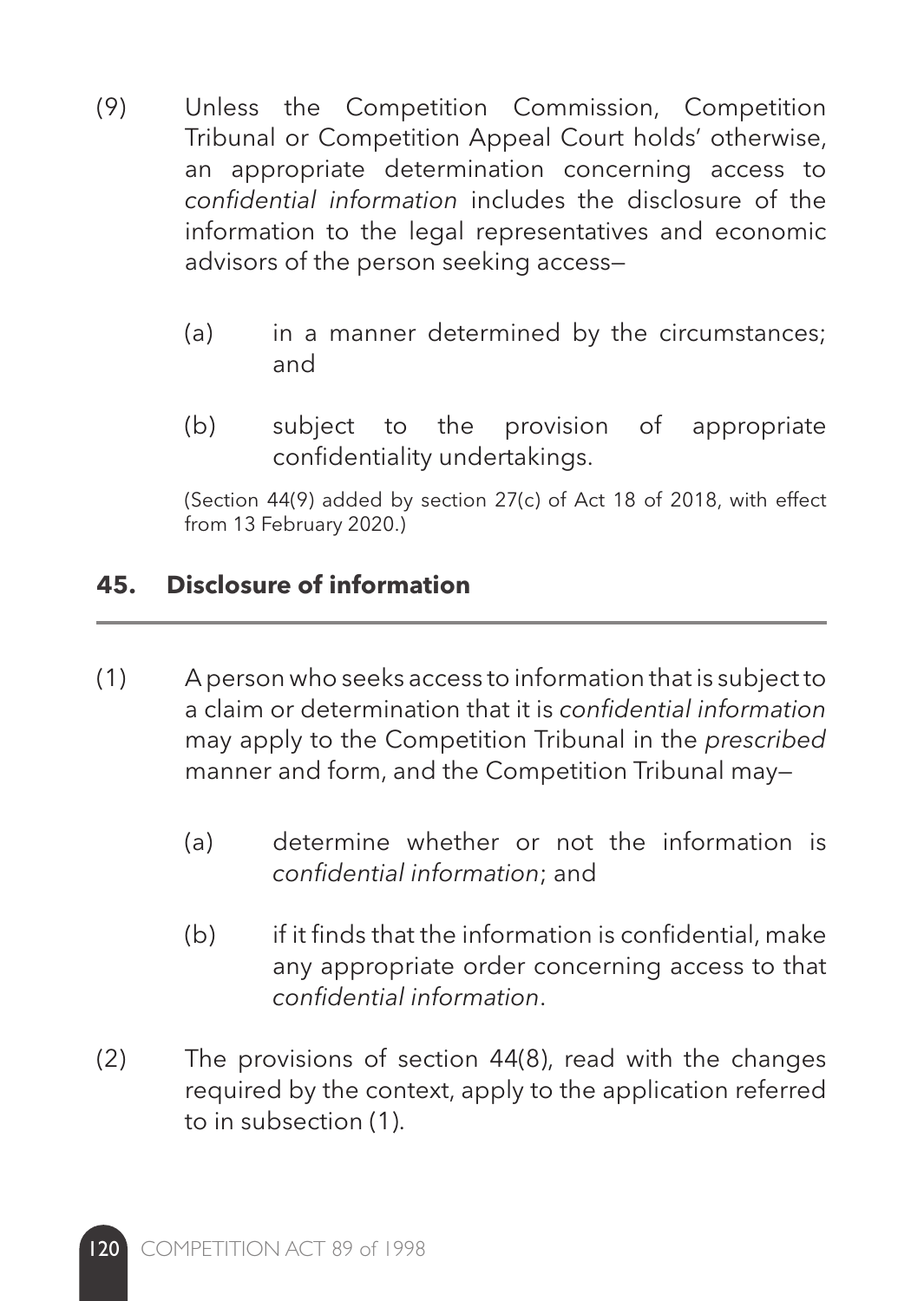(9) Unless the Competition Commission, Competition Tribunal or Competition Appeal Court holds' otherwise, an appropriate determination concerning access to *confidential information* includes the disclosure of the information to the legal representatives and economic advisors of the person seeking access—

  (a) in a manner determined by the circumstances; and

  (b) subject to the provision of appropriate confidentiality undertakings.

  (Section 44(9) added by section 27(c) of Act 18 of 2018, with effect from 13 February 2020.)

## 45. Disclosure of information

(1) A person who seeks access to information that is subject to a claim or determination that it is *confidential information* may apply to the Competition Tribunal in the *prescribed* manner and form, and the Competition Tribunal may—

  (a) determine whether or not the information is *confidential information*; and

  (b) if it finds that the information is confidential, make any appropriate order concerning access to that *confidential information*.

(2) The provisions of section 44(8), read with the changes required by the context, apply to the application referred to in subsection (1).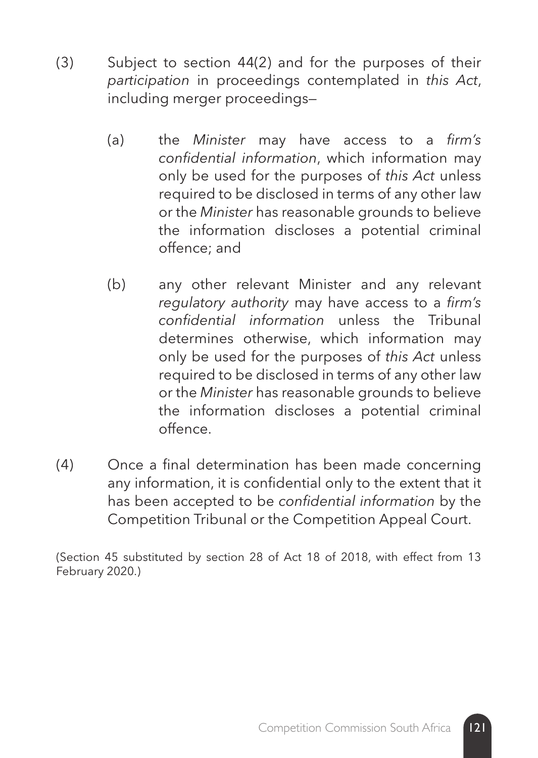(3) Subject to section 44(2) and for the purposes of their *participation* in proceedings contemplated in *this Act*, including merger proceedings—

(a) the *Minister* may have access to a *firm's confidential information*, which information may only be used for the purposes of *this Act* unless required to be disclosed in terms of any other law or the *Minister* has reasonable grounds to believe the information discloses a potential criminal offence; and

(b) any other relevant Minister and any relevant *regulatory authority* may have access to a *firm's confidential information* unless the Tribunal determines otherwise, which information may only be used for the purposes of *this Act* unless required to be disclosed in terms of any other law or the *Minister* has reasonable grounds to believe the information discloses a potential criminal offence.

(4) Once a final determination has been made concerning any information, it is confidential only to the extent that it has been accepted to be *confidential information* by the Competition Tribunal or the Competition Appeal Court.

(Section 45 substituted by section 28 of Act 18 of 2018, with effect from 13 February 2020.)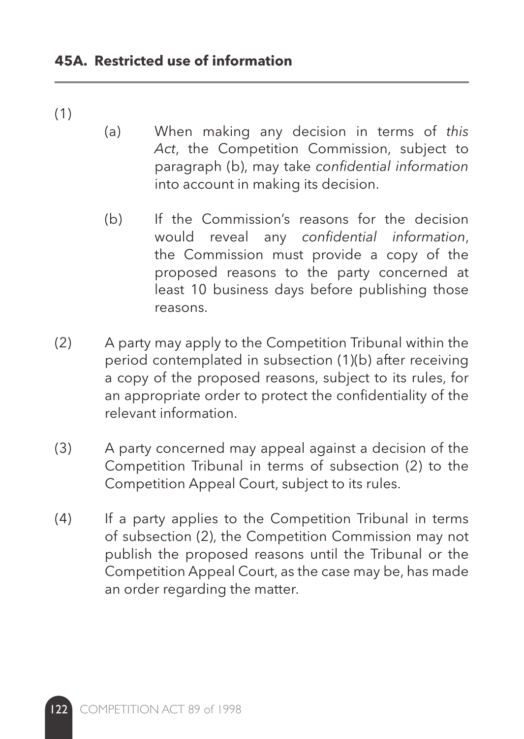### 45A. Restricted use of information

(1)

(a) When making any decision in terms of *this Act*, the Competition Commission, subject to paragraph (b), may take *confidential information* into account in making its decision.

(b) If the Commission's reasons for the decision would reveal any *confidential information*, the Commission must provide a copy of the proposed reasons to the party concerned at least 10 business days before publishing those reasons.

(2) A party may apply to the Competition Tribunal within the period contemplated in subsection (1)(b) after receiving a copy of the proposed reasons, subject to its rules, for an appropriate order to protect the confidentiality of the relevant information.

(3) A party concerned may appeal against a decision of the Competition Tribunal in terms of subsection (2) to the Competition Appeal Court, subject to its rules.

(4) If a party applies to the Competition Tribunal in terms of subsection (2), the Competition Commission may not publish the proposed reasons until the Tribunal or the Competition Appeal Court, as the case may be, has made an order regarding the matter.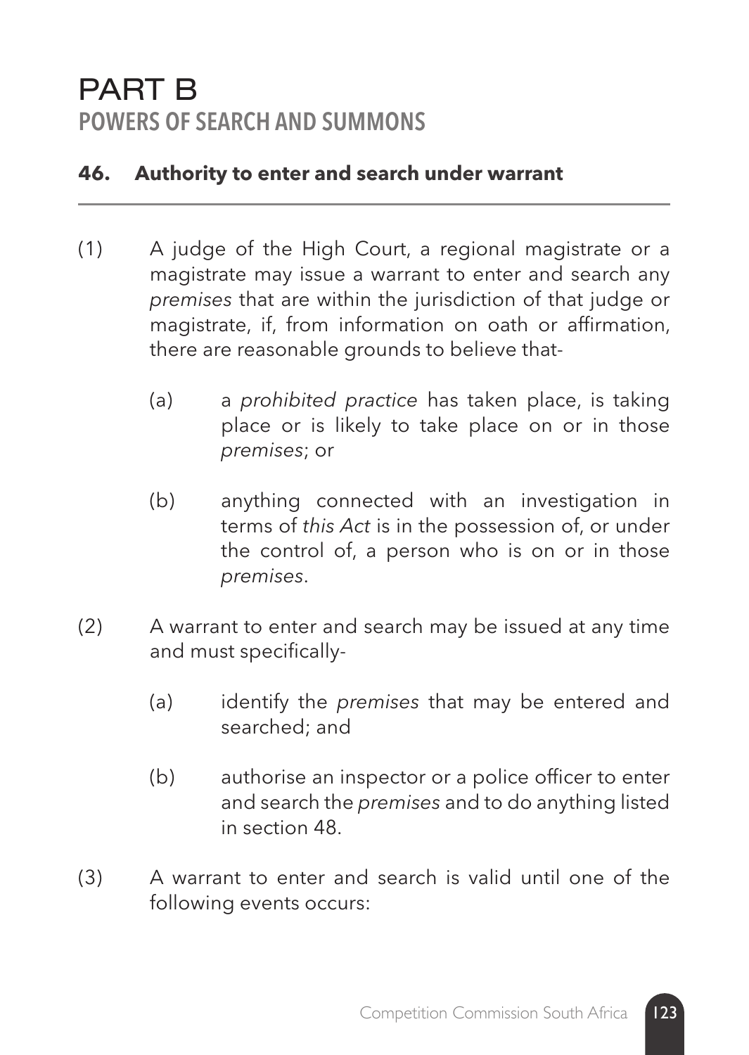# PART B
## POWERS OF SEARCH AND SUMMONS

### 46. Authority to enter and search under warrant

(1) A judge of the High Court, a regional magistrate or a magistrate may issue a warrant to enter and search any *premises* that are within the jurisdiction of that judge or magistrate, if, from information on oath or affirmation, there are reasonable grounds to believe that-

  (a) a *prohibited practice* has taken place, is taking place or is likely to take place on or in those *premises*; or

  (b) anything connected with an investigation in terms of *this Act* is in the possession of, or under the control of, a person who is on or in those *premises*.

(2) A warrant to enter and search may be issued at any time and must specifically-

  (a) identify the *premises* that may be entered and searched; and

  (b) authorise an inspector or a police officer to enter and search the *premises* and to do anything listed in section 48.

(3) A warrant to enter and search is valid until one of the following events occurs: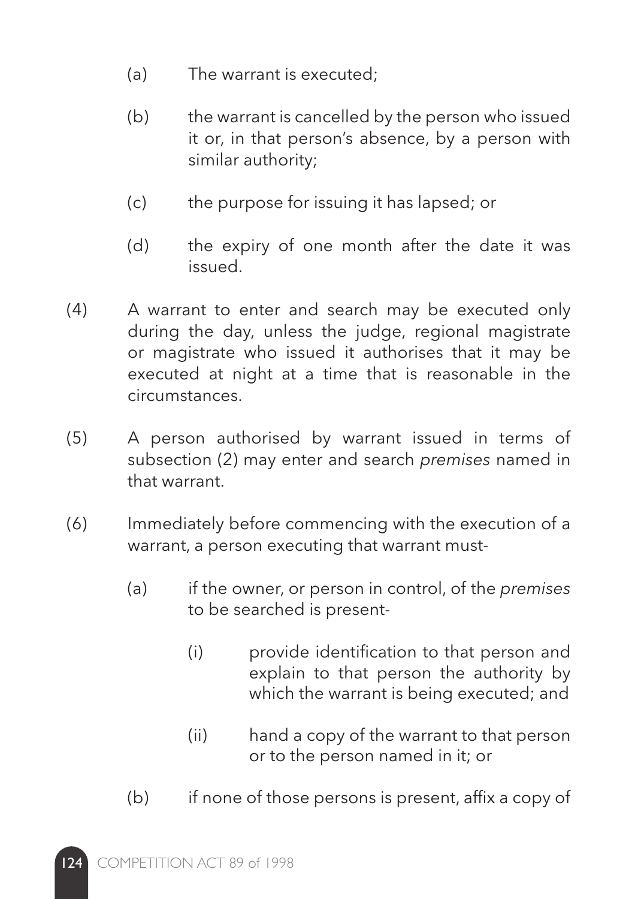(a) The warrant is executed;

(b) the warrant is cancelled by the person who issued it or, in that person's absence, by a person with similar authority;

(c) the purpose for issuing it has lapsed; or

(d) the expiry of one month after the date it was issued.

(4) A warrant to enter and search may be executed only during the day, unless the judge, regional magistrate or magistrate who issued it authorises that it may be executed at night at a time that is reasonable in the circumstances.

(5) A person authorised by warrant issued in terms of subsection (2) may enter and search *premises* named in that warrant.

(6) Immediately before commencing with the execution of a warrant, a person executing that warrant must-

(a) if the owner, or person in control, of the *premises* to be searched is present-

(i) provide identification to that person and explain to that person the authority by which the warrant is being executed; and

(ii) hand a copy of the warrant to that person or to the person named in it; or

(b) if none of those persons is present, affix a copy of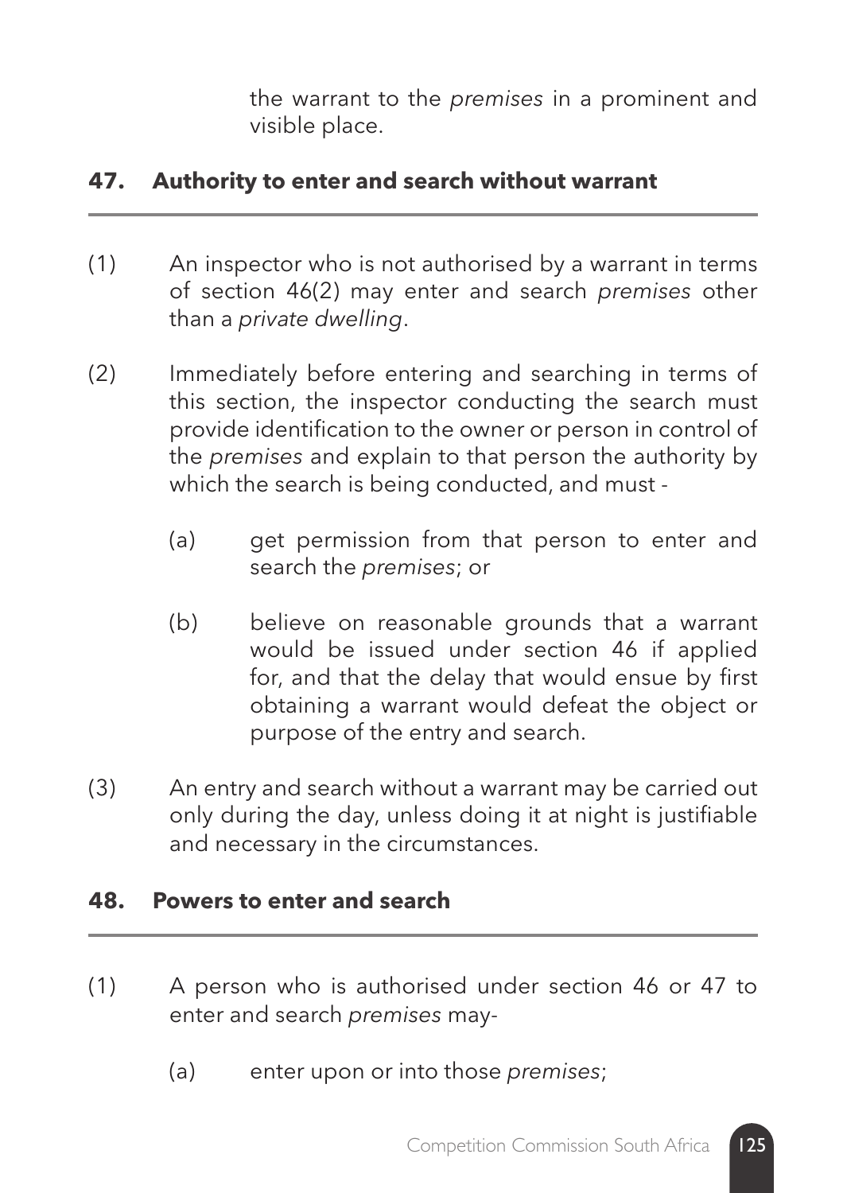the warrant to the *premises* in a prominent and visible place.

## 47. Authority to enter and search without warrant

(1) An inspector who is not authorised by a warrant in terms of section 46(2) may enter and search *premises* other than a *private dwelling*.

(2) Immediately before entering and searching in terms of this section, the inspector conducting the search must provide identification to the owner or person in control of the *premises* and explain to that person the authority by which the search is being conducted, and must -

  (a) get permission from that person to enter and search the *premises*; or

  (b) believe on reasonable grounds that a warrant would be issued under section 46 if applied for, and that the delay that would ensue by first obtaining a warrant would defeat the object or purpose of the entry and search.

(3) An entry and search without a warrant may be carried out only during the day, unless doing it at night is justifiable and necessary in the circumstances.

## 48. Powers to enter and search

(1) A person who is authorised under section 46 or 47 to enter and search *premises* may-

  (a) enter upon or into those *premises*;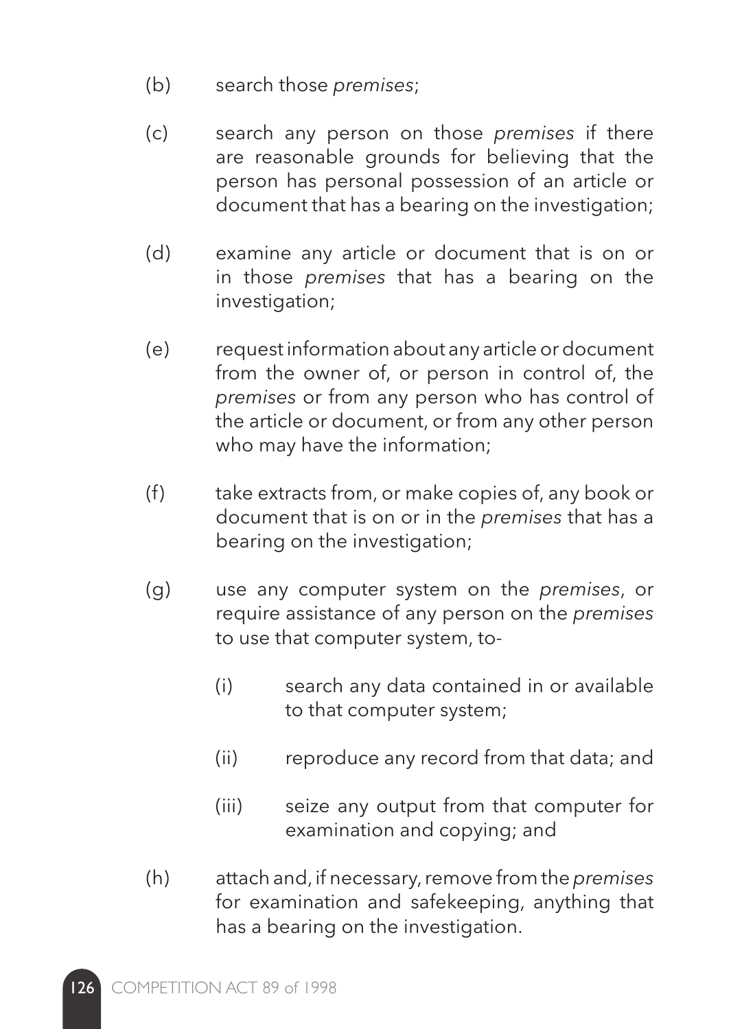(b) search those *premises*;

(c) search any person on those *premises* if there are reasonable grounds for believing that the person has personal possession of an article or document that has a bearing on the investigation;

(d) examine any article or document that is on or in those *premises* that has a bearing on the investigation;

(e) request information about any article or document from the owner of, or person in control of, the *premises* or from any person who has control of the article or document, or from any other person who may have the information;

(f) take extracts from, or make copies of, any book or document that is on or in the *premises* that has a bearing on the investigation;

(g) use any computer system on the *premises*, or require assistance of any person on the *premises* to use that computer system, to-

   (i) search any data contained in or available to that computer system;

   (ii) reproduce any record from that data; and

   (iii) seize any output from that computer for examination and copying; and

(h) attach and, if necessary, remove from the *premises* for examination and safekeeping, anything that has a bearing on the investigation.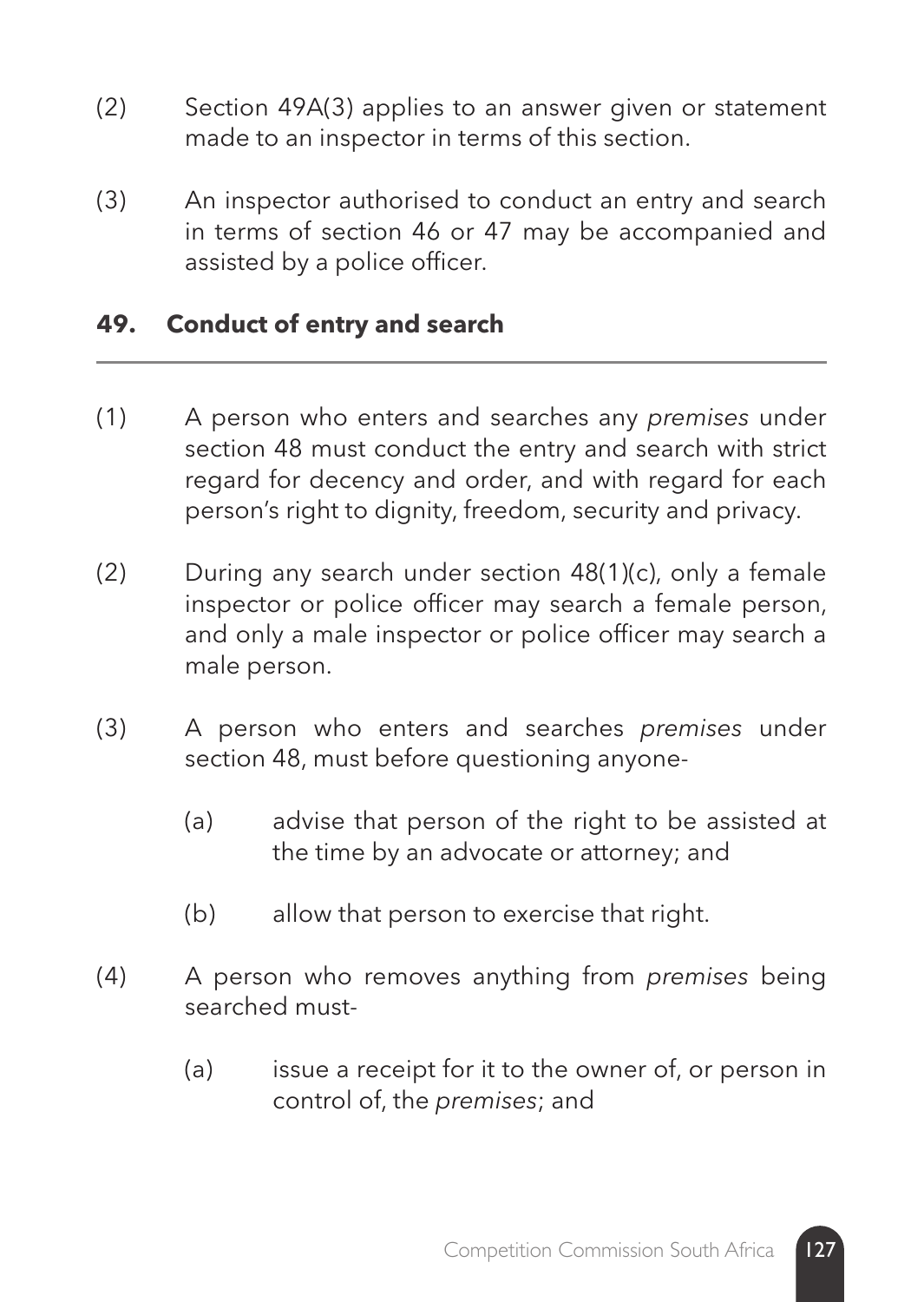(2) Section 49A(3) applies to an answer given or statement made to an inspector in terms of this section.

(3) An inspector authorised to conduct an entry and search in terms of section 46 or 47 may be accompanied and assisted by a police officer.

## 49. Conduct of entry and search

(1) A person who enters and searches any *premises* under section 48 must conduct the entry and search with strict regard for decency and order, and with regard for each person's right to dignity, freedom, security and privacy.

(2) During any search under section 48(1)(c), only a female inspector or police officer may search a female person, and only a male inspector or police officer may search a male person.

(3) A person who enters and searches *premises* under section 48, must before questioning anyone-

   (a) advise that person of the right to be assisted at the time by an advocate or attorney; and

   (b) allow that person to exercise that right.

(4) A person who removes anything from *premises* being searched must-

   (a) issue a receipt for it to the owner of, or person in control of, the *premises*; and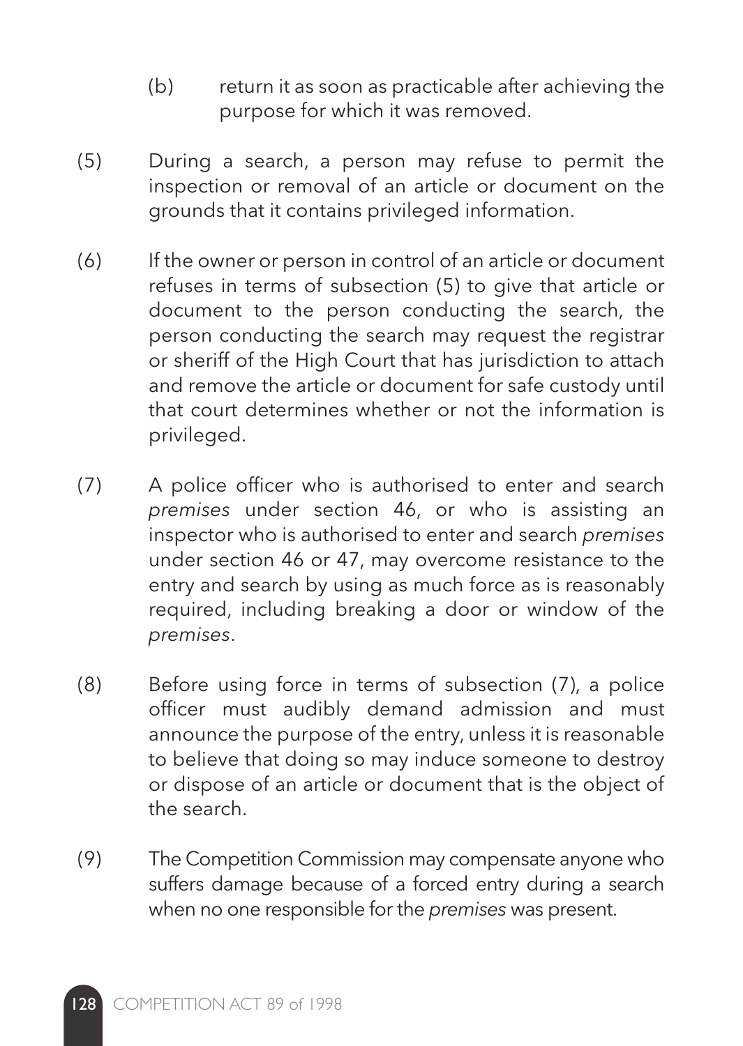(b) return it as soon as practicable after achieving the purpose for which it was removed.

(5) During a search, a person may refuse to permit the inspection or removal of an article or document on the grounds that it contains privileged information.

(6) If the owner or person in control of an article or document refuses in terms of subsection (5) to give that article or document to the person conducting the search, the person conducting the search may request the registrar or sheriff of the High Court that has jurisdiction to attach and remove the article or document for safe custody until that court determines whether or not the information is privileged.

(7) A police officer who is authorised to enter and search *premises* under section 46, or who is assisting an inspector who is authorised to enter and search *premises* under section 46 or 47, may overcome resistance to the entry and search by using as much force as is reasonably required, including breaking a door or window of the *premises*.

(8) Before using force in terms of subsection (7), a police officer must audibly demand admission and must announce the purpose of the entry, unless it is reasonable to believe that doing so may induce someone to destroy or dispose of an article or document that is the object of the search.

(9) The Competition Commission may compensate anyone who suffers damage because of a forced entry during a search when no one responsible for the *premises* was present.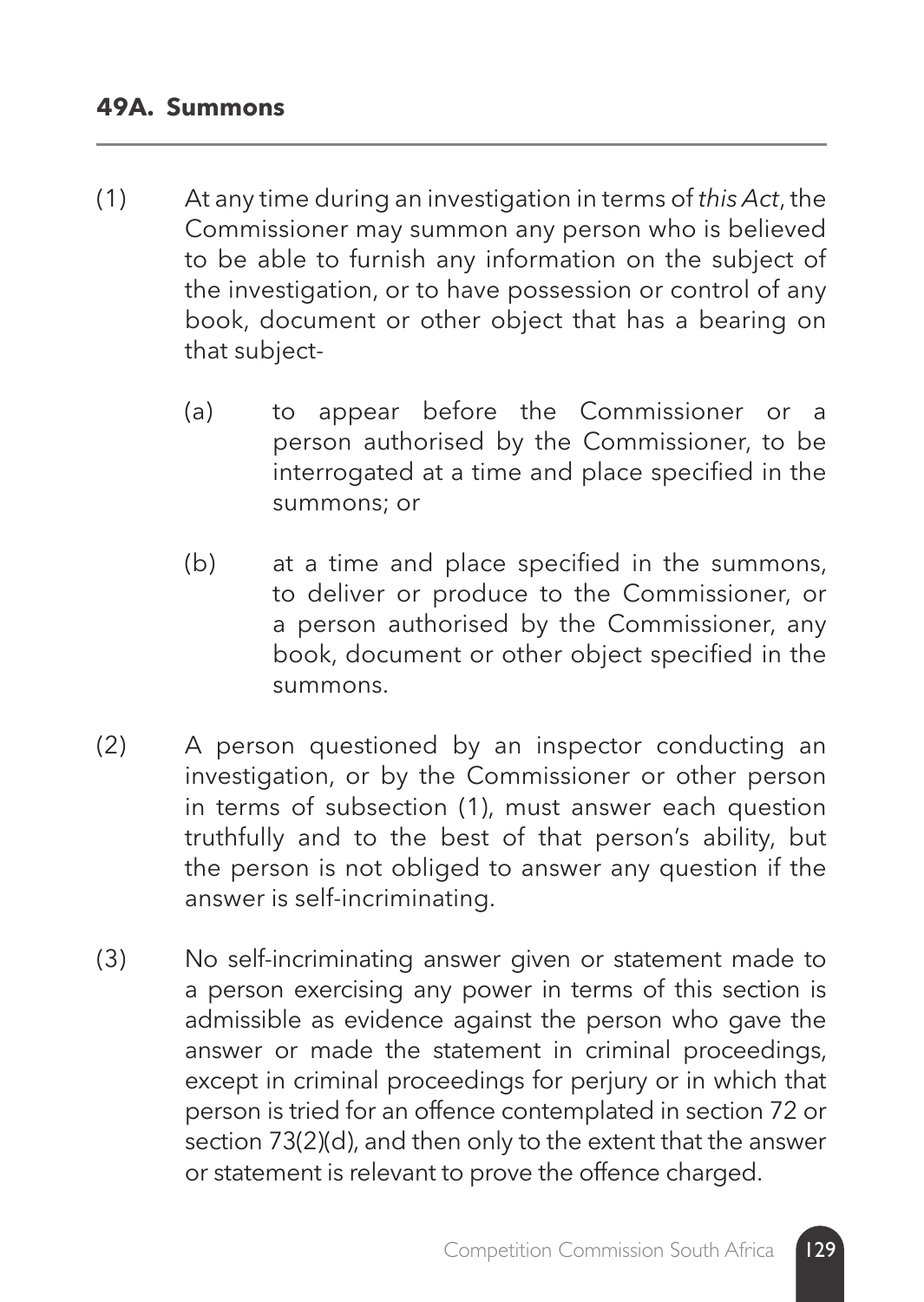### **49A. Summons**

(1) At any time during an investigation in terms of *this Act*, the Commissioner may summon any person who is believed to be able to furnish any information on the subject of the investigation, or to have possession or control of any book, document or other object that has a bearing on that subject-

(a) to appear before the Commissioner or a person authorised by the Commissioner, to be interrogated at a time and place specified in the summons; or

(b) at a time and place specified in the summons, to deliver or produce to the Commissioner, or a person authorised by the Commissioner, any book, document or other object specified in the summons.

(2) A person questioned by an inspector conducting an investigation, or by the Commissioner or other person in terms of subsection (1), must answer each question truthfully and to the best of that person's ability, but the person is not obliged to answer any question if the answer is self-incriminating.

(3) No self-incriminating answer given or statement made to a person exercising any power in terms of this section is admissible as evidence against the person who gave the answer or made the statement in criminal proceedings, except in criminal proceedings for perjury or in which that person is tried for an offence contemplated in section 72 or section 73(2)(d), and then only to the extent that the answer or statement is relevant to prove the offence charged.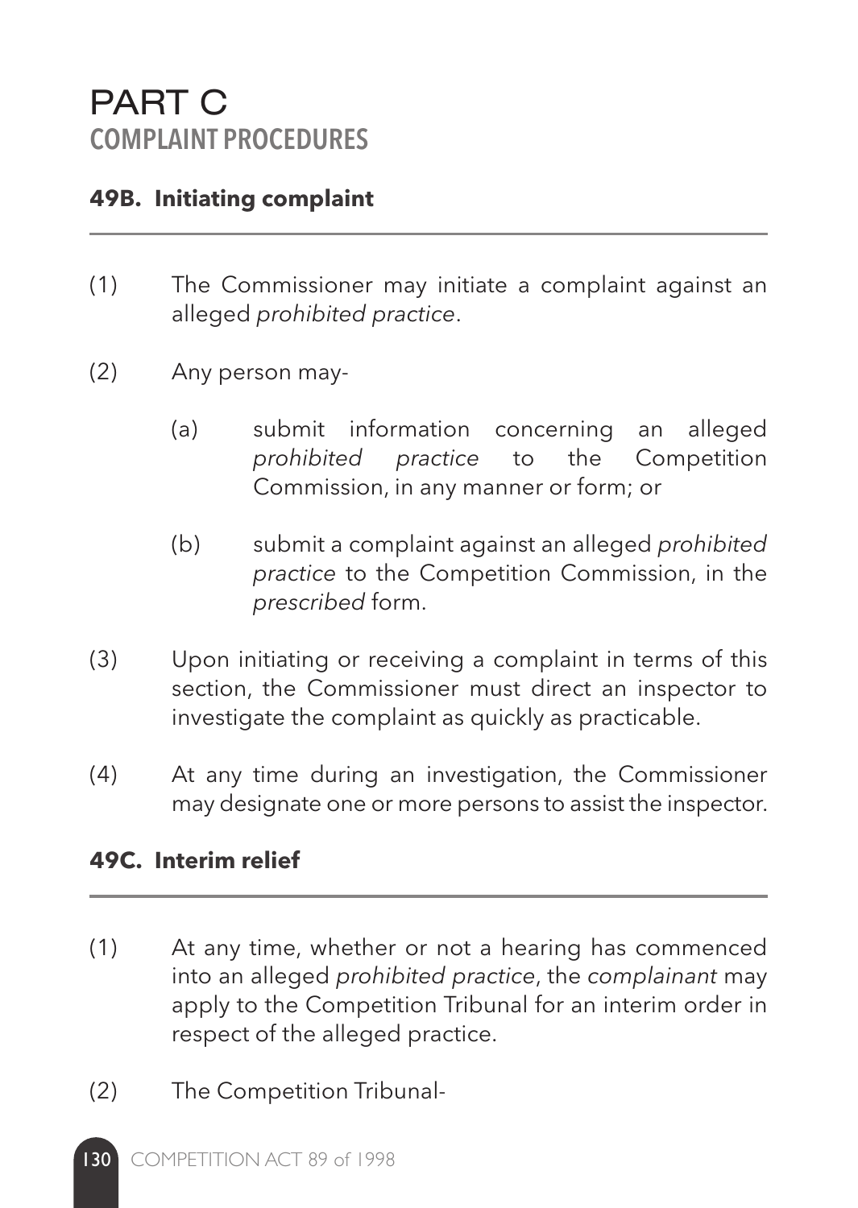# PART C
## COMPLAINT PROCEDURES

### 49B. Initiating complaint

(1) The Commissioner may initiate a complaint against an alleged *prohibited practice*.

(2) Any person may-

(a) submit information concerning an alleged *prohibited practice* to the Competition Commission, in any manner or form; or

(b) submit a complaint against an alleged *prohibited practice* to the Competition Commission, in the *prescribed* form.

(3) Upon initiating or receiving a complaint in terms of this section, the Commissioner must direct an inspector to investigate the complaint as quickly as practicable.

(4) At any time during an investigation, the Commissioner may designate one or more persons to assist the inspector.

### 49C. Interim relief

(1) At any time, whether or not a hearing has commenced into an alleged *prohibited practice*, the *complainant* may apply to the Competition Tribunal for an interim order in respect of the alleged practice.

(2) The Competition Tribunal-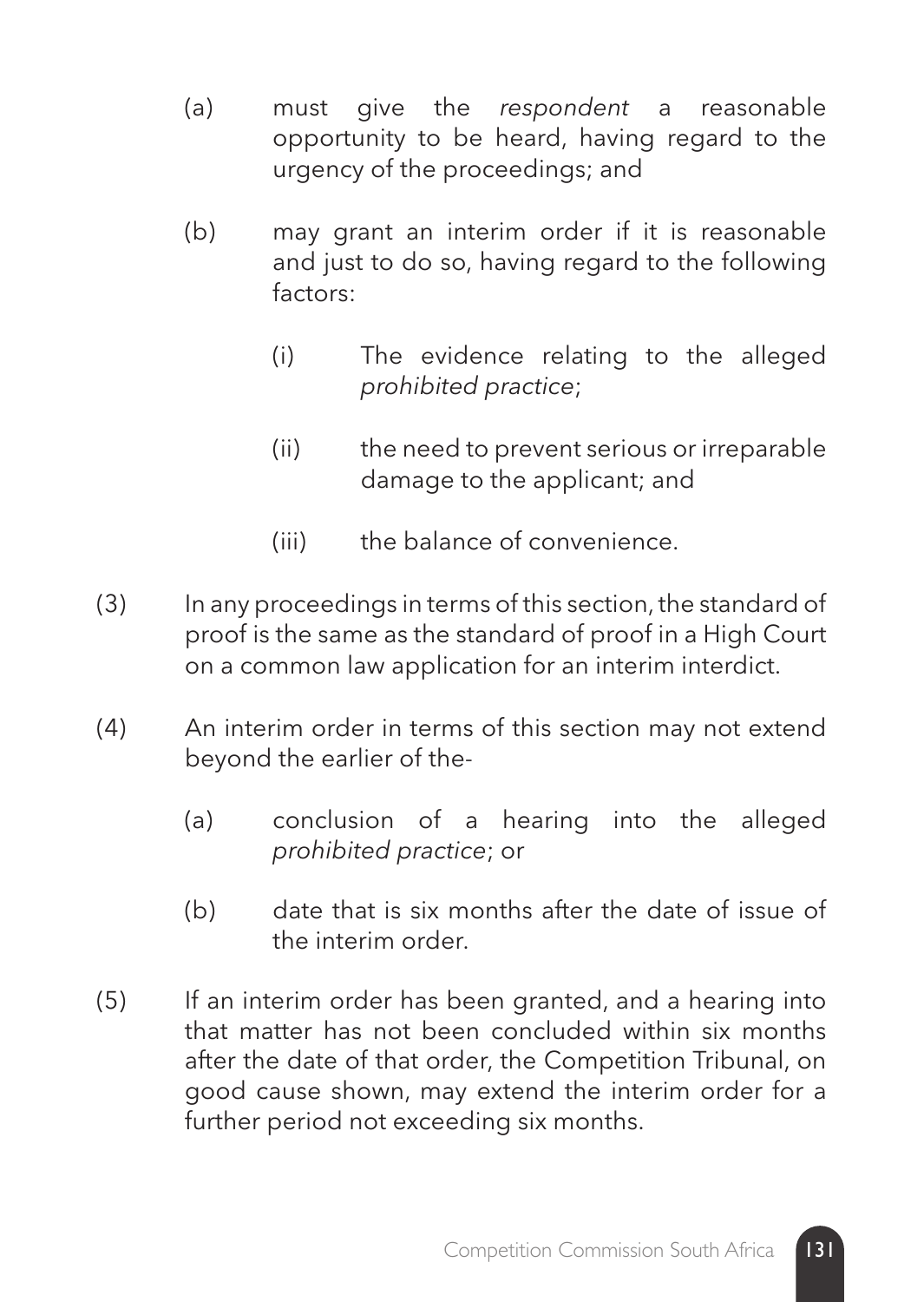(a) must give the *respondent* a reasonable opportunity to be heard, having regard to the urgency of the proceedings; and

(b) may grant an interim order if it is reasonable and just to do so, having regard to the following factors:

  (i) The evidence relating to the alleged *prohibited practice*;

  (ii) the need to prevent serious or irreparable damage to the applicant; and

  (iii) the balance of convenience.

(3) In any proceedings in terms of this section, the standard of proof is the same as the standard of proof in a High Court on a common law application for an interim interdict.

(4) An interim order in terms of this section may not extend beyond the earlier of the-

  (a) conclusion of a hearing into the alleged *prohibited practice*; or

  (b) date that is six months after the date of issue of the interim order.

(5) If an interim order has been granted, and a hearing into that matter has not been concluded within six months after the date of that order, the Competition Tribunal, on good cause shown, may extend the interim order for a further period not exceeding six months.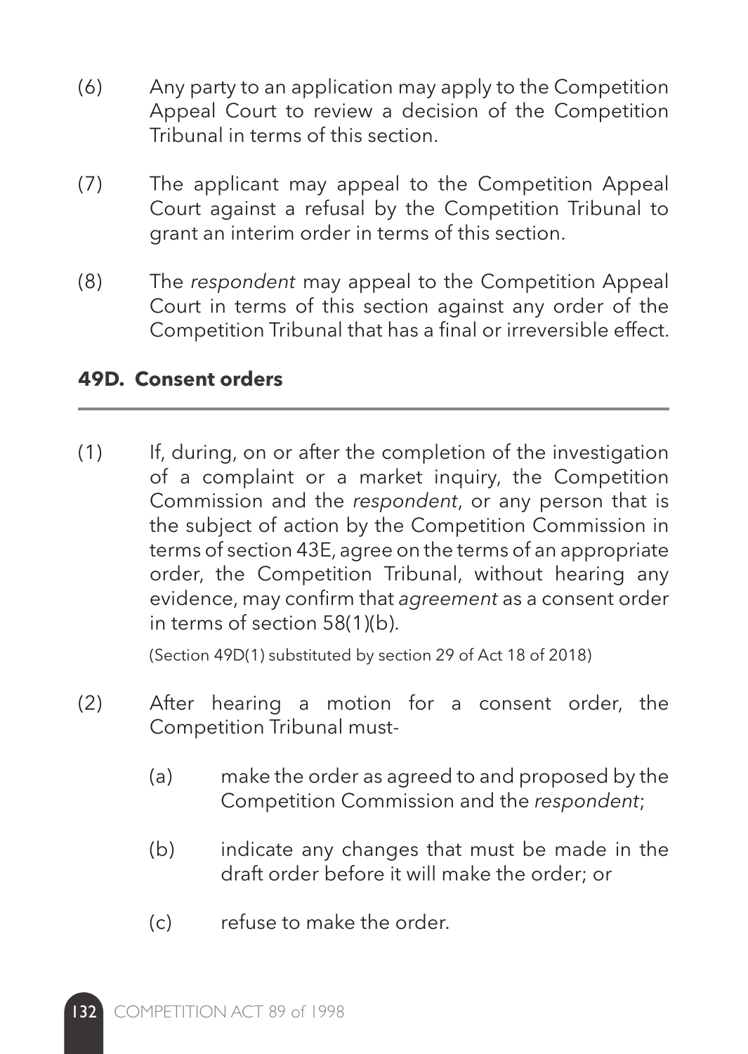(6) Any party to an application may apply to the Competition Appeal Court to review a decision of the Competition Tribunal in terms of this section.

(7) The applicant may appeal to the Competition Appeal Court against a refusal by the Competition Tribunal to grant an interim order in terms of this section.

(8) The *respondent* may appeal to the Competition Appeal Court in terms of this section against any order of the Competition Tribunal that has a final or irreversible effect.

### 49D. Consent orders

(1) If, during, on or after the completion of the investigation of a complaint or a market inquiry, the Competition Commission and the *respondent*, or any person that is the subject of action by the Competition Commission in terms of section 43E, agree on the terms of an appropriate order, the Competition Tribunal, without hearing any evidence, may confirm that *agreement* as a consent order in terms of section 58(1)(b).

(Section 49D(1) substituted by section 29 of Act 18 of 2018)

(2) After hearing a motion for a consent order, the Competition Tribunal must-

(a) make the order as agreed to and proposed by the Competition Commission and the *respondent*;

(b) indicate any changes that must be made in the draft order before it will make the order; or

(c) refuse to make the order.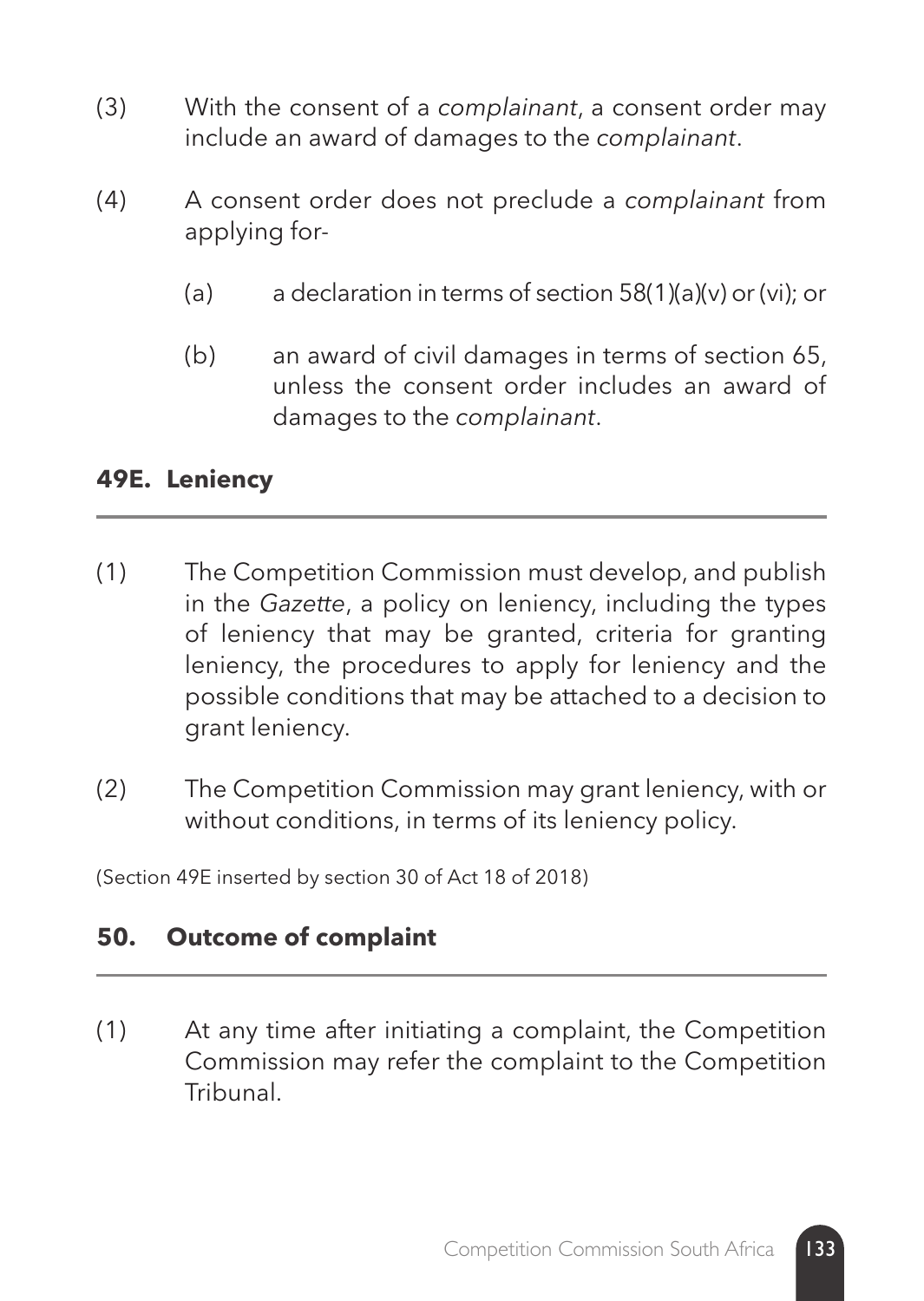(3) With the consent of a *complainant*, a consent order may include an award of damages to the *complainant*.

(4) A consent order does not preclude a *complainant* from applying for-

(a) a declaration in terms of section 58(1)(a)(v) or (vi); or

(b) an award of civil damages in terms of section 65, unless the consent order includes an award of damages to the *complainant*.

### 49E. Leniency

(1) The Competition Commission must develop, and publish in the *Gazette*, a policy on leniency, including the types of leniency that may be granted, criteria for granting leniency, the procedures to apply for leniency and the possible conditions that may be attached to a decision to grant leniency.

(2) The Competition Commission may grant leniency, with or without conditions, in terms of its leniency policy.

(Section 49E inserted by section 30 of Act 18 of 2018)

### 50. Outcome of complaint

(1) At any time after initiating a complaint, the Competition Commission may refer the complaint to the Competition Tribunal.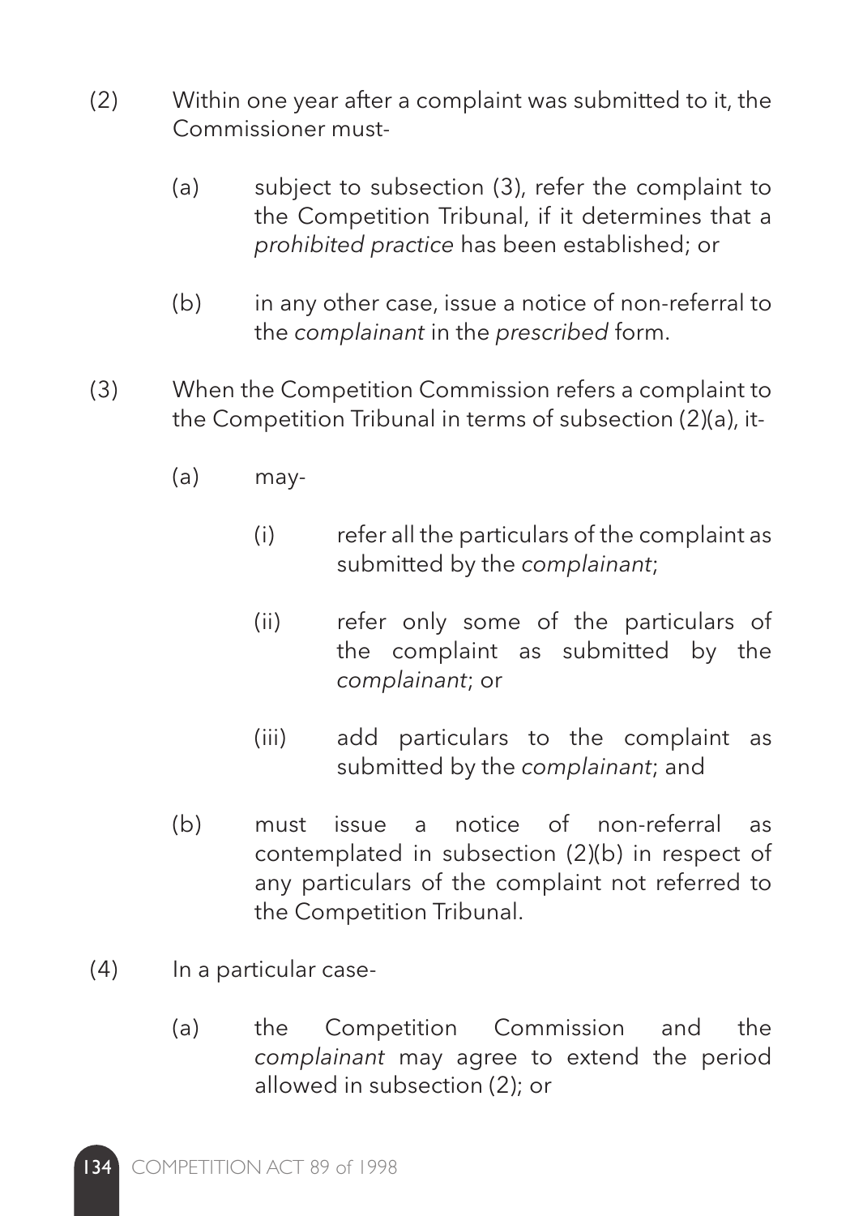(2) Within one year after a complaint was submitted to it, the Commissioner must-

   (a) subject to subsection (3), refer the complaint to the Competition Tribunal, if it determines that a *prohibited practice* has been established; or

   (b) in any other case, issue a notice of non-referral to the *complainant* in the *prescribed* form.

(3) When the Competition Commission refers a complaint to the Competition Tribunal in terms of subsection (2)(a), it-

   (a) may-

      (i) refer all the particulars of the complaint as submitted by the *complainant*;

      (ii) refer only some of the particulars of the complaint as submitted by the *complainant*; or

      (iii) add particulars to the complaint as submitted by the *complainant*; and

   (b) must issue a notice of non-referral as contemplated in subsection (2)(b) in respect of any particulars of the complaint not referred to the Competition Tribunal.

(4) In a particular case-

   (a) the Competition Commission and the *complainant* may agree to extend the period allowed in subsection (2); or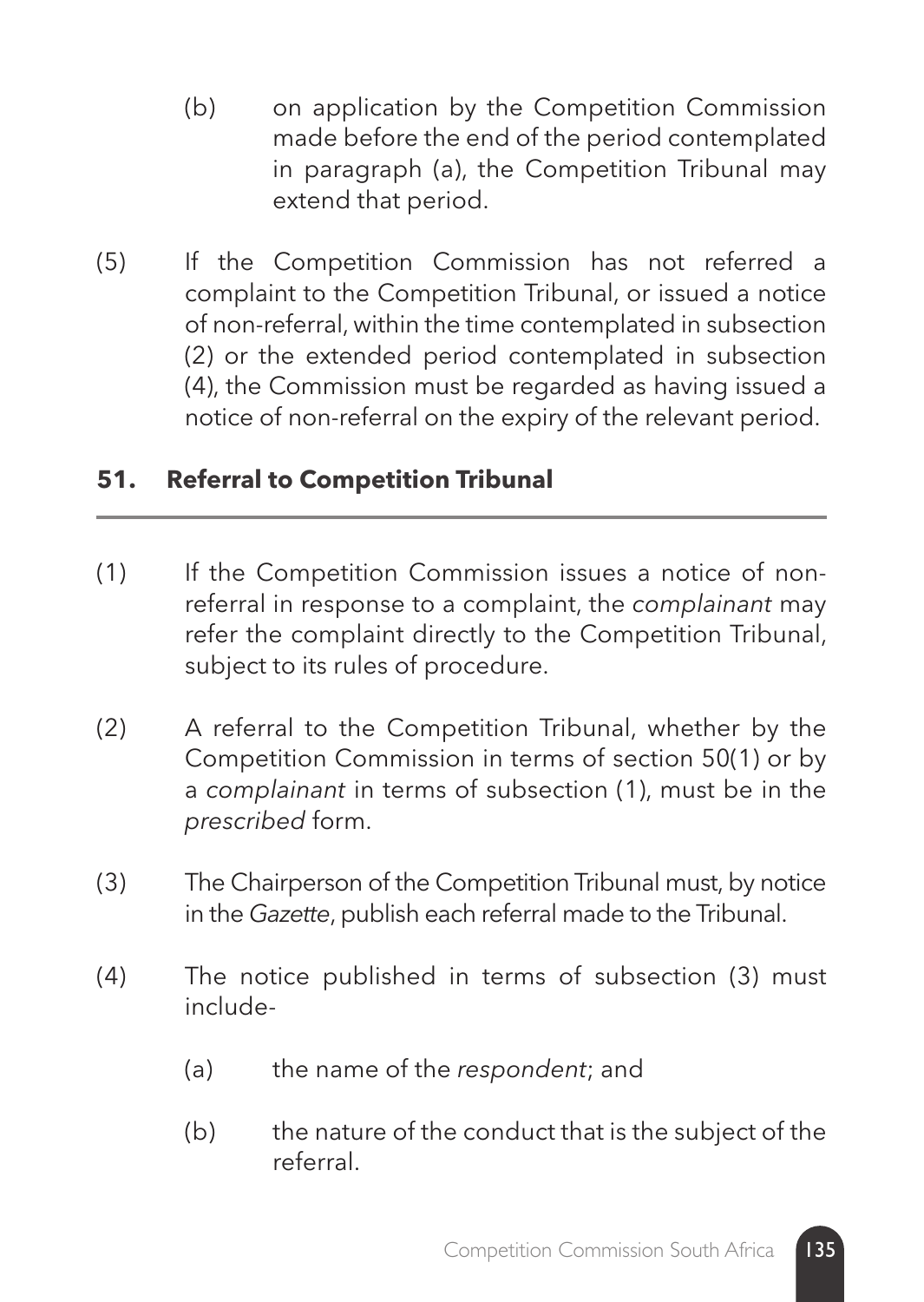(b) on application by the Competition Commission made before the end of the period contemplated in paragraph (a), the Competition Tribunal may extend that period.

(5) If the Competition Commission has not referred a complaint to the Competition Tribunal, or issued a notice of non-referral, within the time contemplated in subsection (2) or the extended period contemplated in subsection (4), the Commission must be regarded as having issued a notice of non-referral on the expiry of the relevant period.

## 51. Referral to Competition Tribunal

(1) If the Competition Commission issues a notice of non-referral in response to a complaint, the *complainant* may refer the complaint directly to the Competition Tribunal, subject to its rules of procedure.

(2) A referral to the Competition Tribunal, whether by the Competition Commission in terms of section 50(1) or by a *complainant* in terms of subsection (1), must be in the *prescribed* form.

(3) The Chairperson of the Competition Tribunal must, by notice in the *Gazette*, publish each referral made to the Tribunal.

(4) The notice published in terms of subsection (3) must include-

(a) the name of the *respondent*; and

(b) the nature of the conduct that is the subject of the referral.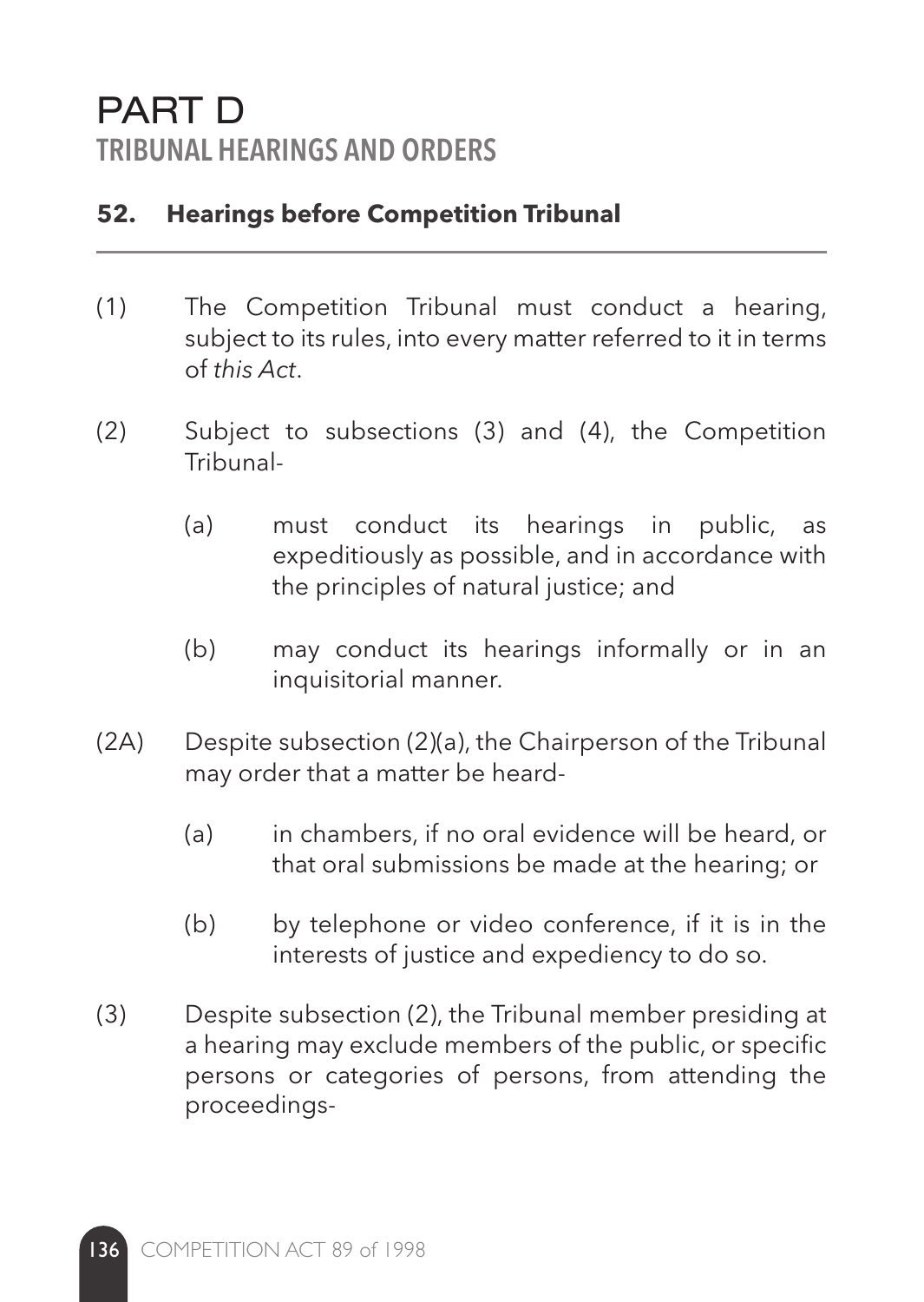# PART D

## TRIBUNAL HEARINGS AND ORDERS

### **52. Hearings before Competition Tribunal**

(1) The Competition Tribunal must conduct a hearing, subject to its rules, into every matter referred to it in terms of *this Act*.

(2) Subject to subsections (3) and (4), the Competition Tribunal-

(a) must conduct its hearings in public, as expeditiously as possible, and in accordance with the principles of natural justice; and

(b) may conduct its hearings informally or in an inquisitorial manner.

(2A) Despite subsection (2)(a), the Chairperson of the Tribunal may order that a matter be heard-

(a) in chambers, if no oral evidence will be heard, or that oral submissions be made at the hearing; or

(b) by telephone or video conference, if it is in the interests of justice and expediency to do so.

(3) Despite subsection (2), the Tribunal member presiding at a hearing may exclude members of the public, or specific persons or categories of persons, from attending the proceedings-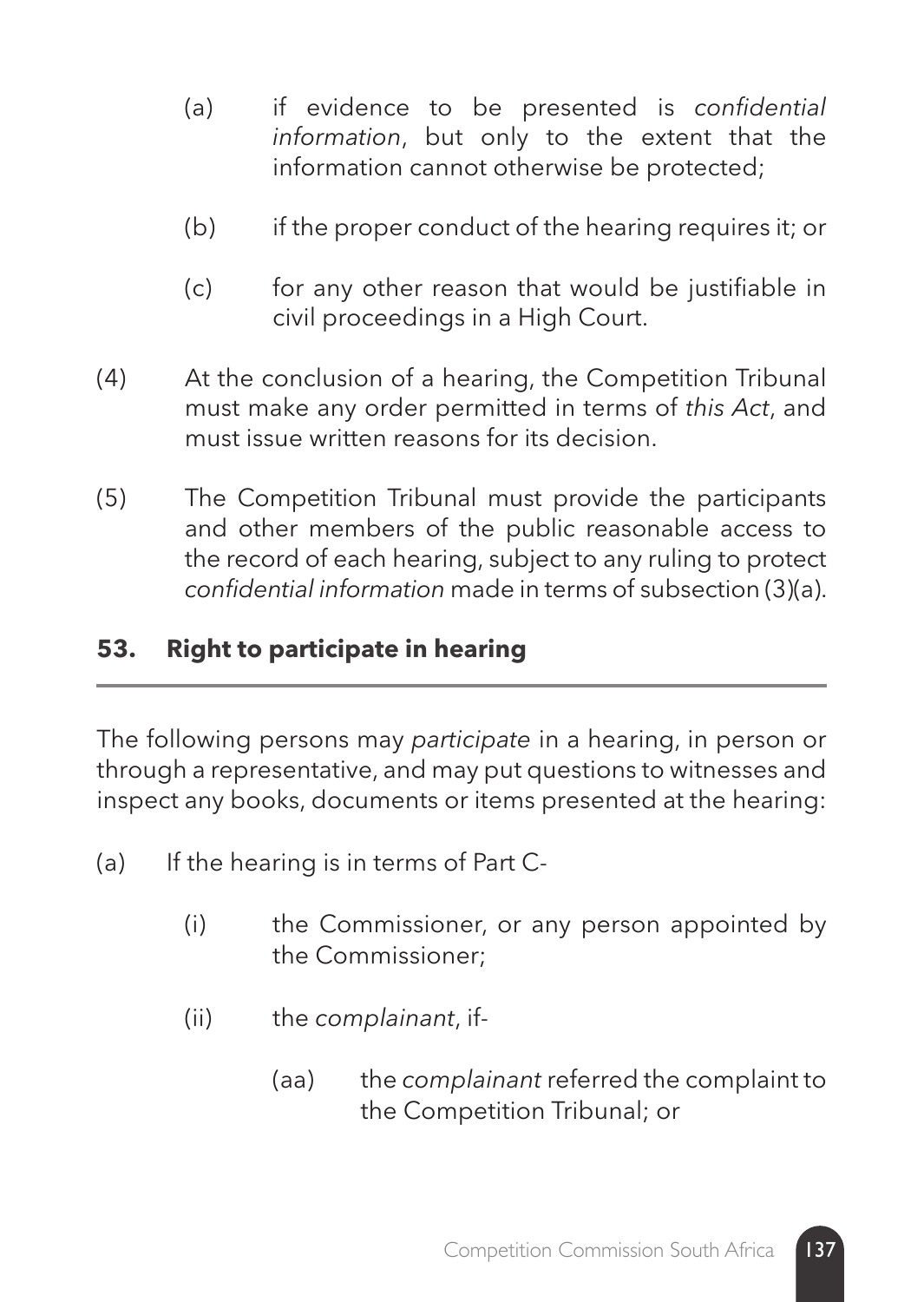(a) if evidence to be presented is *confidential information*, but only to the extent that the information cannot otherwise be protected;

(b) if the proper conduct of the hearing requires it; or

(c) for any other reason that would be justifiable in civil proceedings in a High Court.

(4) At the conclusion of a hearing, the Competition Tribunal must make any order permitted in terms of *this Act*, and must issue written reasons for its decision.

(5) The Competition Tribunal must provide the participants and other members of the public reasonable access to the record of each hearing, subject to any ruling to protect *confidential information* made in terms of subsection (3)(a).

## 53. Right to participate in hearing

The following persons may *participate* in a hearing, in person or through a representative, and may put questions to witnesses and inspect any books, documents or items presented at the hearing:

(a) If the hearing is in terms of Part C-

(i) the Commissioner, or any person appointed by the Commissioner;

(ii) the *complainant*, if-

(aa) the *complainant* referred the complaint to the Competition Tribunal; or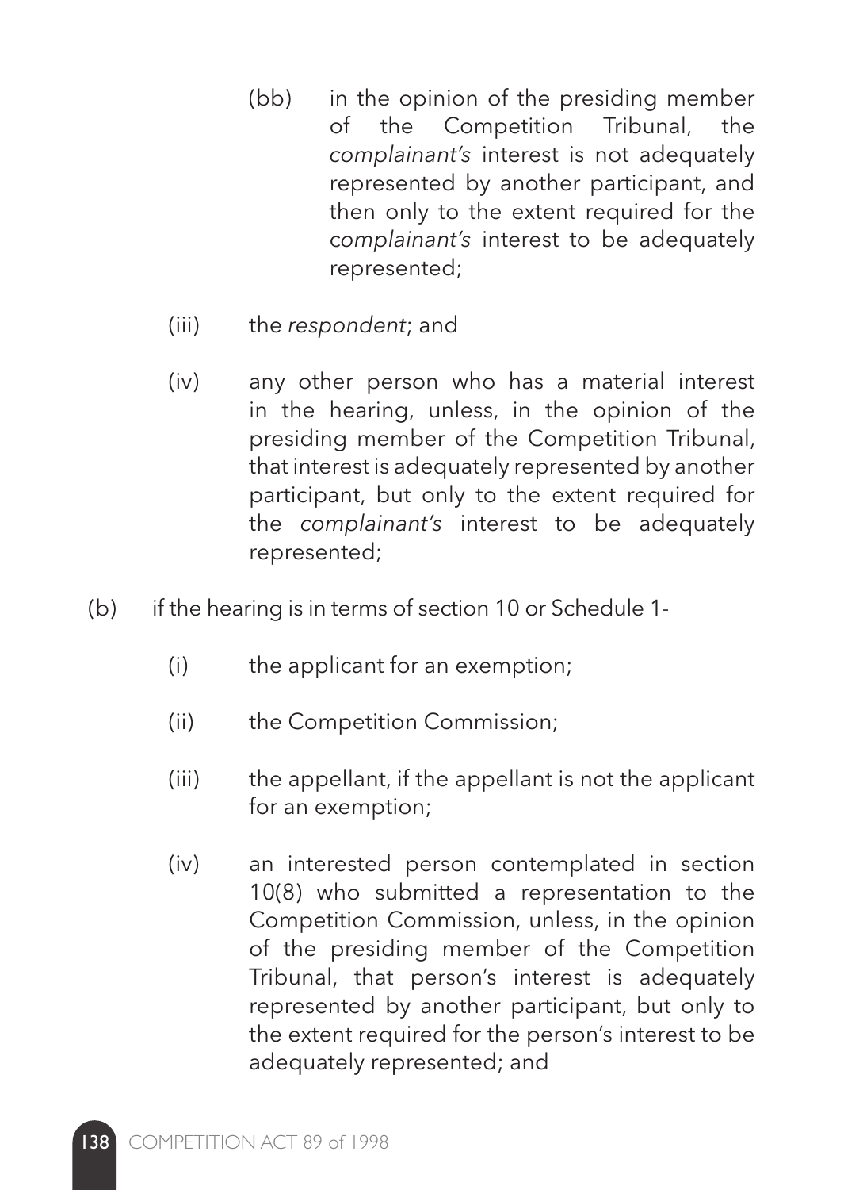(bb) in the opinion of the presiding member of the Competition Tribunal, the *complainant's* interest is not adequately represented by another participant, and then only to the extent required for the *complainant's* interest to be adequately represented;

(iii) the *respondent*; and

(iv) any other person who has a material interest in the hearing, unless, in the opinion of the presiding member of the Competition Tribunal, that interest is adequately represented by another participant, but only to the extent required for the *complainant's* interest to be adequately represented;

(b) if the hearing is in terms of section 10 or Schedule 1-

(i) the applicant for an exemption;

(ii) the Competition Commission;

(iii) the appellant, if the appellant is not the applicant for an exemption;

(iv) an interested person contemplated in section 10(8) who submitted a representation to the Competition Commission, unless, in the opinion of the presiding member of the Competition Tribunal, that person's interest is adequately represented by another participant, but only to the extent required for the person's interest to be adequately represented; and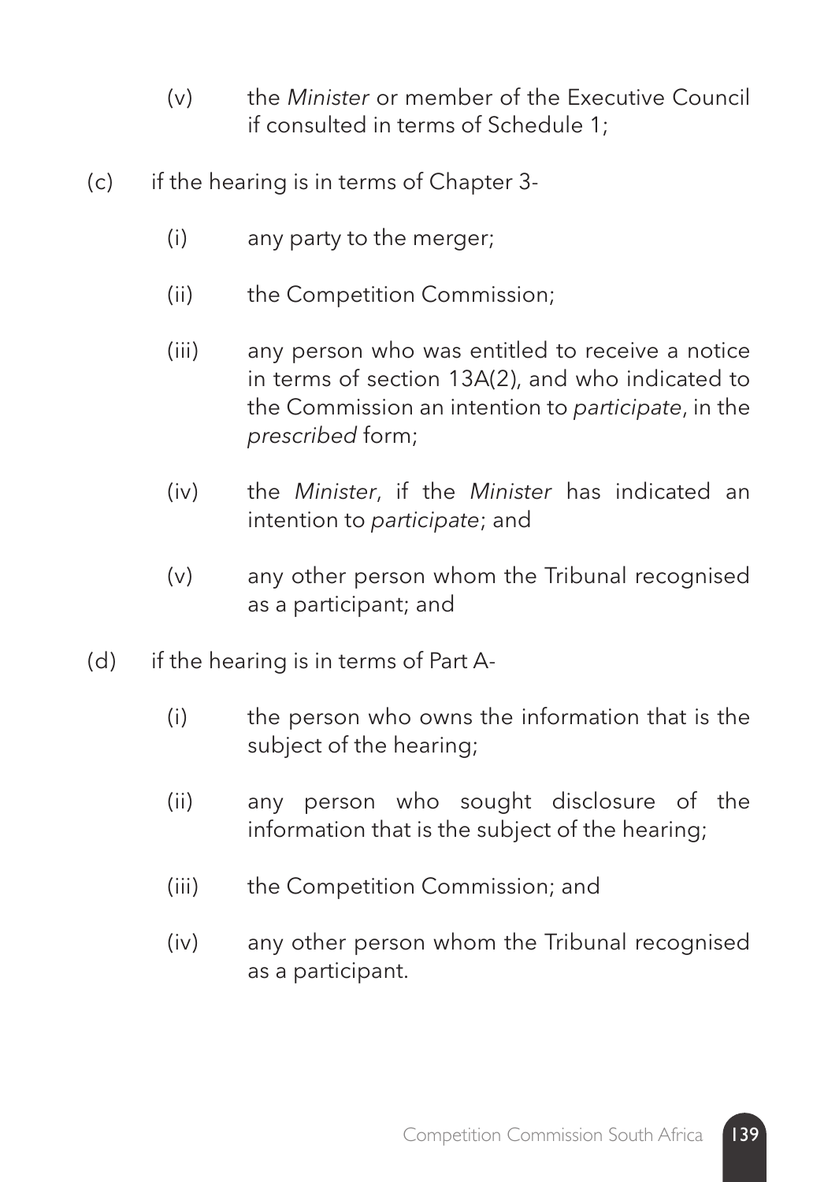(v) the *Minister* or member of the Executive Council if consulted in terms of Schedule 1;

(c) if the hearing is in terms of Chapter 3-

(i) any party to the merger;

(ii) the Competition Commission;

(iii) any person who was entitled to receive a notice in terms of section 13A(2), and who indicated to the Commission an intention to *participate*, in the *prescribed* form;

(iv) the *Minister*, if the *Minister* has indicated an intention to *participate*; and

(v) any other person whom the Tribunal recognised as a participant; and

(d) if the hearing is in terms of Part A-

(i) the person who owns the information that is the subject of the hearing;

(ii) any person who sought disclosure of the information that is the subject of the hearing;

(iii) the Competition Commission; and

(iv) any other person whom the Tribunal recognised as a participant.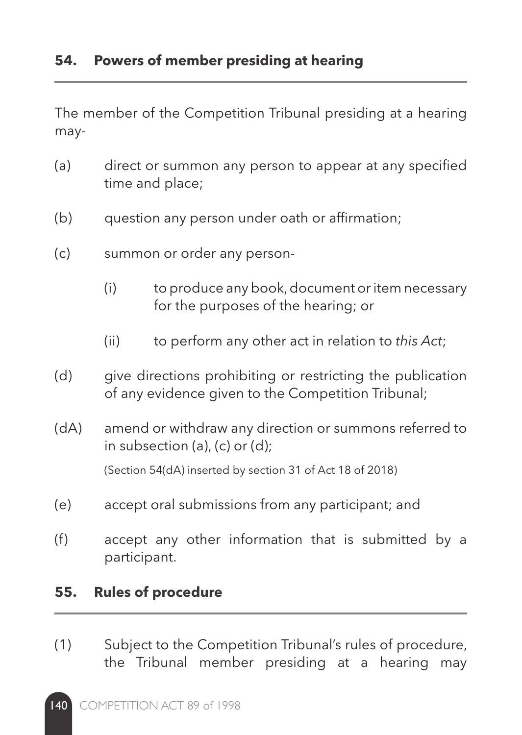## 54. Powers of member presiding at hearing

The member of the Competition Tribunal presiding at a hearing may-

(a) direct or summon any person to appear at any specified time and place;

(b) question any person under oath or affirmation;

(c) summon or order any person-

  (i) to produce any book, document or item necessary for the purposes of the hearing; or

  (ii) to perform any other act in relation to *this Act*;

(d) give directions prohibiting or restricting the publication of any evidence given to the Competition Tribunal;

(dA) amend or withdraw any direction or summons referred to in subsection (a), (c) or (d);

(Section 54(dA) inserted by section 31 of Act 18 of 2018)

(e) accept oral submissions from any participant; and

(f) accept any other information that is submitted by a participant.

## 55. Rules of procedure

(1) Subject to the Competition Tribunal's rules of procedure, the Tribunal member presiding at a hearing may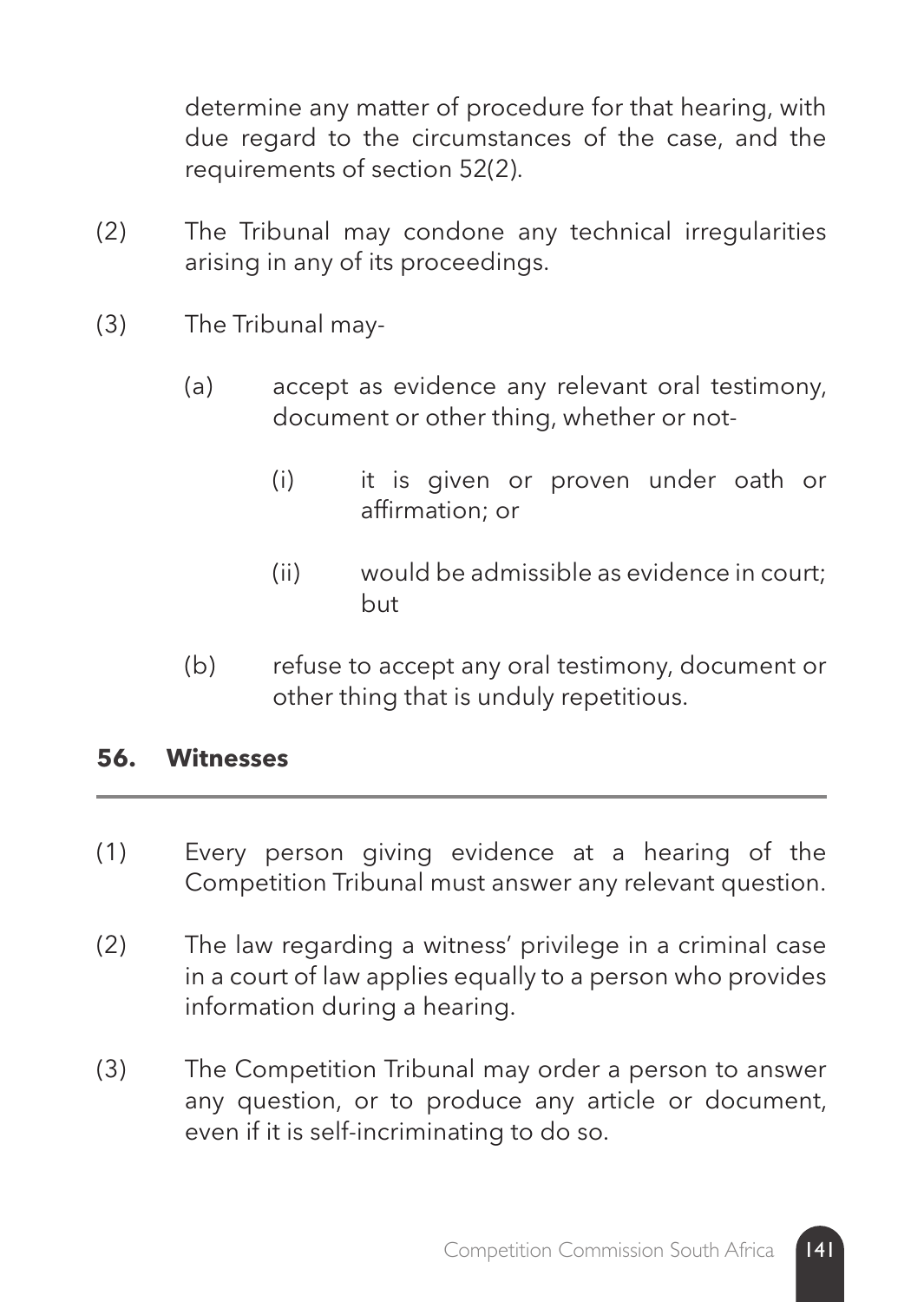determine any matter of procedure for that hearing, with due regard to the circumstances of the case, and the requirements of section 52(2).

(2) The Tribunal may condone any technical irregularities arising in any of its proceedings.

(3) The Tribunal may-

(a) accept as evidence any relevant oral testimony, document or other thing, whether or not-

(i) it is given or proven under oath or affirmation; or

(ii) would be admissible as evidence in court; but

(b) refuse to accept any oral testimony, document or other thing that is unduly repetitious.

### 56. Witnesses

(1) Every person giving evidence at a hearing of the Competition Tribunal must answer any relevant question.

(2) The law regarding a witness' privilege in a criminal case in a court of law applies equally to a person who provides information during a hearing.

(3) The Competition Tribunal may order a person to answer any question, or to produce any article or document, even if it is self-incriminating to do so.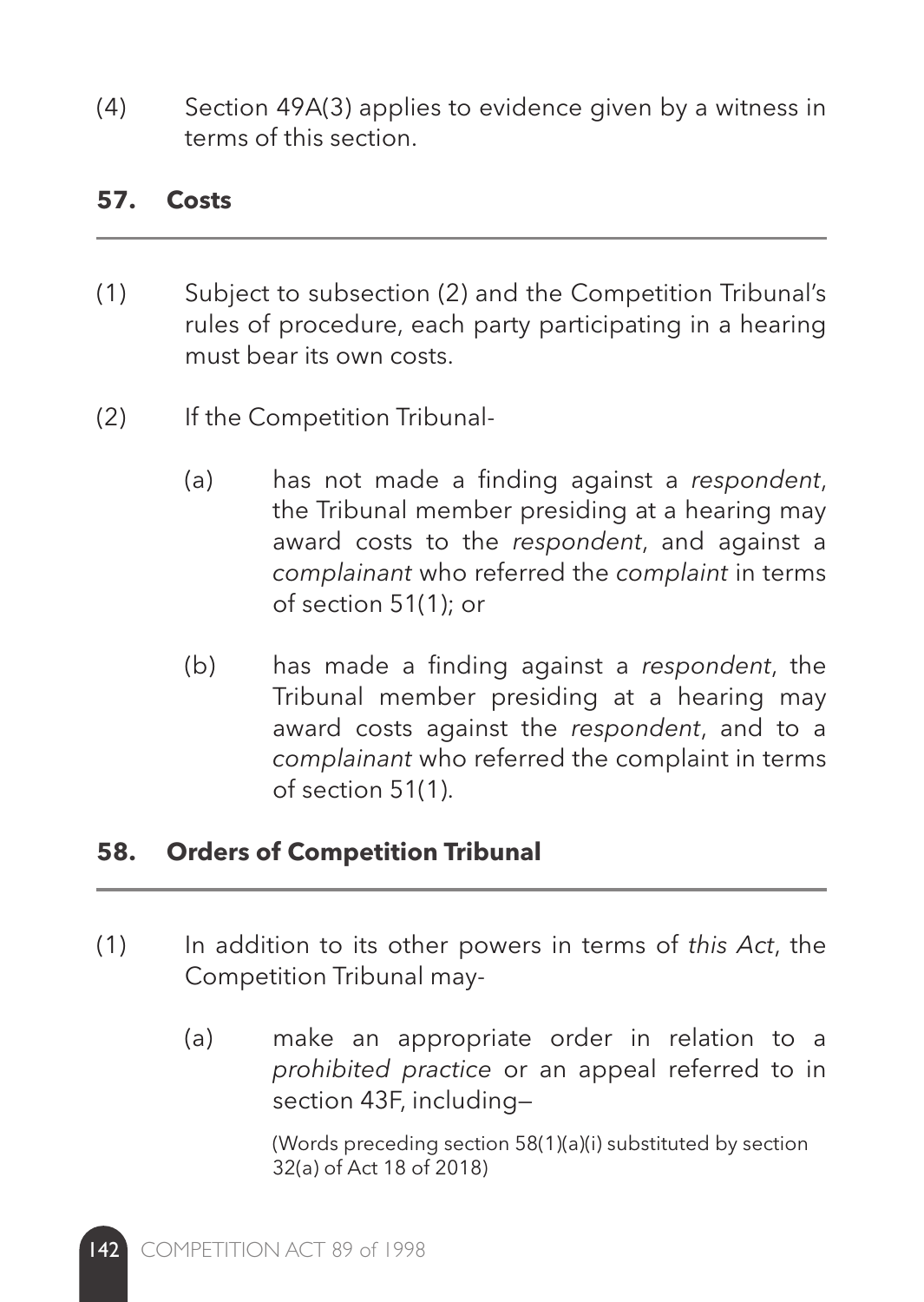(4) Section 49A(3) applies to evidence given by a witness in terms of this section.

### 57. Costs

(1) Subject to subsection (2) and the Competition Tribunal's rules of procedure, each party participating in a hearing must bear its own costs.

(2) If the Competition Tribunal-

(a) has not made a finding against a *respondent*, the Tribunal member presiding at a hearing may award costs to the *respondent*, and against a *complainant* who referred the *complaint* in terms of section 51(1); or

(b) has made a finding against a *respondent*, the Tribunal member presiding at a hearing may award costs against the *respondent*, and to a *complainant* who referred the complaint in terms of section 51(1).

### 58. Orders of Competition Tribunal

(1) In addition to its other powers in terms of *this Act*, the Competition Tribunal may-

(a) make an appropriate order in relation to a *prohibited practice* or an appeal referred to in section 43F, including—

(Words preceding section 58(1)(a)(i) substituted by section 32(a) of Act 18 of 2018)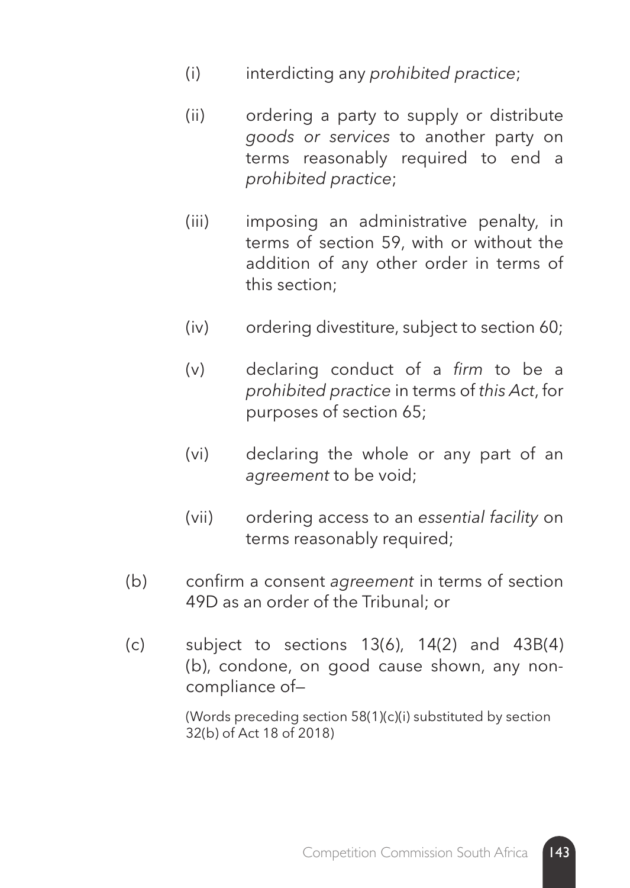(i) interdicting any *prohibited practice*;

(ii) ordering a party to supply or distribute *goods or services* to another party on terms reasonably required to end a *prohibited practice*;

(iii) imposing an administrative penalty, in terms of section 59, with or without the addition of any other order in terms of this section;

(iv) ordering divestiture, subject to section 60;

(v) declaring conduct of a *firm* to be a *prohibited practice* in terms of *this Act*, for purposes of section 65;

(vi) declaring the whole or any part of an *agreement* to be void;

(vii) ordering access to an *essential facility* on terms reasonably required;

(b) confirm a consent *agreement* in terms of section 49D as an order of the Tribunal; or

(c) subject to sections 13(6), 14(2) and 43B(4)(b), condone, on good cause shown, any non-compliance of—

(Words preceding section 58(1)(c)(i) substituted by section 32(b) of Act 18 of 2018)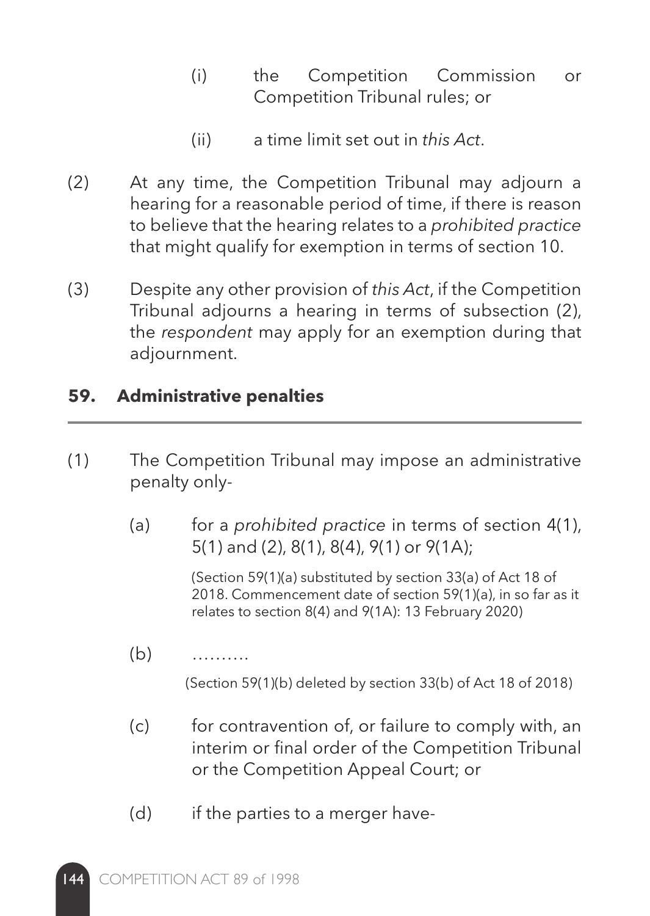(i) the Competition Commission or Competition Tribunal rules; or

(ii) a time limit set out in *this Act*.

(2) At any time, the Competition Tribunal may adjourn a hearing for a reasonable period of time, if there is reason to believe that the hearing relates to a *prohibited practice* that might qualify for exemption in terms of section 10.

(3) Despite any other provision of *this Act*, if the Competition Tribunal adjourns a hearing in terms of subsection (2), the *respondent* may apply for an exemption during that adjournment.

## 59. Administrative penalties

(1) The Competition Tribunal may impose an administrative penalty only-

(a) for a *prohibited practice* in terms of section 4(1), 5(1) and (2), 8(1), 8(4), 9(1) or 9(1A);

(Section 59(1)(a) substituted by section 33(a) of Act 18 of 2018. Commencement date of section 59(1)(a), in so far as it relates to section 8(4) and 9(1A): 13 February 2020)

(b) ……….

(Section 59(1)(b) deleted by section 33(b) of Act 18 of 2018)

(c) for contravention of, or failure to comply with, an interim or final order of the Competition Tribunal or the Competition Appeal Court; or

(d) if the parties to a merger have-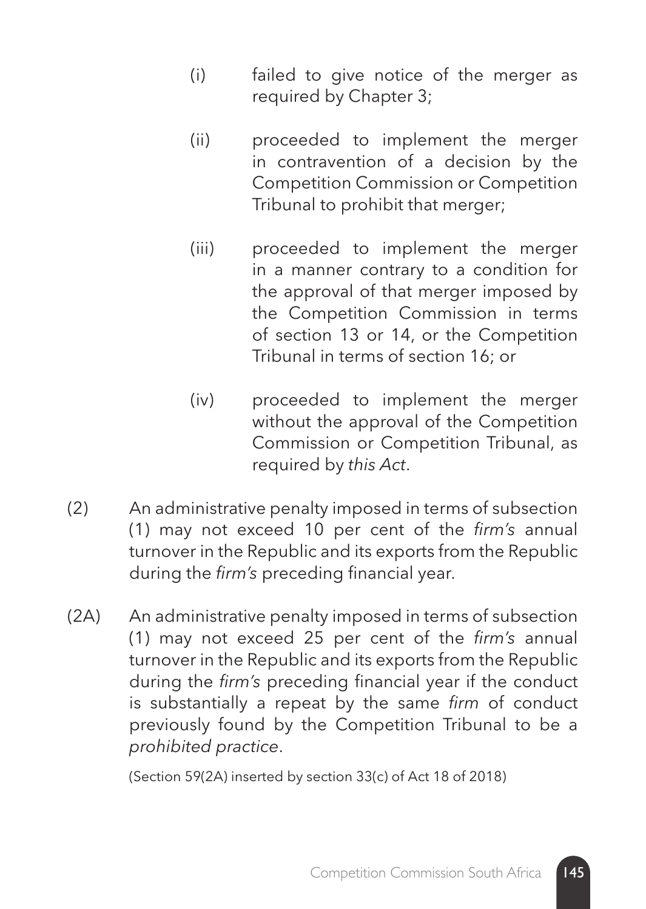(i) failed to give notice of the merger as required by Chapter 3;

(ii) proceeded to implement the merger in contravention of a decision by the Competition Commission or Competition Tribunal to prohibit that merger;

(iii) proceeded to implement the merger in a manner contrary to a condition for the approval of that merger imposed by the Competition Commission in terms of section 13 or 14, or the Competition Tribunal in terms of section 16; or

(iv) proceeded to implement the merger without the approval of the Competition Commission or Competition Tribunal, as required by *this Act*.

(2) An administrative penalty imposed in terms of subsection (1) may not exceed 10 per cent of the *firm's* annual turnover in the Republic and its exports from the Republic during the *firm's* preceding financial year.

(2A) An administrative penalty imposed in terms of subsection (1) may not exceed 25 per cent of the *firm's* annual turnover in the Republic and its exports from the Republic during the *firm's* preceding financial year if the conduct is substantially a repeat by the same *firm* of conduct previously found by the Competition Tribunal to be a *prohibited practice*.

(Section 59(2A) inserted by section 33(c) of Act 18 of 2018)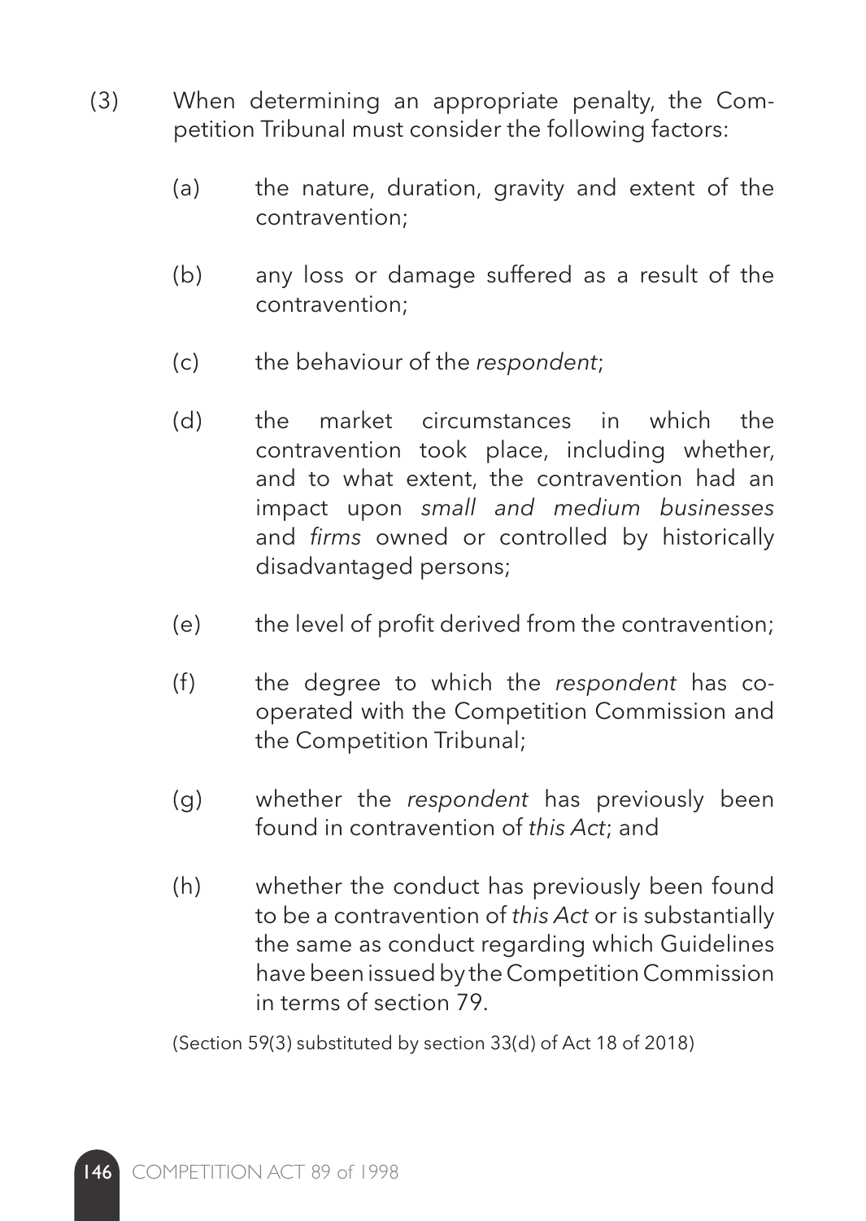(3) When determining an appropriate penalty, the Competition Tribunal must consider the following factors:

(a) the nature, duration, gravity and extent of the contravention;

(b) any loss or damage suffered as a result of the contravention;

(c) the behaviour of the *respondent*;

(d) the market circumstances in which the contravention took place, including whether, and to what extent, the contravention had an impact upon *small and medium businesses* and *firms* owned or controlled by historically disadvantaged persons;

(e) the level of profit derived from the contravention;

(f) the degree to which the *respondent* has co-operated with the Competition Commission and the Competition Tribunal;

(g) whether the *respondent* has previously been found in contravention of *this Act*; and

(h) whether the conduct has previously been found to be a contravention of *this Act* or is substantially the same as conduct regarding which Guidelines have been issued by the Competition Commission in terms of section 79.

(Section 59(3) substituted by section 33(d) of Act 18 of 2018)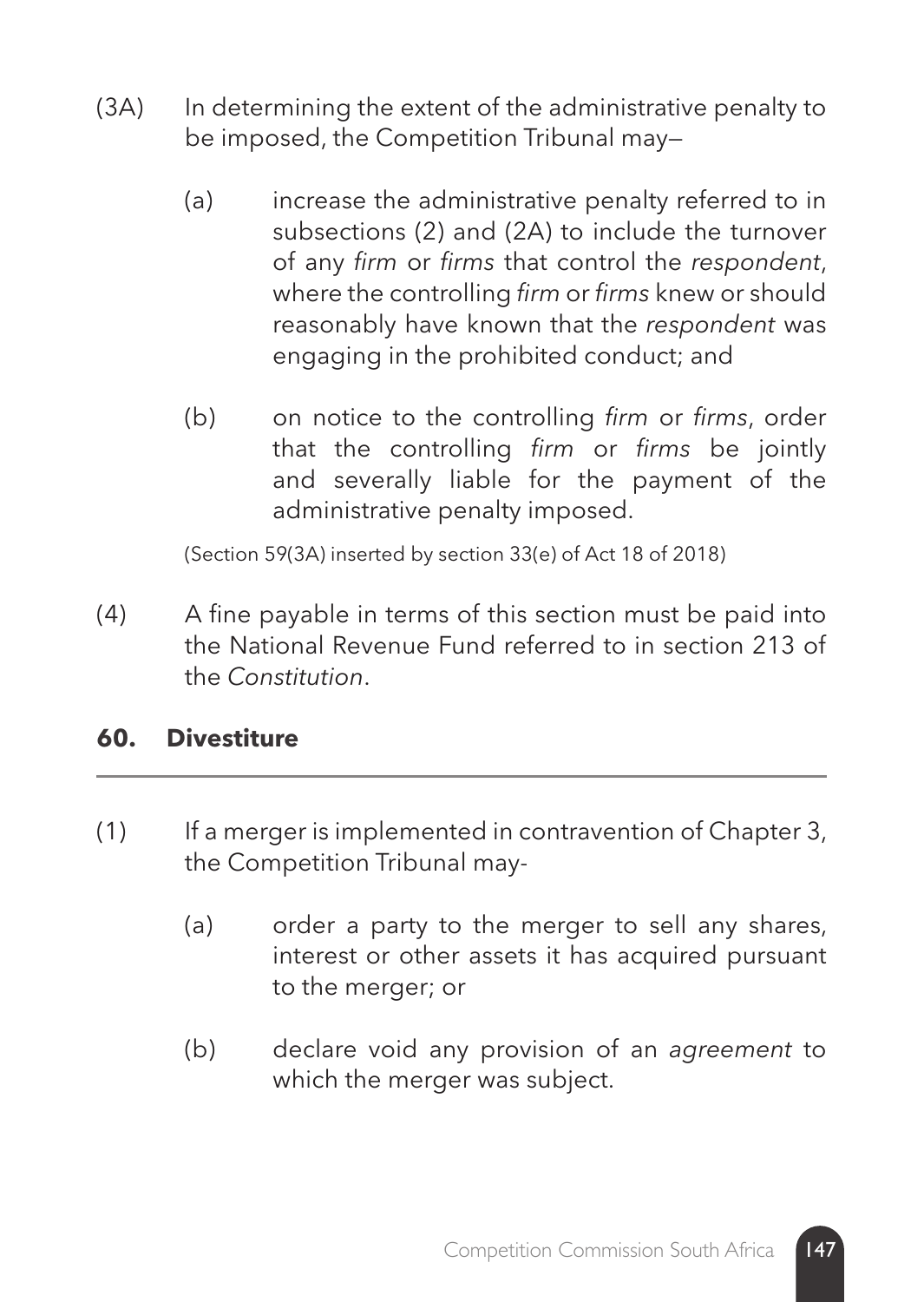(3A) In determining the extent of the administrative penalty to be imposed, the Competition Tribunal may—

(a) increase the administrative penalty referred to in subsections (2) and (2A) to include the turnover of any *firm* or *firms* that control the *respondent*, where the controlling *firm* or *firms* knew or should reasonably have known that the *respondent* was engaging in the prohibited conduct; and

(b) on notice to the controlling *firm* or *firms*, order that the controlling *firm* or *firms* be jointly and severally liable for the payment of the administrative penalty imposed.

(Section 59(3A) inserted by section 33(e) of Act 18 of 2018)

(4) A fine payable in terms of this section must be paid into the National Revenue Fund referred to in section 213 of the *Constitution*.

## 60. Divestiture

(1) If a merger is implemented in contravention of Chapter 3, the Competition Tribunal may-

(a) order a party to the merger to sell any shares, interest or other assets it has acquired pursuant to the merger; or

(b) declare void any provision of an *agreement* to which the merger was subject.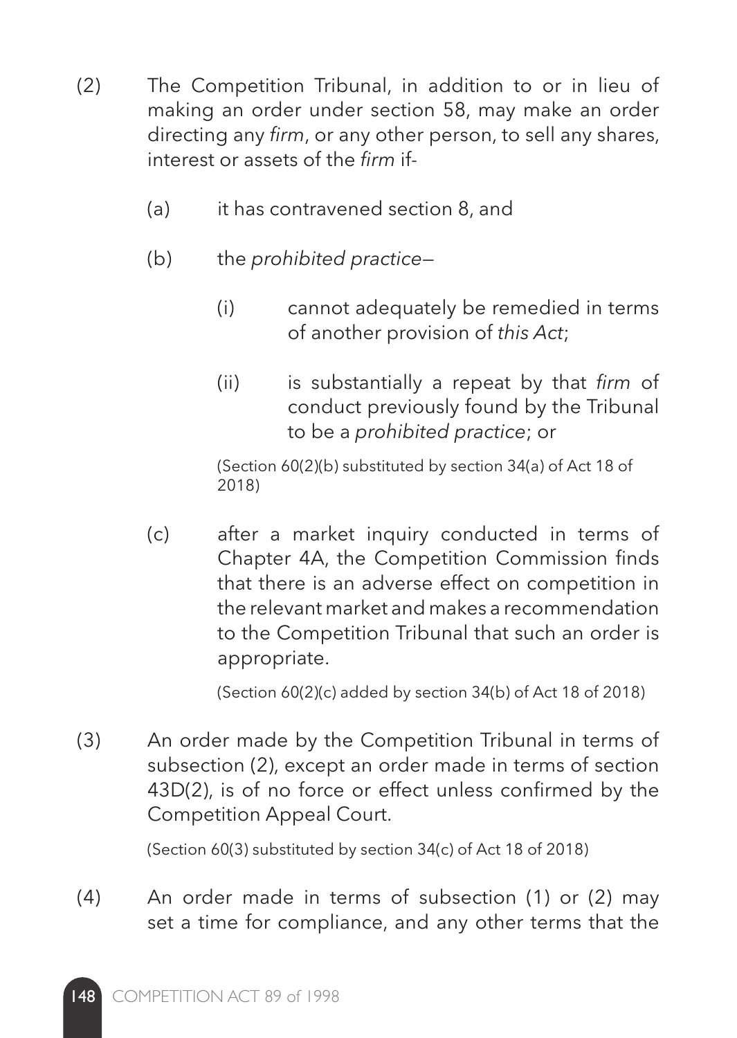(2) The Competition Tribunal, in addition to or in lieu of making an order under section 58, may make an order directing any *firm*, or any other person, to sell any shares, interest or assets of the *firm* if-

(a) it has contravened section 8, and

(b) the *prohibited practice*—

(i) cannot adequately be remedied in terms of another provision of *this Act*;

(ii) is substantially a repeat by that *firm* of conduct previously found by the Tribunal to be a *prohibited practice*; or

(Section 60(2)(b) substituted by section 34(a) of Act 18 of 2018)

(c) after a market inquiry conducted in terms of Chapter 4A, the Competition Commission finds that there is an adverse effect on competition in the relevant market and makes a recommendation to the Competition Tribunal that such an order is appropriate.

(Section 60(2)(c) added by section 34(b) of Act 18 of 2018)

(3) An order made by the Competition Tribunal in terms of subsection (2), except an order made in terms of section 43D(2), is of no force or effect unless confirmed by the Competition Appeal Court.

(Section 60(3) substituted by section 34(c) of Act 18 of 2018)

(4) An order made in terms of subsection (1) or (2) may set a time for compliance, and any other terms that the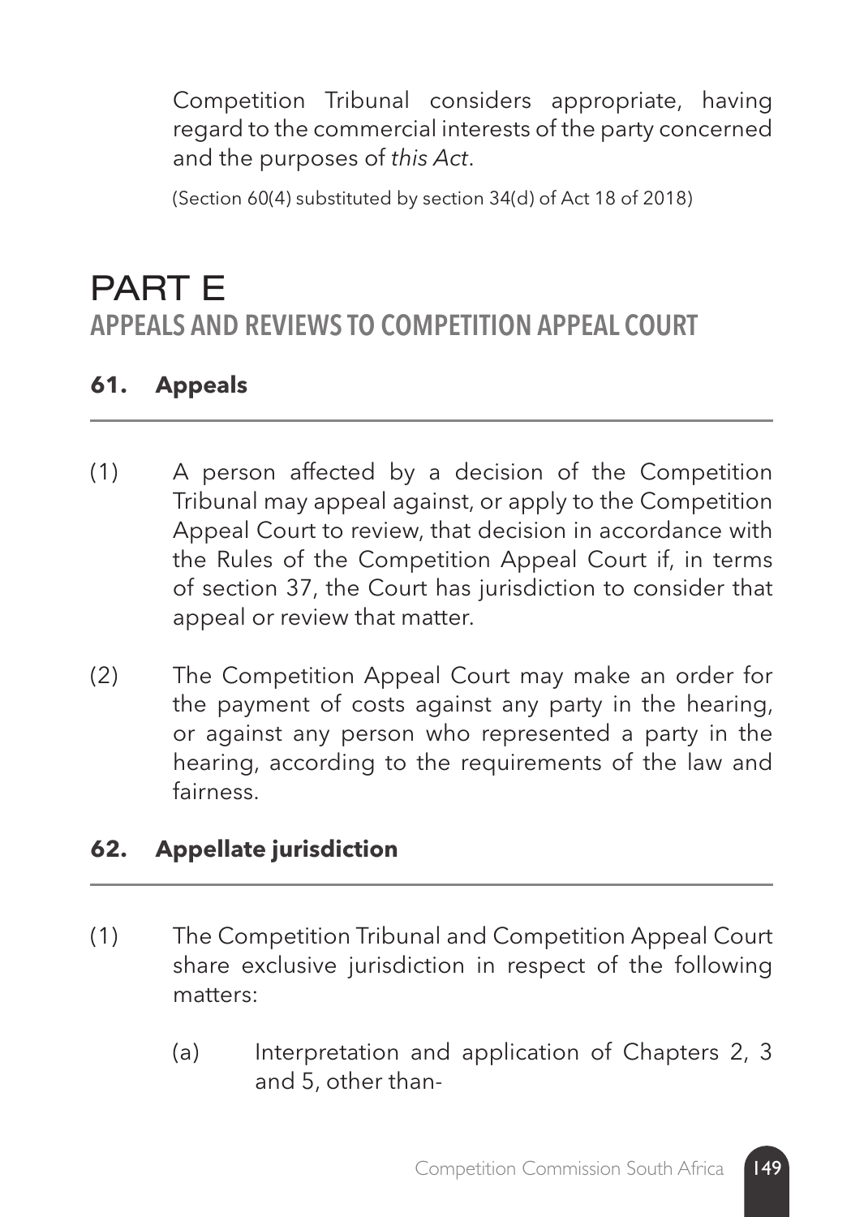Competition Tribunal considers appropriate, having regard to the commercial interests of the party concerned and the purposes of *this Act*.

(Section 60(4) substituted by section 34(d) of Act 18 of 2018)

# PART E
## APPEALS AND REVIEWS TO COMPETITION APPEAL COURT

### 61. Appeals

(1) A person affected by a decision of the Competition Tribunal may appeal against, or apply to the Competition Appeal Court to review, that decision in accordance with the Rules of the Competition Appeal Court if, in terms of section 37, the Court has jurisdiction to consider that appeal or review that matter.

(2) The Competition Appeal Court may make an order for the payment of costs against any party in the hearing, or against any person who represented a party in the hearing, according to the requirements of the law and fairness.

### 62. Appellate jurisdiction

(1) The Competition Tribunal and Competition Appeal Court share exclusive jurisdiction in respect of the following matters:

(a) Interpretation and application of Chapters 2, 3 and 5, other than-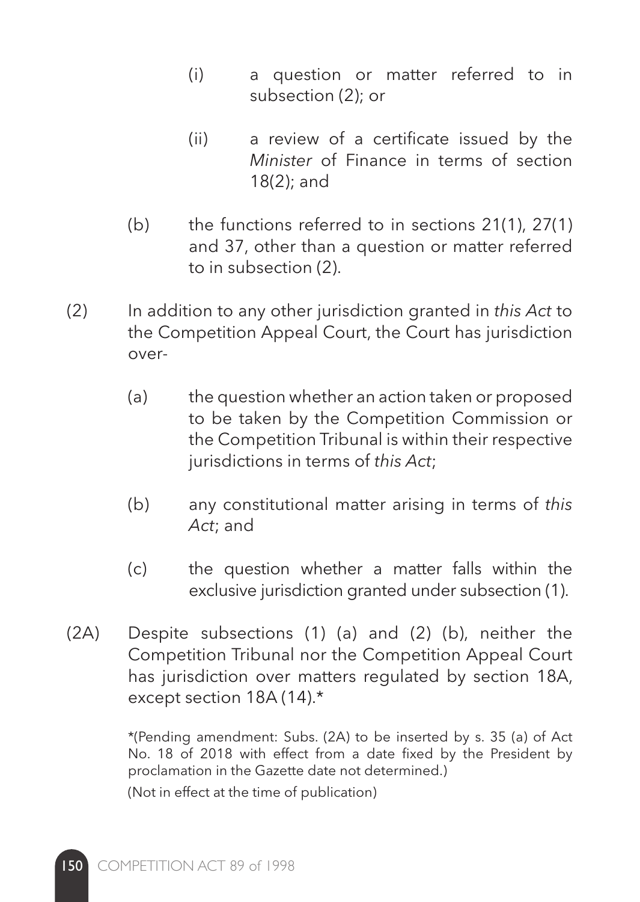(i) a question or matter referred to in subsection (2); or

(ii) a review of a certificate issued by the *Minister* of Finance in terms of section 18(2); and

(b) the functions referred to in sections 21(1), 27(1) and 37, other than a question or matter referred to in subsection (2).

(2) In addition to any other jurisdiction granted in *this Act* to the Competition Appeal Court, the Court has jurisdiction over-

(a) the question whether an action taken or proposed to be taken by the Competition Commission or the Competition Tribunal is within their respective jurisdictions in terms of *this Act*;

(b) any constitutional matter arising in terms of *this Act*; and

(c) the question whether a matter falls within the exclusive jurisdiction granted under subsection (1).

(2A) Despite subsections (1) (a) and (2) (b), neither the Competition Tribunal nor the Competition Appeal Court has jurisdiction over matters regulated by section 18A, except section 18A (14).*

*(Pending amendment: Subs. (2A) to be inserted by s. 35 (a) of Act No. 18 of 2018 with effect from a date fixed by the President by proclamation in the Gazette date not determined.)

(Not in effect at the time of publication)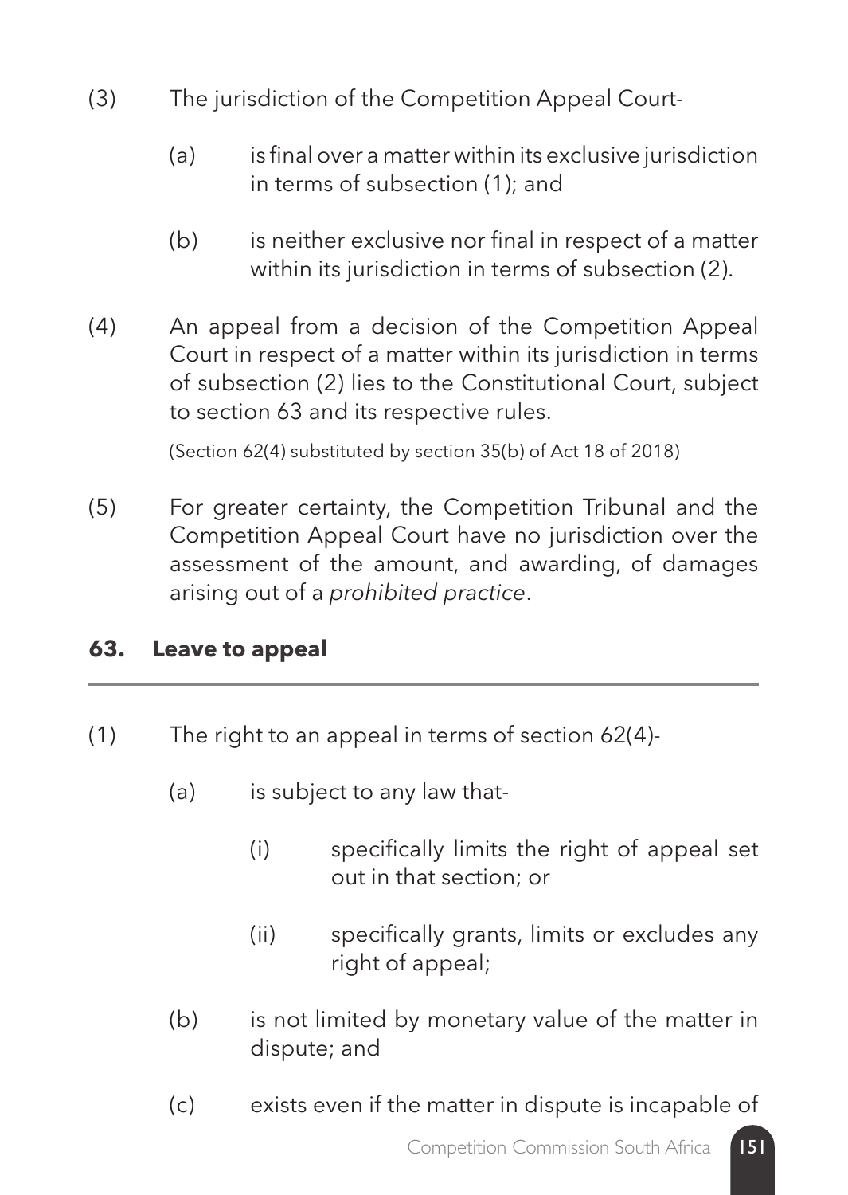(3) The jurisdiction of the Competition Appeal Court-

(a) is final over a matter within its exclusive jurisdiction in terms of subsection (1); and

(b) is neither exclusive nor final in respect of a matter within its jurisdiction in terms of subsection (2).

(4) An appeal from a decision of the Competition Appeal Court in respect of a matter within its jurisdiction in terms of subsection (2) lies to the Constitutional Court, subject to section 63 and its respective rules.

(Section 62(4) substituted by section 35(b) of Act 18 of 2018)

(5) For greater certainty, the Competition Tribunal and the Competition Appeal Court have no jurisdiction over the assessment of the amount, and awarding, of damages arising out of a *prohibited practice*.

## 63. Leave to appeal

(1) The right to an appeal in terms of section 62(4)-

(a) is subject to any law that-

(i) specifically limits the right of appeal set out in that section; or

(ii) specifically grants, limits or excludes any right of appeal;

(b) is not limited by monetary value of the matter in dispute; and

(c) exists even if the matter in dispute is incapable of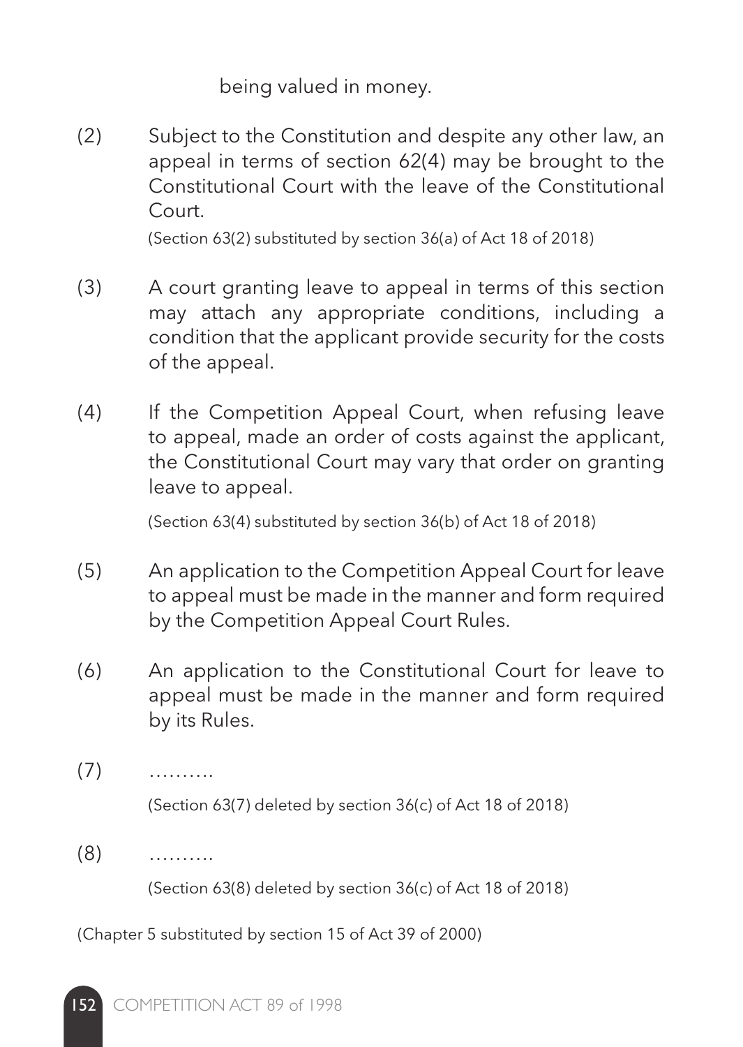being valued in money.

(2) Subject to the Constitution and despite any other law, an appeal in terms of section 62(4) may be brought to the Constitutional Court with the leave of the Constitutional Court.

(Section 63(2) substituted by section 36(a) of Act 18 of 2018)

(3) A court granting leave to appeal in terms of this section may attach any appropriate conditions, including a condition that the applicant provide security for the costs of the appeal.

(4) If the Competition Appeal Court, when refusing leave to appeal, made an order of costs against the applicant, the Constitutional Court may vary that order on granting leave to appeal.

(Section 63(4) substituted by section 36(b) of Act 18 of 2018)

(5) An application to the Competition Appeal Court for leave to appeal must be made in the manner and form required by the Competition Appeal Court Rules.

(6) An application to the Constitutional Court for leave to appeal must be made in the manner and form required by its Rules.

(7) ……….

(Section 63(7) deleted by section 36(c) of Act 18 of 2018)

(8) ……….

(Section 63(8) deleted by section 36(c) of Act 18 of 2018)

(Chapter 5 substituted by section 15 of Act 39 of 2000)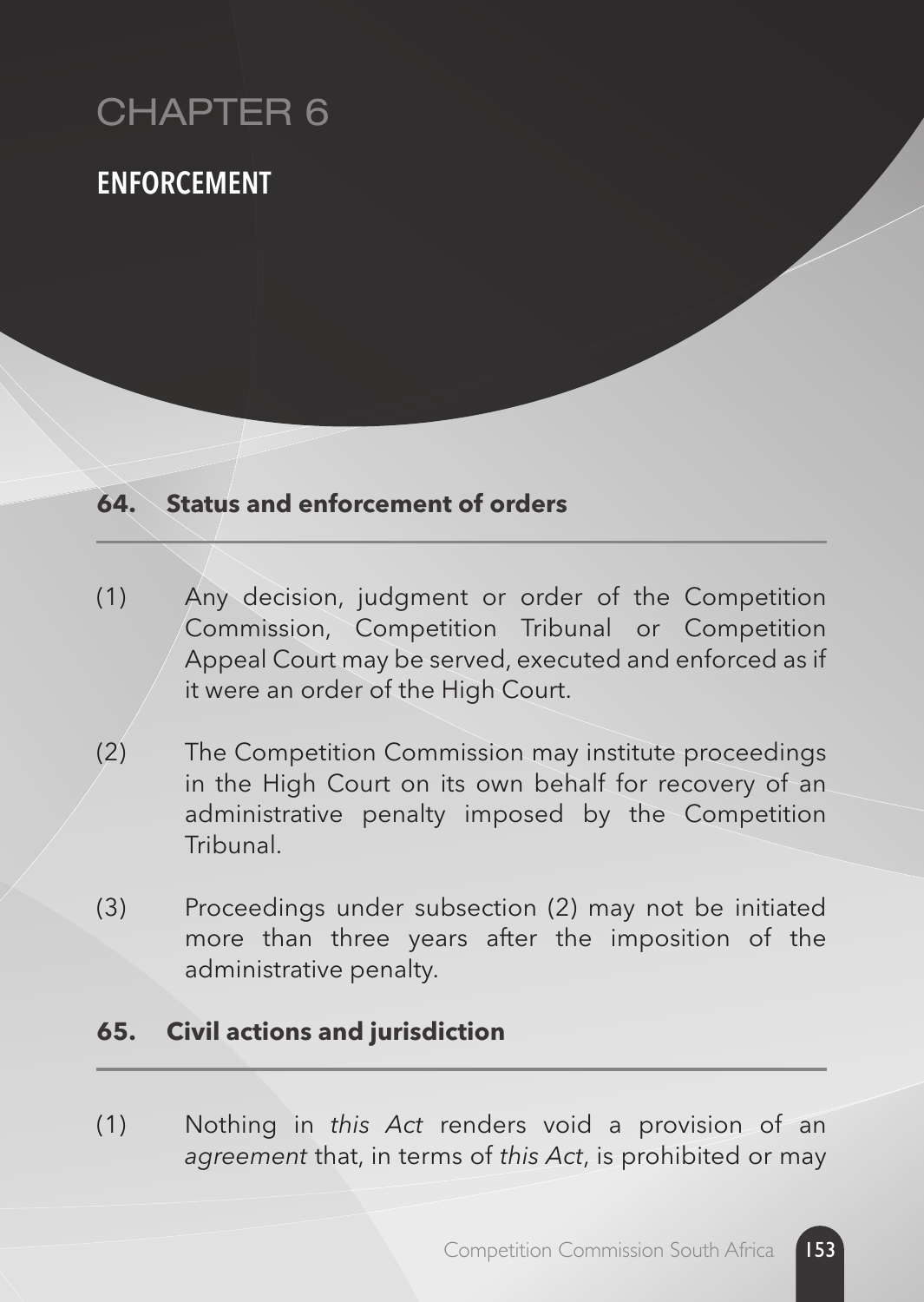# CHAPTER 6

## ENFORCEMENT

### 64. Status and enforcement of orders

(1) Any decision, judgment or order of the Competition Commission, Competition Tribunal or Competition Appeal Court may be served, executed and enforced as if it were an order of the High Court.

(2) The Competition Commission may institute proceedings in the High Court on its own behalf for recovery of an administrative penalty imposed by the Competition Tribunal.

(3) Proceedings under subsection (2) may not be initiated more than three years after the imposition of the administrative penalty.

### 65. Civil actions and jurisdiction

(1) Nothing in *this Act* renders void a provision of an *agreement* that, in terms of *this Act*, is prohibited or may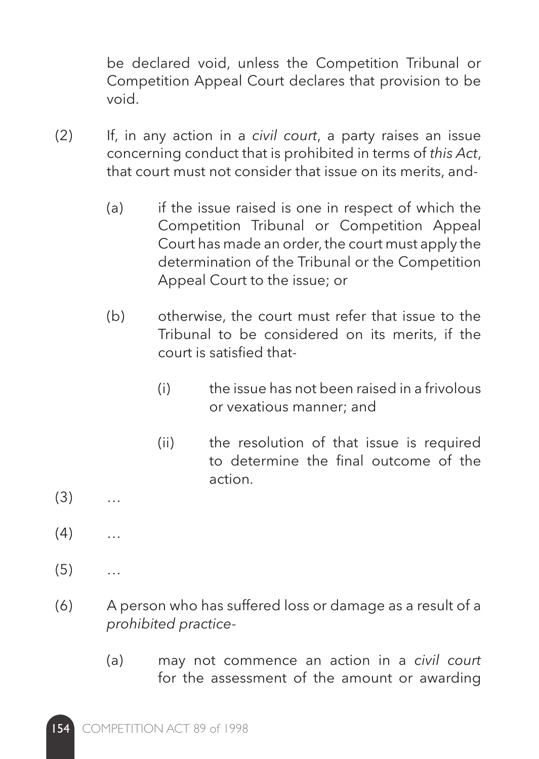be declared void, unless the Competition Tribunal or Competition Appeal Court declares that provision to be void.

(2) If, in any action in a *civil court*, a party raises an issue concerning conduct that is prohibited in terms of *this Act*, that court must not consider that issue on its merits, and-

(a) if the issue raised is one in respect of which the Competition Tribunal or Competition Appeal Court has made an order, the court must apply the determination of the Tribunal or the Competition Appeal Court to the issue; or

(b) otherwise, the court must refer that issue to the Tribunal to be considered on its merits, if the court is satisfied that-

(i) the issue has not been raised in a frivolous or vexatious manner; and

(ii) the resolution of that issue is required to determine the final outcome of the action.

(3) …

(4) …

(5) …

(6) A person who has suffered loss or damage as a result of a *prohibited practice*-

(a) may not commence an action in a *civil court* for the assessment of the amount or awarding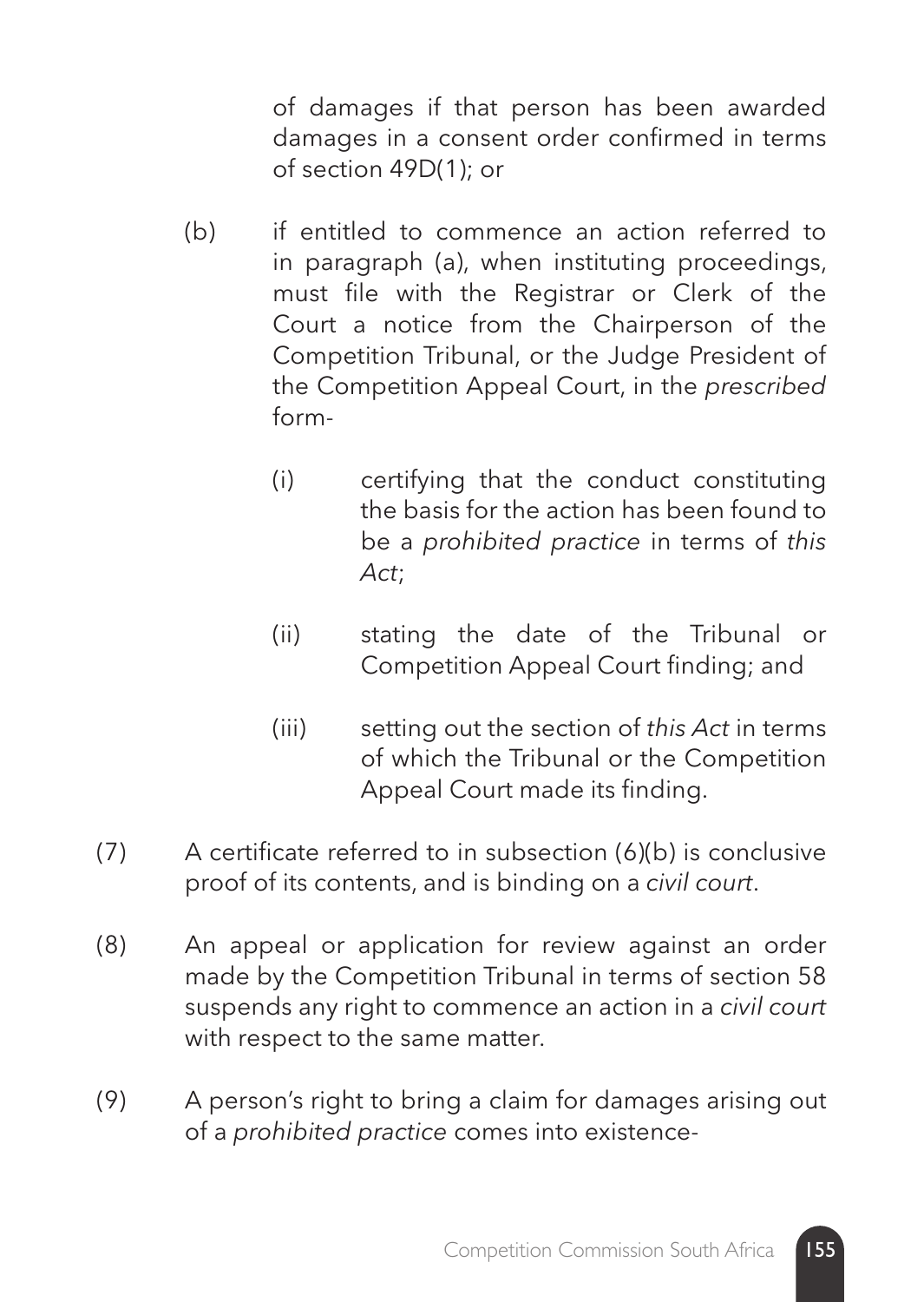of damages if that person has been awarded damages in a consent order confirmed in terms of section 49D(1); or

(b) if entitled to commence an action referred to in paragraph (a), when instituting proceedings, must file with the Registrar or Clerk of the Court a notice from the Chairperson of the Competition Tribunal, or the Judge President of the Competition Appeal Court, in the *prescribed* form-

(i) certifying that the conduct constituting the basis for the action has been found to be a *prohibited practice* in terms of *this Act*;

(ii) stating the date of the Tribunal or Competition Appeal Court finding; and

(iii) setting out the section of *this Act* in terms of which the Tribunal or the Competition Appeal Court made its finding.

(7) A certificate referred to in subsection (6)(b) is conclusive proof of its contents, and is binding on a *civil court*.

(8) An appeal or application for review against an order made by the Competition Tribunal in terms of section 58 suspends any right to commence an action in a *civil court* with respect to the same matter.

(9) A person's right to bring a claim for damages arising out of a *prohibited practice* comes into existence-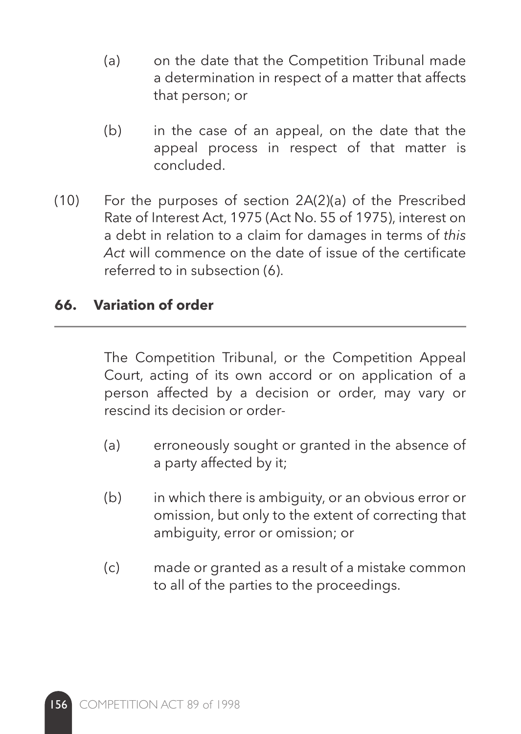(a) on the date that the Competition Tribunal made a determination in respect of a matter that affects that person; or

(b) in the case of an appeal, on the date that the appeal process in respect of that matter is concluded.

(10) For the purposes of section 2A(2)(a) of the Prescribed Rate of Interest Act, 1975 (Act No. 55 of 1975), interest on a debt in relation to a claim for damages in terms of *this Act* will commence on the date of issue of the certificate referred to in subsection (6).

## 66. Variation of order

The Competition Tribunal, or the Competition Appeal Court, acting of its own accord or on application of a person affected by a decision or order, may vary or rescind its decision or order-

(a) erroneously sought or granted in the absence of a party affected by it;

(b) in which there is ambiguity, or an obvious error or omission, but only to the extent of correcting that ambiguity, error or omission; or

(c) made or granted as a result of a mistake common to all of the parties to the proceedings.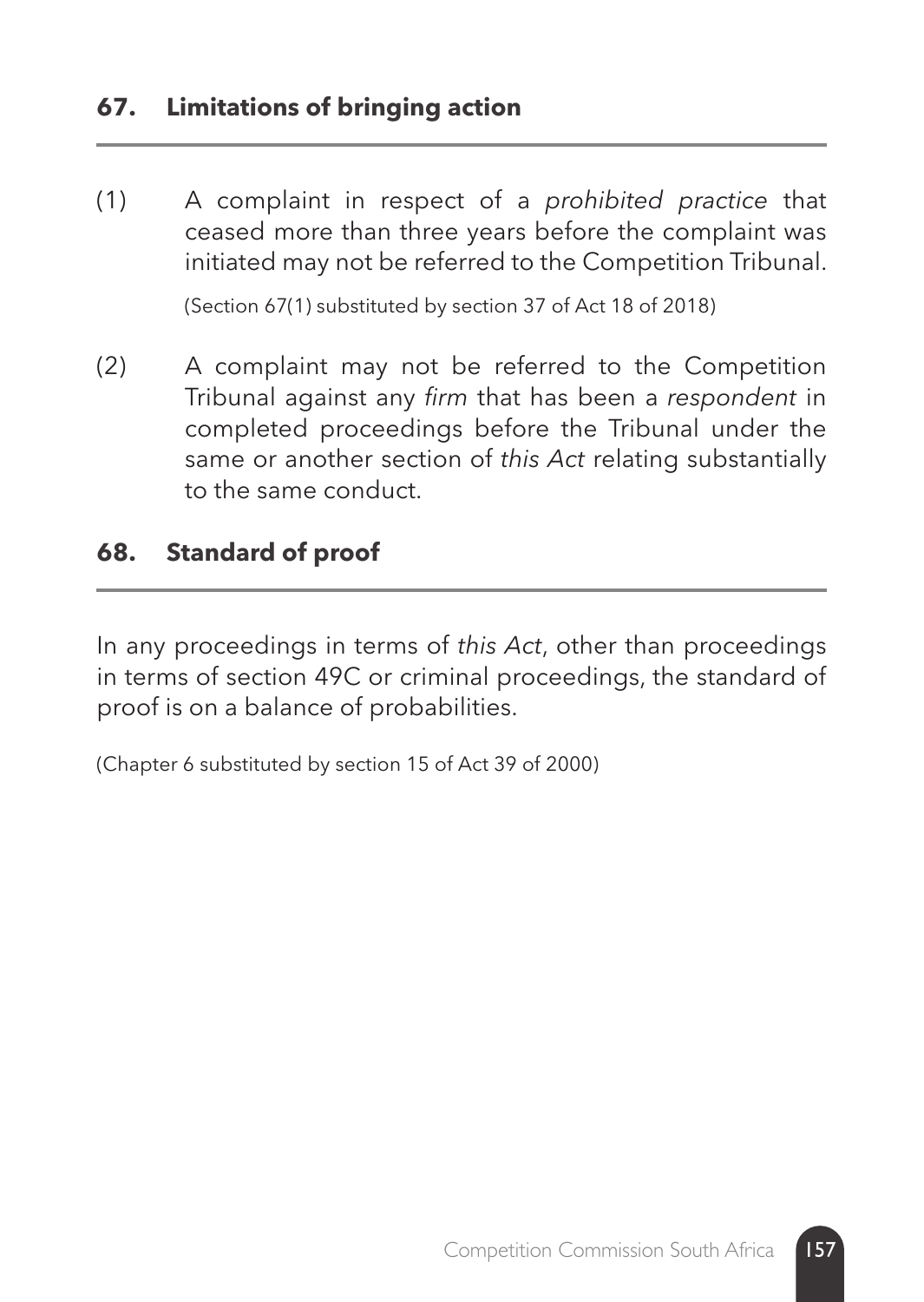## 67. Limitations of bringing action

(1) A complaint in respect of a *prohibited practice* that ceased more than three years before the complaint was initiated may not be referred to the Competition Tribunal.

(Section 67(1) substituted by section 37 of Act 18 of 2018)

(2) A complaint may not be referred to the Competition Tribunal against any *firm* that has been a *respondent* in completed proceedings before the Tribunal under the same or another section of *this Act* relating substantially to the same conduct.

## 68. Standard of proof

In any proceedings in terms of *this Act*, other than proceedings in terms of section 49C or criminal proceedings, the standard of proof is on a balance of probabilities.

(Chapter 6 substituted by section 15 of Act 39 of 2000)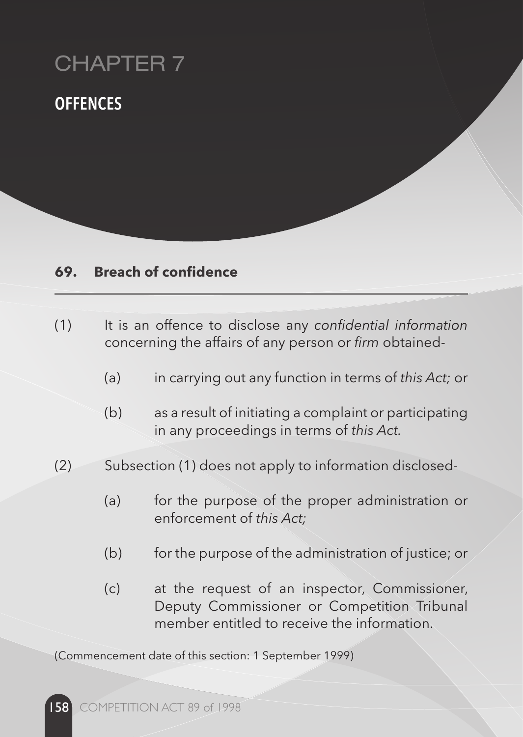# CHAPTER 7

## OFFENCES

### 69. Breach of confidence

(1) It is an offence to disclose any *confidential information* concerning the affairs of any person or *firm* obtained-

- (a) in carrying out any function in terms of *this Act;* or
- (b) as a result of initiating a complaint or participating in any proceedings in terms of *this Act.*

(2) Subsection (1) does not apply to information disclosed-

- (a) for the purpose of the proper administration or enforcement of *this Act;*
- (b) for the purpose of the administration of justice; or
- (c) at the request of an inspector, Commissioner, Deputy Commissioner or Competition Tribunal member entitled to receive the information.

(Commencement date of this section: 1 September 1999)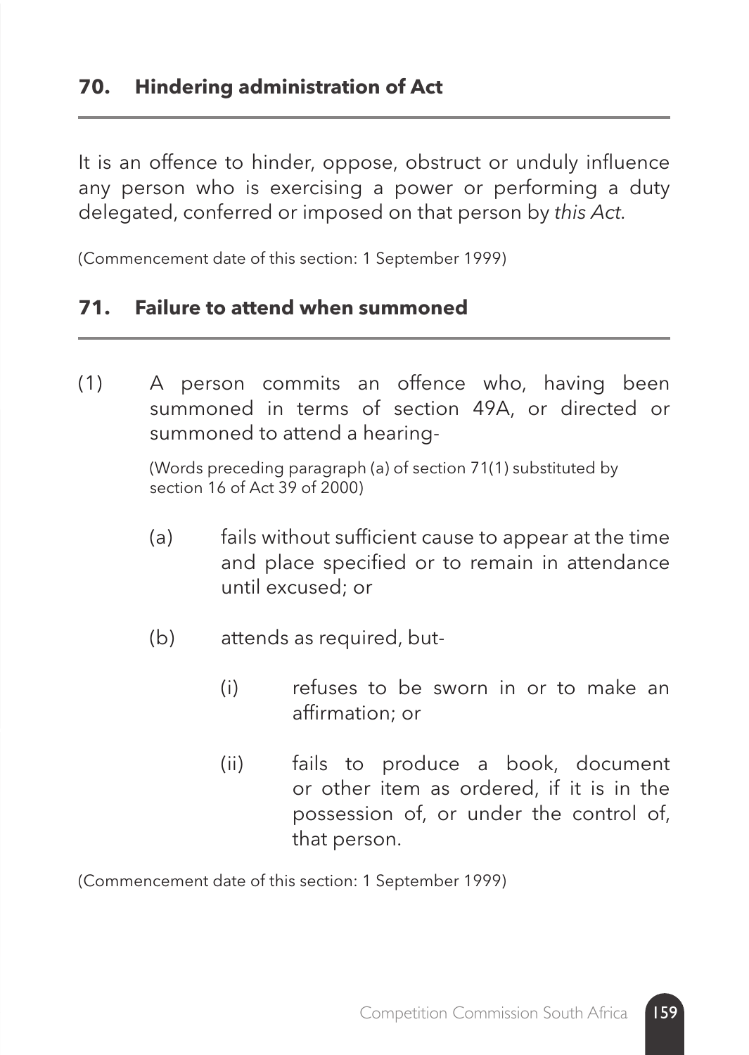## 70. Hindering administration of Act

It is an offence to hinder, oppose, obstruct or unduly influence any person who is exercising a power or performing a duty delegated, conferred or imposed on that person by *this Act*.

(Commencement date of this section: 1 September 1999)

## 71. Failure to attend when summoned

(1) A person commits an offence who, having been summoned in terms of section 49A, or directed or summoned to attend a hearing-

(Words preceding paragraph (a) of section 71(1) substituted by section 16 of Act 39 of 2000)

- (a) fails without sufficient cause to appear at the time and place specified or to remain in attendance until excused; or
- (b) attends as required, but-
  - (i) refuses to be sworn in or to make an affirmation; or
  - (ii) fails to produce a book, document or other item as ordered, if it is in the possession of, or under the control of, that person.

(Commencement date of this section: 1 September 1999)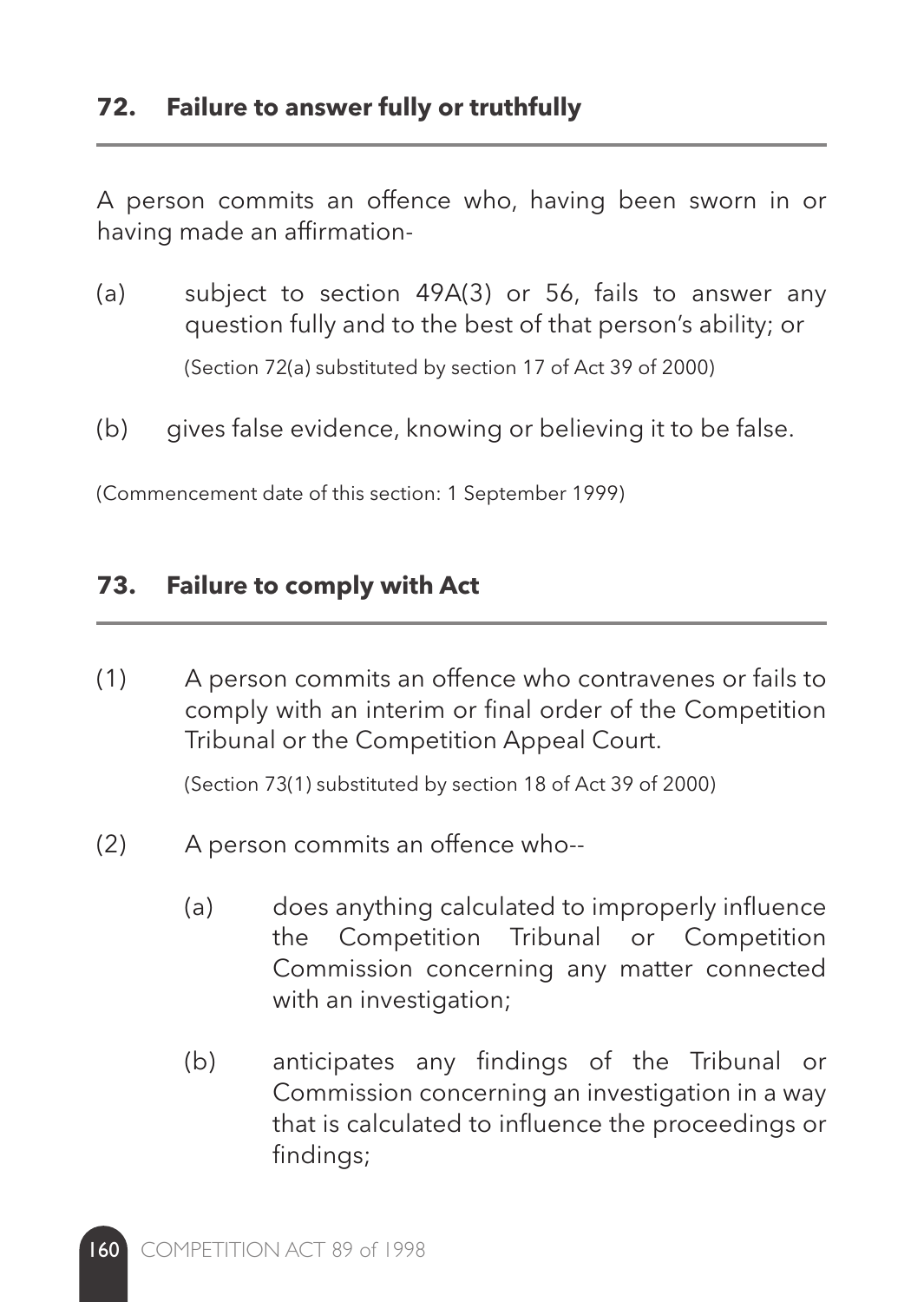## 72. Failure to answer fully or truthfully

A person commits an offence who, having been sworn in or having made an affirmation-

(a) subject to section 49A(3) or 56, fails to answer any question fully and to the best of that person's ability; or

(Section 72(a) substituted by section 17 of Act 39 of 2000)

(b) gives false evidence, knowing or believing it to be false.

(Commencement date of this section: 1 September 1999)

## 73. Failure to comply with Act

(1) A person commits an offence who contravenes or fails to comply with an interim or final order of the Competition Tribunal or the Competition Appeal Court.

(Section 73(1) substituted by section 18 of Act 39 of 2000)

(2) A person commits an offence who--

(a) does anything calculated to improperly influence the Competition Tribunal or Competition Commission concerning any matter connected with an investigation;

(b) anticipates any findings of the Tribunal or Commission concerning an investigation in a way that is calculated to influence the proceedings or findings;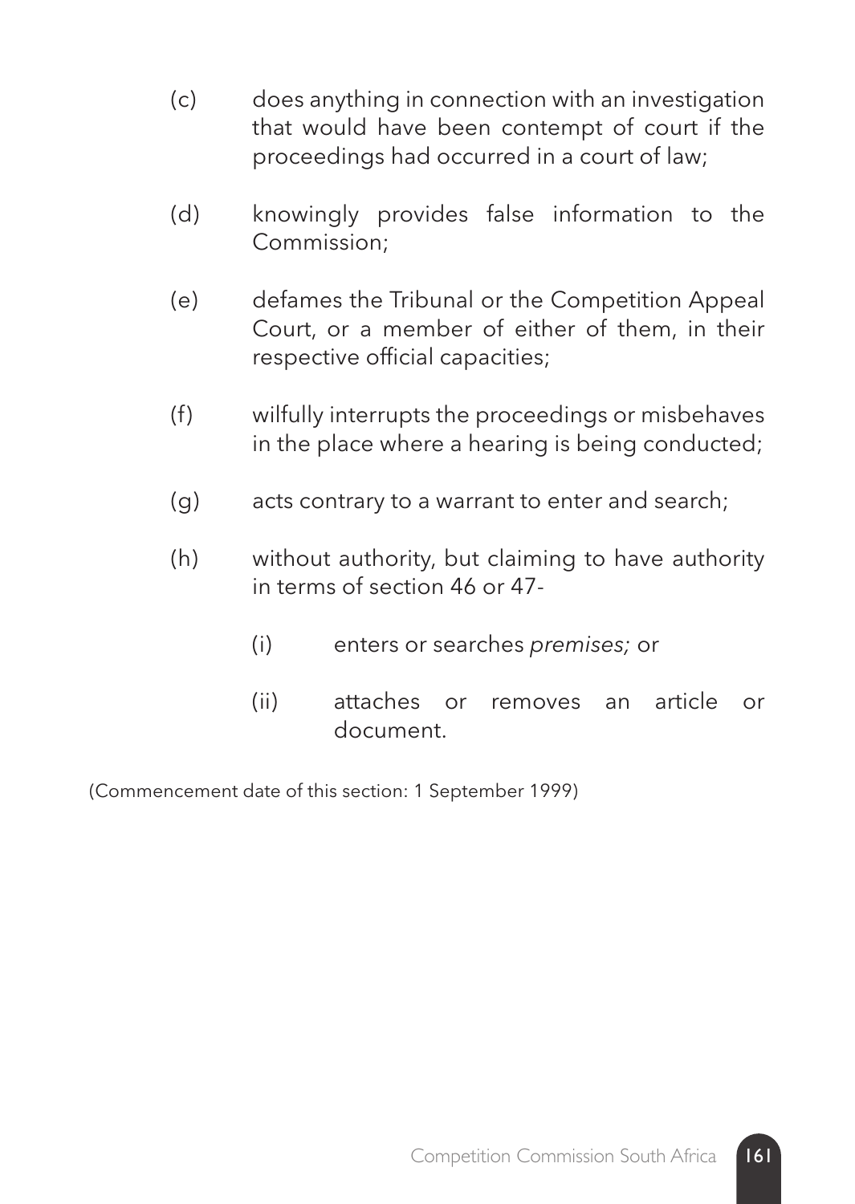(c) does anything in connection with an investigation that would have been contempt of court if the proceedings had occurred in a court of law;

(d) knowingly provides false information to the Commission;

(e) defames the Tribunal or the Competition Appeal Court, or a member of either of them, in their respective official capacities;

(f) wilfully interrupts the proceedings or misbehaves in the place where a hearing is being conducted;

(g) acts contrary to a warrant to enter and search;

(h) without authority, but claiming to have authority in terms of section 46 or 47-

  (i) enters or searches *premises;* or

  (ii) attaches or removes an article or document.

(Commencement date of this section: 1 September 1999)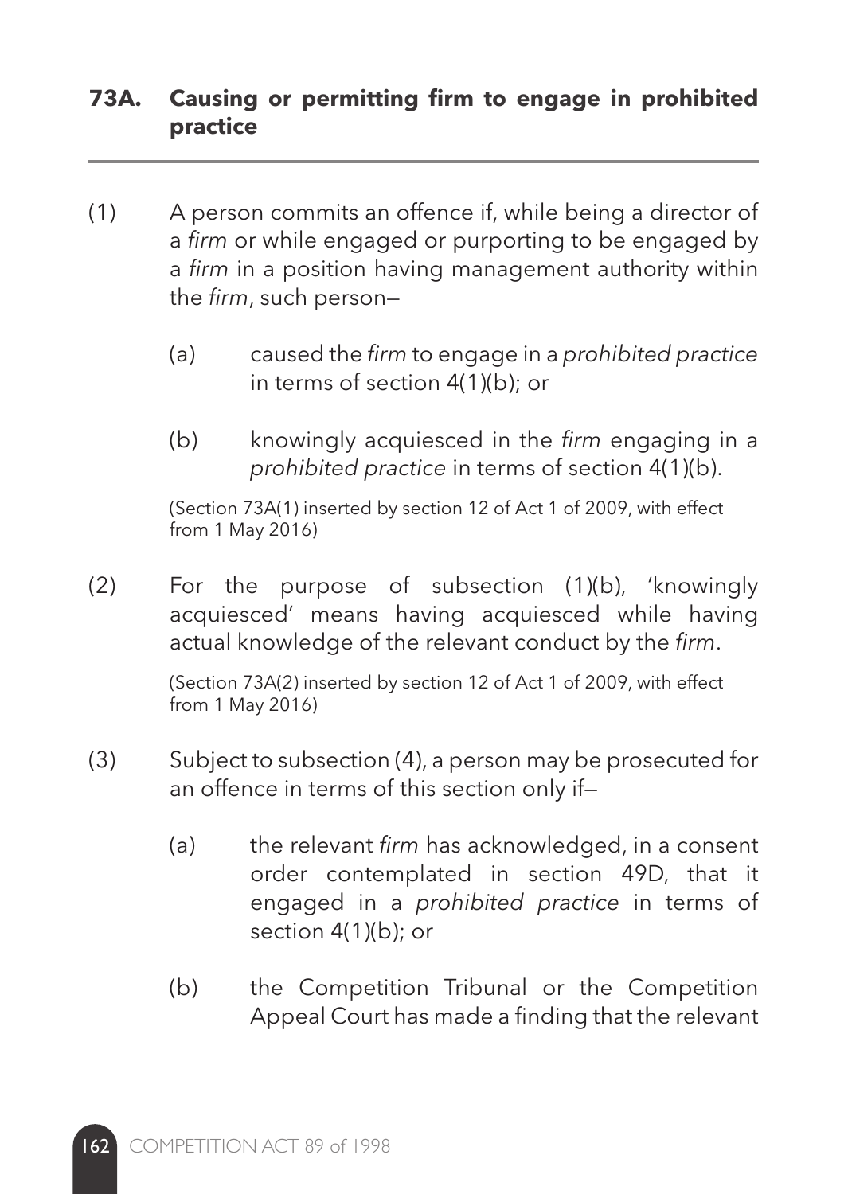## 73A. Causing or permitting firm to engage in prohibited practice

(1) A person commits an offence if, while being a director of a *firm* or while engaged or purporting to be engaged by a *firm* in a position having management authority within the *firm*, such person—

(a) caused the *firm* to engage in a *prohibited practice* in terms of section 4(1)(b); or

(b) knowingly acquiesced in the *firm* engaging in a *prohibited practice* in terms of section 4(1)(b).

(Section 73A(1) inserted by section 12 of Act 1 of 2009, with effect from 1 May 2016)

(2) For the purpose of subsection (1)(b), 'knowingly acquiesced' means having acquiesced while having actual knowledge of the relevant conduct by the *firm*.

(Section 73A(2) inserted by section 12 of Act 1 of 2009, with effect from 1 May 2016)

(3) Subject to subsection (4), a person may be prosecuted for an offence in terms of this section only if—

(a) the relevant *firm* has acknowledged, in a consent order contemplated in section 49D, that it engaged in a *prohibited practice* in terms of section 4(1)(b); or

(b) the Competition Tribunal or the Competition Appeal Court has made a finding that the relevant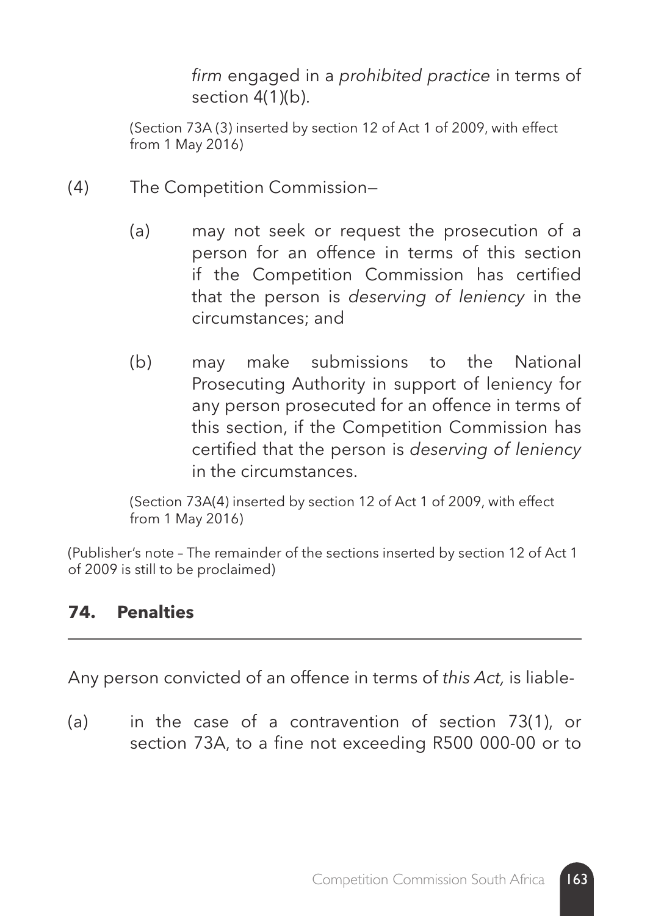*firm* engaged in a *prohibited practice* in terms of section 4(1)(b).

(Section 73A (3) inserted by section 12 of Act 1 of 2009, with effect from 1 May 2016)

(4) The Competition Commission—

(a) may not seek or request the prosecution of a person for an offence in terms of this section if the Competition Commission has certified that the person is *deserving of leniency* in the circumstances; and

(b) may make submissions to the National Prosecuting Authority in support of leniency for any person prosecuted for an offence in terms of this section, if the Competition Commission has certified that the person is *deserving of leniency* in the circumstances.

(Section 73A(4) inserted by section 12 of Act 1 of 2009, with effect from 1 May 2016)

(Publisher's note – The remainder of the sections inserted by section 12 of Act 1 of 2009 is still to be proclaimed)

## 74. Penalties

Any person convicted of an offence in terms of *this Act,* is liable-

(a) in the case of a contravention of section 73(1), or section 73A, to a fine not exceeding R500 000-00 or to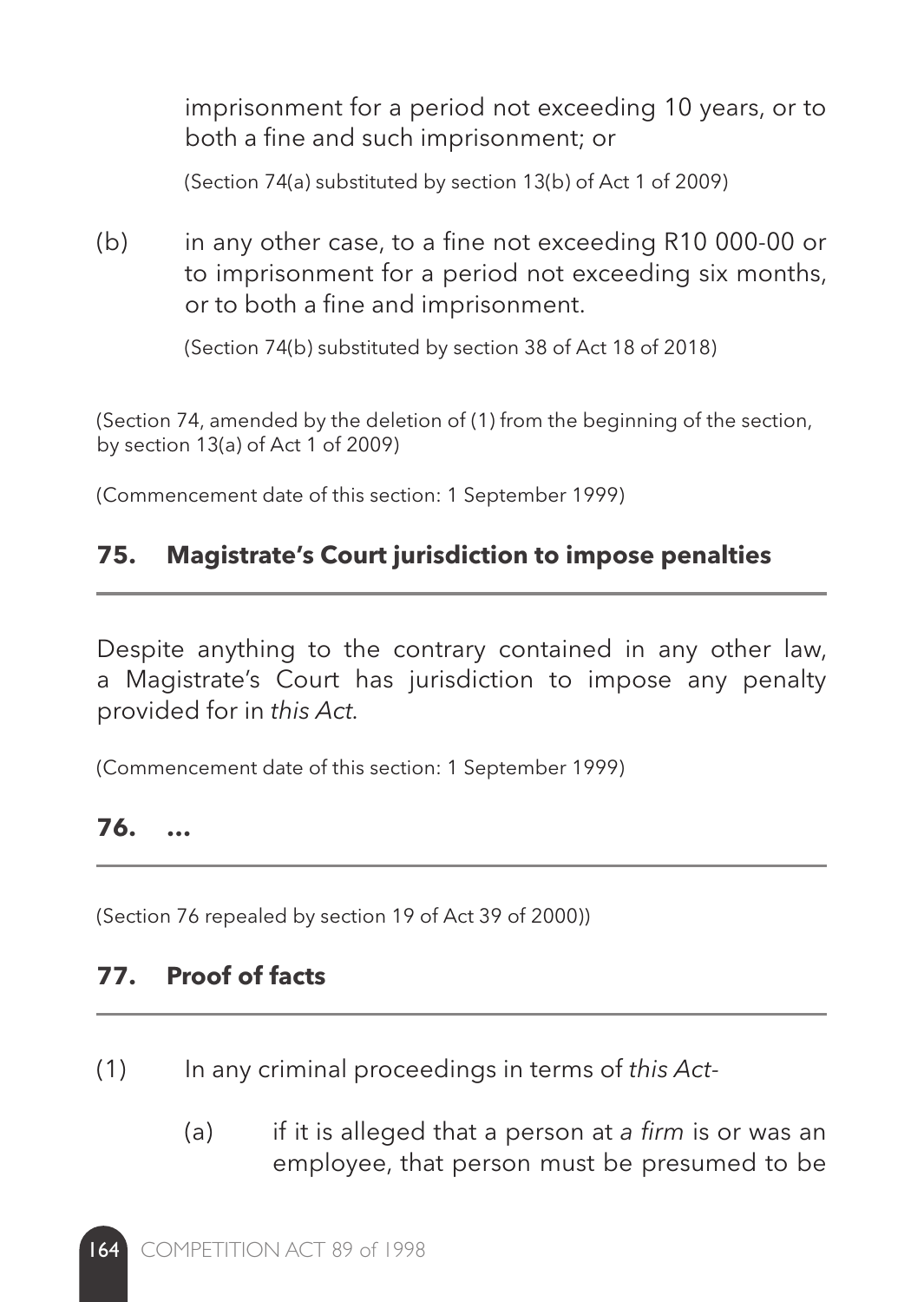imprisonment for a period not exceeding 10 years, or to both a fine and such imprisonment; or

(Section 74(a) substituted by section 13(b) of Act 1 of 2009)

(b) in any other case, to a fine not exceeding R10 000-00 or to imprisonment for a period not exceeding six months, or to both a fine and imprisonment.

(Section 74(b) substituted by section 38 of Act 18 of 2018)

(Section 74, amended by the deletion of (1) from the beginning of the section, by section 13(a) of Act 1 of 2009)

(Commencement date of this section: 1 September 1999)

## 75. Magistrate's Court jurisdiction to impose penalties

Despite anything to the contrary contained in any other law, a Magistrate's Court has jurisdiction to impose any penalty provided for in *this Act*.

(Commencement date of this section: 1 September 1999)

## 76. ...

(Section 76 repealed by section 19 of Act 39 of 2000))

## 77. Proof of facts

(1) In any criminal proceedings in terms of *this Act*-

(a) if it is alleged that a person at *a firm* is or was an employee, that person must be presumed to be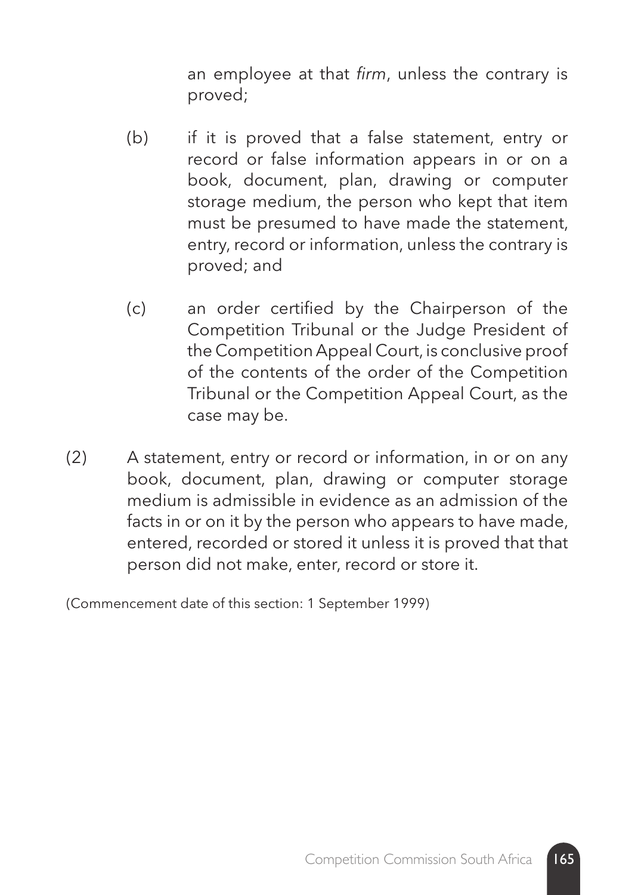an employee at that *firm*, unless the contrary is proved;

(b) if it is proved that a false statement, entry or record or false information appears in or on a book, document, plan, drawing or computer storage medium, the person who kept that item must be presumed to have made the statement, entry, record or information, unless the contrary is proved; and

(c) an order certified by the Chairperson of the Competition Tribunal or the Judge President of the Competition Appeal Court, is conclusive proof of the contents of the order of the Competition Tribunal or the Competition Appeal Court, as the case may be.

(2) A statement, entry or record or information, in or on any book, document, plan, drawing or computer storage medium is admissible in evidence as an admission of the facts in or on it by the person who appears to have made, entered, recorded or stored it unless it is proved that that person did not make, enter, record or store it.

(Commencement date of this section: 1 September 1999)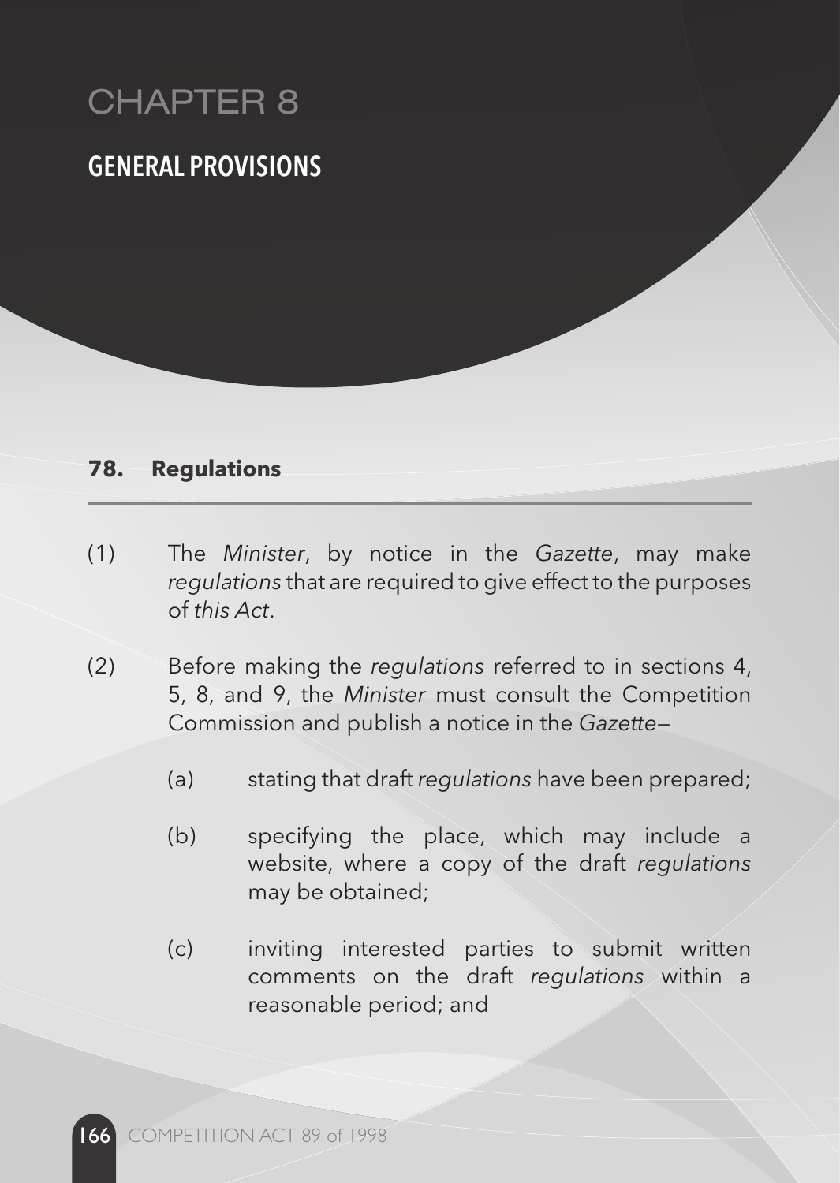# CHAPTER 8

## GENERAL PROVISIONS

### 78. Regulations

(1) The *Minister*, by notice in the *Gazette*, may make *regulations* that are required to give effect to the purposes of *this Act*.

(2) Before making the *regulations* referred to in sections 4, 5, 8, and 9, the *Minister* must consult the Competition Commission and publish a notice in the *Gazette*—

(a) stating that draft *regulations* have been prepared;

(b) specifying the place, which may include a website, where a copy of the draft *regulations* may be obtained;

(c) inviting interested parties to submit written comments on the draft *regulations* within a reasonable period; and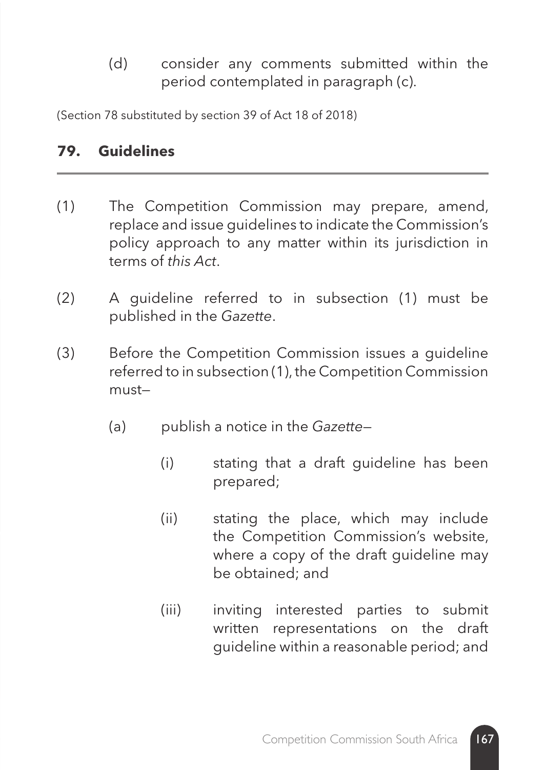(d) consider any comments submitted within the period contemplated in paragraph (c).

(Section 78 substituted by section 39 of Act 18 of 2018)

## 79. Guidelines

(1) The Competition Commission may prepare, amend, replace and issue guidelines to indicate the Commission's policy approach to any matter within its jurisdiction in terms of *this Act*.

(2) A guideline referred to in subsection (1) must be published in the *Gazette*.

(3) Before the Competition Commission issues a guideline referred to in subsection (1), the Competition Commission must—

- (a) publish a notice in the *Gazette*—
  - (i) stating that a draft guideline has been prepared;
  - (ii) stating the place, which may include the Competition Commission's website, where a copy of the draft guideline may be obtained; and
  - (iii) inviting interested parties to submit written representations on the draft guideline within a reasonable period; and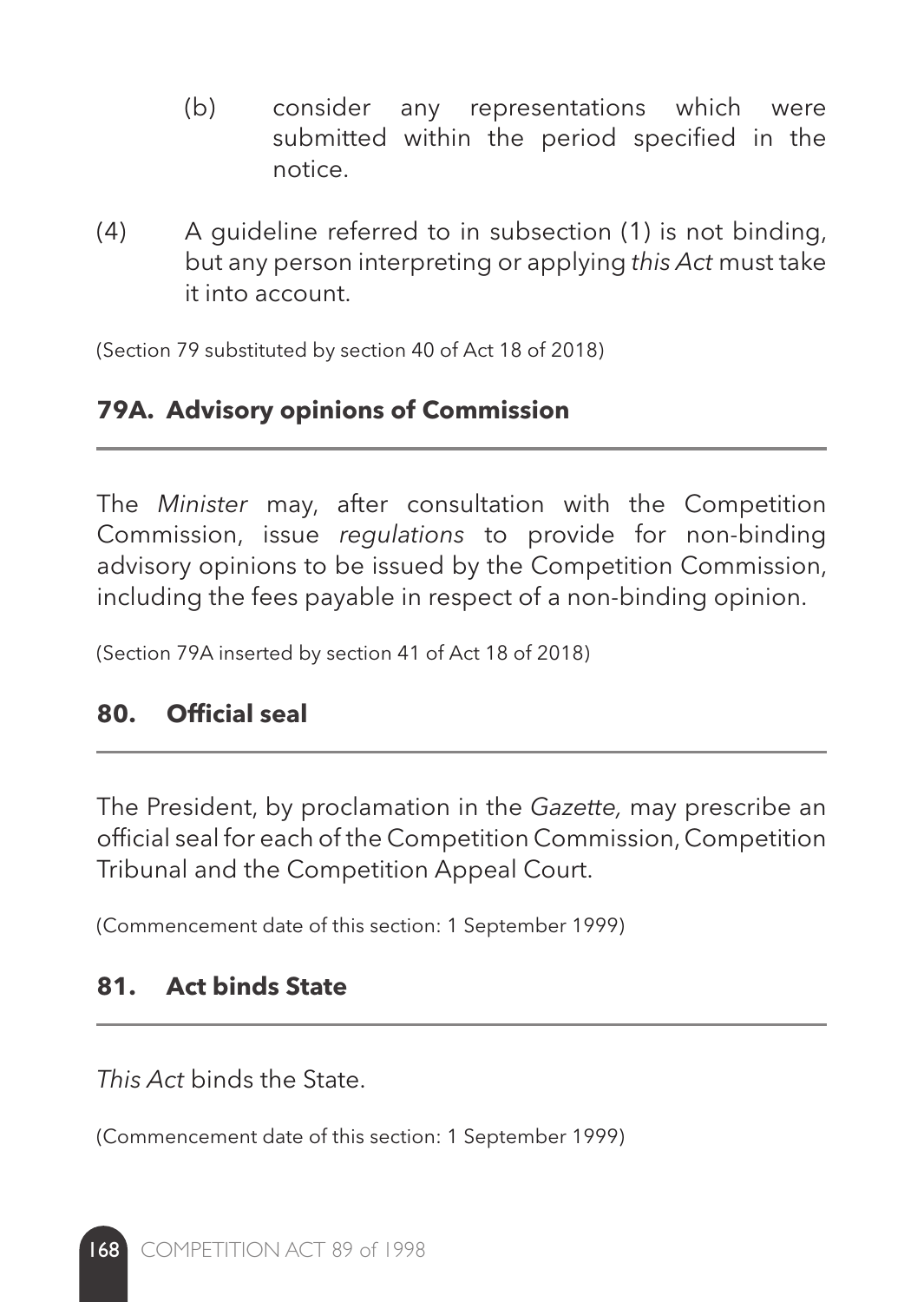(b) consider any representations which were submitted within the period specified in the notice.

(4) A guideline referred to in subsection (1) is not binding, but any person interpreting or applying *this Act* must take it into account.

(Section 79 substituted by section 40 of Act 18 of 2018)

### 79A. Advisory opinions of Commission

The *Minister* may, after consultation with the Competition Commission, issue *regulations* to provide for non-binding advisory opinions to be issued by the Competition Commission, including the fees payable in respect of a non-binding opinion.

(Section 79A inserted by section 41 of Act 18 of 2018)

### 80. Official seal

The President, by proclamation in the *Gazette,* may prescribe an official seal for each of the Competition Commission, Competition Tribunal and the Competition Appeal Court.

(Commencement date of this section: 1 September 1999)

### 81. Act binds State

*This Act* binds the State.

(Commencement date of this section: 1 September 1999)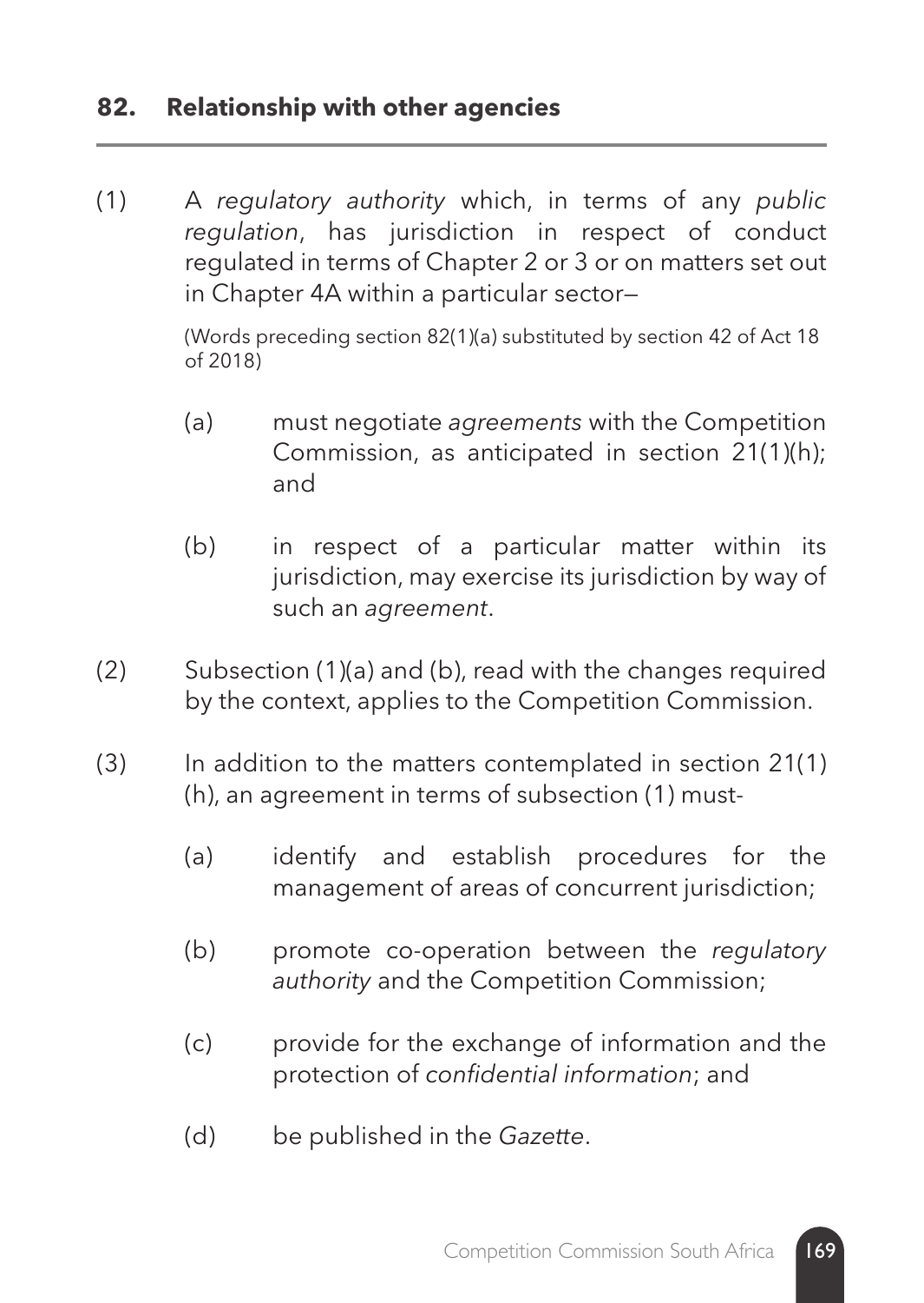## 82. Relationship with other agencies

(1) A *regulatory authority* which, in terms of any *public regulation*, has jurisdiction in respect of conduct regulated in terms of Chapter 2 or 3 or on matters set out in Chapter 4A within a particular sector—

(Words preceding section 82(1)(a) substituted by section 42 of Act 18 of 2018)

(a) must negotiate *agreements* with the Competition Commission, as anticipated in section 21(1)(h); and

(b) in respect of a particular matter within its jurisdiction, may exercise its jurisdiction by way of such an *agreement*.

(2) Subsection (1)(a) and (b), read with the changes required by the context, applies to the Competition Commission.

(3) In addition to the matters contemplated in section 21(1)(h), an agreement in terms of subsection (1) must-

(a) identify and establish procedures for the management of areas of concurrent jurisdiction;

(b) promote co-operation between the *regulatory authority* and the Competition Commission;

(c) provide for the exchange of information and the protection of *confidential information*; and

(d) be published in the *Gazette*.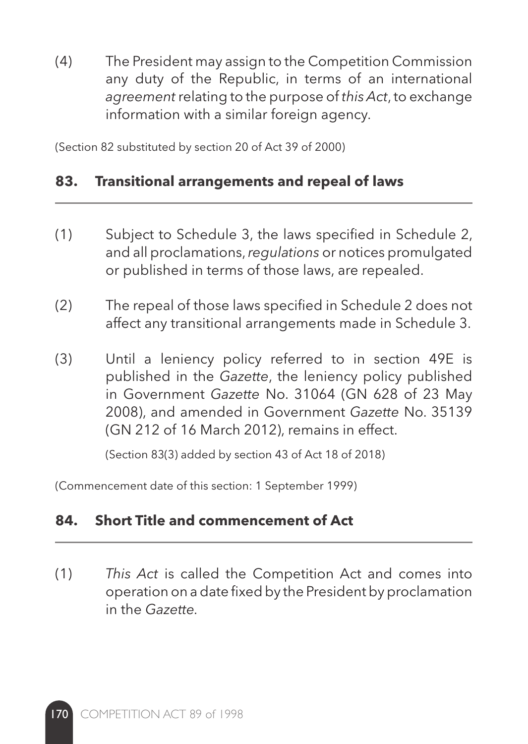(4) The President may assign to the Competition Commission any duty of the Republic, in terms of an international *agreement* relating to the purpose of *this Act*, to exchange information with a similar foreign agency.

(Section 82 substituted by section 20 of Act 39 of 2000)

## 83. Transitional arrangements and repeal of laws

(1) Subject to Schedule 3, the laws specified in Schedule 2, and all proclamations, *regulations* or notices promulgated or published in terms of those laws, are repealed.

(2) The repeal of those laws specified in Schedule 2 does not affect any transitional arrangements made in Schedule 3.

(3) Until a leniency policy referred to in section 49E is published in the *Gazette*, the leniency policy published in Government *Gazette* No. 31064 (GN 628 of 23 May 2008), and amended in Government *Gazette* No. 35139 (GN 212 of 16 March 2012), remains in effect.

(Section 83(3) added by section 43 of Act 18 of 2018)

(Commencement date of this section: 1 September 1999)

## 84. Short Title and commencement of Act

(1) *This Act* is called the Competition Act and comes into operation on a date fixed by the President by proclamation in the *Gazette*.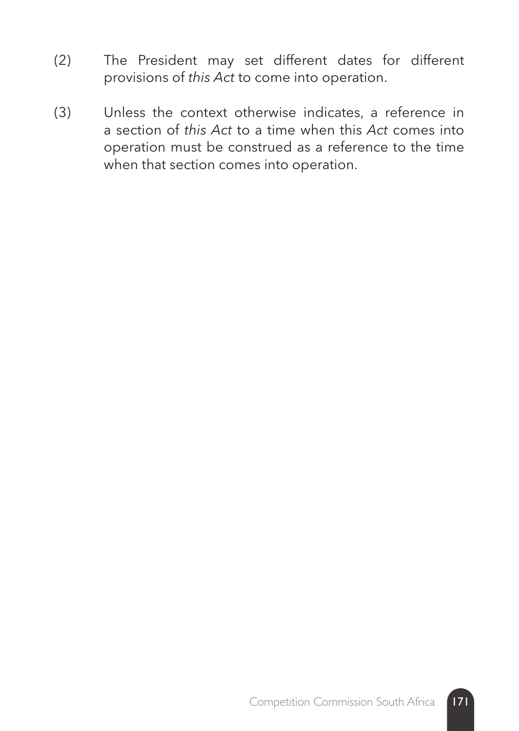(2) The President may set different dates for different provisions of *this Act* to come into operation.

(3) Unless the context otherwise indicates, a reference in a section of *this Act* to a time when this *Act* comes into operation must be construed as a reference to the time when that section comes into operation.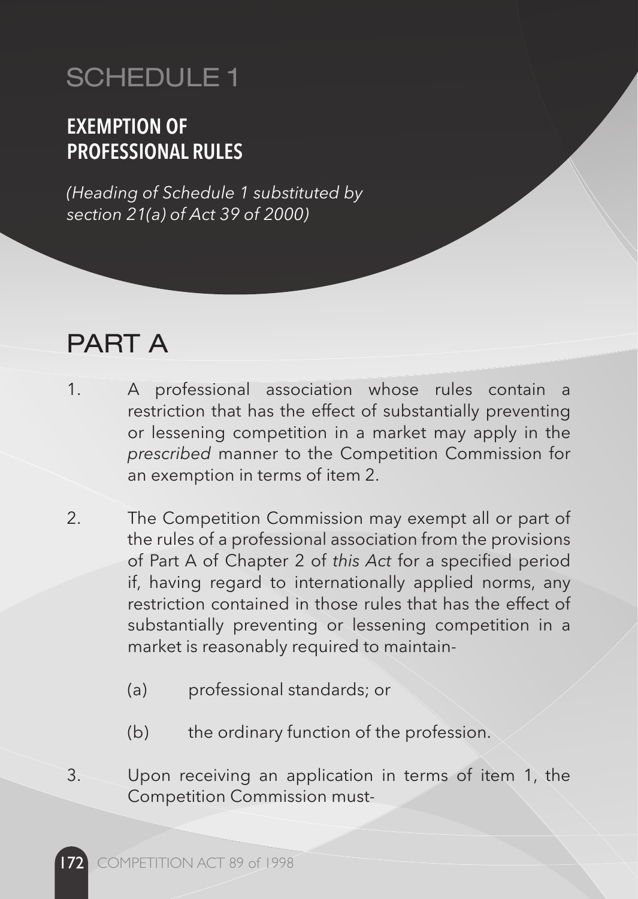# SCHEDULE 1

## EXEMPTION OF PROFESSIONAL RULES

*(Heading of Schedule 1 substituted by section 21(a) of Act 39 of 2000)*

# PART A

1. A professional association whose rules contain a restriction that has the effect of substantially preventing or lessening competition in a market may apply in the *prescribed* manner to the Competition Commission for an exemption in terms of item 2.

2. The Competition Commission may exempt all or part of the rules of a professional association from the provisions of Part A of Chapter 2 of *this Act* for a specified period if, having regard to internationally applied norms, any restriction contained in those rules that has the effect of substantially preventing or lessening competition in a market is reasonably required to maintain-

   (a) professional standards; or

   (b) the ordinary function of the profession.

3. Upon receiving an application in terms of item 1, the Competition Commission must-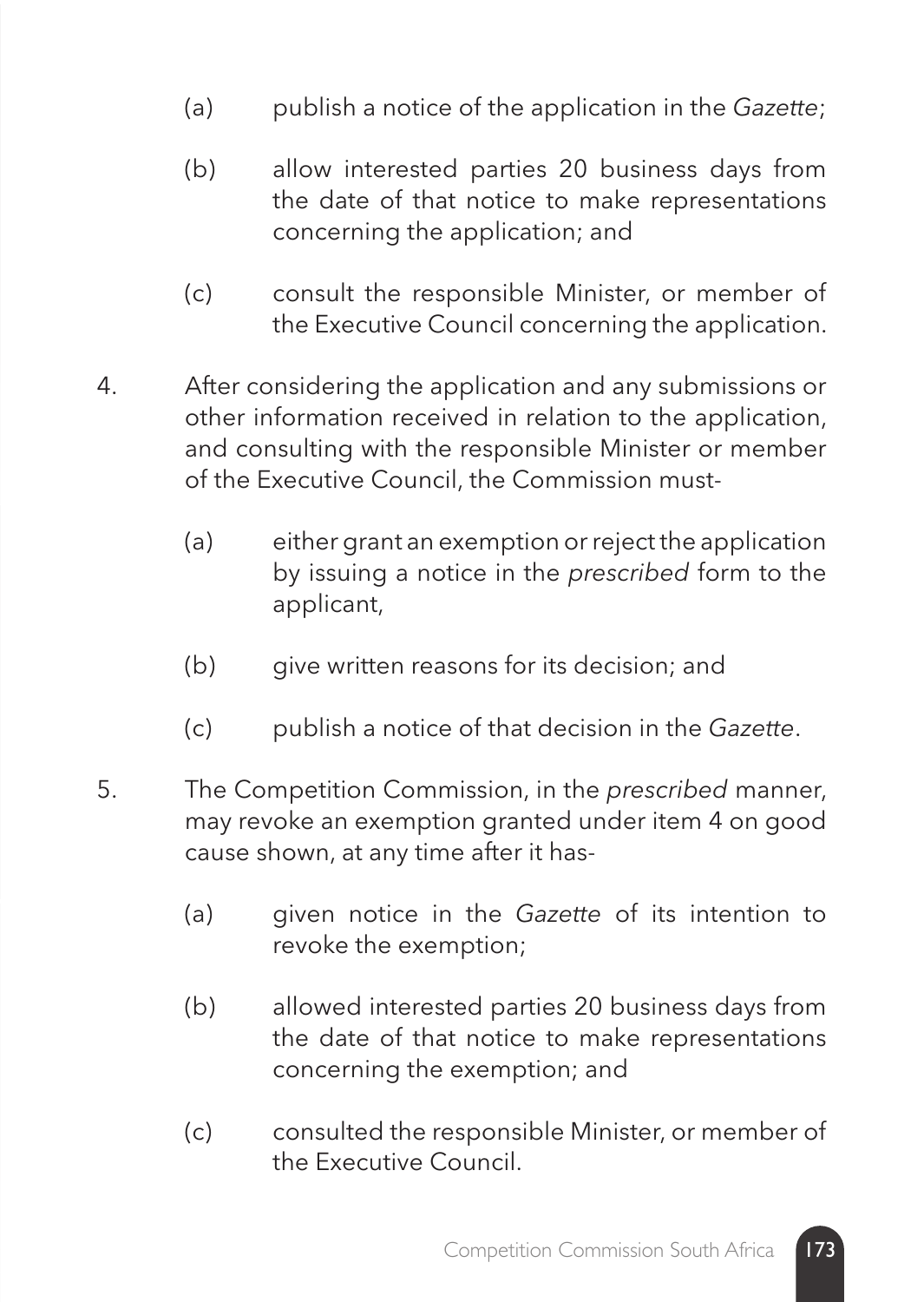(a) publish a notice of the application in the *Gazette*;

(b) allow interested parties 20 business days from the date of that notice to make representations concerning the application; and

(c) consult the responsible Minister, or member of the Executive Council concerning the application.

4. After considering the application and any submissions or other information received in relation to the application, and consulting with the responsible Minister or member of the Executive Council, the Commission must-

   (a) either grant an exemption or reject the application by issuing a notice in the *prescribed* form to the applicant,

   (b) give written reasons for its decision; and

   (c) publish a notice of that decision in the *Gazette*.

5. The Competition Commission, in the *prescribed* manner, may revoke an exemption granted under item 4 on good cause shown, at any time after it has-

   (a) given notice in the *Gazette* of its intention to revoke the exemption;

   (b) allowed interested parties 20 business days from the date of that notice to make representations concerning the exemption; and

   (c) consulted the responsible Minister, or member of the Executive Council.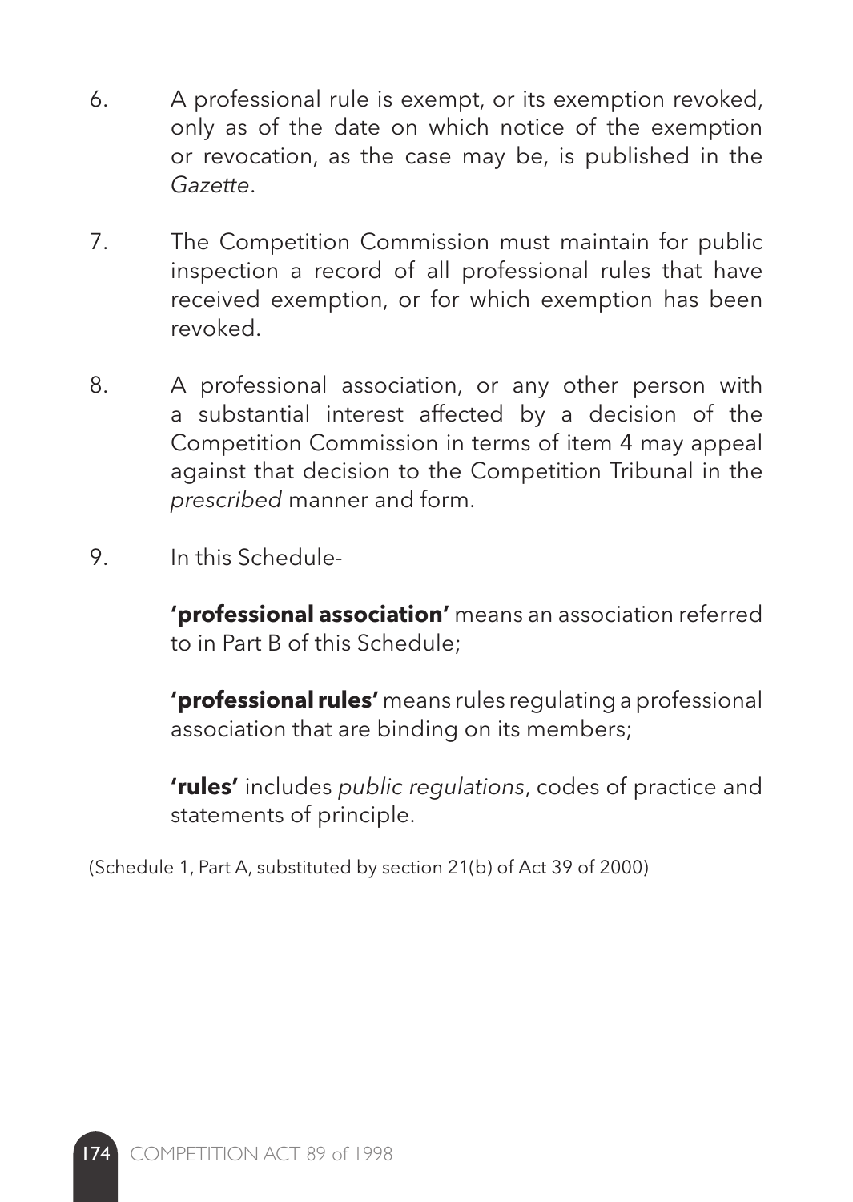6. A professional rule is exempt, or its exemption revoked, only as of the date on which notice of the exemption or revocation, as the case may be, is published in the *Gazette*.

7. The Competition Commission must maintain for public inspection a record of all professional rules that have received exemption, or for which exemption has been revoked.

8. A professional association, or any other person with a substantial interest affected by a decision of the Competition Commission in terms of item 4 may appeal against that decision to the Competition Tribunal in the *prescribed* manner and form.

9. In this Schedule-

   **'professional association'** means an association referred to in Part B of this Schedule;

   **'professional rules'** means rules regulating a professional association that are binding on its members;

   **'rules'** includes *public regulations*, codes of practice and statements of principle.

(Schedule 1, Part A, substituted by section 21(b) of Act 39 of 2000)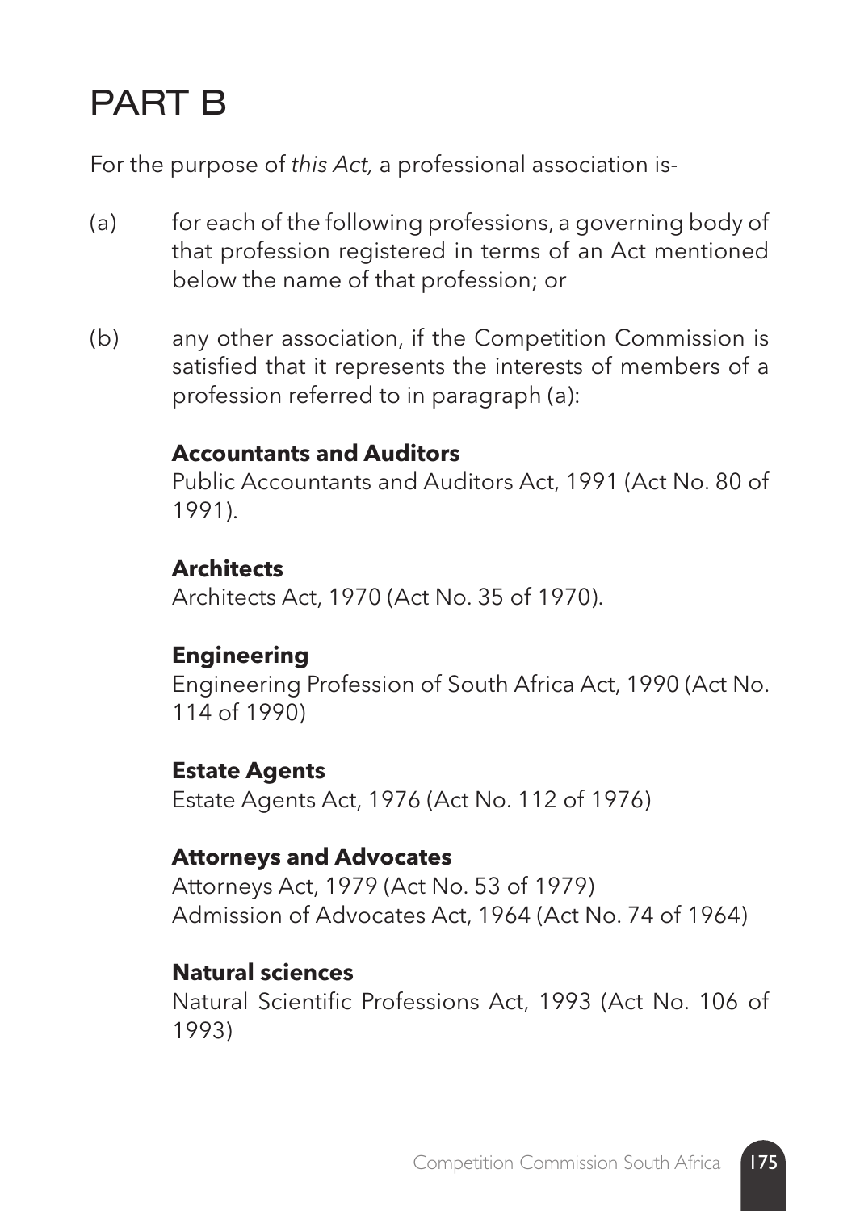# PART B

For the purpose of *this Act,* a professional association is-

(a) for each of the following professions, a governing body of that profession registered in terms of an Act mentioned below the name of that profession; or

(b) any other association, if the Competition Commission is satisfied that it represents the interests of members of a profession referred to in paragraph (a):

**Accountants and Auditors**
Public Accountants and Auditors Act, 1991 (Act No. 80 of 1991).

**Architects**
Architects Act, 1970 (Act No. 35 of 1970).

**Engineering**
Engineering Profession of South Africa Act, 1990 (Act No. 114 of 1990)

**Estate Agents**
Estate Agents Act, 1976 (Act No. 112 of 1976)

**Attorneys and Advocates**
Attorneys Act, 1979 (Act No. 53 of 1979)
Admission of Advocates Act, 1964 (Act No. 74 of 1964)

**Natural sciences**
Natural Scientific Professions Act, 1993 (Act No. 106 of 1993)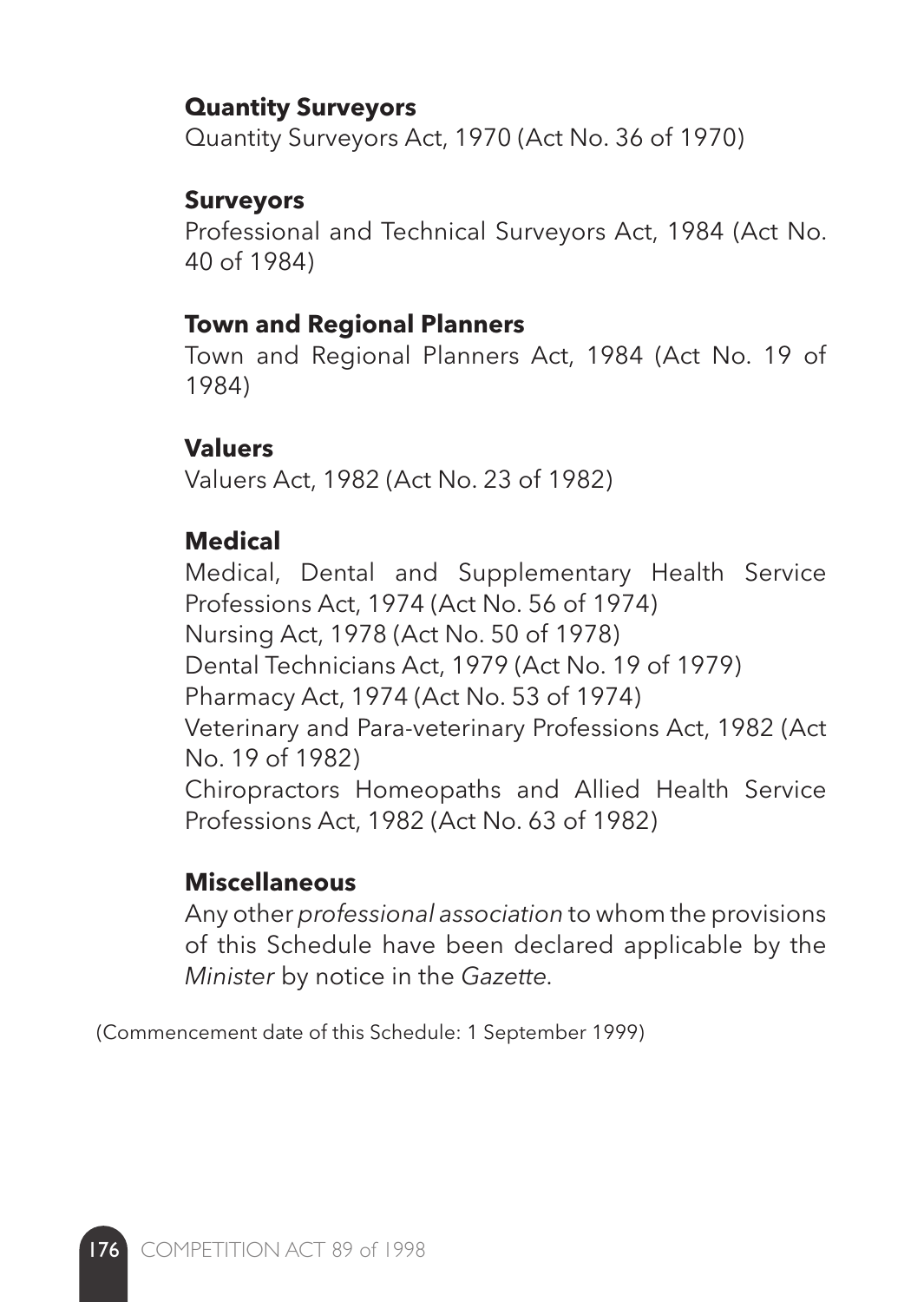**Quantity Surveyors**

Quantity Surveyors Act, 1970 (Act No. 36 of 1970)

**Surveyors**

Professional and Technical Surveyors Act, 1984 (Act No. 40 of 1984)

**Town and Regional Planners**

Town and Regional Planners Act, 1984 (Act No. 19 of 1984)

**Valuers**

Valuers Act, 1982 (Act No. 23 of 1982)

**Medical**

Medical, Dental and Supplementary Health Service Professions Act, 1974 (Act No. 56 of 1974)
Nursing Act, 1978 (Act No. 50 of 1978)
Dental Technicians Act, 1979 (Act No. 19 of 1979)
Pharmacy Act, 1974 (Act No. 53 of 1974)
Veterinary and Para-veterinary Professions Act, 1982 (Act No. 19 of 1982)
Chiropractors Homeopaths and Allied Health Service Professions Act, 1982 (Act No. 63 of 1982)

**Miscellaneous**

Any other *professional association* to whom the provisions of this Schedule have been declared applicable by the *Minister* by notice in the *Gazette*.

(Commencement date of this Schedule: 1 September 1999)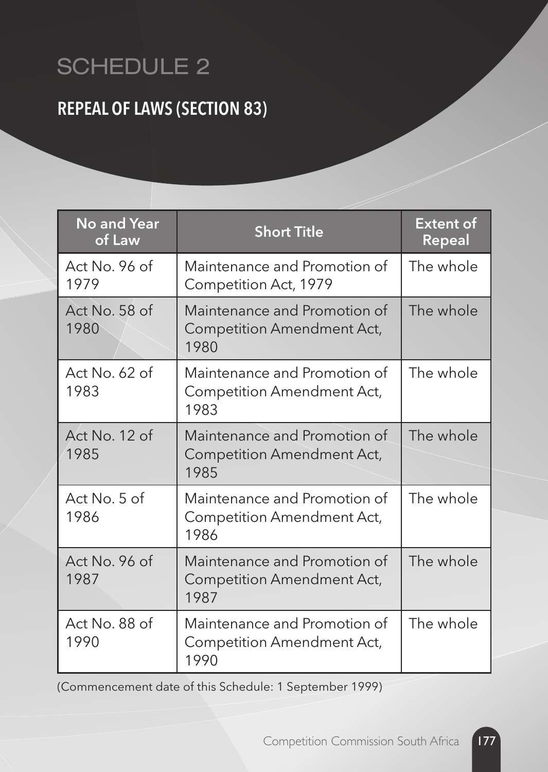# SCHEDULE 2

## REPEAL OF LAWS (SECTION 83)

| No and Year of Law | Short Title | Extent of Repeal |
|---|---|---|
| Act No. 96 of 1979 | Maintenance and Promotion of Competition Act, 1979 | The whole |
| Act No. 58 of 1980 | Maintenance and Promotion of Competition Amendment Act, 1980 | The whole |
| Act No. 62 of 1983 | Maintenance and Promotion of Competition Amendment Act, 1983 | The whole |
| Act No. 12 of 1985 | Maintenance and Promotion of Competition Amendment Act, 1985 | The whole |
| Act No. 5 of 1986 | Maintenance and Promotion of Competition Amendment Act, 1986 | The whole |
| Act No. 96 of 1987 | Maintenance and Promotion of Competition Amendment Act, 1987 | The whole |
| Act No. 88 of 1990 | Maintenance and Promotion of Competition Amendment Act, 1990 | The whole |

(Commencement date of this Schedule: 1 September 1999)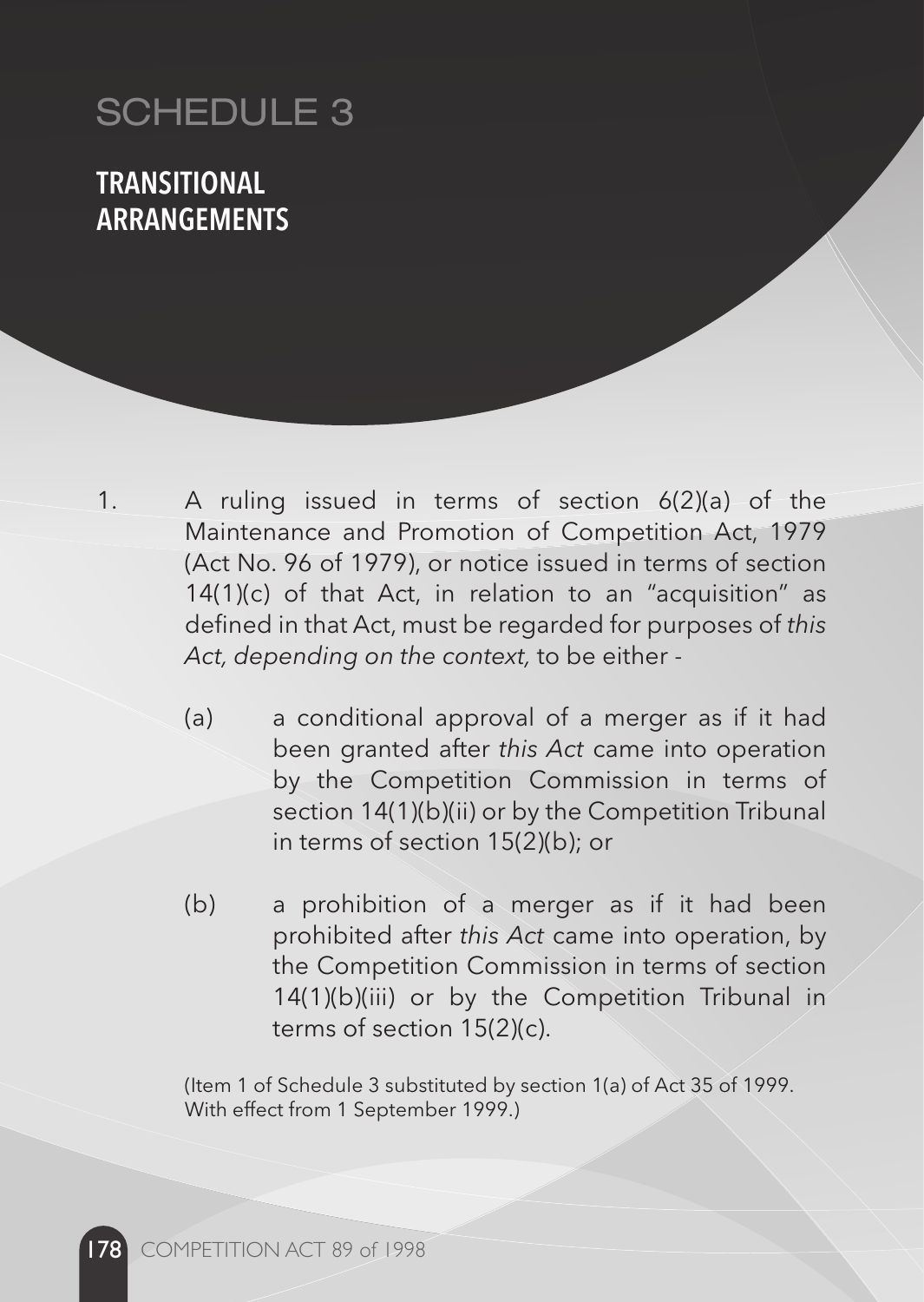# SCHEDULE 3

## TRANSITIONAL ARRANGEMENTS

1. A ruling issued in terms of section 6(2)(a) of the Maintenance and Promotion of Competition Act, 1979 (Act No. 96 of 1979), or notice issued in terms of section 14(1)(c) of that Act, in relation to an "acquisition" as defined in that Act, must be regarded for purposes of *this Act, depending on the context,* to be either -

   (a) a conditional approval of a merger as if it had been granted after *this Act* came into operation by the Competition Commission in terms of section 14(1)(b)(ii) or by the Competition Tribunal in terms of section 15(2)(b); or

   (b) a prohibition of a merger as if it had been prohibited after *this Act* came into operation, by the Competition Commission in terms of section 14(1)(b)(iii) or by the Competition Tribunal in terms of section 15(2)(c).

(Item 1 of Schedule 3 substituted by section 1(a) of Act 35 of 1999. With effect from 1 September 1999.)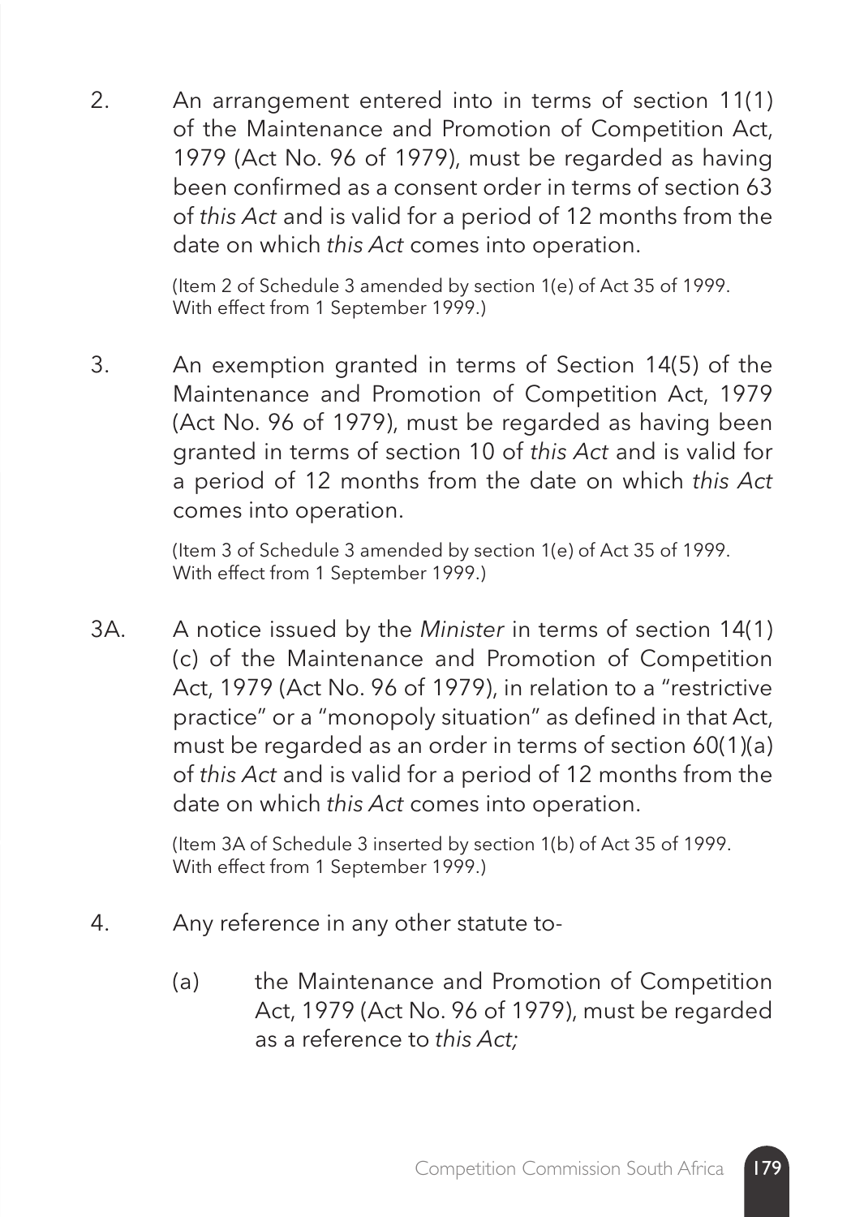2. An arrangement entered into in terms of section 11(1) of the Maintenance and Promotion of Competition Act, 1979 (Act No. 96 of 1979), must be regarded as having been confirmed as a consent order in terms of section 63 of *this Act* and is valid for a period of 12 months from the date on which *this Act* comes into operation.

   (Item 2 of Schedule 3 amended by section 1(e) of Act 35 of 1999. With effect from 1 September 1999.)

3. An exemption granted in terms of Section 14(5) of the Maintenance and Promotion of Competition Act, 1979 (Act No. 96 of 1979), must be regarded as having been granted in terms of section 10 of *this Act* and is valid for a period of 12 months from the date on which *this Act* comes into operation.

   (Item 3 of Schedule 3 amended by section 1(e) of Act 35 of 1999. With effect from 1 September 1999.)

3A. A notice issued by the *Minister* in terms of section 14(1)(c) of the Maintenance and Promotion of Competition Act, 1979 (Act No. 96 of 1979), in relation to a "restrictive practice" or a "monopoly situation" as defined in that Act, must be regarded as an order in terms of section 60(1)(a) of *this Act* and is valid for a period of 12 months from the date on which *this Act* comes into operation.

   (Item 3A of Schedule 3 inserted by section 1(b) of Act 35 of 1999. With effect from 1 September 1999.)

4. Any reference in any other statute to-

   (a) the Maintenance and Promotion of Competition Act, 1979 (Act No. 96 of 1979), must be regarded as a reference to *this Act;*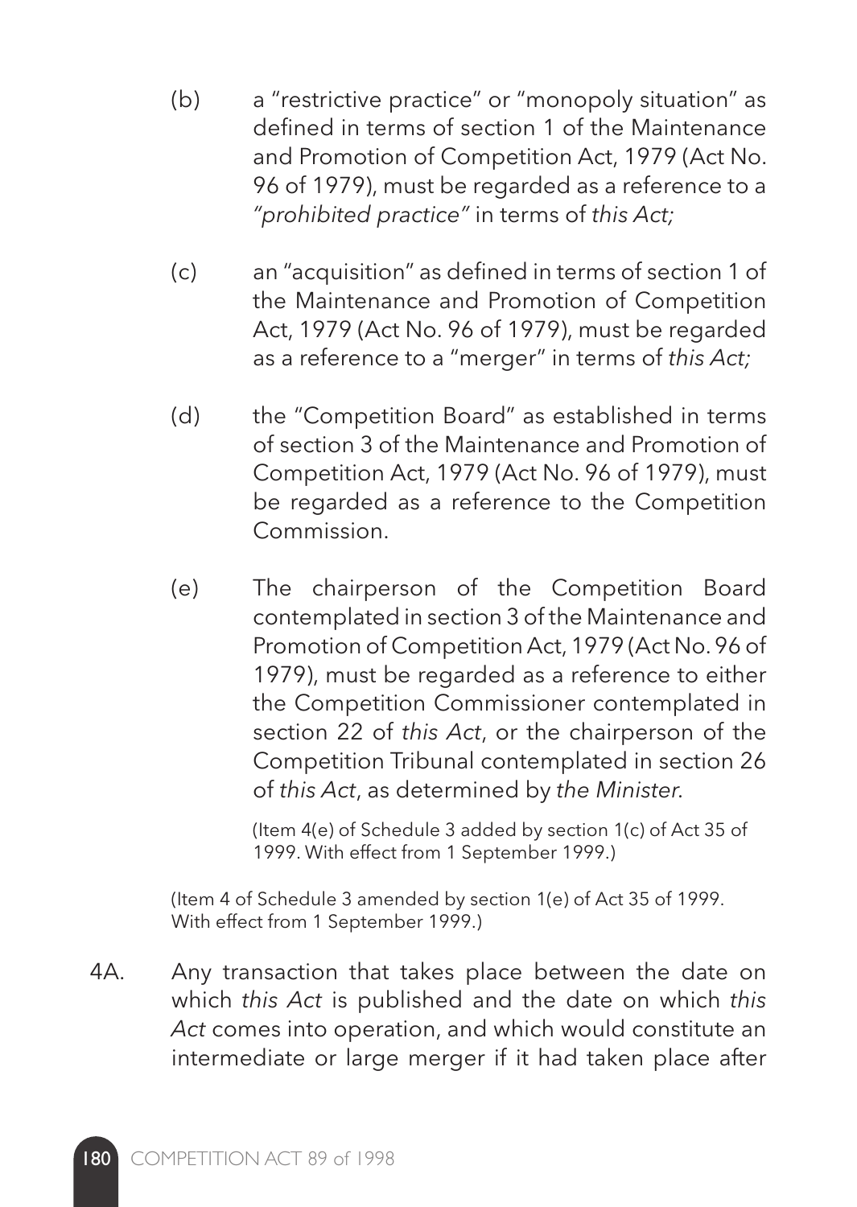(b) a "restrictive practice" or "monopoly situation" as defined in terms of section 1 of the Maintenance and Promotion of Competition Act, 1979 (Act No. 96 of 1979), must be regarded as a reference to a *"prohibited practice"* in terms of *this Act;*

(c) an "acquisition" as defined in terms of section 1 of the Maintenance and Promotion of Competition Act, 1979 (Act No. 96 of 1979), must be regarded as a reference to a "merger" in terms of *this Act;*

(d) the "Competition Board" as established in terms of section 3 of the Maintenance and Promotion of Competition Act, 1979 (Act No. 96 of 1979), must be regarded as a reference to the Competition Commission.

(e) The chairperson of the Competition Board contemplated in section 3 of the Maintenance and Promotion of Competition Act, 1979 (Act No. 96 of 1979), must be regarded as a reference to either the Competition Commissioner contemplated in section 22 of *this Act*, or the chairperson of the Competition Tribunal contemplated in section 26 of *this Act*, as determined by *the Minister*.

(Item 4(e) of Schedule 3 added by section 1(c) of Act 35 of 1999. With effect from 1 September 1999.)

(Item 4 of Schedule 3 amended by section 1(e) of Act 35 of 1999. With effect from 1 September 1999.)

4A. Any transaction that takes place between the date on which *this Act* is published and the date on which *this Act* comes into operation, and which would constitute an intermediate or large merger if it had taken place after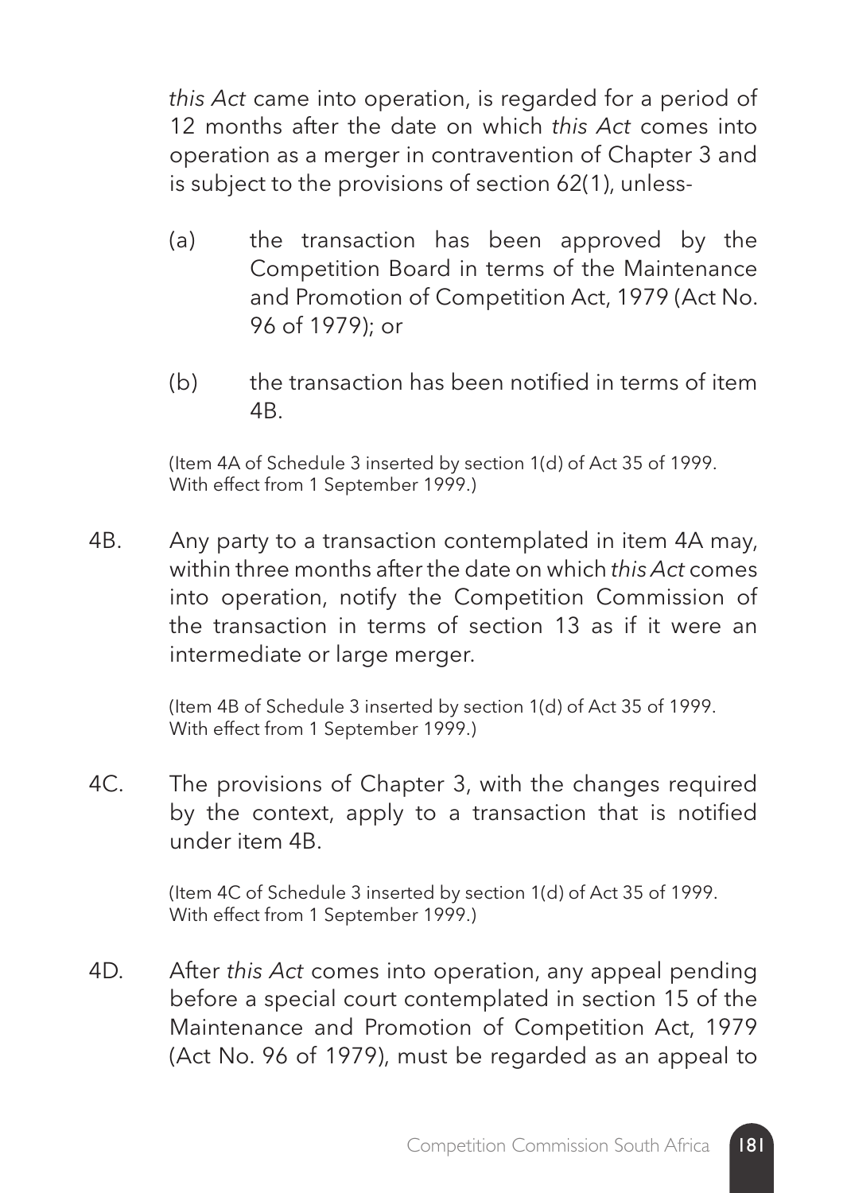*this Act* came into operation, is regarded for a period of 12 months after the date on which *this Act* comes into operation as a merger in contravention of Chapter 3 and is subject to the provisions of section 62(1), unless-

(a) the transaction has been approved by the Competition Board in terms of the Maintenance and Promotion of Competition Act, 1979 (Act No. 96 of 1979); or

(b) the transaction has been notified in terms of item 4B.

(Item 4A of Schedule 3 inserted by section 1(d) of Act 35 of 1999. With effect from 1 September 1999.)

4B. Any party to a transaction contemplated in item 4A may, within three months after the date on which *this Act* comes into operation, notify the Competition Commission of the transaction in terms of section 13 as if it were an intermediate or large merger.

(Item 4B of Schedule 3 inserted by section 1(d) of Act 35 of 1999. With effect from 1 September 1999.)

4C. The provisions of Chapter 3, with the changes required by the context, apply to a transaction that is notified under item 4B.

(Item 4C of Schedule 3 inserted by section 1(d) of Act 35 of 1999. With effect from 1 September 1999.)

4D. After *this Act* comes into operation, any appeal pending before a special court contemplated in section 15 of the Maintenance and Promotion of Competition Act, 1979 (Act No. 96 of 1979), must be regarded as an appeal to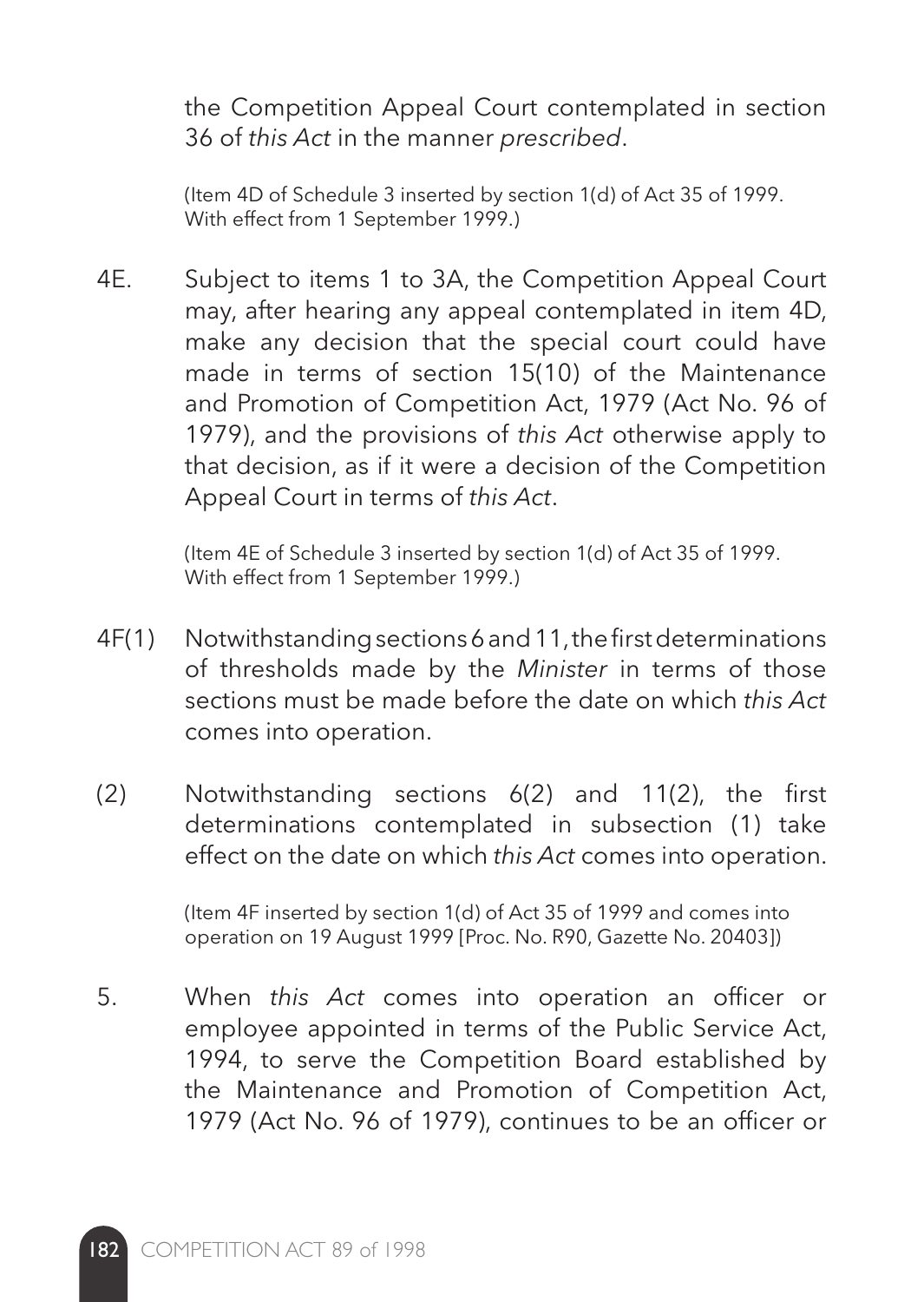the Competition Appeal Court contemplated in section 36 of *this Act* in the manner *prescribed*.

(Item 4D of Schedule 3 inserted by section 1(d) of Act 35 of 1999. With effect from 1 September 1999.)

4E. Subject to items 1 to 3A, the Competition Appeal Court may, after hearing any appeal contemplated in item 4D, make any decision that the special court could have made in terms of section 15(10) of the Maintenance and Promotion of Competition Act, 1979 (Act No. 96 of 1979), and the provisions of *this Act* otherwise apply to that decision, as if it were a decision of the Competition Appeal Court in terms of *this Act*.

(Item 4E of Schedule 3 inserted by section 1(d) of Act 35 of 1999. With effect from 1 September 1999.)

4F(1) Notwithstanding sections 6 and 11, the first determinations of thresholds made by the *Minister* in terms of those sections must be made before the date on which *this Act* comes into operation.

(2) Notwithstanding sections 6(2) and 11(2), the first determinations contemplated in subsection (1) take effect on the date on which *this Act* comes into operation.

(Item 4F inserted by section 1(d) of Act 35 of 1999 and comes into operation on 19 August 1999 [Proc. No. R90, Gazette No. 20403])

5. When *this Act* comes into operation an officer or employee appointed in terms of the Public Service Act, 1994, to serve the Competition Board established by the Maintenance and Promotion of Competition Act, 1979 (Act No. 96 of 1979), continues to be an officer or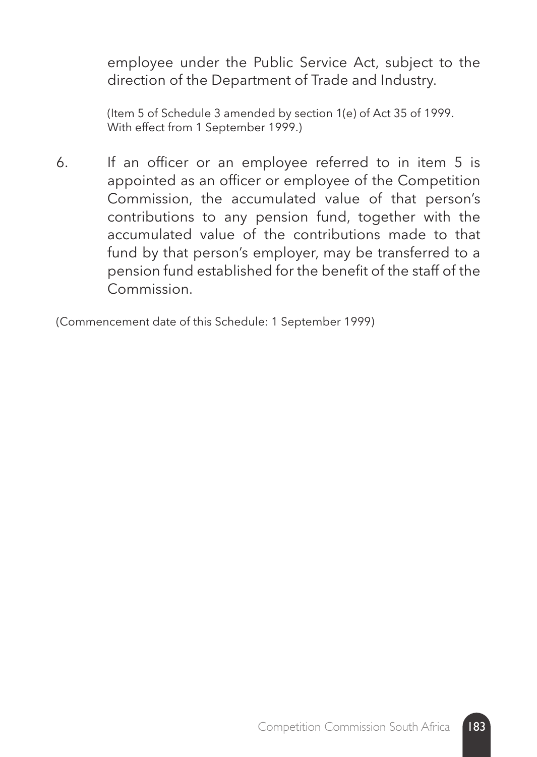employee under the Public Service Act, subject to the direction of the Department of Trade and Industry.

(Item 5 of Schedule 3 amended by section 1(e) of Act 35 of 1999. With effect from 1 September 1999.)

6. If an officer or an employee referred to in item 5 is appointed as an officer or employee of the Competition Commission, the accumulated value of that person's contributions to any pension fund, together with the accumulated value of the contributions made to that fund by that person's employer, may be transferred to a pension fund established for the benefit of the staff of the Commission.

(Commencement date of this Schedule: 1 September 1999)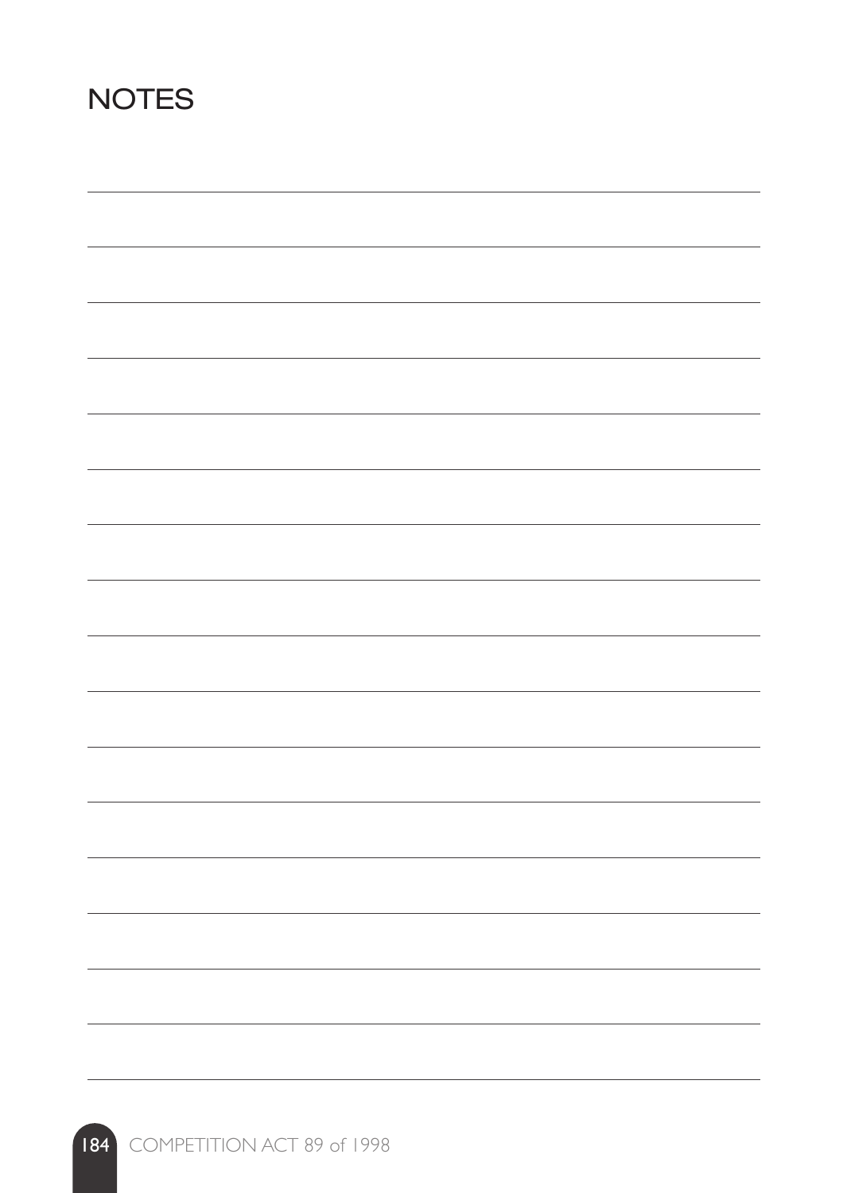# NOTES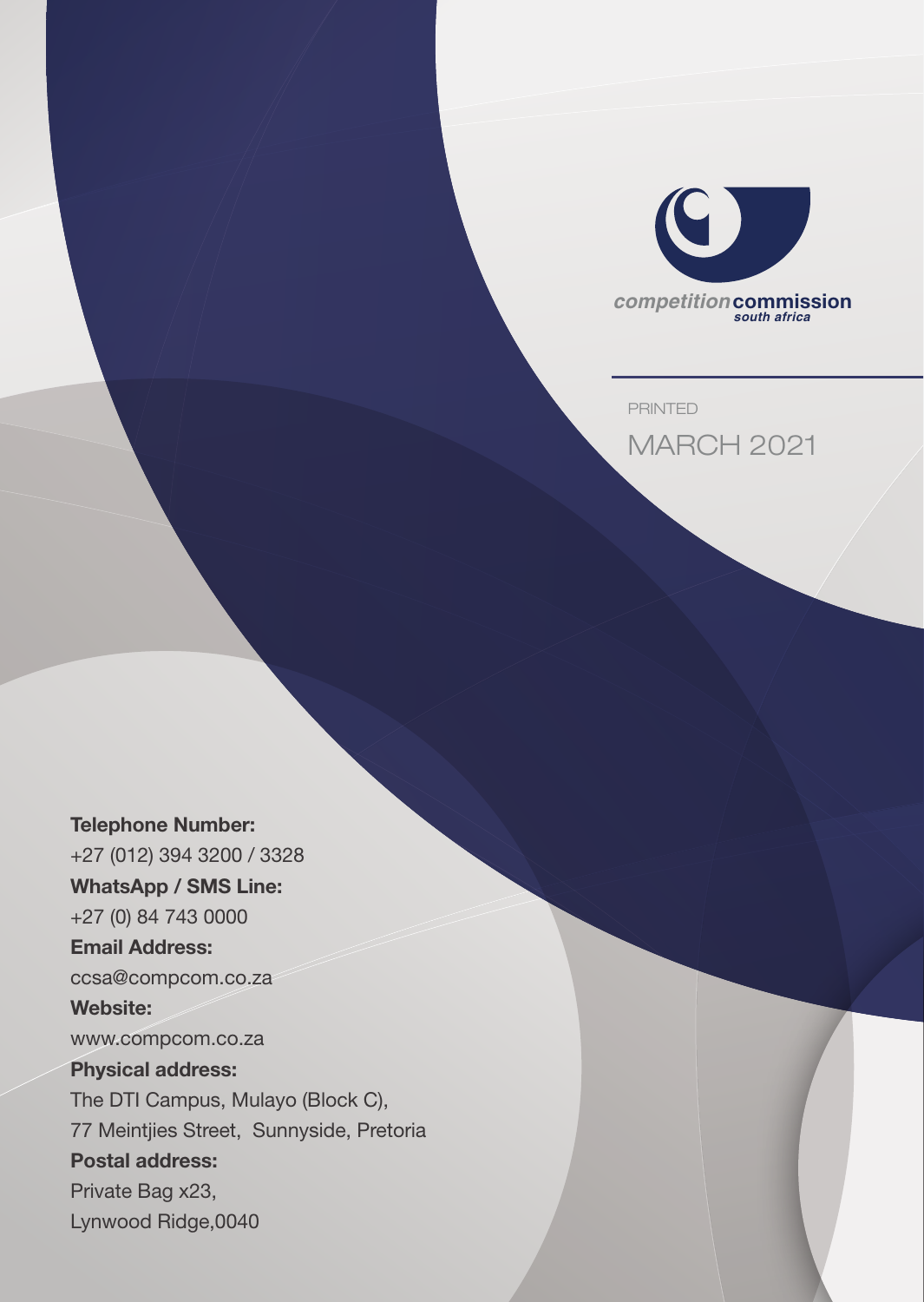competition commission
south africa

PRINTED

MARCH 2021

**Telephone Number:**
+27 (012) 394 3200 / 3328

**WhatsApp / SMS Line:**
+27 (0) 84 743 0000

**Email Address:**
ccsa@compcom.co.za

**Website:**
www.compcom.co.za

**Physical address:**
The DTI Campus, Mulayo (Block C),
77 Meintjies Street, Sunnyside, Pretoria

**Postal address:**
Private Bag x23,
Lynwood Ridge,0040